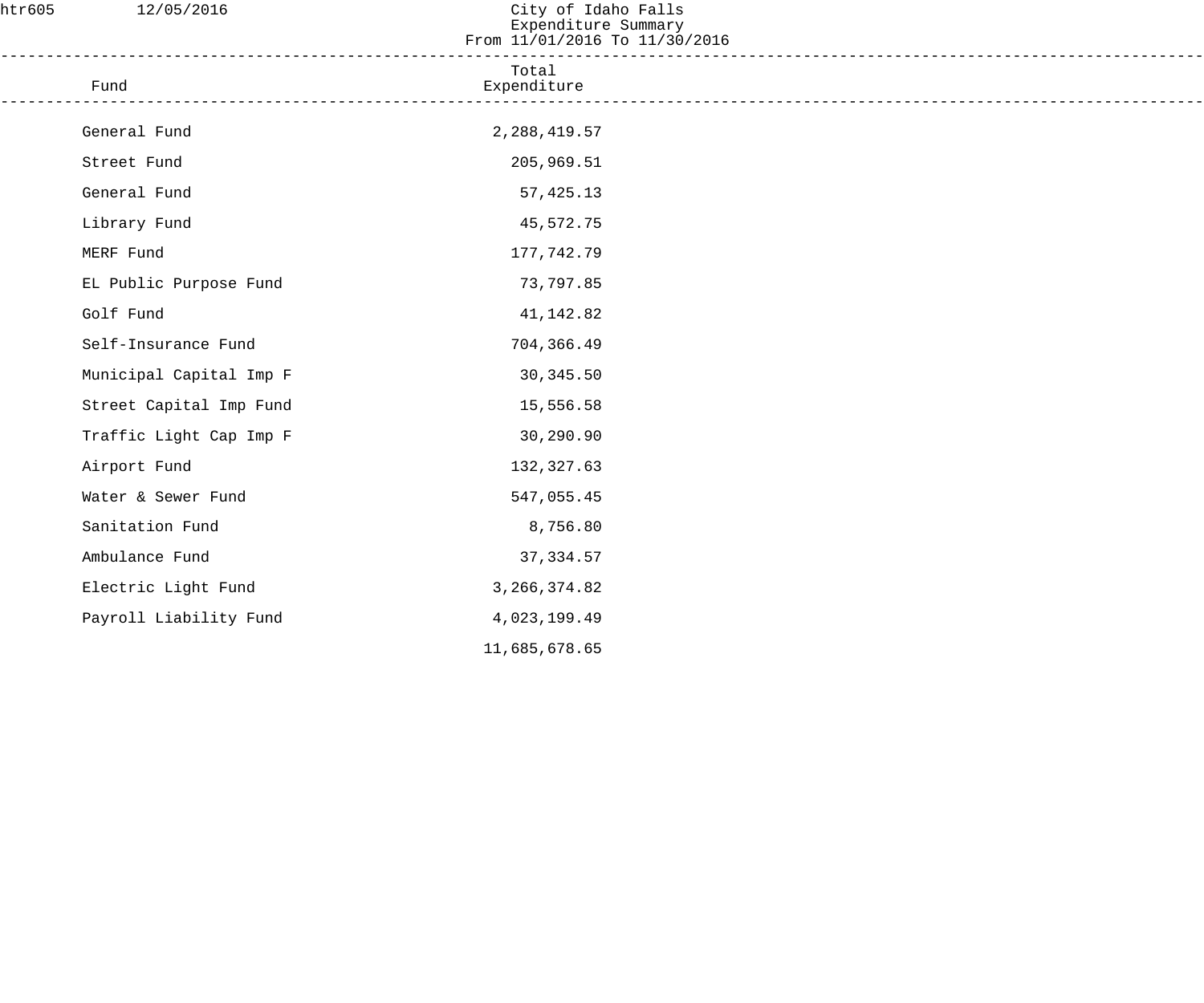htr605 12/05/2016

# City of Idaho Falls
## Expenditure Summary
### From 11/01/2016 To 11/30/2016

| Fund | Total Expenditure |
|---|---:|
| General Fund | 2,288,419.57 |
| Street Fund | 205,969.51 |
| General Fund | 57,425.13 |
| Library Fund | 45,572.75 |
| MERF Fund | 177,742.79 |
| EL Public Purpose Fund | 73,797.85 |
| Golf Fund | 41,142.82 |
| Self-Insurance Fund | 704,366.49 |
| Municipal Capital Imp F | 30,345.50 |
| Street Capital Imp Fund | 15,556.58 |
| Traffic Light Cap Imp F | 30,290.90 |
| Airport Fund | 132,327.63 |
| Water & Sewer Fund | 547,055.45 |
| Sanitation Fund | 8,756.80 |
| Ambulance Fund | 37,334.57 |
| Electric Light Fund | 3,266,374.82 |
| Payroll Liability Fund | 4,023,199.49 |
| | 11,685,678.65 |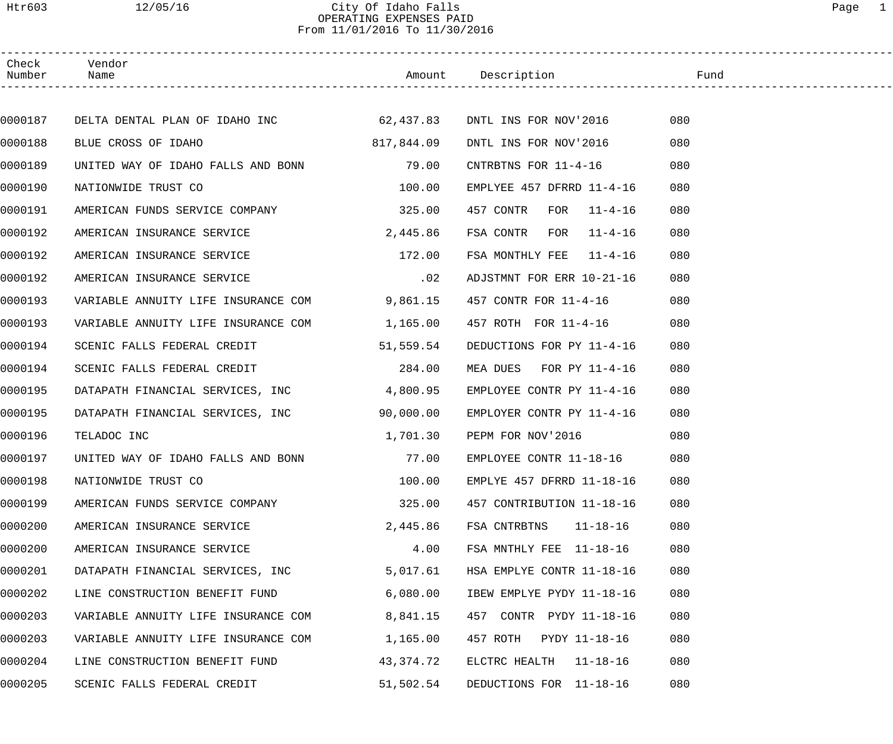# City Of Idaho Falls

## OPERATING EXPENSES PAID

From 11/01/2016 To 11/30/2016

| Check Number | Vendor Name | Amount | Description | Fund |
|---|---|---|---|---|
| 0000187 | DELTA DENTAL PLAN OF IDAHO INC | 62,437.83 | DNTL INS FOR NOV'2016 | 080 |
| 0000188 | BLUE CROSS OF IDAHO | 817,844.09 | DNTL INS FOR NOV'2016 | 080 |
| 0000189 | UNITED WAY OF IDAHO FALLS AND BONN | 79.00 | CNTRBTNS FOR 11-4-16 | 080 |
| 0000190 | NATIONWIDE TRUST CO | 100.00 | EMPLYEE 457 DFRRD 11-4-16 | 080 |
| 0000191 | AMERICAN FUNDS SERVICE COMPANY | 325.00 | 457 CONTR FOR 11-4-16 | 080 |
| 0000192 | AMERICAN INSURANCE SERVICE | 2,445.86 | FSA CONTR FOR 11-4-16 | 080 |
| 0000192 | AMERICAN INSURANCE SERVICE | 172.00 | FSA MONTHLY FEE 11-4-16 | 080 |
| 0000192 | AMERICAN INSURANCE SERVICE | .02 | ADJSTMNT FOR ERR 10-21-16 | 080 |
| 0000193 | VARIABLE ANNUITY LIFE INSURANCE COM | 9,861.15 | 457 CONTR FOR 11-4-16 | 080 |
| 0000193 | VARIABLE ANNUITY LIFE INSURANCE COM | 1,165.00 | 457 ROTH FOR 11-4-16 | 080 |
| 0000194 | SCENIC FALLS FEDERAL CREDIT | 51,559.54 | DEDUCTIONS FOR PY 11-4-16 | 080 |
| 0000194 | SCENIC FALLS FEDERAL CREDIT | 284.00 | MEA DUES FOR PY 11-4-16 | 080 |
| 0000195 | DATAPATH FINANCIAL SERVICES, INC | 4,800.95 | EMPLOYEE CONTR PY 11-4-16 | 080 |
| 0000195 | DATAPATH FINANCIAL SERVICES, INC | 90,000.00 | EMPLOYER CONTR PY 11-4-16 | 080 |
| 0000196 | TELADOC INC | 1,701.30 | PEPM FOR NOV'2016 | 080 |
| 0000197 | UNITED WAY OF IDAHO FALLS AND BONN | 77.00 | EMPLOYEE CONTR 11-18-16 | 080 |
| 0000198 | NATIONWIDE TRUST CO | 100.00 | EMPLYE 457 DFRRD 11-18-16 | 080 |
| 0000199 | AMERICAN FUNDS SERVICE COMPANY | 325.00 | 457 CONTRIBUTION 11-18-16 | 080 |
| 0000200 | AMERICAN INSURANCE SERVICE | 2,445.86 | FSA CNTRBTNS 11-18-16 | 080 |
| 0000200 | AMERICAN INSURANCE SERVICE | 4.00 | FSA MNTHLY FEE 11-18-16 | 080 |
| 0000201 | DATAPATH FINANCIAL SERVICES, INC | 5,017.61 | HSA EMPLYE CONTR 11-18-16 | 080 |
| 0000202 | LINE CONSTRUCTION BENEFIT FUND | 6,080.00 | IBEW EMPLYE PYDY 11-18-16 | 080 |
| 0000203 | VARIABLE ANNUITY LIFE INSURANCE COM | 8,841.15 | 457 CONTR PYDY 11-18-16 | 080 |
| 0000203 | VARIABLE ANNUITY LIFE INSURANCE COM | 1,165.00 | 457 ROTH PYDY 11-18-16 | 080 |
| 0000204 | LINE CONSTRUCTION BENEFIT FUND | 43,374.72 | ELCTRC HEALTH 11-18-16 | 080 |
| 0000205 | SCENIC FALLS FEDERAL CREDIT | 51,502.54 | DEDUCTIONS FOR 11-18-16 | 080 |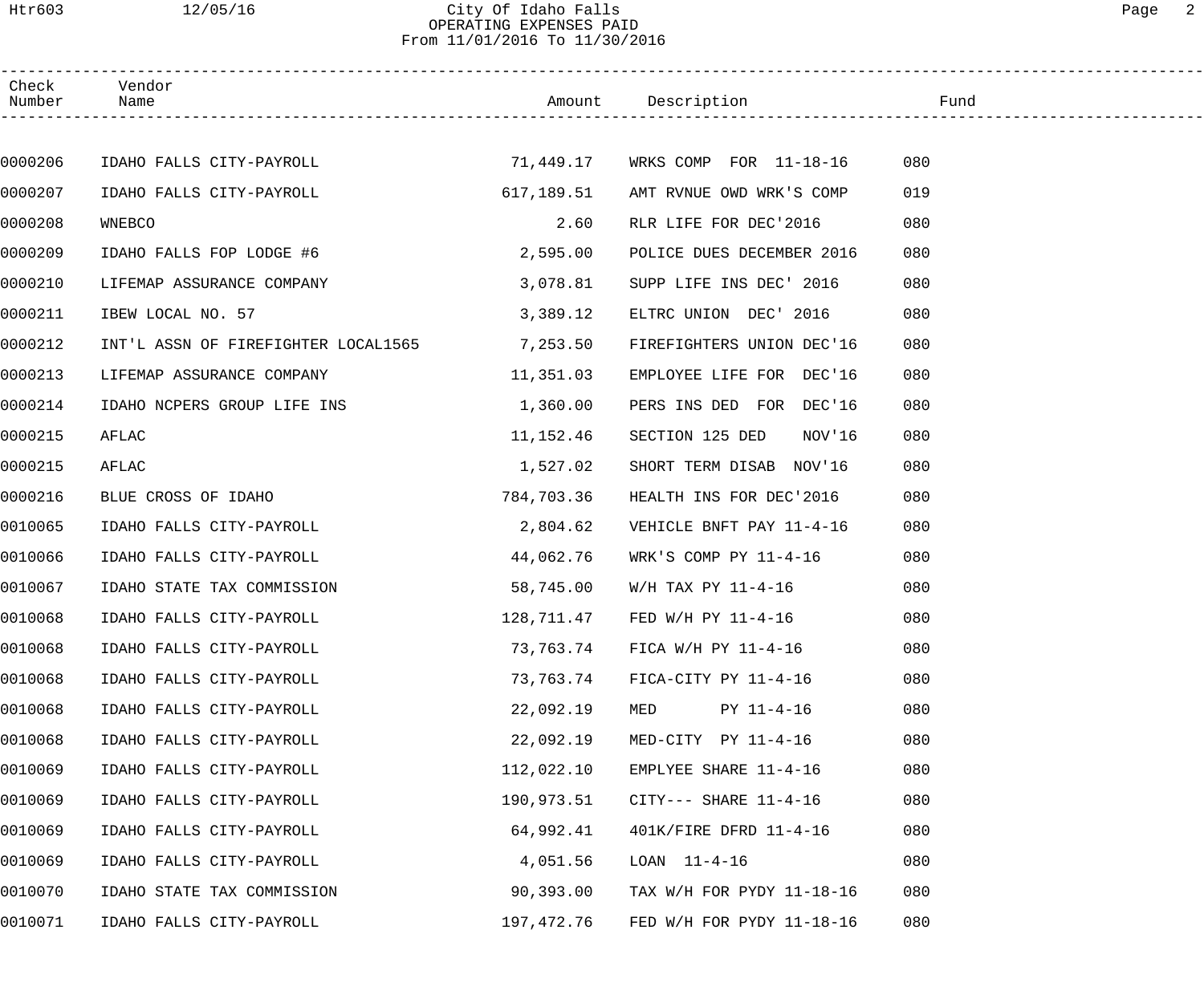# City Of Idaho Falls
## OPERATING EXPENSES PAID
From 11/01/2016 To 11/30/2016

| Check Number | Vendor Name | Amount | Description | Fund |
|---|---|---|---|---|
| 0000206 | IDAHO FALLS CITY-PAYROLL | 71,449.17 | WRKS COMP FOR 11-18-16 | 080 |
| 0000207 | IDAHO FALLS CITY-PAYROLL | 617,189.51 | AMT RVNUE OWD WRK'S COMP | 019 |
| 0000208 | WNEBCO | 2.60 | RLR LIFE FOR DEC'2016 | 080 |
| 0000209 | IDAHO FALLS FOP LODGE #6 | 2,595.00 | POLICE DUES DECEMBER 2016 | 080 |
| 0000210 | LIFEMAP ASSURANCE COMPANY | 3,078.81 | SUPP LIFE INS DEC' 2016 | 080 |
| 0000211 | IBEW LOCAL NO. 57 | 3,389.12 | ELTRC UNION DEC' 2016 | 080 |
| 0000212 | INT'L ASSN OF FIREFIGHTER LOCAL1565 | 7,253.50 | FIREFIGHTERS UNION DEC'16 | 080 |
| 0000213 | LIFEMAP ASSURANCE COMPANY | 11,351.03 | EMPLOYEE LIFE FOR DEC'16 | 080 |
| 0000214 | IDAHO NCPERS GROUP LIFE INS | 1,360.00 | PERS INS DED FOR DEC'16 | 080 |
| 0000215 | AFLAC | 11,152.46 | SECTION 125 DED NOV'16 | 080 |
| 0000215 | AFLAC | 1,527.02 | SHORT TERM DISAB NOV'16 | 080 |
| 0000216 | BLUE CROSS OF IDAHO | 784,703.36 | HEALTH INS FOR DEC'2016 | 080 |
| 0010065 | IDAHO FALLS CITY-PAYROLL | 2,804.62 | VEHICLE BNFT PAY 11-4-16 | 080 |
| 0010066 | IDAHO FALLS CITY-PAYROLL | 44,062.76 | WRK'S COMP PY 11-4-16 | 080 |
| 0010067 | IDAHO STATE TAX COMMISSION | 58,745.00 | W/H TAX PY 11-4-16 | 080 |
| 0010068 | IDAHO FALLS CITY-PAYROLL | 128,711.47 | FED W/H PY 11-4-16 | 080 |
| 0010068 | IDAHO FALLS CITY-PAYROLL | 73,763.74 | FICA W/H PY 11-4-16 | 080 |
| 0010068 | IDAHO FALLS CITY-PAYROLL | 73,763.74 | FICA-CITY PY 11-4-16 | 080 |
| 0010068 | IDAHO FALLS CITY-PAYROLL | 22,092.19 | MED PY 11-4-16 | 080 |
| 0010068 | IDAHO FALLS CITY-PAYROLL | 22,092.19 | MED-CITY PY 11-4-16 | 080 |
| 0010069 | IDAHO FALLS CITY-PAYROLL | 112,022.10 | EMPLYEE SHARE 11-4-16 | 080 |
| 0010069 | IDAHO FALLS CITY-PAYROLL | 190,973.51 | CITY--- SHARE 11-4-16 | 080 |
| 0010069 | IDAHO FALLS CITY-PAYROLL | 64,992.41 | 401K/FIRE DFRD 11-4-16 | 080 |
| 0010069 | IDAHO FALLS CITY-PAYROLL | 4,051.56 | LOAN 11-4-16 | 080 |
| 0010070 | IDAHO STATE TAX COMMISSION | 90,393.00 | TAX W/H FOR PYDY 11-18-16 | 080 |
| 0010071 | IDAHO FALLS CITY-PAYROLL | 197,472.76 | FED W/H FOR PYDY 11-18-16 | 080 |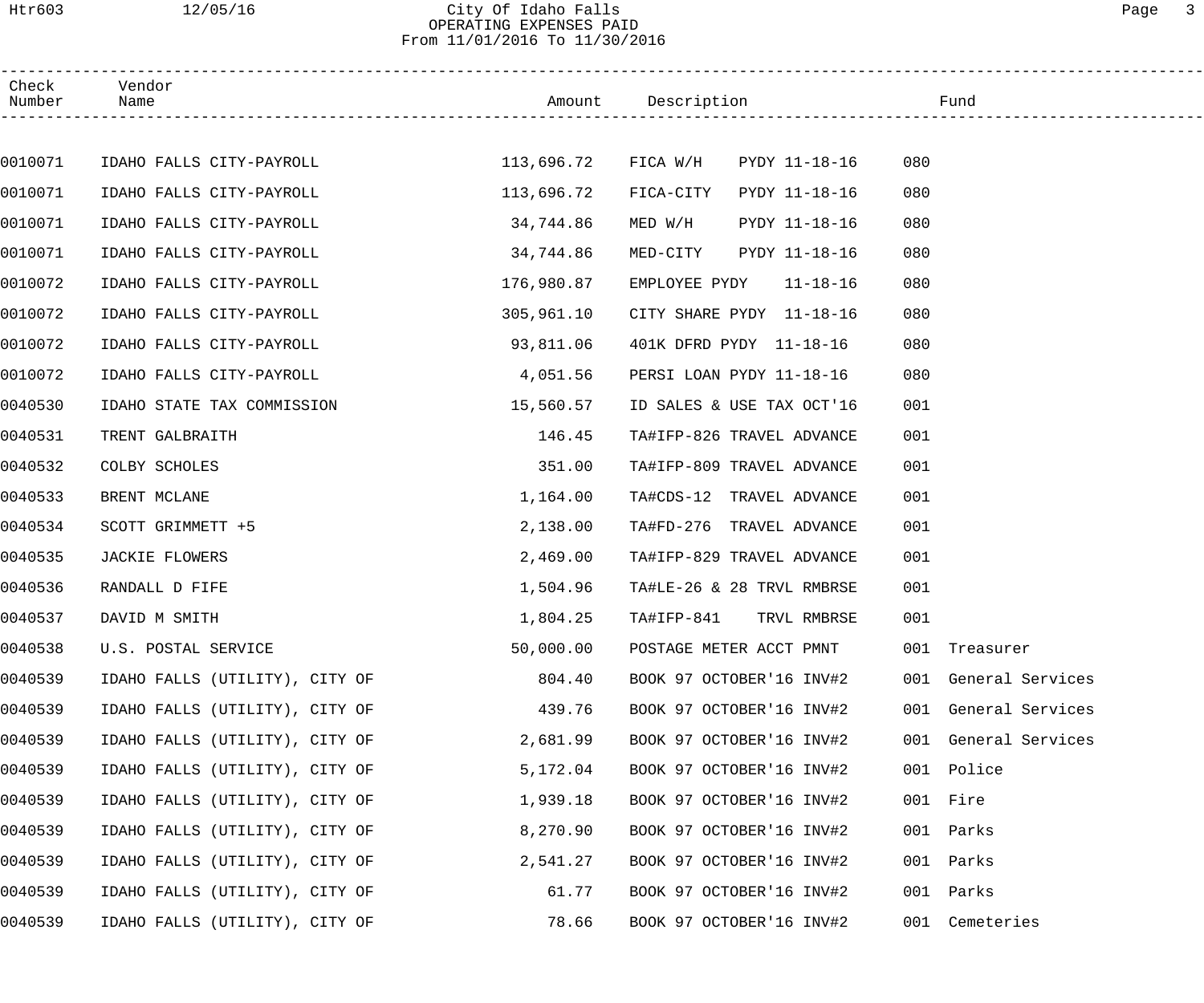# City Of Idaho Falls
## OPERATING EXPENSES PAID
### From 11/01/2016 To 11/30/2016

| Check Number | Vendor Name | Amount | Description | Fund | |
|---|---|---|---|---|---|
| 0010071 | IDAHO FALLS CITY-PAYROLL | 113,696.72 | FICA W/H PYDY 11-18-16 | 080 | |
| 0010071 | IDAHO FALLS CITY-PAYROLL | 113,696.72 | FICA-CITY PYDY 11-18-16 | 080 | |
| 0010071 | IDAHO FALLS CITY-PAYROLL | 34,744.86 | MED W/H PYDY 11-18-16 | 080 | |
| 0010071 | IDAHO FALLS CITY-PAYROLL | 34,744.86 | MED-CITY PYDY 11-18-16 | 080 | |
| 0010072 | IDAHO FALLS CITY-PAYROLL | 176,980.87 | EMPLOYEE PYDY 11-18-16 | 080 | |
| 0010072 | IDAHO FALLS CITY-PAYROLL | 305,961.10 | CITY SHARE PYDY 11-18-16 | 080 | |
| 0010072 | IDAHO FALLS CITY-PAYROLL | 93,811.06 | 401K DFRD PYDY 11-18-16 | 080 | |
| 0010072 | IDAHO FALLS CITY-PAYROLL | 4,051.56 | PERSI LOAN PYDY 11-18-16 | 080 | |
| 0040530 | IDAHO STATE TAX COMMISSION | 15,560.57 | ID SALES & USE TAX OCT'16 | 001 | |
| 0040531 | TRENT GALBRAITH | 146.45 | TA#IFP-826 TRAVEL ADVANCE | 001 | |
| 0040532 | COLBY SCHOLES | 351.00 | TA#IFP-809 TRAVEL ADVANCE | 001 | |
| 0040533 | BRENT MCLANE | 1,164.00 | TA#CDS-12 TRAVEL ADVANCE | 001 | |
| 0040534 | SCOTT GRIMMETT +5 | 2,138.00 | TA#FD-276 TRAVEL ADVANCE | 001 | |
| 0040535 | JACKIE FLOWERS | 2,469.00 | TA#IFP-829 TRAVEL ADVANCE | 001 | |
| 0040536 | RANDALL D FIFE | 1,504.96 | TA#LE-26 & 28 TRVL RMBRSE | 001 | |
| 0040537 | DAVID M SMITH | 1,804.25 | TA#IFP-841 TRVL RMBRSE | 001 | |
| 0040538 | U.S. POSTAL SERVICE | 50,000.00 | POSTAGE METER ACCT PMNT | 001 | Treasurer |
| 0040539 | IDAHO FALLS (UTILITY), CITY OF | 804.40 | BOOK 97 OCTOBER'16 INV#2 | 001 | General Services |
| 0040539 | IDAHO FALLS (UTILITY), CITY OF | 439.76 | BOOK 97 OCTOBER'16 INV#2 | 001 | General Services |
| 0040539 | IDAHO FALLS (UTILITY), CITY OF | 2,681.99 | BOOK 97 OCTOBER'16 INV#2 | 001 | General Services |
| 0040539 | IDAHO FALLS (UTILITY), CITY OF | 5,172.04 | BOOK 97 OCTOBER'16 INV#2 | 001 | Police |
| 0040539 | IDAHO FALLS (UTILITY), CITY OF | 1,939.18 | BOOK 97 OCTOBER'16 INV#2 | 001 | Fire |
| 0040539 | IDAHO FALLS (UTILITY), CITY OF | 8,270.90 | BOOK 97 OCTOBER'16 INV#2 | 001 | Parks |
| 0040539 | IDAHO FALLS (UTILITY), CITY OF | 2,541.27 | BOOK 97 OCTOBER'16 INV#2 | 001 | Parks |
| 0040539 | IDAHO FALLS (UTILITY), CITY OF | 61.77 | BOOK 97 OCTOBER'16 INV#2 | 001 | Parks |
| 0040539 | IDAHO FALLS (UTILITY), CITY OF | 78.66 | BOOK 97 OCTOBER'16 INV#2 | 001 | Cemeteries |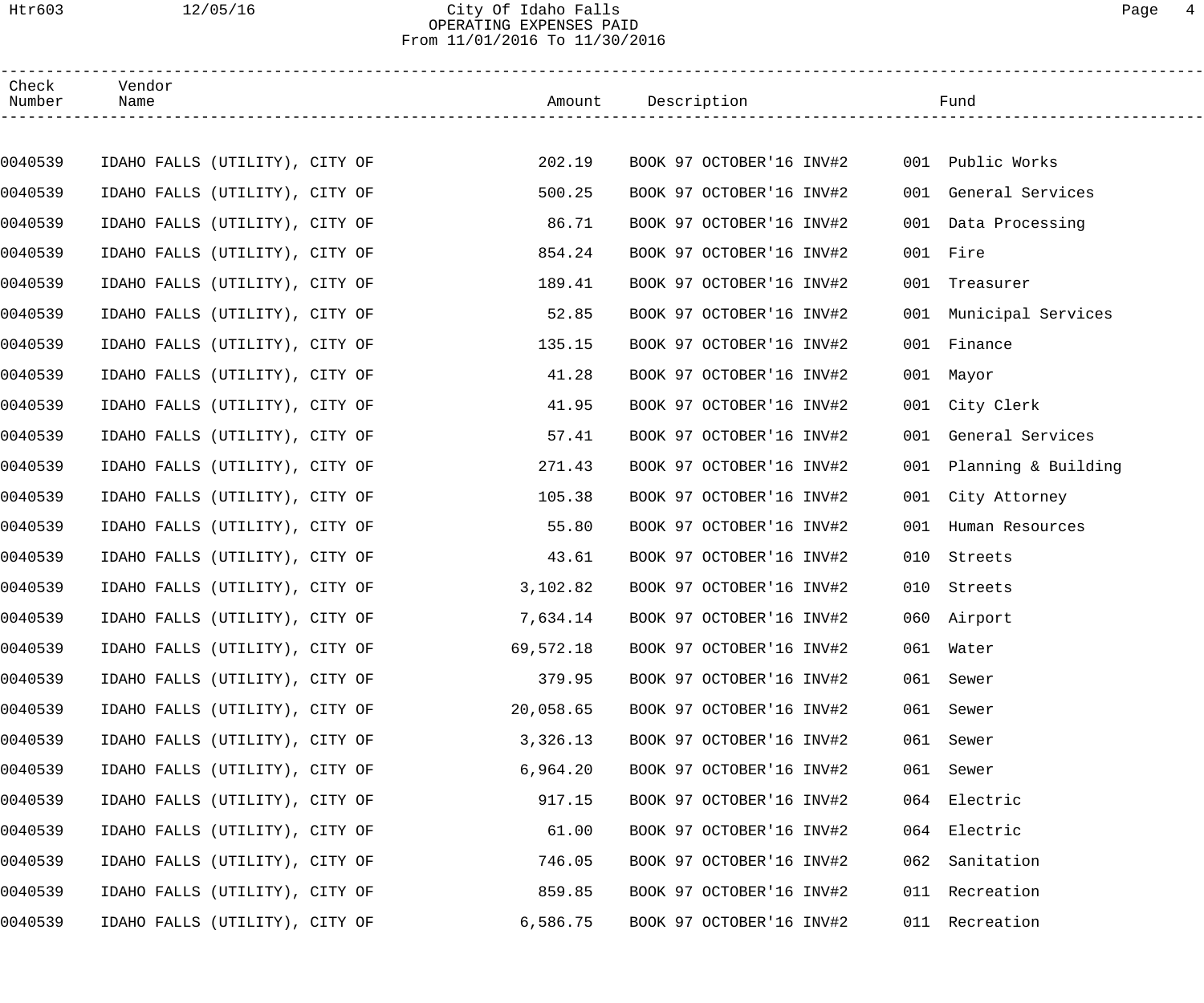| Check Number | Vendor Name | Amount | Description | Fund | |
|---|---|---|---|---|---|
| 0040539 | IDAHO FALLS (UTILITY), CITY OF | 202.19 | BOOK 97 OCTOBER'16 INV#2 | 001 | Public Works |
| 0040539 | IDAHO FALLS (UTILITY), CITY OF | 500.25 | BOOK 97 OCTOBER'16 INV#2 | 001 | General Services |
| 0040539 | IDAHO FALLS (UTILITY), CITY OF | 86.71 | BOOK 97 OCTOBER'16 INV#2 | 001 | Data Processing |
| 0040539 | IDAHO FALLS (UTILITY), CITY OF | 854.24 | BOOK 97 OCTOBER'16 INV#2 | 001 | Fire |
| 0040539 | IDAHO FALLS (UTILITY), CITY OF | 189.41 | BOOK 97 OCTOBER'16 INV#2 | 001 | Treasurer |
| 0040539 | IDAHO FALLS (UTILITY), CITY OF | 52.85 | BOOK 97 OCTOBER'16 INV#2 | 001 | Municipal Services |
| 0040539 | IDAHO FALLS (UTILITY), CITY OF | 135.15 | BOOK 97 OCTOBER'16 INV#2 | 001 | Finance |
| 0040539 | IDAHO FALLS (UTILITY), CITY OF | 41.28 | BOOK 97 OCTOBER'16 INV#2 | 001 | Mayor |
| 0040539 | IDAHO FALLS (UTILITY), CITY OF | 41.95 | BOOK 97 OCTOBER'16 INV#2 | 001 | City Clerk |
| 0040539 | IDAHO FALLS (UTILITY), CITY OF | 57.41 | BOOK 97 OCTOBER'16 INV#2 | 001 | General Services |
| 0040539 | IDAHO FALLS (UTILITY), CITY OF | 271.43 | BOOK 97 OCTOBER'16 INV#2 | 001 | Planning & Building |
| 0040539 | IDAHO FALLS (UTILITY), CITY OF | 105.38 | BOOK 97 OCTOBER'16 INV#2 | 001 | City Attorney |
| 0040539 | IDAHO FALLS (UTILITY), CITY OF | 55.80 | BOOK 97 OCTOBER'16 INV#2 | 001 | Human Resources |
| 0040539 | IDAHO FALLS (UTILITY), CITY OF | 43.61 | BOOK 97 OCTOBER'16 INV#2 | 010 | Streets |
| 0040539 | IDAHO FALLS (UTILITY), CITY OF | 3,102.82 | BOOK 97 OCTOBER'16 INV#2 | 010 | Streets |
| 0040539 | IDAHO FALLS (UTILITY), CITY OF | 7,634.14 | BOOK 97 OCTOBER'16 INV#2 | 060 | Airport |
| 0040539 | IDAHO FALLS (UTILITY), CITY OF | 69,572.18 | BOOK 97 OCTOBER'16 INV#2 | 061 | Water |
| 0040539 | IDAHO FALLS (UTILITY), CITY OF | 379.95 | BOOK 97 OCTOBER'16 INV#2 | 061 | Sewer |
| 0040539 | IDAHO FALLS (UTILITY), CITY OF | 20,058.65 | BOOK 97 OCTOBER'16 INV#2 | 061 | Sewer |
| 0040539 | IDAHO FALLS (UTILITY), CITY OF | 3,326.13 | BOOK 97 OCTOBER'16 INV#2 | 061 | Sewer |
| 0040539 | IDAHO FALLS (UTILITY), CITY OF | 6,964.20 | BOOK 97 OCTOBER'16 INV#2 | 061 | Sewer |
| 0040539 | IDAHO FALLS (UTILITY), CITY OF | 917.15 | BOOK 97 OCTOBER'16 INV#2 | 064 | Electric |
| 0040539 | IDAHO FALLS (UTILITY), CITY OF | 61.00 | BOOK 97 OCTOBER'16 INV#2 | 064 | Electric |
| 0040539 | IDAHO FALLS (UTILITY), CITY OF | 746.05 | BOOK 97 OCTOBER'16 INV#2 | 062 | Sanitation |
| 0040539 | IDAHO FALLS (UTILITY), CITY OF | 859.85 | BOOK 97 OCTOBER'16 INV#2 | 011 | Recreation |
| 0040539 | IDAHO FALLS (UTILITY), CITY OF | 6,586.75 | BOOK 97 OCTOBER'16 INV#2 | 011 | Recreation |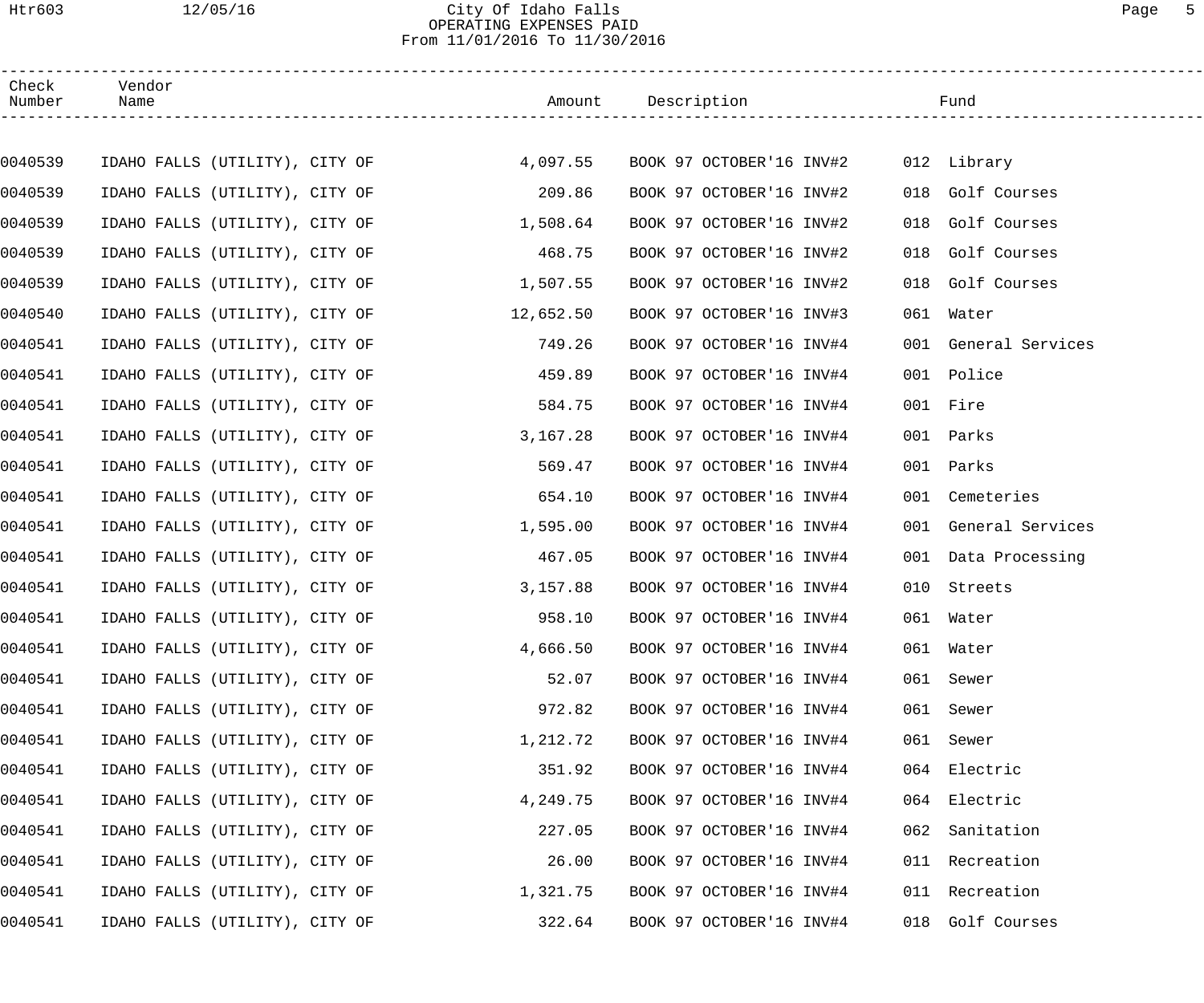| Check Number | Vendor Name | Amount | Description | Fund |
|---|---|---|---|---|
| 0040539 | IDAHO FALLS (UTILITY), CITY OF | 4,097.55 | BOOK 97 OCTOBER'16 INV#2 | 012 Library |
| 0040539 | IDAHO FALLS (UTILITY), CITY OF | 209.86 | BOOK 97 OCTOBER'16 INV#2 | 018 Golf Courses |
| 0040539 | IDAHO FALLS (UTILITY), CITY OF | 1,508.64 | BOOK 97 OCTOBER'16 INV#2 | 018 Golf Courses |
| 0040539 | IDAHO FALLS (UTILITY), CITY OF | 468.75 | BOOK 97 OCTOBER'16 INV#2 | 018 Golf Courses |
| 0040539 | IDAHO FALLS (UTILITY), CITY OF | 1,507.55 | BOOK 97 OCTOBER'16 INV#2 | 018 Golf Courses |
| 0040540 | IDAHO FALLS (UTILITY), CITY OF | 12,652.50 | BOOK 97 OCTOBER'16 INV#3 | 061 Water |
| 0040541 | IDAHO FALLS (UTILITY), CITY OF | 749.26 | BOOK 97 OCTOBER'16 INV#4 | 001 General Services |
| 0040541 | IDAHO FALLS (UTILITY), CITY OF | 459.89 | BOOK 97 OCTOBER'16 INV#4 | 001 Police |
| 0040541 | IDAHO FALLS (UTILITY), CITY OF | 584.75 | BOOK 97 OCTOBER'16 INV#4 | 001 Fire |
| 0040541 | IDAHO FALLS (UTILITY), CITY OF | 3,167.28 | BOOK 97 OCTOBER'16 INV#4 | 001 Parks |
| 0040541 | IDAHO FALLS (UTILITY), CITY OF | 569.47 | BOOK 97 OCTOBER'16 INV#4 | 001 Parks |
| 0040541 | IDAHO FALLS (UTILITY), CITY OF | 654.10 | BOOK 97 OCTOBER'16 INV#4 | 001 Cemeteries |
| 0040541 | IDAHO FALLS (UTILITY), CITY OF | 1,595.00 | BOOK 97 OCTOBER'16 INV#4 | 001 General Services |
| 0040541 | IDAHO FALLS (UTILITY), CITY OF | 467.05 | BOOK 97 OCTOBER'16 INV#4 | 001 Data Processing |
| 0040541 | IDAHO FALLS (UTILITY), CITY OF | 3,157.88 | BOOK 97 OCTOBER'16 INV#4 | 010 Streets |
| 0040541 | IDAHO FALLS (UTILITY), CITY OF | 958.10 | BOOK 97 OCTOBER'16 INV#4 | 061 Water |
| 0040541 | IDAHO FALLS (UTILITY), CITY OF | 4,666.50 | BOOK 97 OCTOBER'16 INV#4 | 061 Water |
| 0040541 | IDAHO FALLS (UTILITY), CITY OF | 52.07 | BOOK 97 OCTOBER'16 INV#4 | 061 Sewer |
| 0040541 | IDAHO FALLS (UTILITY), CITY OF | 972.82 | BOOK 97 OCTOBER'16 INV#4 | 061 Sewer |
| 0040541 | IDAHO FALLS (UTILITY), CITY OF | 1,212.72 | BOOK 97 OCTOBER'16 INV#4 | 061 Sewer |
| 0040541 | IDAHO FALLS (UTILITY), CITY OF | 351.92 | BOOK 97 OCTOBER'16 INV#4 | 064 Electric |
| 0040541 | IDAHO FALLS (UTILITY), CITY OF | 4,249.75 | BOOK 97 OCTOBER'16 INV#4 | 064 Electric |
| 0040541 | IDAHO FALLS (UTILITY), CITY OF | 227.05 | BOOK 97 OCTOBER'16 INV#4 | 062 Sanitation |
| 0040541 | IDAHO FALLS (UTILITY), CITY OF | 26.00 | BOOK 97 OCTOBER'16 INV#4 | 011 Recreation |
| 0040541 | IDAHO FALLS (UTILITY), CITY OF | 1,321.75 | BOOK 97 OCTOBER'16 INV#4 | 011 Recreation |
| 0040541 | IDAHO FALLS (UTILITY), CITY OF | 322.64 | BOOK 97 OCTOBER'16 INV#4 | 018 Golf Courses |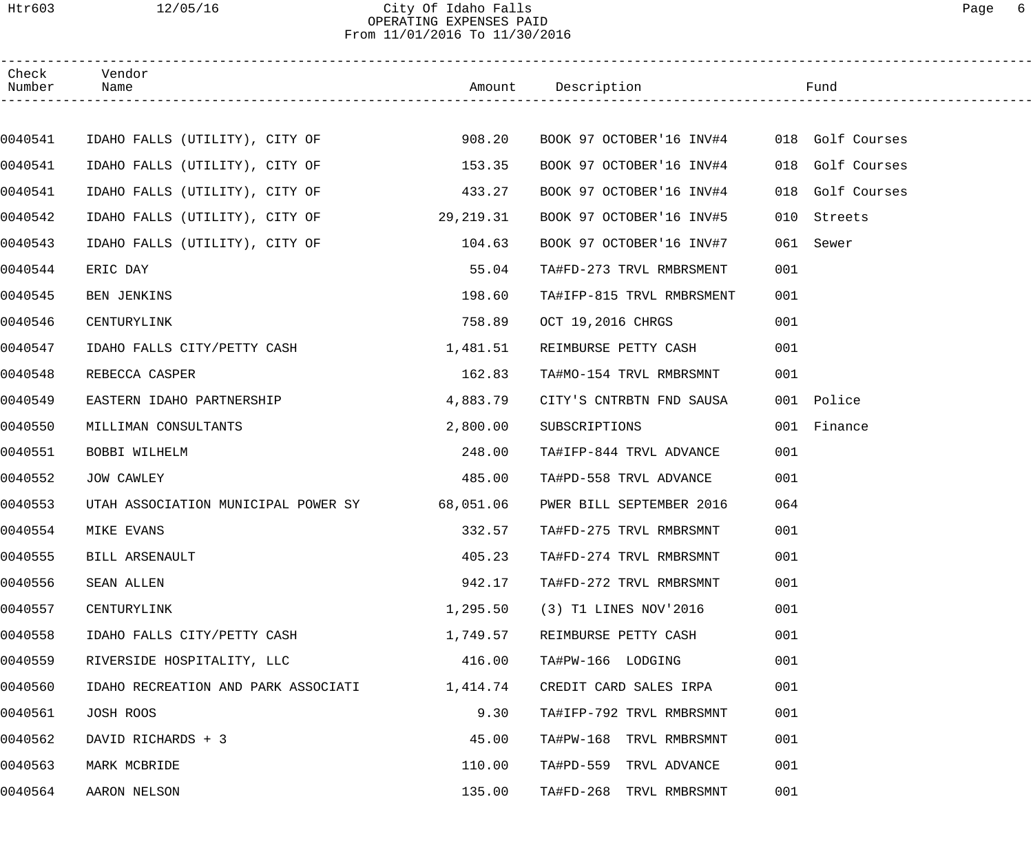City Of Idaho Falls
OPERATING EXPENSES PAID
From 11/01/2016 To 11/30/2016

| Check Number | Vendor Name | Amount | Description | Fund |
|---|---|---|---|---|
| 0040541 | IDAHO FALLS (UTILITY), CITY OF | 908.20 | BOOK 97 OCTOBER'16 INV#4 | 018 Golf Courses |
| 0040541 | IDAHO FALLS (UTILITY), CITY OF | 153.35 | BOOK 97 OCTOBER'16 INV#4 | 018 Golf Courses |
| 0040541 | IDAHO FALLS (UTILITY), CITY OF | 433.27 | BOOK 97 OCTOBER'16 INV#4 | 018 Golf Courses |
| 0040542 | IDAHO FALLS (UTILITY), CITY OF | 29,219.31 | BOOK 97 OCTOBER'16 INV#5 | 010 Streets |
| 0040543 | IDAHO FALLS (UTILITY), CITY OF | 104.63 | BOOK 97 OCTOBER'16 INV#7 | 061 Sewer |
| 0040544 | ERIC DAY | 55.04 | TA#FD-273 TRVL RMBRSMENT | 001 |
| 0040545 | BEN JENKINS | 198.60 | TA#IFP-815 TRVL RMBRSMENT | 001 |
| 0040546 | CENTURYLINK | 758.89 | OCT 19,2016 CHRGS | 001 |
| 0040547 | IDAHO FALLS CITY/PETTY CASH | 1,481.51 | REIMBURSE PETTY CASH | 001 |
| 0040548 | REBECCA CASPER | 162.83 | TA#MO-154 TRVL RMBRSMNT | 001 |
| 0040549 | EASTERN IDAHO PARTNERSHIP | 4,883.79 | CITY'S CNTRBTN FND SAUSA | 001 Police |
| 0040550 | MILLIMAN CONSULTANTS | 2,800.00 | SUBSCRIPTIONS | 001 Finance |
| 0040551 | BOBBI WILHELM | 248.00 | TA#IFP-844 TRVL ADVANCE | 001 |
| 0040552 | JOW CAWLEY | 485.00 | TA#PD-558 TRVL ADVANCE | 001 |
| 0040553 | UTAH ASSOCIATION MUNICIPAL POWER SY | 68,051.06 | PWER BILL SEPTEMBER 2016 | 064 |
| 0040554 | MIKE EVANS | 332.57 | TA#FD-275 TRVL RMBRSMNT | 001 |
| 0040555 | BILL ARSENAULT | 405.23 | TA#FD-274 TRVL RMBRSMNT | 001 |
| 0040556 | SEAN ALLEN | 942.17 | TA#FD-272 TRVL RMBRSMNT | 001 |
| 0040557 | CENTURYLINK | 1,295.50 | (3) T1 LINES NOV'2016 | 001 |
| 0040558 | IDAHO FALLS CITY/PETTY CASH | 1,749.57 | REIMBURSE PETTY CASH | 001 |
| 0040559 | RIVERSIDE HOSPITALITY, LLC | 416.00 | TA#PW-166 LODGING | 001 |
| 0040560 | IDAHO RECREATION AND PARK ASSOCIATI | 1,414.74 | CREDIT CARD SALES IRPA | 001 |
| 0040561 | JOSH ROOS | 9.30 | TA#IFP-792 TRVL RMBRSMNT | 001 |
| 0040562 | DAVID RICHARDS + 3 | 45.00 | TA#PW-168 TRVL RMBRSMNT | 001 |
| 0040563 | MARK MCBRIDE | 110.00 | TA#PD-559 TRVL ADVANCE | 001 |
| 0040564 | AARON NELSON | 135.00 | TA#FD-268 TRVL RMBRSMNT | 001 |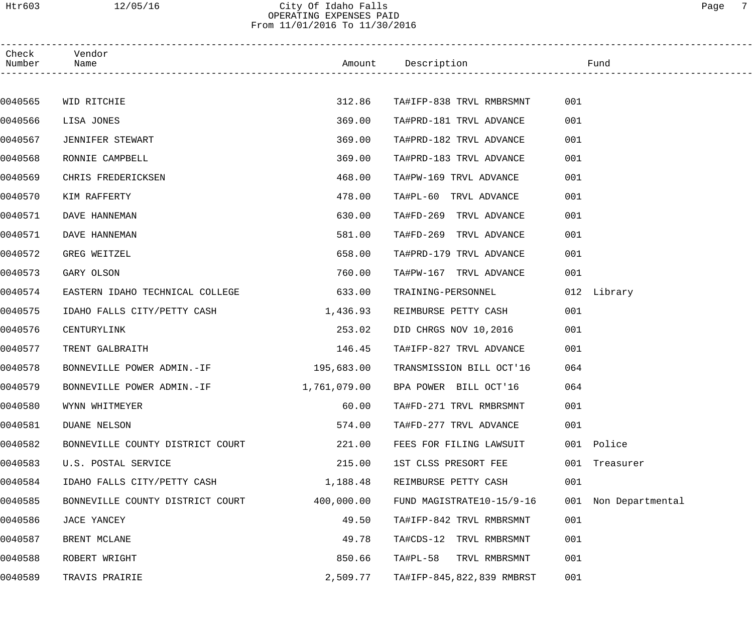City Of Idaho Falls
OPERATING EXPENSES PAID
From 11/01/2016 To 11/30/2016

| Check Number | Vendor Name | Amount | Description | Fund | |
|---|---|---|---|---|---|
| 0040565 | WID RITCHIE | 312.86 | TA#IFP-838 TRVL RMBRSMNT | 001 | |
| 0040566 | LISA JONES | 369.00 | TA#PRD-181 TRVL ADVANCE | 001 | |
| 0040567 | JENNIFER STEWART | 369.00 | TA#PRD-182 TRVL ADVANCE | 001 | |
| 0040568 | RONNIE CAMPBELL | 369.00 | TA#PRD-183 TRVL ADVANCE | 001 | |
| 0040569 | CHRIS FREDERICKSEN | 468.00 | TA#PW-169 TRVL ADVANCE | 001 | |
| 0040570 | KIM RAFFERTY | 478.00 | TA#PL-60 TRVL ADVANCE | 001 | |
| 0040571 | DAVE HANNEMAN | 630.00 | TA#FD-269 TRVL ADVANCE | 001 | |
| 0040571 | DAVE HANNEMAN | 581.00 | TA#FD-269 TRVL ADVANCE | 001 | |
| 0040572 | GREG WEITZEL | 658.00 | TA#PRD-179 TRVL ADVANCE | 001 | |
| 0040573 | GARY OLSON | 760.00 | TA#PW-167 TRVL ADVANCE | 001 | |
| 0040574 | EASTERN IDAHO TECHNICAL COLLEGE | 633.00 | TRAINING-PERSONNEL | 012 | Library |
| 0040575 | IDAHO FALLS CITY/PETTY CASH | 1,436.93 | REIMBURSE PETTY CASH | 001 | |
| 0040576 | CENTURYLINK | 253.02 | DID CHRGS NOV 10,2016 | 001 | |
| 0040577 | TRENT GALBRAITH | 146.45 | TA#IFP-827 TRVL ADVANCE | 001 | |
| 0040578 | BONNEVILLE POWER ADMIN.-IF | 195,683.00 | TRANSMISSION BILL OCT'16 | 064 | |
| 0040579 | BONNEVILLE POWER ADMIN.-IF | 1,761,079.00 | BPA POWER BILL OCT'16 | 064 | |
| 0040580 | WYNN WHITMEYER | 60.00 | TA#FD-271 TRVL RMBRSMNT | 001 | |
| 0040581 | DUANE NELSON | 574.00 | TA#FD-277 TRVL ADVANCE | 001 | |
| 0040582 | BONNEVILLE COUNTY DISTRICT COURT | 221.00 | FEES FOR FILING LAWSUIT | 001 | Police |
| 0040583 | U.S. POSTAL SERVICE | 215.00 | 1ST CLSS PRESORT FEE | 001 | Treasurer |
| 0040584 | IDAHO FALLS CITY/PETTY CASH | 1,188.48 | REIMBURSE PETTY CASH | 001 | |
| 0040585 | BONNEVILLE COUNTY DISTRICT COURT | 400,000.00 | FUND MAGISTRATE10-15/9-16 | 001 | Non Departmental |
| 0040586 | JACE YANCEY | 49.50 | TA#IFP-842 TRVL RMBRSMNT | 001 | |
| 0040587 | BRENT MCLANE | 49.78 | TA#CDS-12 TRVL RMBRSMNT | 001 | |
| 0040588 | ROBERT WRIGHT | 850.66 | TA#PL-58 TRVL RMBRSMNT | 001 | |
| 0040589 | TRAVIS PRAIRIE | 2,509.77 | TA#IFP-845,822,839 RMBRST | 001 | |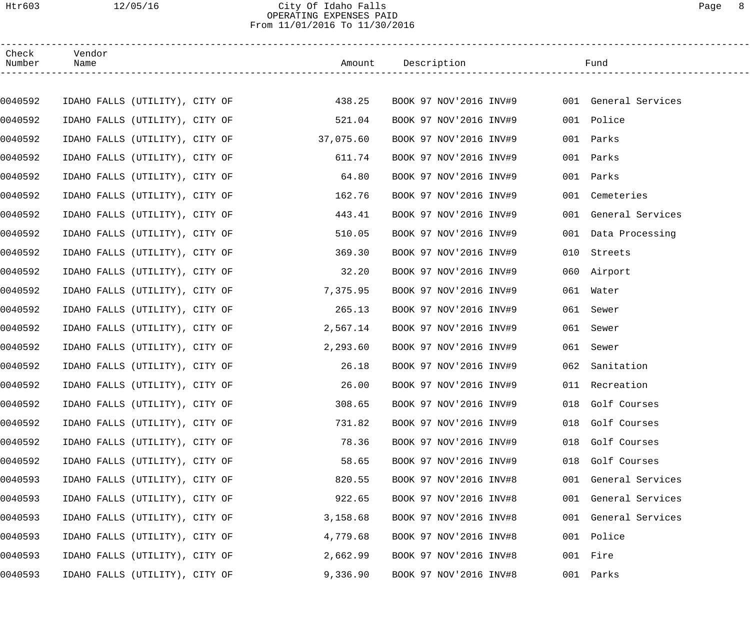# City Of Idaho Falls
## OPERATING EXPENSES PAID
### From 11/01/2016 To 11/30/2016

| Check Number | Vendor Name | Amount | Description | Fund |
|---|---|---|---|---|
| 0040592 | IDAHO FALLS (UTILITY), CITY OF | 438.25 | BOOK 97 NOV'2016 INV#9 | 001 General Services |
| 0040592 | IDAHO FALLS (UTILITY), CITY OF | 521.04 | BOOK 97 NOV'2016 INV#9 | 001 Police |
| 0040592 | IDAHO FALLS (UTILITY), CITY OF | 37,075.60 | BOOK 97 NOV'2016 INV#9 | 001 Parks |
| 0040592 | IDAHO FALLS (UTILITY), CITY OF | 611.74 | BOOK 97 NOV'2016 INV#9 | 001 Parks |
| 0040592 | IDAHO FALLS (UTILITY), CITY OF | 64.80 | BOOK 97 NOV'2016 INV#9 | 001 Parks |
| 0040592 | IDAHO FALLS (UTILITY), CITY OF | 162.76 | BOOK 97 NOV'2016 INV#9 | 001 Cemeteries |
| 0040592 | IDAHO FALLS (UTILITY), CITY OF | 443.41 | BOOK 97 NOV'2016 INV#9 | 001 General Services |
| 0040592 | IDAHO FALLS (UTILITY), CITY OF | 510.05 | BOOK 97 NOV'2016 INV#9 | 001 Data Processing |
| 0040592 | IDAHO FALLS (UTILITY), CITY OF | 369.30 | BOOK 97 NOV'2016 INV#9 | 010 Streets |
| 0040592 | IDAHO FALLS (UTILITY), CITY OF | 32.20 | BOOK 97 NOV'2016 INV#9 | 060 Airport |
| 0040592 | IDAHO FALLS (UTILITY), CITY OF | 7,375.95 | BOOK 97 NOV'2016 INV#9 | 061 Water |
| 0040592 | IDAHO FALLS (UTILITY), CITY OF | 265.13 | BOOK 97 NOV'2016 INV#9 | 061 Sewer |
| 0040592 | IDAHO FALLS (UTILITY), CITY OF | 2,567.14 | BOOK 97 NOV'2016 INV#9 | 061 Sewer |
| 0040592 | IDAHO FALLS (UTILITY), CITY OF | 2,293.60 | BOOK 97 NOV'2016 INV#9 | 061 Sewer |
| 0040592 | IDAHO FALLS (UTILITY), CITY OF | 26.18 | BOOK 97 NOV'2016 INV#9 | 062 Sanitation |
| 0040592 | IDAHO FALLS (UTILITY), CITY OF | 26.00 | BOOK 97 NOV'2016 INV#9 | 011 Recreation |
| 0040592 | IDAHO FALLS (UTILITY), CITY OF | 308.65 | BOOK 97 NOV'2016 INV#9 | 018 Golf Courses |
| 0040592 | IDAHO FALLS (UTILITY), CITY OF | 731.82 | BOOK 97 NOV'2016 INV#9 | 018 Golf Courses |
| 0040592 | IDAHO FALLS (UTILITY), CITY OF | 78.36 | BOOK 97 NOV'2016 INV#9 | 018 Golf Courses |
| 0040592 | IDAHO FALLS (UTILITY), CITY OF | 58.65 | BOOK 97 NOV'2016 INV#9 | 018 Golf Courses |
| 0040593 | IDAHO FALLS (UTILITY), CITY OF | 820.55 | BOOK 97 NOV'2016 INV#8 | 001 General Services |
| 0040593 | IDAHO FALLS (UTILITY), CITY OF | 922.65 | BOOK 97 NOV'2016 INV#8 | 001 General Services |
| 0040593 | IDAHO FALLS (UTILITY), CITY OF | 3,158.68 | BOOK 97 NOV'2016 INV#8 | 001 General Services |
| 0040593 | IDAHO FALLS (UTILITY), CITY OF | 4,779.68 | BOOK 97 NOV'2016 INV#8 | 001 Police |
| 0040593 | IDAHO FALLS (UTILITY), CITY OF | 2,662.99 | BOOK 97 NOV'2016 INV#8 | 001 Fire |
| 0040593 | IDAHO FALLS (UTILITY), CITY OF | 9,336.90 | BOOK 97 NOV'2016 INV#8 | 001 Parks |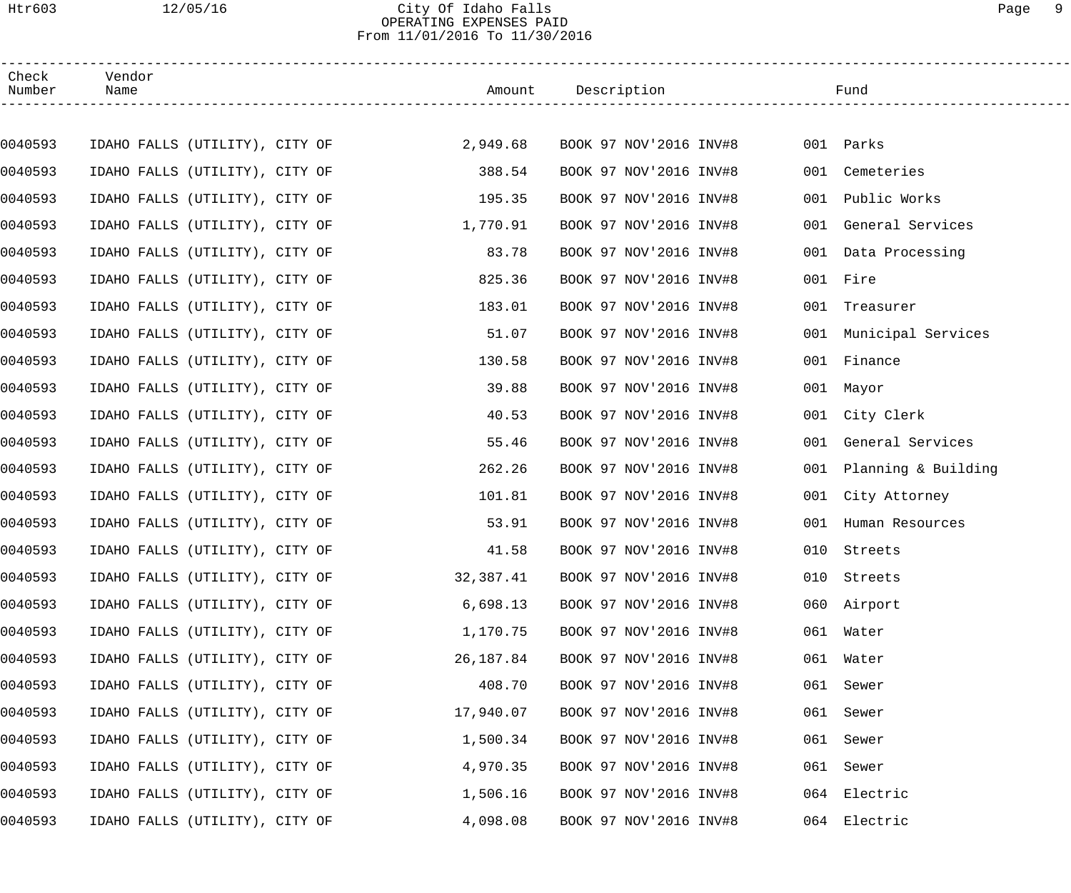# City Of Idaho Falls
## OPERATING EXPENSES PAID
### From 11/01/2016 To 11/30/2016

| Check Number | Vendor Name | Amount | Description | Fund |
|---|---|---|---|---|
| 0040593 | IDAHO FALLS (UTILITY), CITY OF | 2,949.68 | BOOK 97 NOV'2016 INV#8 | 001 Parks |
| 0040593 | IDAHO FALLS (UTILITY), CITY OF | 388.54 | BOOK 97 NOV'2016 INV#8 | 001 Cemeteries |
| 0040593 | IDAHO FALLS (UTILITY), CITY OF | 195.35 | BOOK 97 NOV'2016 INV#8 | 001 Public Works |
| 0040593 | IDAHO FALLS (UTILITY), CITY OF | 1,770.91 | BOOK 97 NOV'2016 INV#8 | 001 General Services |
| 0040593 | IDAHO FALLS (UTILITY), CITY OF | 83.78 | BOOK 97 NOV'2016 INV#8 | 001 Data Processing |
| 0040593 | IDAHO FALLS (UTILITY), CITY OF | 825.36 | BOOK 97 NOV'2016 INV#8 | 001 Fire |
| 0040593 | IDAHO FALLS (UTILITY), CITY OF | 183.01 | BOOK 97 NOV'2016 INV#8 | 001 Treasurer |
| 0040593 | IDAHO FALLS (UTILITY), CITY OF | 51.07 | BOOK 97 NOV'2016 INV#8 | 001 Municipal Services |
| 0040593 | IDAHO FALLS (UTILITY), CITY OF | 130.58 | BOOK 97 NOV'2016 INV#8 | 001 Finance |
| 0040593 | IDAHO FALLS (UTILITY), CITY OF | 39.88 | BOOK 97 NOV'2016 INV#8 | 001 Mayor |
| 0040593 | IDAHO FALLS (UTILITY), CITY OF | 40.53 | BOOK 97 NOV'2016 INV#8 | 001 City Clerk |
| 0040593 | IDAHO FALLS (UTILITY), CITY OF | 55.46 | BOOK 97 NOV'2016 INV#8 | 001 General Services |
| 0040593 | IDAHO FALLS (UTILITY), CITY OF | 262.26 | BOOK 97 NOV'2016 INV#8 | 001 Planning & Building |
| 0040593 | IDAHO FALLS (UTILITY), CITY OF | 101.81 | BOOK 97 NOV'2016 INV#8 | 001 City Attorney |
| 0040593 | IDAHO FALLS (UTILITY), CITY OF | 53.91 | BOOK 97 NOV'2016 INV#8 | 001 Human Resources |
| 0040593 | IDAHO FALLS (UTILITY), CITY OF | 41.58 | BOOK 97 NOV'2016 INV#8 | 010 Streets |
| 0040593 | IDAHO FALLS (UTILITY), CITY OF | 32,387.41 | BOOK 97 NOV'2016 INV#8 | 010 Streets |
| 0040593 | IDAHO FALLS (UTILITY), CITY OF | 6,698.13 | BOOK 97 NOV'2016 INV#8 | 060 Airport |
| 0040593 | IDAHO FALLS (UTILITY), CITY OF | 1,170.75 | BOOK 97 NOV'2016 INV#8 | 061 Water |
| 0040593 | IDAHO FALLS (UTILITY), CITY OF | 26,187.84 | BOOK 97 NOV'2016 INV#8 | 061 Water |
| 0040593 | IDAHO FALLS (UTILITY), CITY OF | 408.70 | BOOK 97 NOV'2016 INV#8 | 061 Sewer |
| 0040593 | IDAHO FALLS (UTILITY), CITY OF | 17,940.07 | BOOK 97 NOV'2016 INV#8 | 061 Sewer |
| 0040593 | IDAHO FALLS (UTILITY), CITY OF | 1,500.34 | BOOK 97 NOV'2016 INV#8 | 061 Sewer |
| 0040593 | IDAHO FALLS (UTILITY), CITY OF | 4,970.35 | BOOK 97 NOV'2016 INV#8 | 061 Sewer |
| 0040593 | IDAHO FALLS (UTILITY), CITY OF | 1,506.16 | BOOK 97 NOV'2016 INV#8 | 064 Electric |
| 0040593 | IDAHO FALLS (UTILITY), CITY OF | 4,098.08 | BOOK 97 NOV'2016 INV#8 | 064 Electric |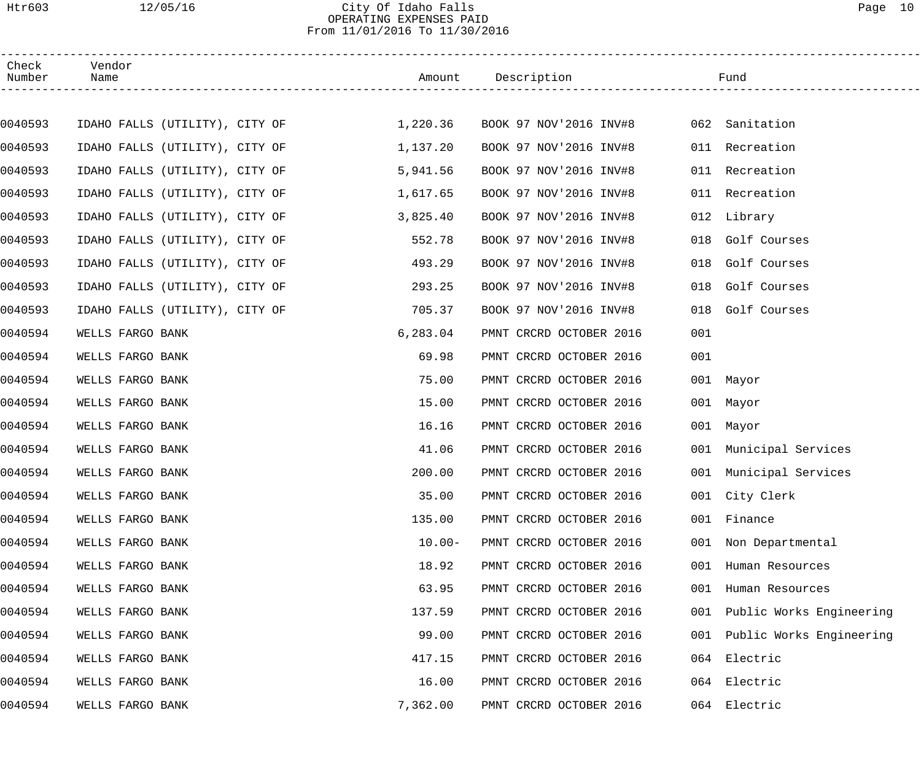City Of Idaho Falls
OPERATING EXPENSES PAID
From 11/01/2016 To 11/30/2016

| Check Number | Vendor Name | Amount | Description | Fund |
|---|---|---|---|---|
| 0040593 | IDAHO FALLS (UTILITY), CITY OF | 1,220.36 | BOOK 97 NOV'2016 INV#8 | 062 Sanitation |
| 0040593 | IDAHO FALLS (UTILITY), CITY OF | 1,137.20 | BOOK 97 NOV'2016 INV#8 | 011 Recreation |
| 0040593 | IDAHO FALLS (UTILITY), CITY OF | 5,941.56 | BOOK 97 NOV'2016 INV#8 | 011 Recreation |
| 0040593 | IDAHO FALLS (UTILITY), CITY OF | 1,617.65 | BOOK 97 NOV'2016 INV#8 | 011 Recreation |
| 0040593 | IDAHO FALLS (UTILITY), CITY OF | 3,825.40 | BOOK 97 NOV'2016 INV#8 | 012 Library |
| 0040593 | IDAHO FALLS (UTILITY), CITY OF | 552.78 | BOOK 97 NOV'2016 INV#8 | 018 Golf Courses |
| 0040593 | IDAHO FALLS (UTILITY), CITY OF | 493.29 | BOOK 97 NOV'2016 INV#8 | 018 Golf Courses |
| 0040593 | IDAHO FALLS (UTILITY), CITY OF | 293.25 | BOOK 97 NOV'2016 INV#8 | 018 Golf Courses |
| 0040593 | IDAHO FALLS (UTILITY), CITY OF | 705.37 | BOOK 97 NOV'2016 INV#8 | 018 Golf Courses |
| 0040594 | WELLS FARGO BANK | 6,283.04 | PMNT CRCRD OCTOBER 2016 | 001 |
| 0040594 | WELLS FARGO BANK | 69.98 | PMNT CRCRD OCTOBER 2016 | 001 |
| 0040594 | WELLS FARGO BANK | 75.00 | PMNT CRCRD OCTOBER 2016 | 001 Mayor |
| 0040594 | WELLS FARGO BANK | 15.00 | PMNT CRCRD OCTOBER 2016 | 001 Mayor |
| 0040594 | WELLS FARGO BANK | 16.16 | PMNT CRCRD OCTOBER 2016 | 001 Mayor |
| 0040594 | WELLS FARGO BANK | 41.06 | PMNT CRCRD OCTOBER 2016 | 001 Municipal Services |
| 0040594 | WELLS FARGO BANK | 200.00 | PMNT CRCRD OCTOBER 2016 | 001 Municipal Services |
| 0040594 | WELLS FARGO BANK | 35.00 | PMNT CRCRD OCTOBER 2016 | 001 City Clerk |
| 0040594 | WELLS FARGO BANK | 135.00 | PMNT CRCRD OCTOBER 2016 | 001 Finance |
| 0040594 | WELLS FARGO BANK | 10.00- | PMNT CRCRD OCTOBER 2016 | 001 Non Departmental |
| 0040594 | WELLS FARGO BANK | 18.92 | PMNT CRCRD OCTOBER 2016 | 001 Human Resources |
| 0040594 | WELLS FARGO BANK | 63.95 | PMNT CRCRD OCTOBER 2016 | 001 Human Resources |
| 0040594 | WELLS FARGO BANK | 137.59 | PMNT CRCRD OCTOBER 2016 | 001 Public Works Engineering |
| 0040594 | WELLS FARGO BANK | 99.00 | PMNT CRCRD OCTOBER 2016 | 001 Public Works Engineering |
| 0040594 | WELLS FARGO BANK | 417.15 | PMNT CRCRD OCTOBER 2016 | 064 Electric |
| 0040594 | WELLS FARGO BANK | 16.00 | PMNT CRCRD OCTOBER 2016 | 064 Electric |
| 0040594 | WELLS FARGO BANK | 7,362.00 | PMNT CRCRD OCTOBER 2016 | 064 Electric |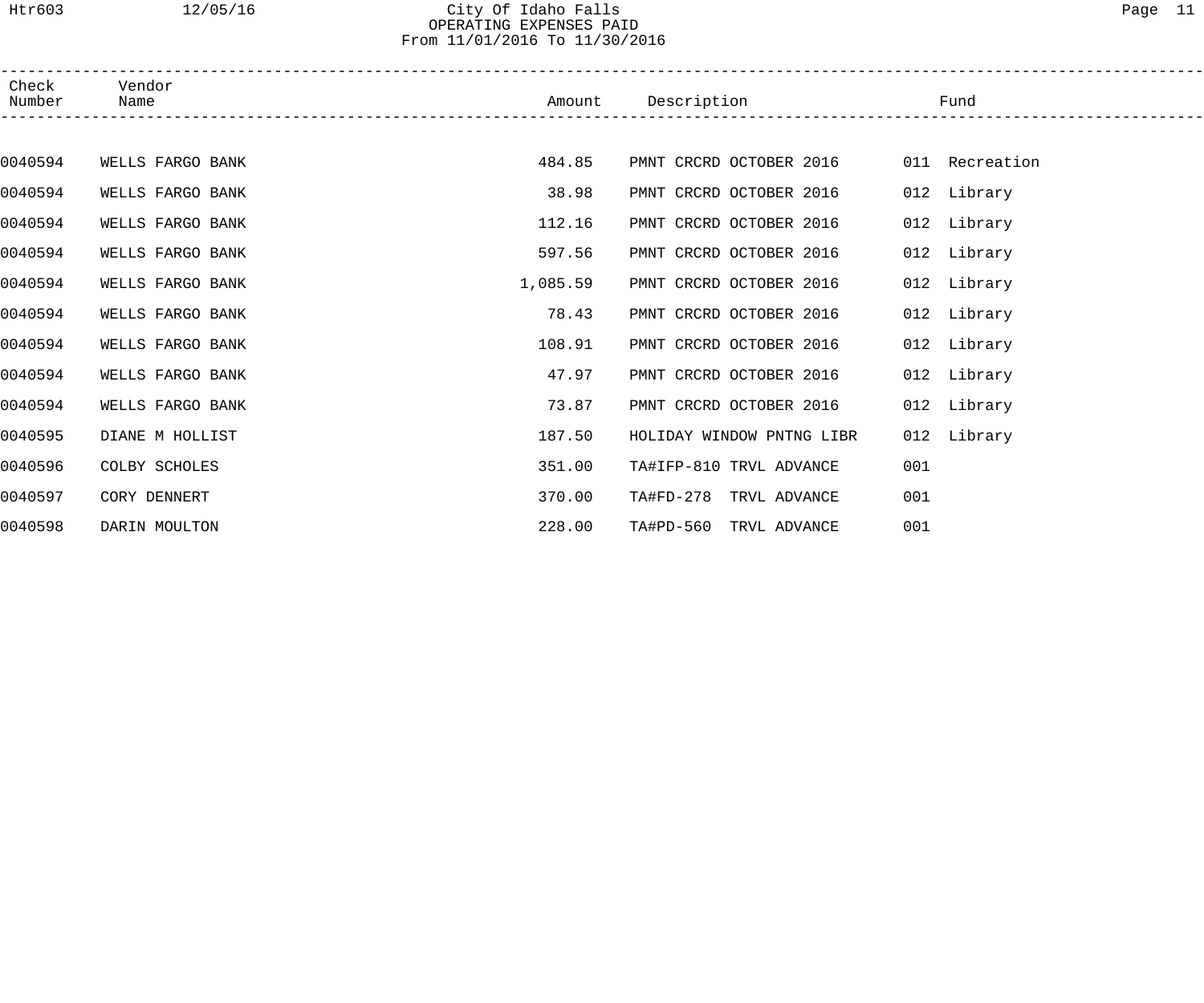| Check Number | Vendor Name | Amount | Description | Fund | |
|---|---|---|---|---|---|
| 0040594 | WELLS FARGO BANK | 484.85 | PMNT CRCRD OCTOBER 2016 | 011 | Recreation |
| 0040594 | WELLS FARGO BANK | 38.98 | PMNT CRCRD OCTOBER 2016 | 012 | Library |
| 0040594 | WELLS FARGO BANK | 112.16 | PMNT CRCRD OCTOBER 2016 | 012 | Library |
| 0040594 | WELLS FARGO BANK | 597.56 | PMNT CRCRD OCTOBER 2016 | 012 | Library |
| 0040594 | WELLS FARGO BANK | 1,085.59 | PMNT CRCRD OCTOBER 2016 | 012 | Library |
| 0040594 | WELLS FARGO BANK | 78.43 | PMNT CRCRD OCTOBER 2016 | 012 | Library |
| 0040594 | WELLS FARGO BANK | 108.91 | PMNT CRCRD OCTOBER 2016 | 012 | Library |
| 0040594 | WELLS FARGO BANK | 47.97 | PMNT CRCRD OCTOBER 2016 | 012 | Library |
| 0040594 | WELLS FARGO BANK | 73.87 | PMNT CRCRD OCTOBER 2016 | 012 | Library |
| 0040595 | DIANE M HOLLIST | 187.50 | HOLIDAY WINDOW PNTNG LIBR | 012 | Library |
| 0040596 | COLBY SCHOLES | 351.00 | TA#IFP-810 TRVL ADVANCE | 001 | |
| 0040597 | CORY DENNERT | 370.00 | TA#FD-278 TRVL ADVANCE | 001 | |
| 0040598 | DARIN MOULTON | 228.00 | TA#PD-560 TRVL ADVANCE | 001 | |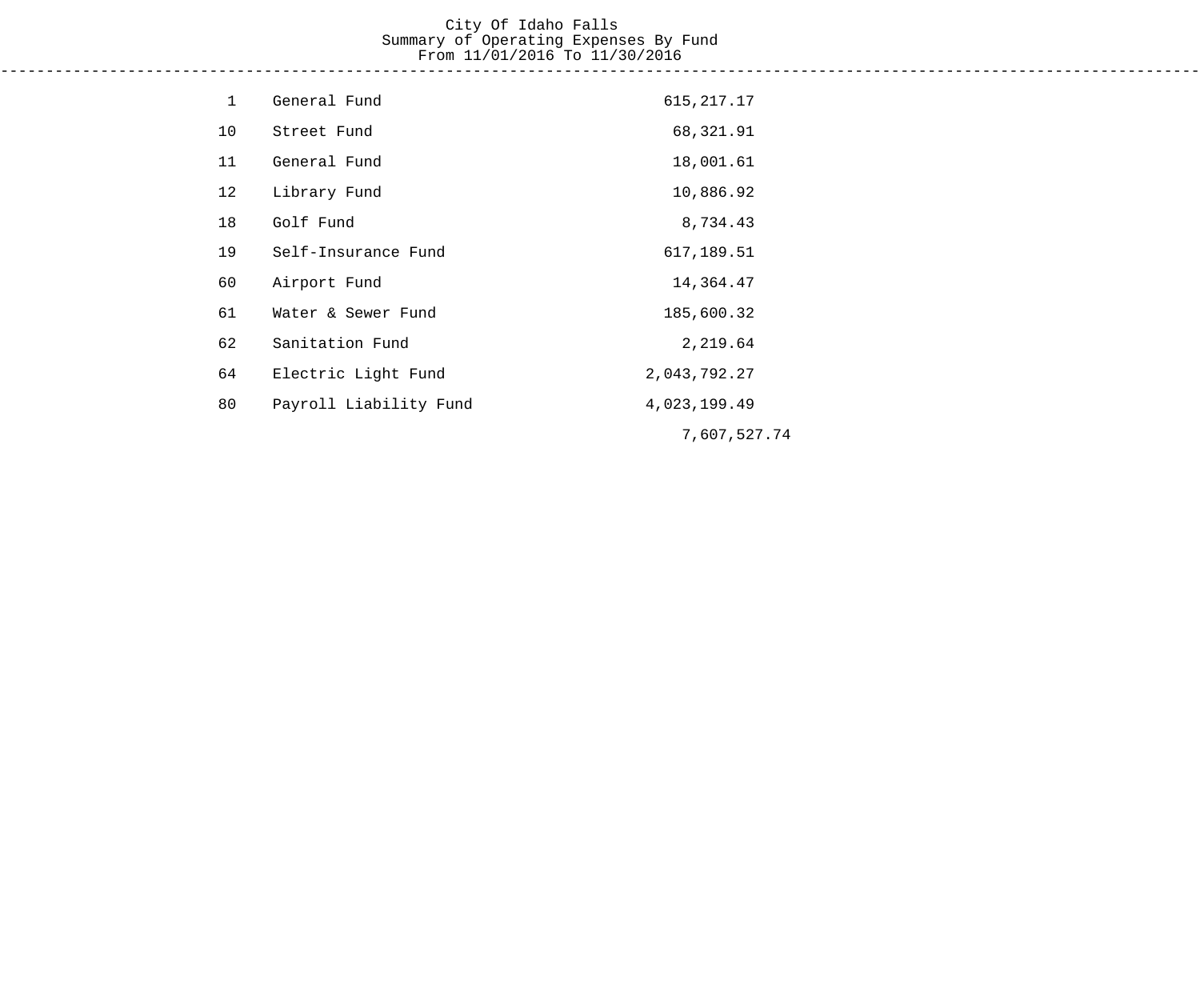City Of Idaho Falls
Summary of Operating Expenses By Fund
From 11/01/2016 To 11/30/2016

| Fund | Name | Amount | Total |
|---|---|---|---|
| 1 | General Fund | 615,217.17 | |
| 10 | Street Fund | 68,321.91 | |
| 11 | General Fund | 18,001.61 | |
| 12 | Library Fund | 10,886.92 | |
| 18 | Golf Fund | 8,734.43 | |
| 19 | Self-Insurance Fund | 617,189.51 | |
| 60 | Airport Fund | 14,364.47 | |
| 61 | Water & Sewer Fund | 185,600.32 | |
| 62 | Sanitation Fund | 2,219.64 | |
| 64 | Electric Light Fund | 2,043,792.27 | |
| 80 | Payroll Liability Fund | 4,023,199.49 | |
| | | | 7,607,527.74 |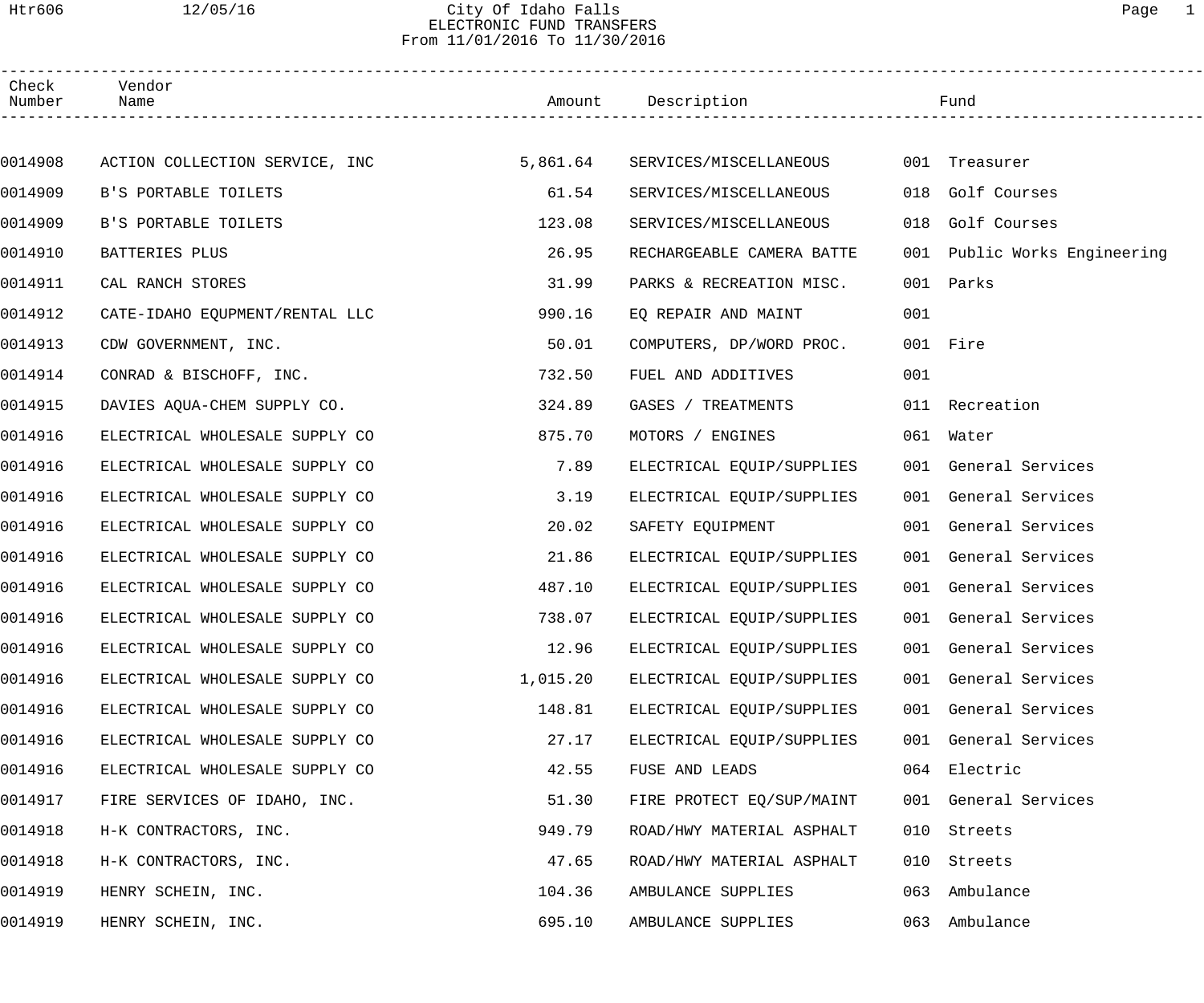# City Of Idaho Falls
## ELECTRONIC FUND TRANSFERS
From 11/01/2016 To 11/30/2016

| Check Number | Vendor Name | Amount | Description | Fund |
|---|---|---|---|---|
| 0014908 | ACTION COLLECTION SERVICE, INC | 5,861.64 | SERVICES/MISCELLANEOUS | 001 Treasurer |
| 0014909 | B'S PORTABLE TOILETS | 61.54 | SERVICES/MISCELLANEOUS | 018 Golf Courses |
| 0014909 | B'S PORTABLE TOILETS | 123.08 | SERVICES/MISCELLANEOUS | 018 Golf Courses |
| 0014910 | BATTERIES PLUS | 26.95 | RECHARGEABLE CAMERA BATTE | 001 Public Works Engineering |
| 0014911 | CAL RANCH STORES | 31.99 | PARKS & RECREATION MISC. | 001 Parks |
| 0014912 | CATE-IDAHO EQUPMENT/RENTAL LLC | 990.16 | EQ REPAIR AND MAINT | 001 |
| 0014913 | CDW GOVERNMENT, INC. | 50.01 | COMPUTERS, DP/WORD PROC. | 001 Fire |
| 0014914 | CONRAD & BISCHOFF, INC. | 732.50 | FUEL AND ADDITIVES | 001 |
| 0014915 | DAVIES AQUA-CHEM SUPPLY CO. | 324.89 | GASES / TREATMENTS | 011 Recreation |
| 0014916 | ELECTRICAL WHOLESALE SUPPLY CO | 875.70 | MOTORS / ENGINES | 061 Water |
| 0014916 | ELECTRICAL WHOLESALE SUPPLY CO | 7.89 | ELECTRICAL EQUIP/SUPPLIES | 001 General Services |
| 0014916 | ELECTRICAL WHOLESALE SUPPLY CO | 3.19 | ELECTRICAL EQUIP/SUPPLIES | 001 General Services |
| 0014916 | ELECTRICAL WHOLESALE SUPPLY CO | 20.02 | SAFETY EQUIPMENT | 001 General Services |
| 0014916 | ELECTRICAL WHOLESALE SUPPLY CO | 21.86 | ELECTRICAL EQUIP/SUPPLIES | 001 General Services |
| 0014916 | ELECTRICAL WHOLESALE SUPPLY CO | 487.10 | ELECTRICAL EQUIP/SUPPLIES | 001 General Services |
| 0014916 | ELECTRICAL WHOLESALE SUPPLY CO | 738.07 | ELECTRICAL EQUIP/SUPPLIES | 001 General Services |
| 0014916 | ELECTRICAL WHOLESALE SUPPLY CO | 12.96 | ELECTRICAL EQUIP/SUPPLIES | 001 General Services |
| 0014916 | ELECTRICAL WHOLESALE SUPPLY CO | 1,015.20 | ELECTRICAL EQUIP/SUPPLIES | 001 General Services |
| 0014916 | ELECTRICAL WHOLESALE SUPPLY CO | 148.81 | ELECTRICAL EQUIP/SUPPLIES | 001 General Services |
| 0014916 | ELECTRICAL WHOLESALE SUPPLY CO | 27.17 | ELECTRICAL EQUIP/SUPPLIES | 001 General Services |
| 0014916 | ELECTRICAL WHOLESALE SUPPLY CO | 42.55 | FUSE AND LEADS | 064 Electric |
| 0014917 | FIRE SERVICES OF IDAHO, INC. | 51.30 | FIRE PROTECT EQ/SUP/MAINT | 001 General Services |
| 0014918 | H-K CONTRACTORS, INC. | 949.79 | ROAD/HWY MATERIAL ASPHALT | 010 Streets |
| 0014918 | H-K CONTRACTORS, INC. | 47.65 | ROAD/HWY MATERIAL ASPHALT | 010 Streets |
| 0014919 | HENRY SCHEIN, INC. | 104.36 | AMBULANCE SUPPLIES | 063 Ambulance |
| 0014919 | HENRY SCHEIN, INC. | 695.10 | AMBULANCE SUPPLIES | 063 Ambulance |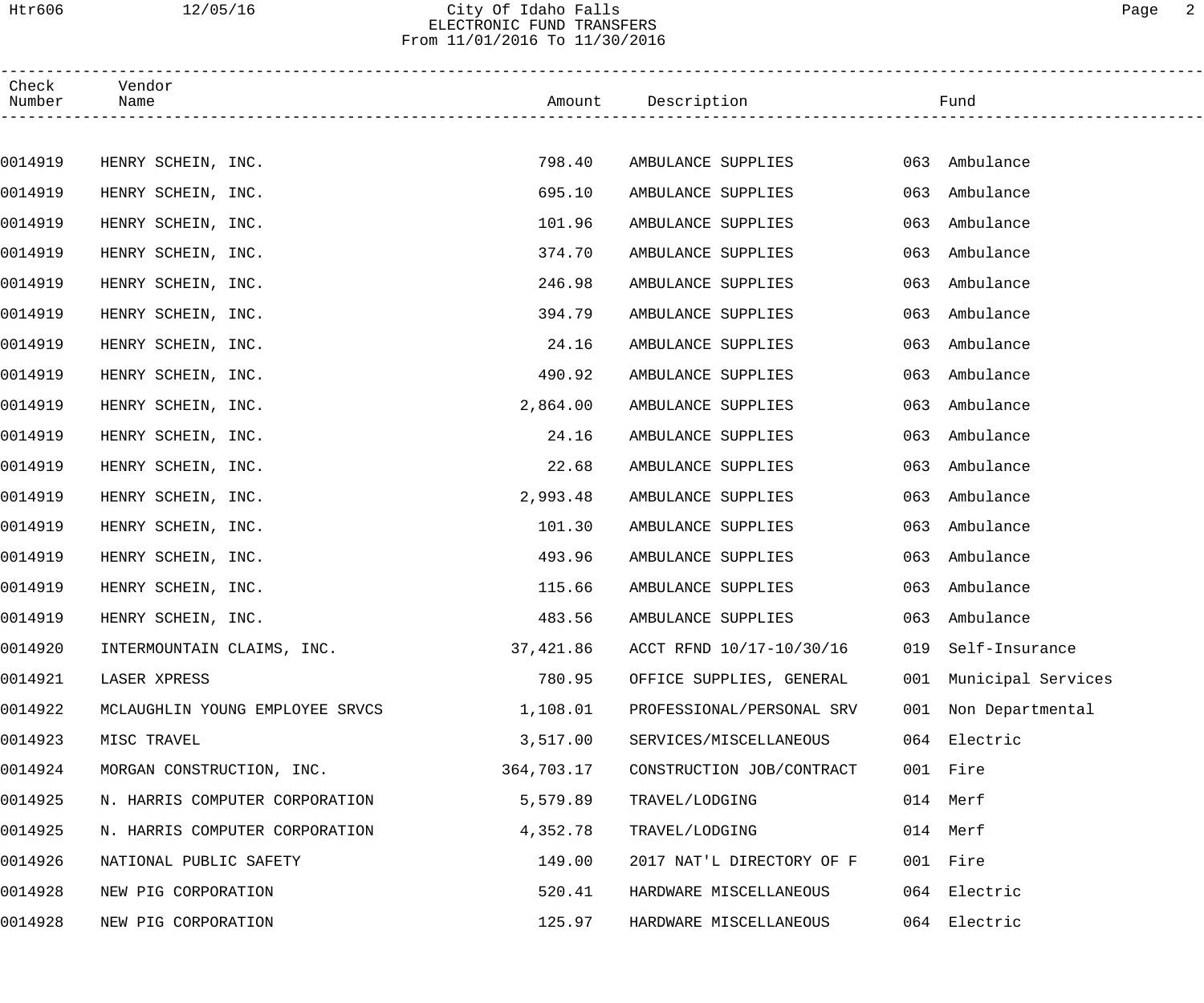| Check Number | Vendor Name | Amount | Description | Fund |
|---|---|---|---|---|
| 0014919 | HENRY SCHEIN, INC. | 798.40 | AMBULANCE SUPPLIES | 063 Ambulance |
| 0014919 | HENRY SCHEIN, INC. | 695.10 | AMBULANCE SUPPLIES | 063 Ambulance |
| 0014919 | HENRY SCHEIN, INC. | 101.96 | AMBULANCE SUPPLIES | 063 Ambulance |
| 0014919 | HENRY SCHEIN, INC. | 374.70 | AMBULANCE SUPPLIES | 063 Ambulance |
| 0014919 | HENRY SCHEIN, INC. | 246.98 | AMBULANCE SUPPLIES | 063 Ambulance |
| 0014919 | HENRY SCHEIN, INC. | 394.79 | AMBULANCE SUPPLIES | 063 Ambulance |
| 0014919 | HENRY SCHEIN, INC. | 24.16 | AMBULANCE SUPPLIES | 063 Ambulance |
| 0014919 | HENRY SCHEIN, INC. | 490.92 | AMBULANCE SUPPLIES | 063 Ambulance |
| 0014919 | HENRY SCHEIN, INC. | 2,864.00 | AMBULANCE SUPPLIES | 063 Ambulance |
| 0014919 | HENRY SCHEIN, INC. | 24.16 | AMBULANCE SUPPLIES | 063 Ambulance |
| 0014919 | HENRY SCHEIN, INC. | 22.68 | AMBULANCE SUPPLIES | 063 Ambulance |
| 0014919 | HENRY SCHEIN, INC. | 2,993.48 | AMBULANCE SUPPLIES | 063 Ambulance |
| 0014919 | HENRY SCHEIN, INC. | 101.30 | AMBULANCE SUPPLIES | 063 Ambulance |
| 0014919 | HENRY SCHEIN, INC. | 493.96 | AMBULANCE SUPPLIES | 063 Ambulance |
| 0014919 | HENRY SCHEIN, INC. | 115.66 | AMBULANCE SUPPLIES | 063 Ambulance |
| 0014919 | HENRY SCHEIN, INC. | 483.56 | AMBULANCE SUPPLIES | 063 Ambulance |
| 0014920 | INTERMOUNTAIN CLAIMS, INC. | 37,421.86 | ACCT RFND 10/17-10/30/16 | 019 Self-Insurance |
| 0014921 | LASER XPRESS | 780.95 | OFFICE SUPPLIES, GENERAL | 001 Municipal Services |
| 0014922 | MCLAUGHLIN YOUNG EMPLOYEE SRVCS | 1,108.01 | PROFESSIONAL/PERSONAL SRV | 001 Non Departmental |
| 0014923 | MISC TRAVEL | 3,517.00 | SERVICES/MISCELLANEOUS | 064 Electric |
| 0014924 | MORGAN CONSTRUCTION, INC. | 364,703.17 | CONSTRUCTION JOB/CONTRACT | 001 Fire |
| 0014925 | N. HARRIS COMPUTER CORPORATION | 5,579.89 | TRAVEL/LODGING | 014 Merf |
| 0014925 | N. HARRIS COMPUTER CORPORATION | 4,352.78 | TRAVEL/LODGING | 014 Merf |
| 0014926 | NATIONAL PUBLIC SAFETY | 149.00 | 2017 NAT'L DIRECTORY OF F | 001 Fire |
| 0014928 | NEW PIG CORPORATION | 520.41 | HARDWARE MISCELLANEOUS | 064 Electric |
| 0014928 | NEW PIG CORPORATION | 125.97 | HARDWARE MISCELLANEOUS | 064 Electric |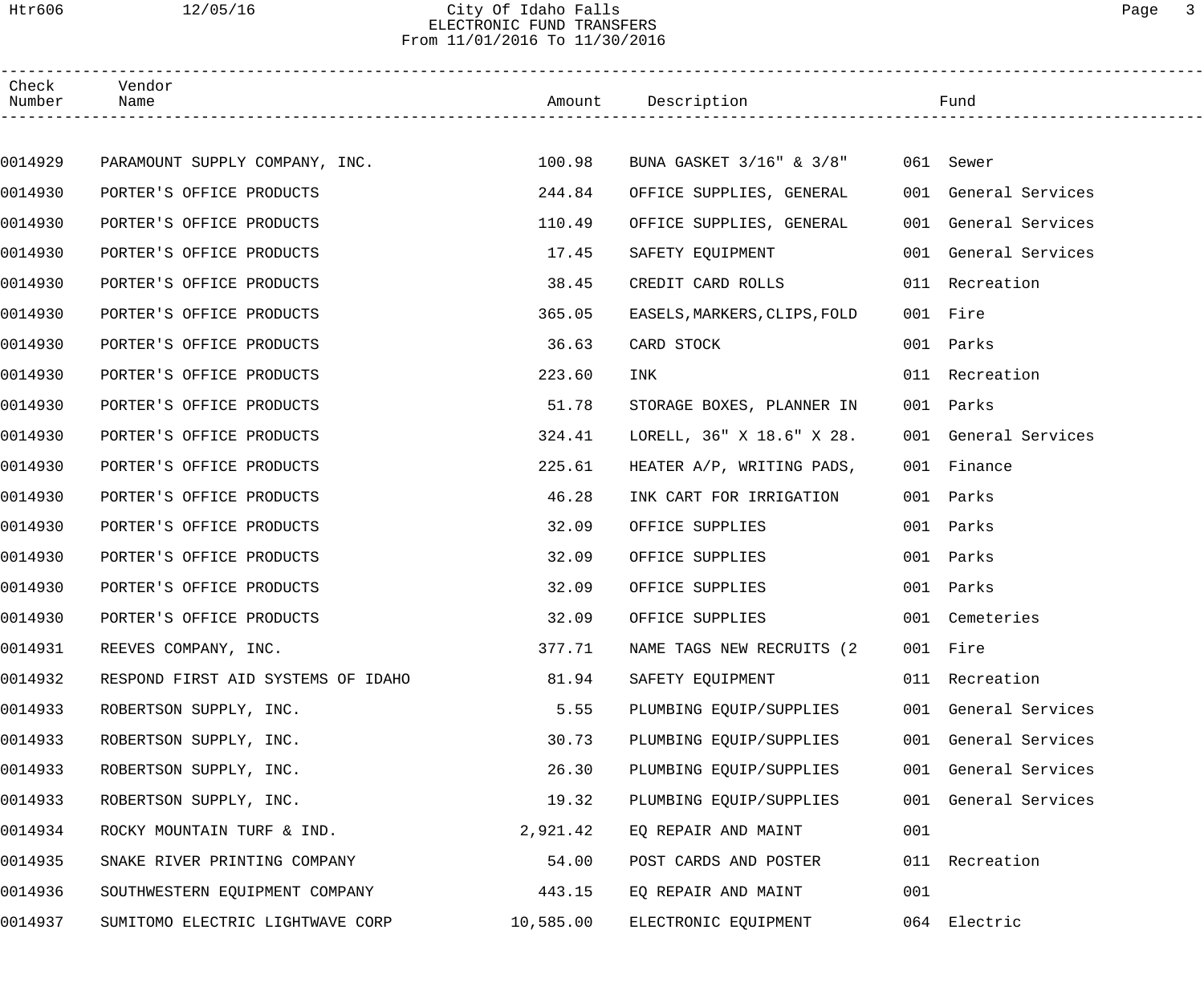City Of Idaho Falls
ELECTRONIC FUND TRANSFERS
From 11/01/2016 To 11/30/2016

| Check Number | Vendor Name | Amount | Description | Fund |
|---|---|---|---|---|
| 0014929 | PARAMOUNT SUPPLY COMPANY, INC. | 100.98 | BUNA GASKET 3/16" & 3/8" | 061 Sewer |
| 0014930 | PORTER'S OFFICE PRODUCTS | 244.84 | OFFICE SUPPLIES, GENERAL | 001 General Services |
| 0014930 | PORTER'S OFFICE PRODUCTS | 110.49 | OFFICE SUPPLIES, GENERAL | 001 General Services |
| 0014930 | PORTER'S OFFICE PRODUCTS | 17.45 | SAFETY EQUIPMENT | 001 General Services |
| 0014930 | PORTER'S OFFICE PRODUCTS | 38.45 | CREDIT CARD ROLLS | 011 Recreation |
| 0014930 | PORTER'S OFFICE PRODUCTS | 365.05 | EASELS,MARKERS,CLIPS,FOLD | 001 Fire |
| 0014930 | PORTER'S OFFICE PRODUCTS | 36.63 | CARD STOCK | 001 Parks |
| 0014930 | PORTER'S OFFICE PRODUCTS | 223.60 | INK | 011 Recreation |
| 0014930 | PORTER'S OFFICE PRODUCTS | 51.78 | STORAGE BOXES, PLANNER IN | 001 Parks |
| 0014930 | PORTER'S OFFICE PRODUCTS | 324.41 | LORELL, 36" X 18.6" X 28. | 001 General Services |
| 0014930 | PORTER'S OFFICE PRODUCTS | 225.61 | HEATER A/P, WRITING PADS, | 001 Finance |
| 0014930 | PORTER'S OFFICE PRODUCTS | 46.28 | INK CART FOR IRRIGATION | 001 Parks |
| 0014930 | PORTER'S OFFICE PRODUCTS | 32.09 | OFFICE SUPPLIES | 001 Parks |
| 0014930 | PORTER'S OFFICE PRODUCTS | 32.09 | OFFICE SUPPLIES | 001 Parks |
| 0014930 | PORTER'S OFFICE PRODUCTS | 32.09 | OFFICE SUPPLIES | 001 Parks |
| 0014930 | PORTER'S OFFICE PRODUCTS | 32.09 | OFFICE SUPPLIES | 001 Cemeteries |
| 0014931 | REEVES COMPANY, INC. | 377.71 | NAME TAGS NEW RECRUITS (2 | 001 Fire |
| 0014932 | RESPOND FIRST AID SYSTEMS OF IDAHO | 81.94 | SAFETY EQUIPMENT | 011 Recreation |
| 0014933 | ROBERTSON SUPPLY, INC. | 5.55 | PLUMBING EQUIP/SUPPLIES | 001 General Services |
| 0014933 | ROBERTSON SUPPLY, INC. | 30.73 | PLUMBING EQUIP/SUPPLIES | 001 General Services |
| 0014933 | ROBERTSON SUPPLY, INC. | 26.30 | PLUMBING EQUIP/SUPPLIES | 001 General Services |
| 0014933 | ROBERTSON SUPPLY, INC. | 19.32 | PLUMBING EQUIP/SUPPLIES | 001 General Services |
| 0014934 | ROCKY MOUNTAIN TURF & IND. | 2,921.42 | EQ REPAIR AND MAINT | 001 |
| 0014935 | SNAKE RIVER PRINTING COMPANY | 54.00 | POST CARDS AND POSTER | 011 Recreation |
| 0014936 | SOUTHWESTERN EQUIPMENT COMPANY | 443.15 | EQ REPAIR AND MAINT | 001 |
| 0014937 | SUMITOMO ELECTRIC LIGHTWAVE CORP | 10,585.00 | ELECTRONIC EQUIPMENT | 064 Electric |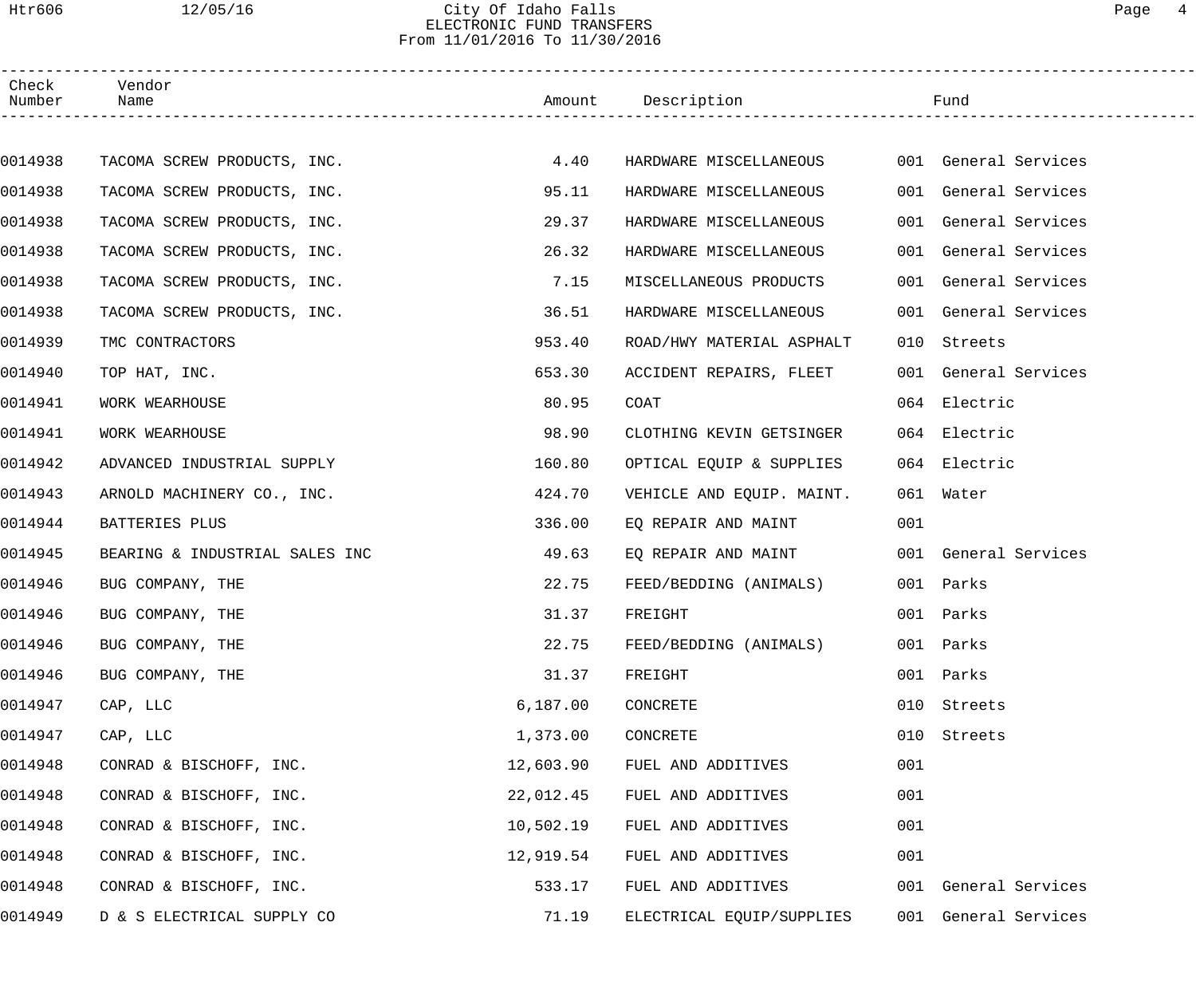# City Of Idaho Falls
## ELECTRONIC FUND TRANSFERS
From 11/01/2016 To 11/30/2016

| Check Number | Vendor Name | Amount | Description | Fund |
|---|---|---|---|---|
| 0014938 | TACOMA SCREW PRODUCTS, INC. | 4.40 | HARDWARE MISCELLANEOUS | 001 General Services |
| 0014938 | TACOMA SCREW PRODUCTS, INC. | 95.11 | HARDWARE MISCELLANEOUS | 001 General Services |
| 0014938 | TACOMA SCREW PRODUCTS, INC. | 29.37 | HARDWARE MISCELLANEOUS | 001 General Services |
| 0014938 | TACOMA SCREW PRODUCTS, INC. | 26.32 | HARDWARE MISCELLANEOUS | 001 General Services |
| 0014938 | TACOMA SCREW PRODUCTS, INC. | 7.15 | MISCELLANEOUS PRODUCTS | 001 General Services |
| 0014938 | TACOMA SCREW PRODUCTS, INC. | 36.51 | HARDWARE MISCELLANEOUS | 001 General Services |
| 0014939 | TMC CONTRACTORS | 953.40 | ROAD/HWY MATERIAL ASPHALT | 010 Streets |
| 0014940 | TOP HAT, INC. | 653.30 | ACCIDENT REPAIRS, FLEET | 001 General Services |
| 0014941 | WORK WEARHOUSE | 80.95 | COAT | 064 Electric |
| 0014941 | WORK WEARHOUSE | 98.90 | CLOTHING KEVIN GETSINGER | 064 Electric |
| 0014942 | ADVANCED INDUSTRIAL SUPPLY | 160.80 | OPTICAL EQUIP & SUPPLIES | 064 Electric |
| 0014943 | ARNOLD MACHINERY CO., INC. | 424.70 | VEHICLE AND EQUIP. MAINT. | 061 Water |
| 0014944 | BATTERIES PLUS | 336.00 | EQ REPAIR AND MAINT | 001 |
| 0014945 | BEARING & INDUSTRIAL SALES INC | 49.63 | EQ REPAIR AND MAINT | 001 General Services |
| 0014946 | BUG COMPANY, THE | 22.75 | FEED/BEDDING (ANIMALS) | 001 Parks |
| 0014946 | BUG COMPANY, THE | 31.37 | FREIGHT | 001 Parks |
| 0014946 | BUG COMPANY, THE | 22.75 | FEED/BEDDING (ANIMALS) | 001 Parks |
| 0014946 | BUG COMPANY, THE | 31.37 | FREIGHT | 001 Parks |
| 0014947 | CAP, LLC | 6,187.00 | CONCRETE | 010 Streets |
| 0014947 | CAP, LLC | 1,373.00 | CONCRETE | 010 Streets |
| 0014948 | CONRAD & BISCHOFF, INC. | 12,603.90 | FUEL AND ADDITIVES | 001 |
| 0014948 | CONRAD & BISCHOFF, INC. | 22,012.45 | FUEL AND ADDITIVES | 001 |
| 0014948 | CONRAD & BISCHOFF, INC. | 10,502.19 | FUEL AND ADDITIVES | 001 |
| 0014948 | CONRAD & BISCHOFF, INC. | 12,919.54 | FUEL AND ADDITIVES | 001 |
| 0014948 | CONRAD & BISCHOFF, INC. | 533.17 | FUEL AND ADDITIVES | 001 General Services |
| 0014949 | D & S ELECTRICAL SUPPLY CO | 71.19 | ELECTRICAL EQUIP/SUPPLIES | 001 General Services |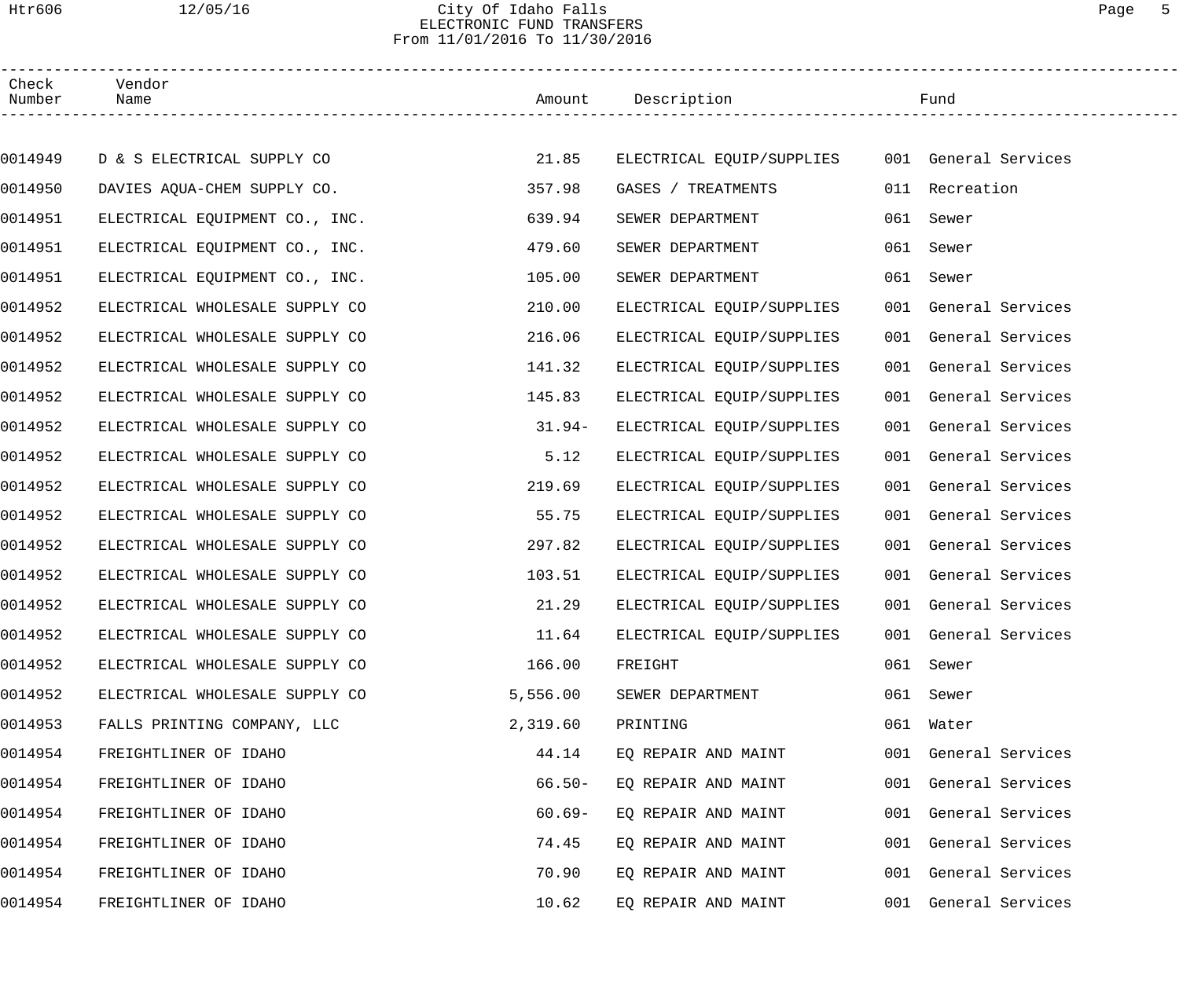City Of Idaho Falls
ELECTRONIC FUND TRANSFERS
From 11/01/2016 To 11/30/2016

| Check Number | Vendor Name | Amount | Description | Fund |
|---|---|---|---|---|
| 0014949 | D & S ELECTRICAL SUPPLY CO | 21.85 | ELECTRICAL EQUIP/SUPPLIES | 001 General Services |
| 0014950 | DAVIES AQUA-CHEM SUPPLY CO. | 357.98 | GASES / TREATMENTS | 011 Recreation |
| 0014951 | ELECTRICAL EQUIPMENT CO., INC. | 639.94 | SEWER DEPARTMENT | 061 Sewer |
| 0014951 | ELECTRICAL EQUIPMENT CO., INC. | 479.60 | SEWER DEPARTMENT | 061 Sewer |
| 0014951 | ELECTRICAL EQUIPMENT CO., INC. | 105.00 | SEWER DEPARTMENT | 061 Sewer |
| 0014952 | ELECTRICAL WHOLESALE SUPPLY CO | 210.00 | ELECTRICAL EQUIP/SUPPLIES | 001 General Services |
| 0014952 | ELECTRICAL WHOLESALE SUPPLY CO | 216.06 | ELECTRICAL EQUIP/SUPPLIES | 001 General Services |
| 0014952 | ELECTRICAL WHOLESALE SUPPLY CO | 141.32 | ELECTRICAL EQUIP/SUPPLIES | 001 General Services |
| 0014952 | ELECTRICAL WHOLESALE SUPPLY CO | 145.83 | ELECTRICAL EQUIP/SUPPLIES | 001 General Services |
| 0014952 | ELECTRICAL WHOLESALE SUPPLY CO | 31.94- | ELECTRICAL EQUIP/SUPPLIES | 001 General Services |
| 0014952 | ELECTRICAL WHOLESALE SUPPLY CO | 5.12 | ELECTRICAL EQUIP/SUPPLIES | 001 General Services |
| 0014952 | ELECTRICAL WHOLESALE SUPPLY CO | 219.69 | ELECTRICAL EQUIP/SUPPLIES | 001 General Services |
| 0014952 | ELECTRICAL WHOLESALE SUPPLY CO | 55.75 | ELECTRICAL EQUIP/SUPPLIES | 001 General Services |
| 0014952 | ELECTRICAL WHOLESALE SUPPLY CO | 297.82 | ELECTRICAL EQUIP/SUPPLIES | 001 General Services |
| 0014952 | ELECTRICAL WHOLESALE SUPPLY CO | 103.51 | ELECTRICAL EQUIP/SUPPLIES | 001 General Services |
| 0014952 | ELECTRICAL WHOLESALE SUPPLY CO | 21.29 | ELECTRICAL EQUIP/SUPPLIES | 001 General Services |
| 0014952 | ELECTRICAL WHOLESALE SUPPLY CO | 11.64 | ELECTRICAL EQUIP/SUPPLIES | 001 General Services |
| 0014952 | ELECTRICAL WHOLESALE SUPPLY CO | 166.00 | FREIGHT | 061 Sewer |
| 0014952 | ELECTRICAL WHOLESALE SUPPLY CO | 5,556.00 | SEWER DEPARTMENT | 061 Sewer |
| 0014953 | FALLS PRINTING COMPANY, LLC | 2,319.60 | PRINTING | 061 Water |
| 0014954 | FREIGHTLINER OF IDAHO | 44.14 | EQ REPAIR AND MAINT | 001 General Services |
| 0014954 | FREIGHTLINER OF IDAHO | 66.50- | EQ REPAIR AND MAINT | 001 General Services |
| 0014954 | FREIGHTLINER OF IDAHO | 60.69- | EQ REPAIR AND MAINT | 001 General Services |
| 0014954 | FREIGHTLINER OF IDAHO | 74.45 | EQ REPAIR AND MAINT | 001 General Services |
| 0014954 | FREIGHTLINER OF IDAHO | 70.90 | EQ REPAIR AND MAINT | 001 General Services |
| 0014954 | FREIGHTLINER OF IDAHO | 10.62 | EQ REPAIR AND MAINT | 001 General Services |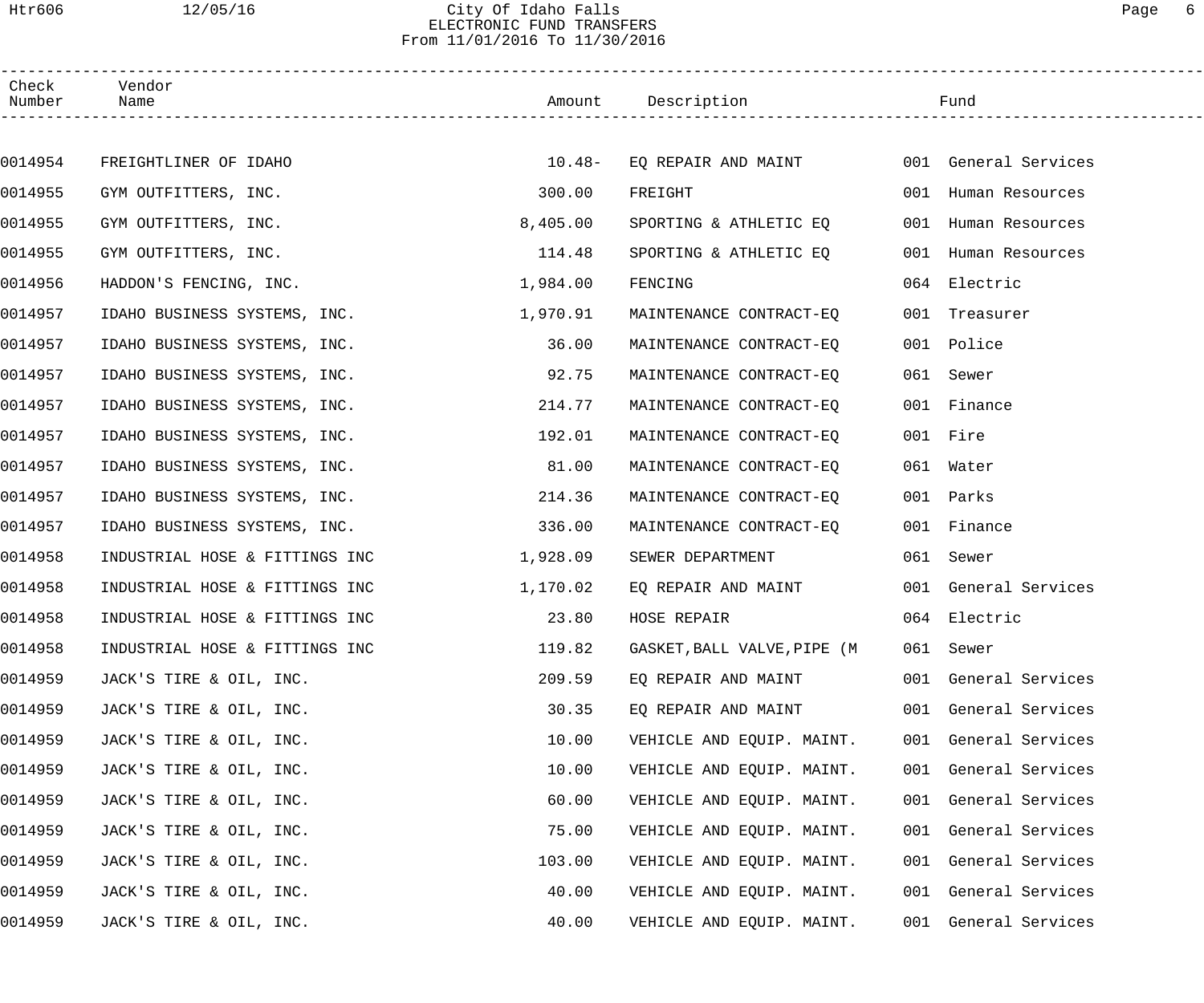# City Of Idaho Falls
## ELECTRONIC FUND TRANSFERS
From 11/01/2016 To 11/30/2016

| Check Number | Vendor Name | Amount | Description | Fund |
|---|---|---|---|---|
| 0014954 | FREIGHTLINER OF IDAHO | 10.48- | EQ REPAIR AND MAINT | 001 General Services |
| 0014955 | GYM OUTFITTERS, INC. | 300.00 | FREIGHT | 001 Human Resources |
| 0014955 | GYM OUTFITTERS, INC. | 8,405.00 | SPORTING & ATHLETIC EQ | 001 Human Resources |
| 0014955 | GYM OUTFITTERS, INC. | 114.48 | SPORTING & ATHLETIC EQ | 001 Human Resources |
| 0014956 | HADDON'S FENCING, INC. | 1,984.00 | FENCING | 064 Electric |
| 0014957 | IDAHO BUSINESS SYSTEMS, INC. | 1,970.91 | MAINTENANCE CONTRACT-EQ | 001 Treasurer |
| 0014957 | IDAHO BUSINESS SYSTEMS, INC. | 36.00 | MAINTENANCE CONTRACT-EQ | 001 Police |
| 0014957 | IDAHO BUSINESS SYSTEMS, INC. | 92.75 | MAINTENANCE CONTRACT-EQ | 061 Sewer |
| 0014957 | IDAHO BUSINESS SYSTEMS, INC. | 214.77 | MAINTENANCE CONTRACT-EQ | 001 Finance |
| 0014957 | IDAHO BUSINESS SYSTEMS, INC. | 192.01 | MAINTENANCE CONTRACT-EQ | 001 Fire |
| 0014957 | IDAHO BUSINESS SYSTEMS, INC. | 81.00 | MAINTENANCE CONTRACT-EQ | 061 Water |
| 0014957 | IDAHO BUSINESS SYSTEMS, INC. | 214.36 | MAINTENANCE CONTRACT-EQ | 001 Parks |
| 0014957 | IDAHO BUSINESS SYSTEMS, INC. | 336.00 | MAINTENANCE CONTRACT-EQ | 001 Finance |
| 0014958 | INDUSTRIAL HOSE & FITTINGS INC | 1,928.09 | SEWER DEPARTMENT | 061 Sewer |
| 0014958 | INDUSTRIAL HOSE & FITTINGS INC | 1,170.02 | EQ REPAIR AND MAINT | 001 General Services |
| 0014958 | INDUSTRIAL HOSE & FITTINGS INC | 23.80 | HOSE REPAIR | 064 Electric |
| 0014958 | INDUSTRIAL HOSE & FITTINGS INC | 119.82 | GASKET,BALL VALVE,PIPE (M | 061 Sewer |
| 0014959 | JACK'S TIRE & OIL, INC. | 209.59 | EQ REPAIR AND MAINT | 001 General Services |
| 0014959 | JACK'S TIRE & OIL, INC. | 30.35 | EQ REPAIR AND MAINT | 001 General Services |
| 0014959 | JACK'S TIRE & OIL, INC. | 10.00 | VEHICLE AND EQUIP. MAINT. | 001 General Services |
| 0014959 | JACK'S TIRE & OIL, INC. | 10.00 | VEHICLE AND EQUIP. MAINT. | 001 General Services |
| 0014959 | JACK'S TIRE & OIL, INC. | 60.00 | VEHICLE AND EQUIP. MAINT. | 001 General Services |
| 0014959 | JACK'S TIRE & OIL, INC. | 75.00 | VEHICLE AND EQUIP. MAINT. | 001 General Services |
| 0014959 | JACK'S TIRE & OIL, INC. | 103.00 | VEHICLE AND EQUIP. MAINT. | 001 General Services |
| 0014959 | JACK'S TIRE & OIL, INC. | 40.00 | VEHICLE AND EQUIP. MAINT. | 001 General Services |
| 0014959 | JACK'S TIRE & OIL, INC. | 40.00 | VEHICLE AND EQUIP. MAINT. | 001 General Services |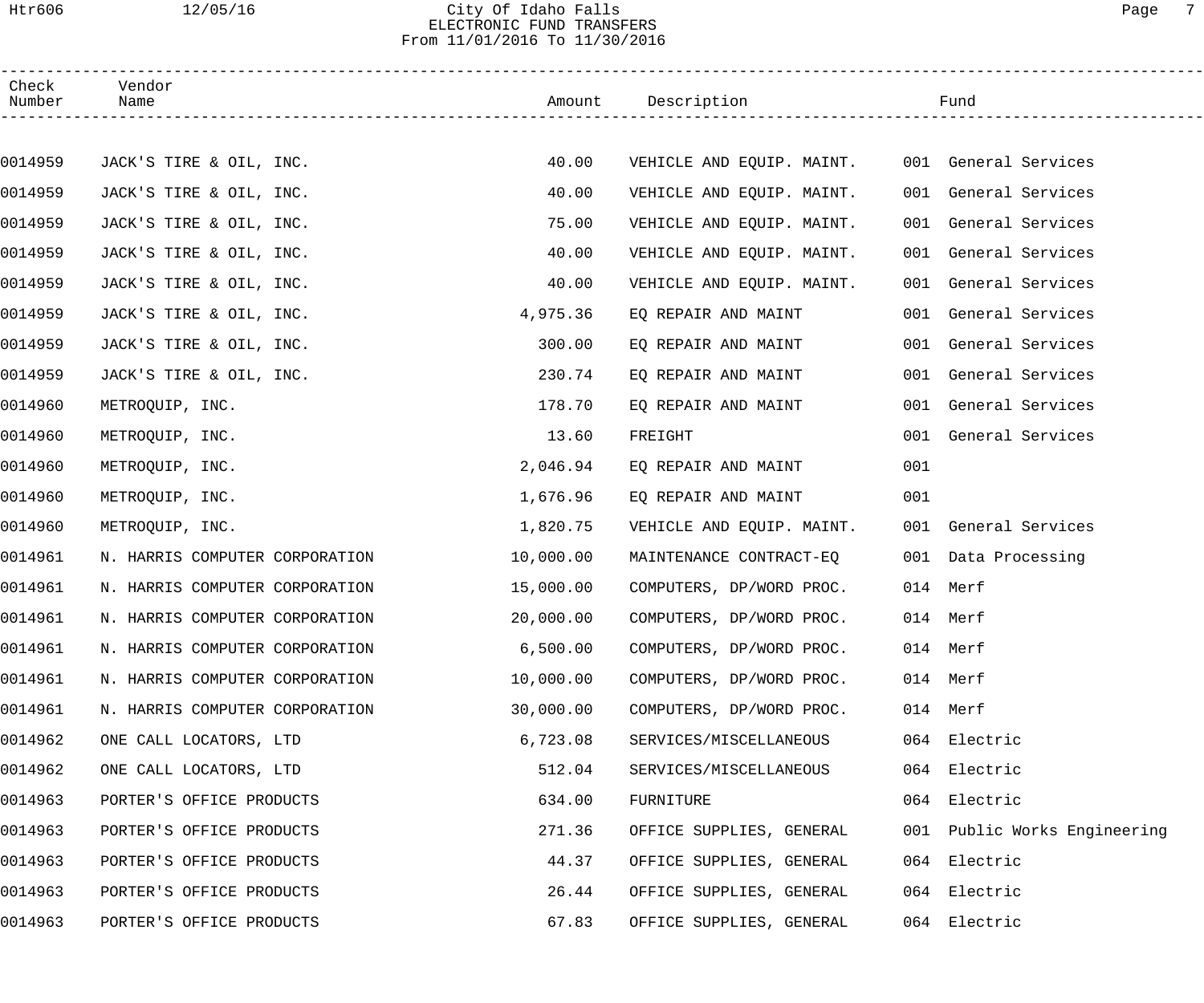# City Of Idaho Falls
## ELECTRONIC FUND TRANSFERS
From 11/01/2016 To 11/30/2016

| Check Number | Vendor Name | Amount | Description | Fund |
|---|---|---|---|---|
| 0014959 | JACK'S TIRE & OIL, INC. | 40.00 | VEHICLE AND EQUIP. MAINT. | 001 General Services |
| 0014959 | JACK'S TIRE & OIL, INC. | 40.00 | VEHICLE AND EQUIP. MAINT. | 001 General Services |
| 0014959 | JACK'S TIRE & OIL, INC. | 75.00 | VEHICLE AND EQUIP. MAINT. | 001 General Services |
| 0014959 | JACK'S TIRE & OIL, INC. | 40.00 | VEHICLE AND EQUIP. MAINT. | 001 General Services |
| 0014959 | JACK'S TIRE & OIL, INC. | 40.00 | VEHICLE AND EQUIP. MAINT. | 001 General Services |
| 0014959 | JACK'S TIRE & OIL, INC. | 4,975.36 | EQ REPAIR AND MAINT | 001 General Services |
| 0014959 | JACK'S TIRE & OIL, INC. | 300.00 | EQ REPAIR AND MAINT | 001 General Services |
| 0014959 | JACK'S TIRE & OIL, INC. | 230.74 | EQ REPAIR AND MAINT | 001 General Services |
| 0014960 | METROQUIP, INC. | 178.70 | EQ REPAIR AND MAINT | 001 General Services |
| 0014960 | METROQUIP, INC. | 13.60 | FREIGHT | 001 General Services |
| 0014960 | METROQUIP, INC. | 2,046.94 | EQ REPAIR AND MAINT | 001 |
| 0014960 | METROQUIP, INC. | 1,676.96 | EQ REPAIR AND MAINT | 001 |
| 0014960 | METROQUIP, INC. | 1,820.75 | VEHICLE AND EQUIP. MAINT. | 001 General Services |
| 0014961 | N. HARRIS COMPUTER CORPORATION | 10,000.00 | MAINTENANCE CONTRACT-EQ | 001 Data Processing |
| 0014961 | N. HARRIS COMPUTER CORPORATION | 15,000.00 | COMPUTERS, DP/WORD PROC. | 014 Merf |
| 0014961 | N. HARRIS COMPUTER CORPORATION | 20,000.00 | COMPUTERS, DP/WORD PROC. | 014 Merf |
| 0014961 | N. HARRIS COMPUTER CORPORATION | 6,500.00 | COMPUTERS, DP/WORD PROC. | 014 Merf |
| 0014961 | N. HARRIS COMPUTER CORPORATION | 10,000.00 | COMPUTERS, DP/WORD PROC. | 014 Merf |
| 0014961 | N. HARRIS COMPUTER CORPORATION | 30,000.00 | COMPUTERS, DP/WORD PROC. | 014 Merf |
| 0014962 | ONE CALL LOCATORS, LTD | 6,723.08 | SERVICES/MISCELLANEOUS | 064 Electric |
| 0014962 | ONE CALL LOCATORS, LTD | 512.04 | SERVICES/MISCELLANEOUS | 064 Electric |
| 0014963 | PORTER'S OFFICE PRODUCTS | 634.00 | FURNITURE | 064 Electric |
| 0014963 | PORTER'S OFFICE PRODUCTS | 271.36 | OFFICE SUPPLIES, GENERAL | 001 Public Works Engineering |
| 0014963 | PORTER'S OFFICE PRODUCTS | 44.37 | OFFICE SUPPLIES, GENERAL | 064 Electric |
| 0014963 | PORTER'S OFFICE PRODUCTS | 26.44 | OFFICE SUPPLIES, GENERAL | 064 Electric |
| 0014963 | PORTER'S OFFICE PRODUCTS | 67.83 | OFFICE SUPPLIES, GENERAL | 064 Electric |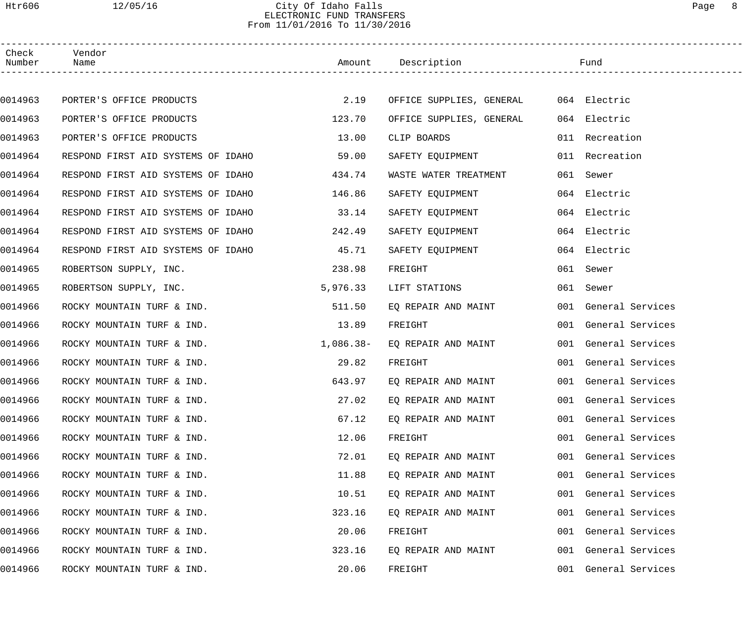City Of Idaho Falls
ELECTRONIC FUND TRANSFERS
From 11/01/2016 To 11/30/2016

| Check Number | Vendor Name | Amount | Description | Fund |
|---|---|---|---|---|
| 0014963 | PORTER'S OFFICE PRODUCTS | 2.19 | OFFICE SUPPLIES, GENERAL | 064 Electric |
| 0014963 | PORTER'S OFFICE PRODUCTS | 123.70 | OFFICE SUPPLIES, GENERAL | 064 Electric |
| 0014963 | PORTER'S OFFICE PRODUCTS | 13.00 | CLIP BOARDS | 011 Recreation |
| 0014964 | RESPOND FIRST AID SYSTEMS OF IDAHO | 59.00 | SAFETY EQUIPMENT | 011 Recreation |
| 0014964 | RESPOND FIRST AID SYSTEMS OF IDAHO | 434.74 | WASTE WATER TREATMENT | 061 Sewer |
| 0014964 | RESPOND FIRST AID SYSTEMS OF IDAHO | 146.86 | SAFETY EQUIPMENT | 064 Electric |
| 0014964 | RESPOND FIRST AID SYSTEMS OF IDAHO | 33.14 | SAFETY EQUIPMENT | 064 Electric |
| 0014964 | RESPOND FIRST AID SYSTEMS OF IDAHO | 242.49 | SAFETY EQUIPMENT | 064 Electric |
| 0014964 | RESPOND FIRST AID SYSTEMS OF IDAHO | 45.71 | SAFETY EQUIPMENT | 064 Electric |
| 0014965 | ROBERTSON SUPPLY, INC. | 238.98 | FREIGHT | 061 Sewer |
| 0014965 | ROBERTSON SUPPLY, INC. | 5,976.33 | LIFT STATIONS | 061 Sewer |
| 0014966 | ROCKY MOUNTAIN TURF & IND. | 511.50 | EQ REPAIR AND MAINT | 001 General Services |
| 0014966 | ROCKY MOUNTAIN TURF & IND. | 13.89 | FREIGHT | 001 General Services |
| 0014966 | ROCKY MOUNTAIN TURF & IND. | 1,086.38- | EQ REPAIR AND MAINT | 001 General Services |
| 0014966 | ROCKY MOUNTAIN TURF & IND. | 29.82 | FREIGHT | 001 General Services |
| 0014966 | ROCKY MOUNTAIN TURF & IND. | 643.97 | EQ REPAIR AND MAINT | 001 General Services |
| 0014966 | ROCKY MOUNTAIN TURF & IND. | 27.02 | EQ REPAIR AND MAINT | 001 General Services |
| 0014966 | ROCKY MOUNTAIN TURF & IND. | 67.12 | EQ REPAIR AND MAINT | 001 General Services |
| 0014966 | ROCKY MOUNTAIN TURF & IND. | 12.06 | FREIGHT | 001 General Services |
| 0014966 | ROCKY MOUNTAIN TURF & IND. | 72.01 | EQ REPAIR AND MAINT | 001 General Services |
| 0014966 | ROCKY MOUNTAIN TURF & IND. | 11.88 | EQ REPAIR AND MAINT | 001 General Services |
| 0014966 | ROCKY MOUNTAIN TURF & IND. | 10.51 | EQ REPAIR AND MAINT | 001 General Services |
| 0014966 | ROCKY MOUNTAIN TURF & IND. | 323.16 | EQ REPAIR AND MAINT | 001 General Services |
| 0014966 | ROCKY MOUNTAIN TURF & IND. | 20.06 | FREIGHT | 001 General Services |
| 0014966 | ROCKY MOUNTAIN TURF & IND. | 323.16 | EQ REPAIR AND MAINT | 001 General Services |
| 0014966 | ROCKY MOUNTAIN TURF & IND. | 20.06 | FREIGHT | 001 General Services |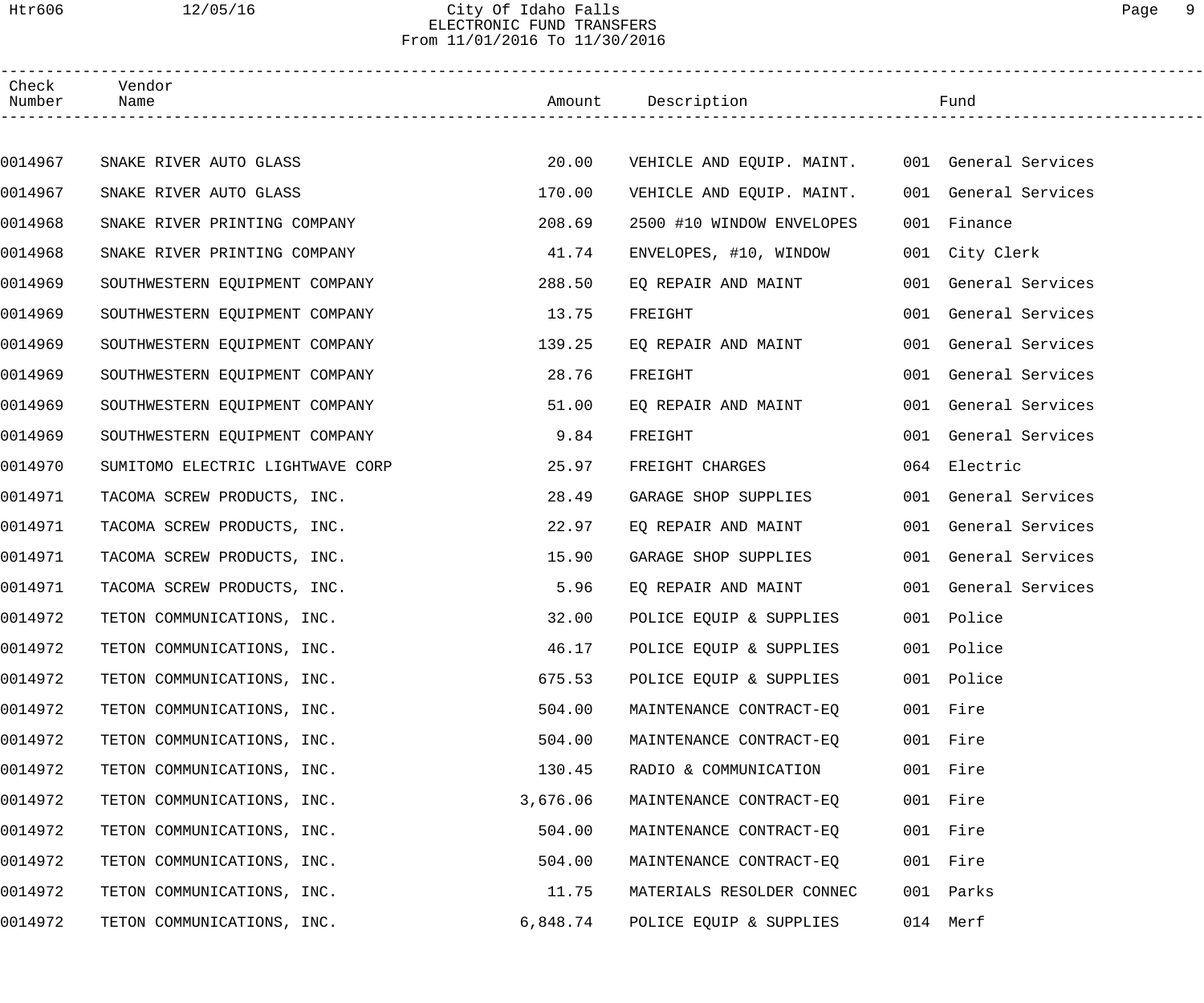City Of Idaho Falls
ELECTRONIC FUND TRANSFERS
From 11/01/2016 To 11/30/2016

| Check Number | Vendor Name | Amount | Description | Fund |
|---|---|---|---|---|
| 0014967 | SNAKE RIVER AUTO GLASS | 20.00 | VEHICLE AND EQUIP. MAINT. | 001 General Services |
| 0014967 | SNAKE RIVER AUTO GLASS | 170.00 | VEHICLE AND EQUIP. MAINT. | 001 General Services |
| 0014968 | SNAKE RIVER PRINTING COMPANY | 208.69 | 2500 #10 WINDOW ENVELOPES | 001 Finance |
| 0014968 | SNAKE RIVER PRINTING COMPANY | 41.74 | ENVELOPES, #10, WINDOW | 001 City Clerk |
| 0014969 | SOUTHWESTERN EQUIPMENT COMPANY | 288.50 | EQ REPAIR AND MAINT | 001 General Services |
| 0014969 | SOUTHWESTERN EQUIPMENT COMPANY | 13.75 | FREIGHT | 001 General Services |
| 0014969 | SOUTHWESTERN EQUIPMENT COMPANY | 139.25 | EQ REPAIR AND MAINT | 001 General Services |
| 0014969 | SOUTHWESTERN EQUIPMENT COMPANY | 28.76 | FREIGHT | 001 General Services |
| 0014969 | SOUTHWESTERN EQUIPMENT COMPANY | 51.00 | EQ REPAIR AND MAINT | 001 General Services |
| 0014969 | SOUTHWESTERN EQUIPMENT COMPANY | 9.84 | FREIGHT | 001 General Services |
| 0014970 | SUMITOMO ELECTRIC LIGHTWAVE CORP | 25.97 | FREIGHT CHARGES | 064 Electric |
| 0014971 | TACOMA SCREW PRODUCTS, INC. | 28.49 | GARAGE SHOP SUPPLIES | 001 General Services |
| 0014971 | TACOMA SCREW PRODUCTS, INC. | 22.97 | EQ REPAIR AND MAINT | 001 General Services |
| 0014971 | TACOMA SCREW PRODUCTS, INC. | 15.90 | GARAGE SHOP SUPPLIES | 001 General Services |
| 0014971 | TACOMA SCREW PRODUCTS, INC. | 5.96 | EQ REPAIR AND MAINT | 001 General Services |
| 0014972 | TETON COMMUNICATIONS, INC. | 32.00 | POLICE EQUIP & SUPPLIES | 001 Police |
| 0014972 | TETON COMMUNICATIONS, INC. | 46.17 | POLICE EQUIP & SUPPLIES | 001 Police |
| 0014972 | TETON COMMUNICATIONS, INC. | 675.53 | POLICE EQUIP & SUPPLIES | 001 Police |
| 0014972 | TETON COMMUNICATIONS, INC. | 504.00 | MAINTENANCE CONTRACT-EQ | 001 Fire |
| 0014972 | TETON COMMUNICATIONS, INC. | 504.00 | MAINTENANCE CONTRACT-EQ | 001 Fire |
| 0014972 | TETON COMMUNICATIONS, INC. | 130.45 | RADIO & COMMUNICATION | 001 Fire |
| 0014972 | TETON COMMUNICATIONS, INC. | 3,676.06 | MAINTENANCE CONTRACT-EQ | 001 Fire |
| 0014972 | TETON COMMUNICATIONS, INC. | 504.00 | MAINTENANCE CONTRACT-EQ | 001 Fire |
| 0014972 | TETON COMMUNICATIONS, INC. | 504.00 | MAINTENANCE CONTRACT-EQ | 001 Fire |
| 0014972 | TETON COMMUNICATIONS, INC. | 11.75 | MATERIALS RESOLDER CONNEC | 001 Parks |
| 0014972 | TETON COMMUNICATIONS, INC. | 6,848.74 | POLICE EQUIP & SUPPLIES | 014 Merf |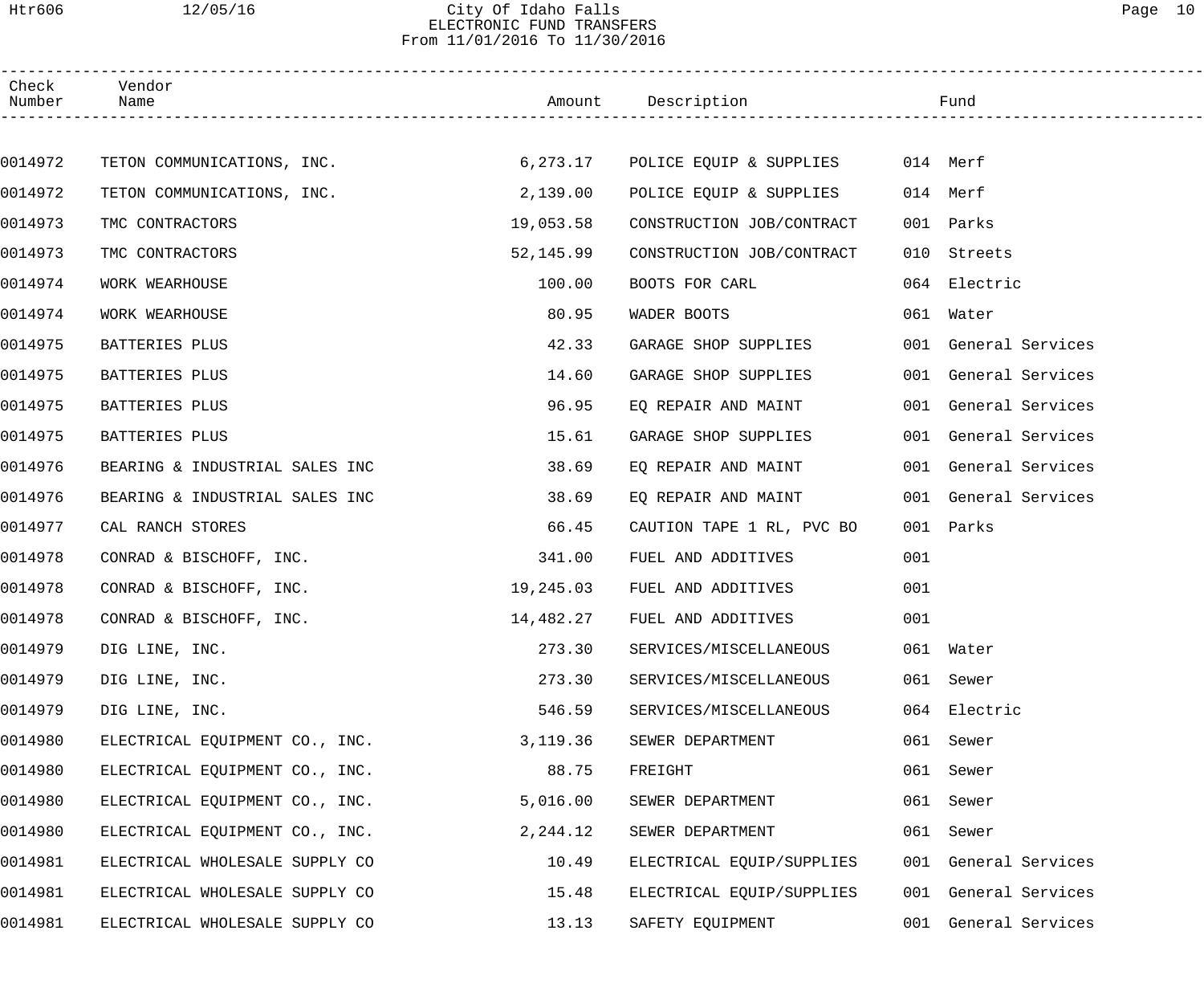# City Of Idaho Falls
## ELECTRONIC FUND TRANSFERS
From 11/01/2016 To 11/30/2016

| Check Number | Vendor Name | Amount | Description | Fund |
|---|---|---|---|---|
| 0014972 | TETON COMMUNICATIONS, INC. | 6,273.17 | POLICE EQUIP & SUPPLIES | 014 Merf |
| 0014972 | TETON COMMUNICATIONS, INC. | 2,139.00 | POLICE EQUIP & SUPPLIES | 014 Merf |
| 0014973 | TMC CONTRACTORS | 19,053.58 | CONSTRUCTION JOB/CONTRACT | 001 Parks |
| 0014973 | TMC CONTRACTORS | 52,145.99 | CONSTRUCTION JOB/CONTRACT | 010 Streets |
| 0014974 | WORK WEARHOUSE | 100.00 | BOOTS FOR CARL | 064 Electric |
| 0014974 | WORK WEARHOUSE | 80.95 | WADER BOOTS | 061 Water |
| 0014975 | BATTERIES PLUS | 42.33 | GARAGE SHOP SUPPLIES | 001 General Services |
| 0014975 | BATTERIES PLUS | 14.60 | GARAGE SHOP SUPPLIES | 001 General Services |
| 0014975 | BATTERIES PLUS | 96.95 | EQ REPAIR AND MAINT | 001 General Services |
| 0014975 | BATTERIES PLUS | 15.61 | GARAGE SHOP SUPPLIES | 001 General Services |
| 0014976 | BEARING & INDUSTRIAL SALES INC | 38.69 | EQ REPAIR AND MAINT | 001 General Services |
| 0014976 | BEARING & INDUSTRIAL SALES INC | 38.69 | EQ REPAIR AND MAINT | 001 General Services |
| 0014977 | CAL RANCH STORES | 66.45 | CAUTION TAPE 1 RL, PVC BO | 001 Parks |
| 0014978 | CONRAD & BISCHOFF, INC. | 341.00 | FUEL AND ADDITIVES | 001 |
| 0014978 | CONRAD & BISCHOFF, INC. | 19,245.03 | FUEL AND ADDITIVES | 001 |
| 0014978 | CONRAD & BISCHOFF, INC. | 14,482.27 | FUEL AND ADDITIVES | 001 |
| 0014979 | DIG LINE, INC. | 273.30 | SERVICES/MISCELLANEOUS | 061 Water |
| 0014979 | DIG LINE, INC. | 273.30 | SERVICES/MISCELLANEOUS | 061 Sewer |
| 0014979 | DIG LINE, INC. | 546.59 | SERVICES/MISCELLANEOUS | 064 Electric |
| 0014980 | ELECTRICAL EQUIPMENT CO., INC. | 3,119.36 | SEWER DEPARTMENT | 061 Sewer |
| 0014980 | ELECTRICAL EQUIPMENT CO., INC. | 88.75 | FREIGHT | 061 Sewer |
| 0014980 | ELECTRICAL EQUIPMENT CO., INC. | 5,016.00 | SEWER DEPARTMENT | 061 Sewer |
| 0014980 | ELECTRICAL EQUIPMENT CO., INC. | 2,244.12 | SEWER DEPARTMENT | 061 Sewer |
| 0014981 | ELECTRICAL WHOLESALE SUPPLY CO | 10.49 | ELECTRICAL EQUIP/SUPPLIES | 001 General Services |
| 0014981 | ELECTRICAL WHOLESALE SUPPLY CO | 15.48 | ELECTRICAL EQUIP/SUPPLIES | 001 General Services |
| 0014981 | ELECTRICAL WHOLESALE SUPPLY CO | 13.13 | SAFETY EQUIPMENT | 001 General Services |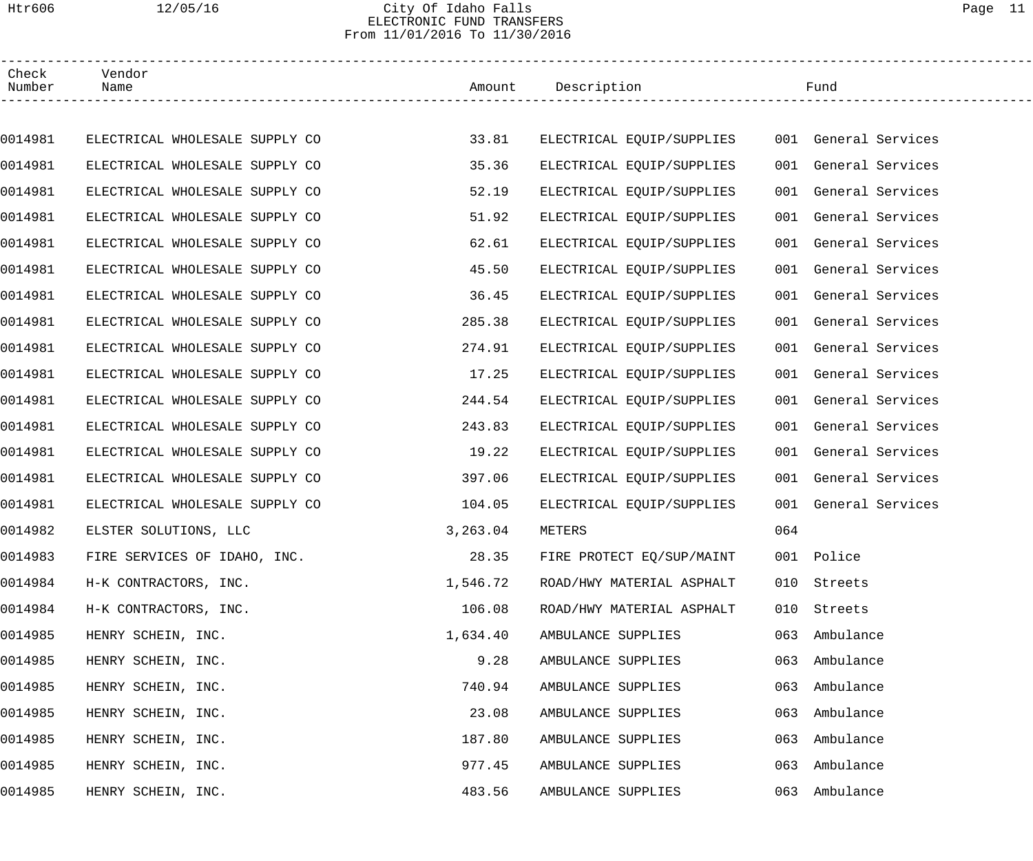# City Of Idaho Falls
## ELECTRONIC FUND TRANSFERS
From 11/01/2016 To 11/30/2016

| Check Number | Vendor Name | Amount | Description | Fund | |
|---|---|---|---|---|---|
| 0014981 | ELECTRICAL WHOLESALE SUPPLY CO | 33.81 | ELECTRICAL EQUIP/SUPPLIES | 001 | General Services |
| 0014981 | ELECTRICAL WHOLESALE SUPPLY CO | 35.36 | ELECTRICAL EQUIP/SUPPLIES | 001 | General Services |
| 0014981 | ELECTRICAL WHOLESALE SUPPLY CO | 52.19 | ELECTRICAL EQUIP/SUPPLIES | 001 | General Services |
| 0014981 | ELECTRICAL WHOLESALE SUPPLY CO | 51.92 | ELECTRICAL EQUIP/SUPPLIES | 001 | General Services |
| 0014981 | ELECTRICAL WHOLESALE SUPPLY CO | 62.61 | ELECTRICAL EQUIP/SUPPLIES | 001 | General Services |
| 0014981 | ELECTRICAL WHOLESALE SUPPLY CO | 45.50 | ELECTRICAL EQUIP/SUPPLIES | 001 | General Services |
| 0014981 | ELECTRICAL WHOLESALE SUPPLY CO | 36.45 | ELECTRICAL EQUIP/SUPPLIES | 001 | General Services |
| 0014981 | ELECTRICAL WHOLESALE SUPPLY CO | 285.38 | ELECTRICAL EQUIP/SUPPLIES | 001 | General Services |
| 0014981 | ELECTRICAL WHOLESALE SUPPLY CO | 274.91 | ELECTRICAL EQUIP/SUPPLIES | 001 | General Services |
| 0014981 | ELECTRICAL WHOLESALE SUPPLY CO | 17.25 | ELECTRICAL EQUIP/SUPPLIES | 001 | General Services |
| 0014981 | ELECTRICAL WHOLESALE SUPPLY CO | 244.54 | ELECTRICAL EQUIP/SUPPLIES | 001 | General Services |
| 0014981 | ELECTRICAL WHOLESALE SUPPLY CO | 243.83 | ELECTRICAL EQUIP/SUPPLIES | 001 | General Services |
| 0014981 | ELECTRICAL WHOLESALE SUPPLY CO | 19.22 | ELECTRICAL EQUIP/SUPPLIES | 001 | General Services |
| 0014981 | ELECTRICAL WHOLESALE SUPPLY CO | 397.06 | ELECTRICAL EQUIP/SUPPLIES | 001 | General Services |
| 0014981 | ELECTRICAL WHOLESALE SUPPLY CO | 104.05 | ELECTRICAL EQUIP/SUPPLIES | 001 | General Services |
| 0014982 | ELSTER SOLUTIONS, LLC | 3,263.04 | METERS | 064 | |
| 0014983 | FIRE SERVICES OF IDAHO, INC. | 28.35 | FIRE PROTECT EQ/SUP/MAINT | 001 | Police |
| 0014984 | H-K CONTRACTORS, INC. | 1,546.72 | ROAD/HWY MATERIAL ASPHALT | 010 | Streets |
| 0014984 | H-K CONTRACTORS, INC. | 106.08 | ROAD/HWY MATERIAL ASPHALT | 010 | Streets |
| 0014985 | HENRY SCHEIN, INC. | 1,634.40 | AMBULANCE SUPPLIES | 063 | Ambulance |
| 0014985 | HENRY SCHEIN, INC. | 9.28 | AMBULANCE SUPPLIES | 063 | Ambulance |
| 0014985 | HENRY SCHEIN, INC. | 740.94 | AMBULANCE SUPPLIES | 063 | Ambulance |
| 0014985 | HENRY SCHEIN, INC. | 23.08 | AMBULANCE SUPPLIES | 063 | Ambulance |
| 0014985 | HENRY SCHEIN, INC. | 187.80 | AMBULANCE SUPPLIES | 063 | Ambulance |
| 0014985 | HENRY SCHEIN, INC. | 977.45 | AMBULANCE SUPPLIES | 063 | Ambulance |
| 0014985 | HENRY SCHEIN, INC. | 483.56 | AMBULANCE SUPPLIES | 063 | Ambulance |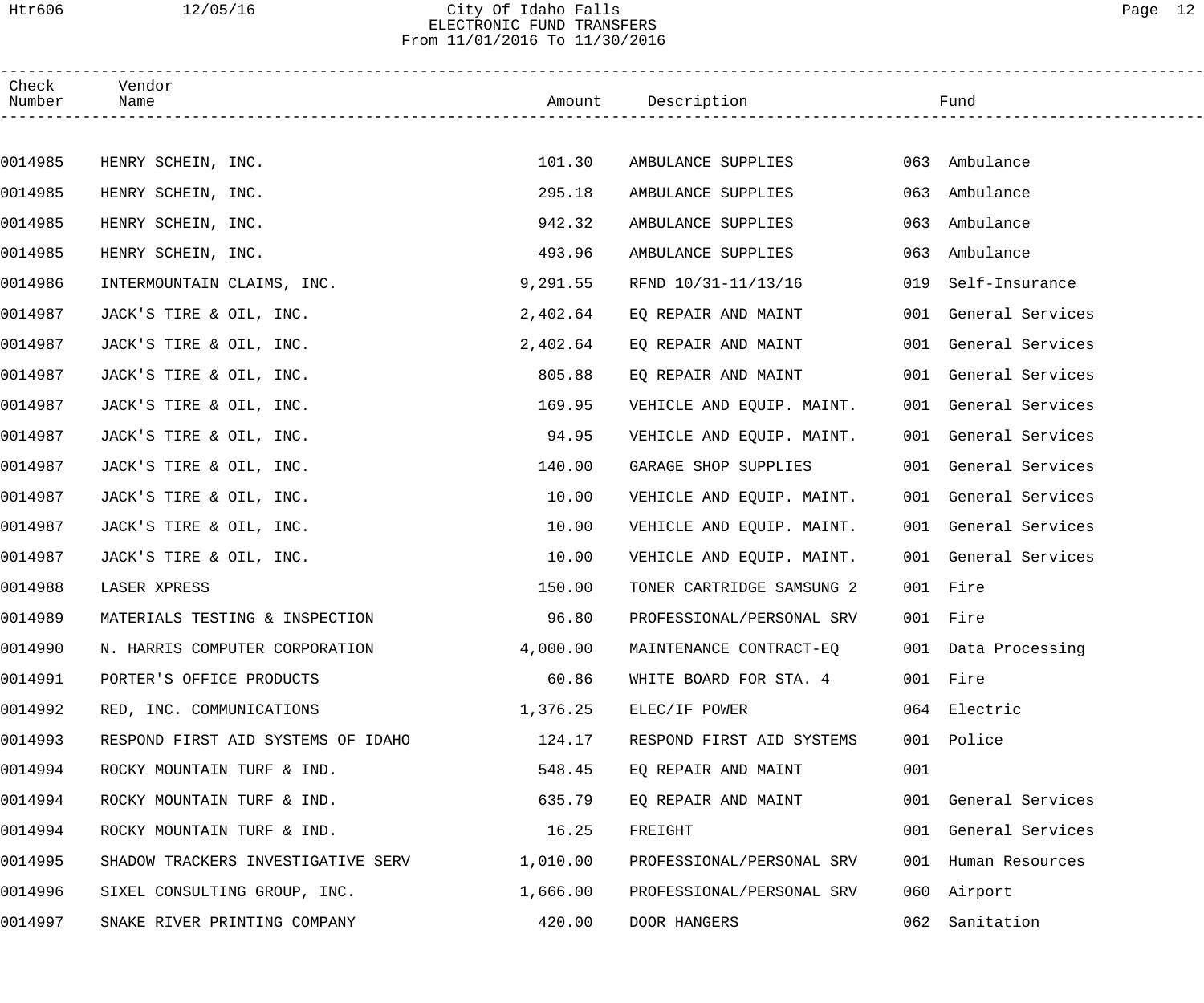City Of Idaho Falls
ELECTRONIC FUND TRANSFERS
From 11/01/2016 To 11/30/2016

| Check Number | Vendor Name | Amount | Description | Fund |
|---|---|---|---|---|
| 0014985 | HENRY SCHEIN, INC. | 101.30 | AMBULANCE SUPPLIES | 063 Ambulance |
| 0014985 | HENRY SCHEIN, INC. | 295.18 | AMBULANCE SUPPLIES | 063 Ambulance |
| 0014985 | HENRY SCHEIN, INC. | 942.32 | AMBULANCE SUPPLIES | 063 Ambulance |
| 0014985 | HENRY SCHEIN, INC. | 493.96 | AMBULANCE SUPPLIES | 063 Ambulance |
| 0014986 | INTERMOUNTAIN CLAIMS, INC. | 9,291.55 | RFND 10/31-11/13/16 | 019 Self-Insurance |
| 0014987 | JACK'S TIRE & OIL, INC. | 2,402.64 | EQ REPAIR AND MAINT | 001 General Services |
| 0014987 | JACK'S TIRE & OIL, INC. | 2,402.64 | EQ REPAIR AND MAINT | 001 General Services |
| 0014987 | JACK'S TIRE & OIL, INC. | 805.88 | EQ REPAIR AND MAINT | 001 General Services |
| 0014987 | JACK'S TIRE & OIL, INC. | 169.95 | VEHICLE AND EQUIP. MAINT. | 001 General Services |
| 0014987 | JACK'S TIRE & OIL, INC. | 94.95 | VEHICLE AND EQUIP. MAINT. | 001 General Services |
| 0014987 | JACK'S TIRE & OIL, INC. | 140.00 | GARAGE SHOP SUPPLIES | 001 General Services |
| 0014987 | JACK'S TIRE & OIL, INC. | 10.00 | VEHICLE AND EQUIP. MAINT. | 001 General Services |
| 0014987 | JACK'S TIRE & OIL, INC. | 10.00 | VEHICLE AND EQUIP. MAINT. | 001 General Services |
| 0014987 | JACK'S TIRE & OIL, INC. | 10.00 | VEHICLE AND EQUIP. MAINT. | 001 General Services |
| 0014988 | LASER XPRESS | 150.00 | TONER CARTRIDGE SAMSUNG 2 | 001 Fire |
| 0014989 | MATERIALS TESTING & INSPECTION | 96.80 | PROFESSIONAL/PERSONAL SRV | 001 Fire |
| 0014990 | N. HARRIS COMPUTER CORPORATION | 4,000.00 | MAINTENANCE CONTRACT-EQ | 001 Data Processing |
| 0014991 | PORTER'S OFFICE PRODUCTS | 60.86 | WHITE BOARD FOR STA. 4 | 001 Fire |
| 0014992 | RED, INC. COMMUNICATIONS | 1,376.25 | ELEC/IF POWER | 064 Electric |
| 0014993 | RESPOND FIRST AID SYSTEMS OF IDAHO | 124.17 | RESPOND FIRST AID SYSTEMS | 001 Police |
| 0014994 | ROCKY MOUNTAIN TURF & IND. | 548.45 | EQ REPAIR AND MAINT | 001 |
| 0014994 | ROCKY MOUNTAIN TURF & IND. | 635.79 | EQ REPAIR AND MAINT | 001 General Services |
| 0014994 | ROCKY MOUNTAIN TURF & IND. | 16.25 | FREIGHT | 001 General Services |
| 0014995 | SHADOW TRACKERS INVESTIGATIVE SERV | 1,010.00 | PROFESSIONAL/PERSONAL SRV | 001 Human Resources |
| 0014996 | SIXEL CONSULTING GROUP, INC. | 1,666.00 | PROFESSIONAL/PERSONAL SRV | 060 Airport |
| 0014997 | SNAKE RIVER PRINTING COMPANY | 420.00 | DOOR HANGERS | 062 Sanitation |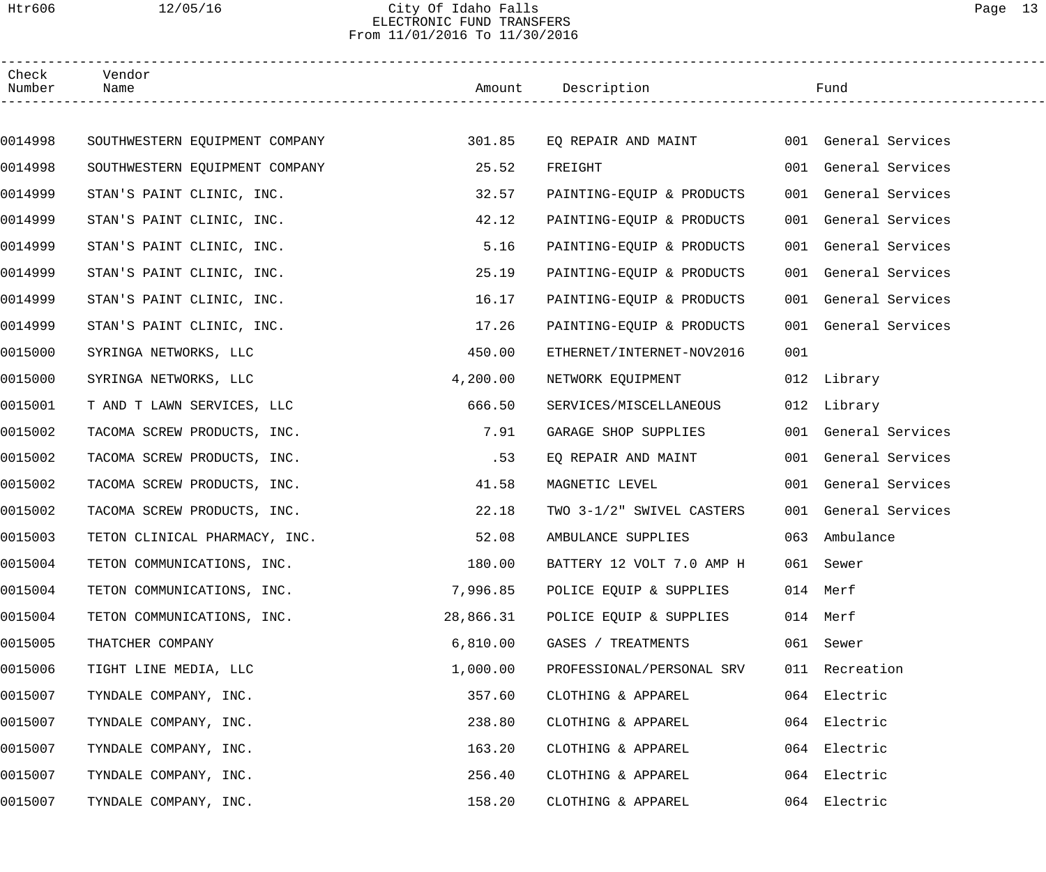City Of Idaho Falls
ELECTRONIC FUND TRANSFERS
From 11/01/2016 To 11/30/2016

| Check Number | Vendor Name | Amount | Description | Fund |
|---|---|---|---|---|
| 0014998 | SOUTHWESTERN EQUIPMENT COMPANY | 301.85 | EQ REPAIR AND MAINT | 001 General Services |
| 0014998 | SOUTHWESTERN EQUIPMENT COMPANY | 25.52 | FREIGHT | 001 General Services |
| 0014999 | STAN'S PAINT CLINIC, INC. | 32.57 | PAINTING-EQUIP & PRODUCTS | 001 General Services |
| 0014999 | STAN'S PAINT CLINIC, INC. | 42.12 | PAINTING-EQUIP & PRODUCTS | 001 General Services |
| 0014999 | STAN'S PAINT CLINIC, INC. | 5.16 | PAINTING-EQUIP & PRODUCTS | 001 General Services |
| 0014999 | STAN'S PAINT CLINIC, INC. | 25.19 | PAINTING-EQUIP & PRODUCTS | 001 General Services |
| 0014999 | STAN'S PAINT CLINIC, INC. | 16.17 | PAINTING-EQUIP & PRODUCTS | 001 General Services |
| 0014999 | STAN'S PAINT CLINIC, INC. | 17.26 | PAINTING-EQUIP & PRODUCTS | 001 General Services |
| 0015000 | SYRINGA NETWORKS, LLC | 450.00 | ETHERNET/INTERNET-NOV2016 | 001 |
| 0015000 | SYRINGA NETWORKS, LLC | 4,200.00 | NETWORK EQUIPMENT | 012 Library |
| 0015001 | T AND T LAWN SERVICES, LLC | 666.50 | SERVICES/MISCELLANEOUS | 012 Library |
| 0015002 | TACOMA SCREW PRODUCTS, INC. | 7.91 | GARAGE SHOP SUPPLIES | 001 General Services |
| 0015002 | TACOMA SCREW PRODUCTS, INC. | .53 | EQ REPAIR AND MAINT | 001 General Services |
| 0015002 | TACOMA SCREW PRODUCTS, INC. | 41.58 | MAGNETIC LEVEL | 001 General Services |
| 0015002 | TACOMA SCREW PRODUCTS, INC. | 22.18 | TWO 3-1/2" SWIVEL CASTERS | 001 General Services |
| 0015003 | TETON CLINICAL PHARMACY, INC. | 52.08 | AMBULANCE SUPPLIES | 063 Ambulance |
| 0015004 | TETON COMMUNICATIONS, INC. | 180.00 | BATTERY 12 VOLT 7.0 AMP H | 061 Sewer |
| 0015004 | TETON COMMUNICATIONS, INC. | 7,996.85 | POLICE EQUIP & SUPPLIES | 014 Merf |
| 0015004 | TETON COMMUNICATIONS, INC. | 28,866.31 | POLICE EQUIP & SUPPLIES | 014 Merf |
| 0015005 | THATCHER COMPANY | 6,810.00 | GASES / TREATMENTS | 061 Sewer |
| 0015006 | TIGHT LINE MEDIA, LLC | 1,000.00 | PROFESSIONAL/PERSONAL SRV | 011 Recreation |
| 0015007 | TYNDALE COMPANY, INC. | 357.60 | CLOTHING & APPAREL | 064 Electric |
| 0015007 | TYNDALE COMPANY, INC. | 238.80 | CLOTHING & APPAREL | 064 Electric |
| 0015007 | TYNDALE COMPANY, INC. | 163.20 | CLOTHING & APPAREL | 064 Electric |
| 0015007 | TYNDALE COMPANY, INC. | 256.40 | CLOTHING & APPAREL | 064 Electric |
| 0015007 | TYNDALE COMPANY, INC. | 158.20 | CLOTHING & APPAREL | 064 Electric |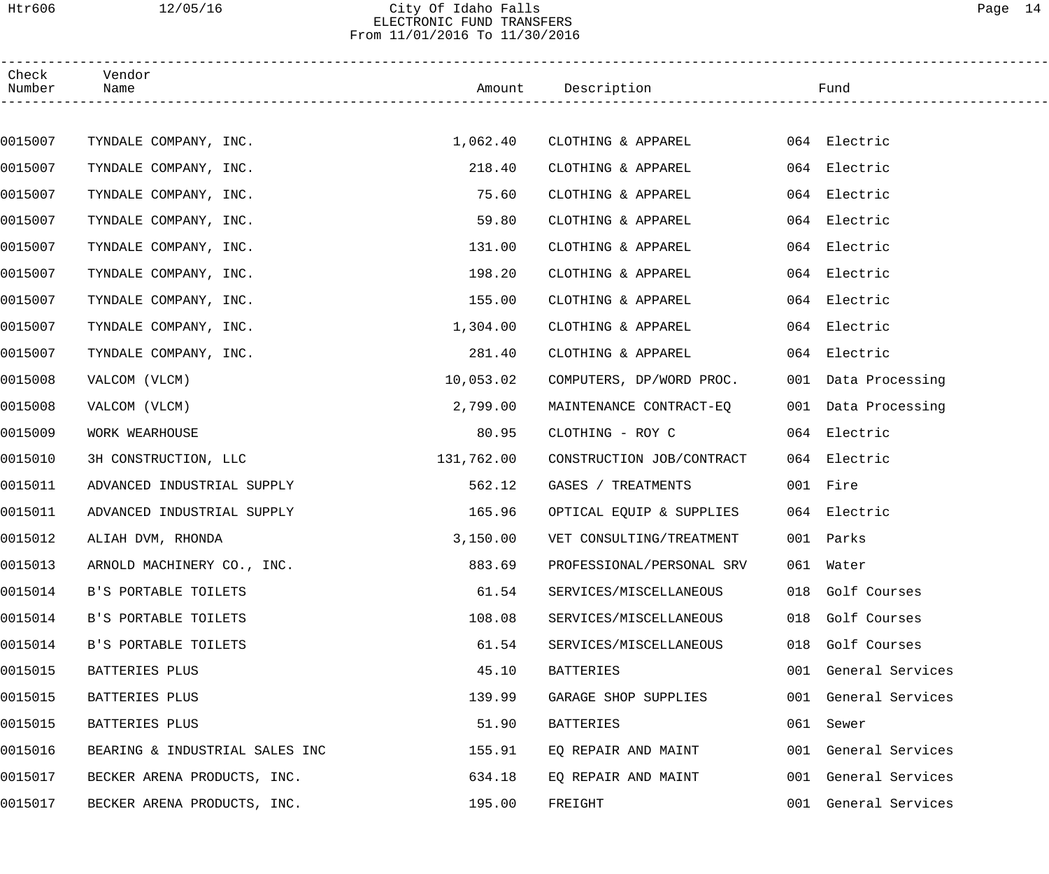# City Of Idaho Falls

## ELECTRONIC FUND TRANSFERS

From 11/01/2016 To 11/30/2016

| Check Number | Vendor Name | Amount | Description | Fund |
|---|---|---|---|---|
| 0015007 | TYNDALE COMPANY, INC. | 1,062.40 | CLOTHING & APPAREL | 064 Electric |
| 0015007 | TYNDALE COMPANY, INC. | 218.40 | CLOTHING & APPAREL | 064 Electric |
| 0015007 | TYNDALE COMPANY, INC. | 75.60 | CLOTHING & APPAREL | 064 Electric |
| 0015007 | TYNDALE COMPANY, INC. | 59.80 | CLOTHING & APPAREL | 064 Electric |
| 0015007 | TYNDALE COMPANY, INC. | 131.00 | CLOTHING & APPAREL | 064 Electric |
| 0015007 | TYNDALE COMPANY, INC. | 198.20 | CLOTHING & APPAREL | 064 Electric |
| 0015007 | TYNDALE COMPANY, INC. | 155.00 | CLOTHING & APPAREL | 064 Electric |
| 0015007 | TYNDALE COMPANY, INC. | 1,304.00 | CLOTHING & APPAREL | 064 Electric |
| 0015007 | TYNDALE COMPANY, INC. | 281.40 | CLOTHING & APPAREL | 064 Electric |
| 0015008 | VALCOM (VLCM) | 10,053.02 | COMPUTERS, DP/WORD PROC. | 001 Data Processing |
| 0015008 | VALCOM (VLCM) | 2,799.00 | MAINTENANCE CONTRACT-EQ | 001 Data Processing |
| 0015009 | WORK WEARHOUSE | 80.95 | CLOTHING - ROY C | 064 Electric |
| 0015010 | 3H CONSTRUCTION, LLC | 131,762.00 | CONSTRUCTION JOB/CONTRACT | 064 Electric |
| 0015011 | ADVANCED INDUSTRIAL SUPPLY | 562.12 | GASES / TREATMENTS | 001 Fire |
| 0015011 | ADVANCED INDUSTRIAL SUPPLY | 165.96 | OPTICAL EQUIP & SUPPLIES | 064 Electric |
| 0015012 | ALIAH DVM, RHONDA | 3,150.00 | VET CONSULTING/TREATMENT | 001 Parks |
| 0015013 | ARNOLD MACHINERY CO., INC. | 883.69 | PROFESSIONAL/PERSONAL SRV | 061 Water |
| 0015014 | B'S PORTABLE TOILETS | 61.54 | SERVICES/MISCELLANEOUS | 018 Golf Courses |
| 0015014 | B'S PORTABLE TOILETS | 108.08 | SERVICES/MISCELLANEOUS | 018 Golf Courses |
| 0015014 | B'S PORTABLE TOILETS | 61.54 | SERVICES/MISCELLANEOUS | 018 Golf Courses |
| 0015015 | BATTERIES PLUS | 45.10 | BATTERIES | 001 General Services |
| 0015015 | BATTERIES PLUS | 139.99 | GARAGE SHOP SUPPLIES | 001 General Services |
| 0015015 | BATTERIES PLUS | 51.90 | BATTERIES | 061 Sewer |
| 0015016 | BEARING & INDUSTRIAL SALES INC | 155.91 | EQ REPAIR AND MAINT | 001 General Services |
| 0015017 | BECKER ARENA PRODUCTS, INC. | 634.18 | EQ REPAIR AND MAINT | 001 General Services |
| 0015017 | BECKER ARENA PRODUCTS, INC. | 195.00 | FREIGHT | 001 General Services |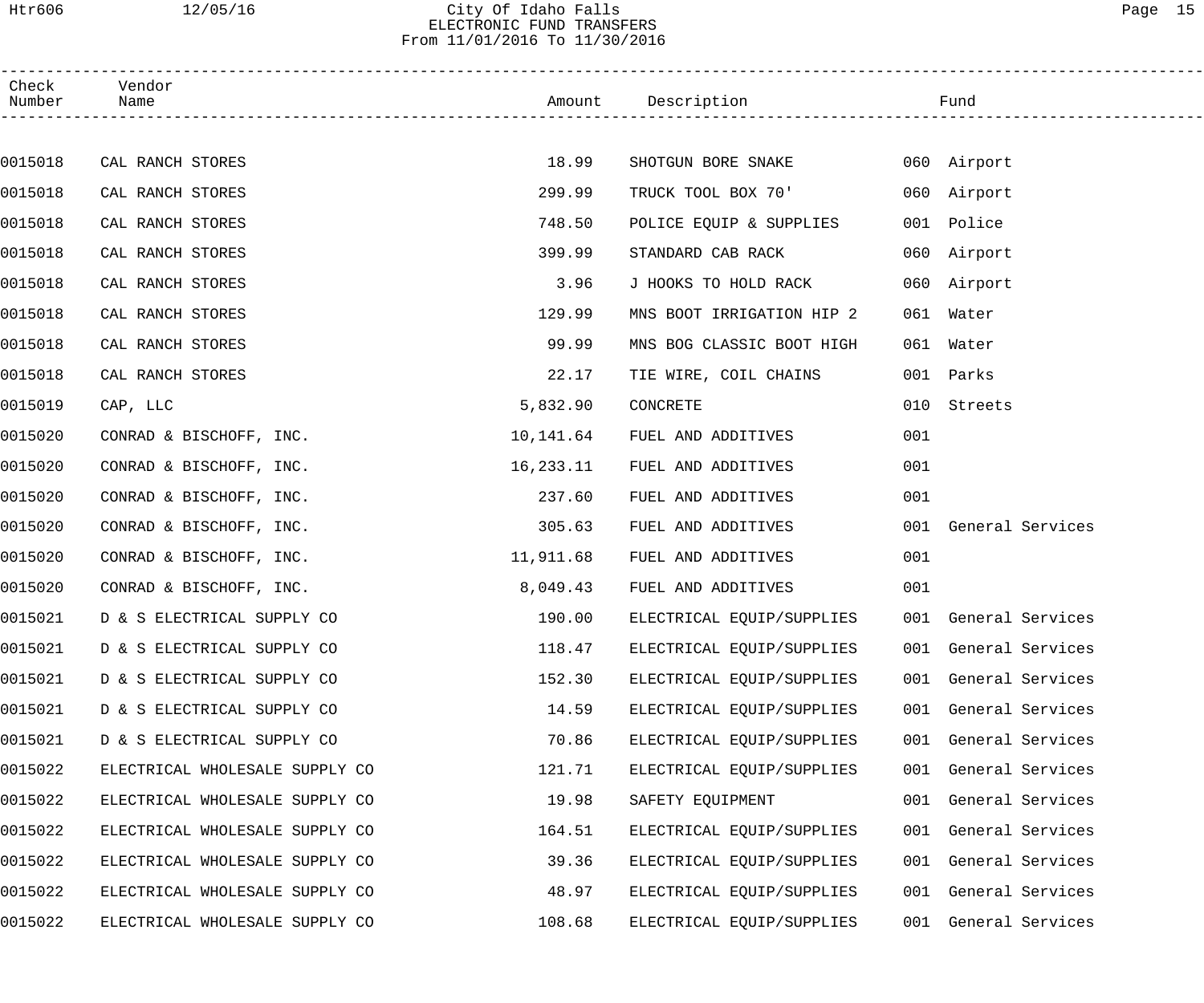# City Of Idaho Falls
## ELECTRONIC FUND TRANSFERS
From 11/01/2016 To 11/30/2016

| Check Number | Vendor Name | Amount | Description | Fund |
|---|---|---|---|---|
| 0015018 | CAL RANCH STORES | 18.99 | SHOTGUN BORE SNAKE | 060 Airport |
| 0015018 | CAL RANCH STORES | 299.99 | TRUCK TOOL BOX 70' | 060 Airport |
| 0015018 | CAL RANCH STORES | 748.50 | POLICE EQUIP & SUPPLIES | 001 Police |
| 0015018 | CAL RANCH STORES | 399.99 | STANDARD CAB RACK | 060 Airport |
| 0015018 | CAL RANCH STORES | 3.96 | J HOOKS TO HOLD RACK | 060 Airport |
| 0015018 | CAL RANCH STORES | 129.99 | MNS BOOT IRRIGATION HIP 2 | 061 Water |
| 0015018 | CAL RANCH STORES | 99.99 | MNS BOG CLASSIC BOOT HIGH | 061 Water |
| 0015018 | CAL RANCH STORES | 22.17 | TIE WIRE, COIL CHAINS | 001 Parks |
| 0015019 | CAP, LLC | 5,832.90 | CONCRETE | 010 Streets |
| 0015020 | CONRAD & BISCHOFF, INC. | 10,141.64 | FUEL AND ADDITIVES | 001 |
| 0015020 | CONRAD & BISCHOFF, INC. | 16,233.11 | FUEL AND ADDITIVES | 001 |
| 0015020 | CONRAD & BISCHOFF, INC. | 237.60 | FUEL AND ADDITIVES | 001 |
| 0015020 | CONRAD & BISCHOFF, INC. | 305.63 | FUEL AND ADDITIVES | 001 General Services |
| 0015020 | CONRAD & BISCHOFF, INC. | 11,911.68 | FUEL AND ADDITIVES | 001 |
| 0015020 | CONRAD & BISCHOFF, INC. | 8,049.43 | FUEL AND ADDITIVES | 001 |
| 0015021 | D & S ELECTRICAL SUPPLY CO | 190.00 | ELECTRICAL EQUIP/SUPPLIES | 001 General Services |
| 0015021 | D & S ELECTRICAL SUPPLY CO | 118.47 | ELECTRICAL EQUIP/SUPPLIES | 001 General Services |
| 0015021 | D & S ELECTRICAL SUPPLY CO | 152.30 | ELECTRICAL EQUIP/SUPPLIES | 001 General Services |
| 0015021 | D & S ELECTRICAL SUPPLY CO | 14.59 | ELECTRICAL EQUIP/SUPPLIES | 001 General Services |
| 0015021 | D & S ELECTRICAL SUPPLY CO | 70.86 | ELECTRICAL EQUIP/SUPPLIES | 001 General Services |
| 0015022 | ELECTRICAL WHOLESALE SUPPLY CO | 121.71 | ELECTRICAL EQUIP/SUPPLIES | 001 General Services |
| 0015022 | ELECTRICAL WHOLESALE SUPPLY CO | 19.98 | SAFETY EQUIPMENT | 001 General Services |
| 0015022 | ELECTRICAL WHOLESALE SUPPLY CO | 164.51 | ELECTRICAL EQUIP/SUPPLIES | 001 General Services |
| 0015022 | ELECTRICAL WHOLESALE SUPPLY CO | 39.36 | ELECTRICAL EQUIP/SUPPLIES | 001 General Services |
| 0015022 | ELECTRICAL WHOLESALE SUPPLY CO | 48.97 | ELECTRICAL EQUIP/SUPPLIES | 001 General Services |
| 0015022 | ELECTRICAL WHOLESALE SUPPLY CO | 108.68 | ELECTRICAL EQUIP/SUPPLIES | 001 General Services |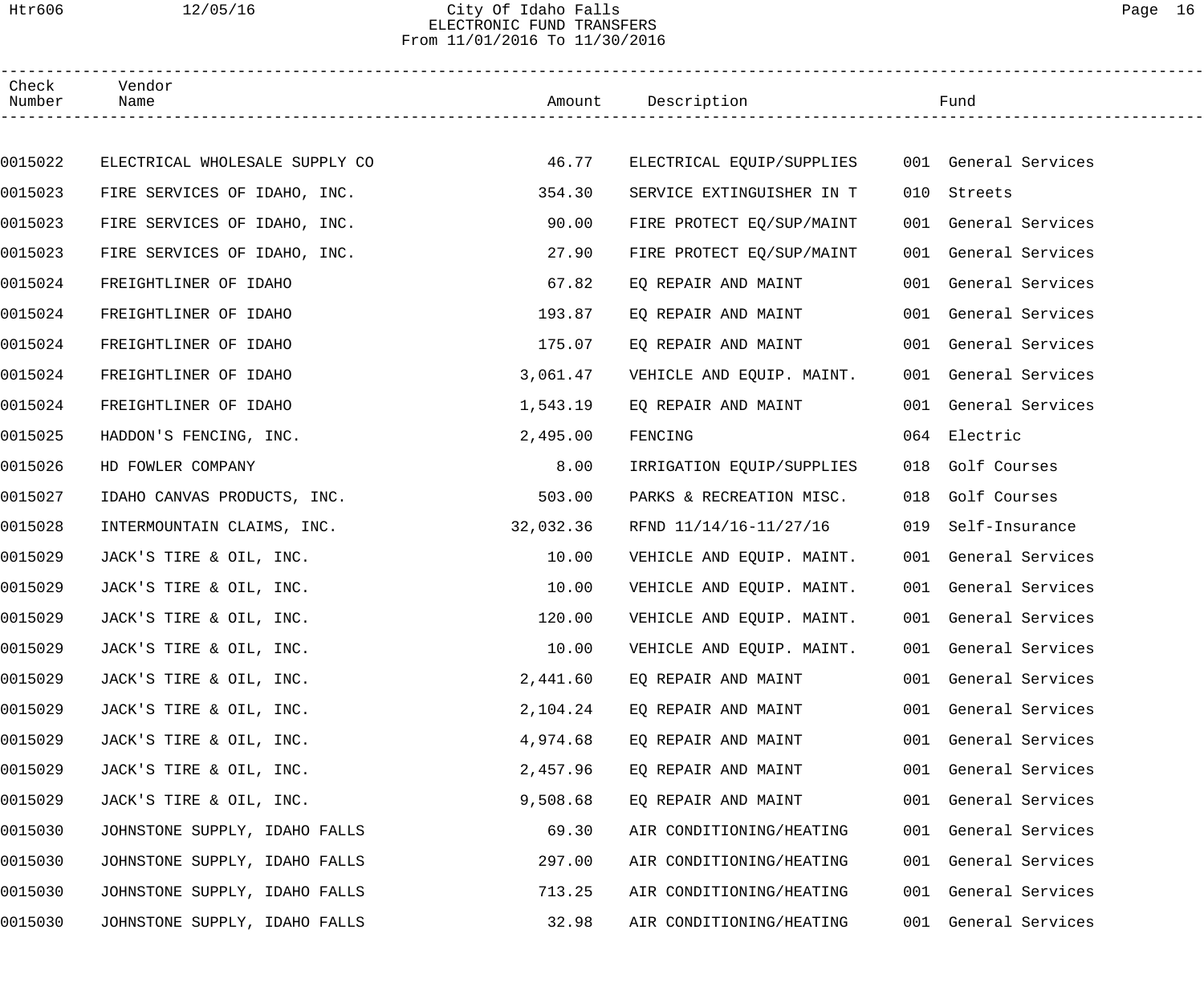# City Of Idaho Falls
## ELECTRONIC FUND TRANSFERS
### From 11/01/2016 To 11/30/2016

| Check Number | Vendor Name | Amount | Description | Fund |
|---|---|---|---|---|
| 0015022 | ELECTRICAL WHOLESALE SUPPLY CO | 46.77 | ELECTRICAL EQUIP/SUPPLIES | 001 General Services |
| 0015023 | FIRE SERVICES OF IDAHO, INC. | 354.30 | SERVICE EXTINGUISHER IN T | 010 Streets |
| 0015023 | FIRE SERVICES OF IDAHO, INC. | 90.00 | FIRE PROTECT EQ/SUP/MAINT | 001 General Services |
| 0015023 | FIRE SERVICES OF IDAHO, INC. | 27.90 | FIRE PROTECT EQ/SUP/MAINT | 001 General Services |
| 0015024 | FREIGHTLINER OF IDAHO | 67.82 | EQ REPAIR AND MAINT | 001 General Services |
| 0015024 | FREIGHTLINER OF IDAHO | 193.87 | EQ REPAIR AND MAINT | 001 General Services |
| 0015024 | FREIGHTLINER OF IDAHO | 175.07 | EQ REPAIR AND MAINT | 001 General Services |
| 0015024 | FREIGHTLINER OF IDAHO | 3,061.47 | VEHICLE AND EQUIP. MAINT. | 001 General Services |
| 0015024 | FREIGHTLINER OF IDAHO | 1,543.19 | EQ REPAIR AND MAINT | 001 General Services |
| 0015025 | HADDON'S FENCING, INC. | 2,495.00 | FENCING | 064 Electric |
| 0015026 | HD FOWLER COMPANY | 8.00 | IRRIGATION EQUIP/SUPPLIES | 018 Golf Courses |
| 0015027 | IDAHO CANVAS PRODUCTS, INC. | 503.00 | PARKS & RECREATION MISC. | 018 Golf Courses |
| 0015028 | INTERMOUNTAIN CLAIMS, INC. | 32,032.36 | RFND 11/14/16-11/27/16 | 019 Self-Insurance |
| 0015029 | JACK'S TIRE & OIL, INC. | 10.00 | VEHICLE AND EQUIP. MAINT. | 001 General Services |
| 0015029 | JACK'S TIRE & OIL, INC. | 10.00 | VEHICLE AND EQUIP. MAINT. | 001 General Services |
| 0015029 | JACK'S TIRE & OIL, INC. | 120.00 | VEHICLE AND EQUIP. MAINT. | 001 General Services |
| 0015029 | JACK'S TIRE & OIL, INC. | 10.00 | VEHICLE AND EQUIP. MAINT. | 001 General Services |
| 0015029 | JACK'S TIRE & OIL, INC. | 2,441.60 | EQ REPAIR AND MAINT | 001 General Services |
| 0015029 | JACK'S TIRE & OIL, INC. | 2,104.24 | EQ REPAIR AND MAINT | 001 General Services |
| 0015029 | JACK'S TIRE & OIL, INC. | 4,974.68 | EQ REPAIR AND MAINT | 001 General Services |
| 0015029 | JACK'S TIRE & OIL, INC. | 2,457.96 | EQ REPAIR AND MAINT | 001 General Services |
| 0015029 | JACK'S TIRE & OIL, INC. | 9,508.68 | EQ REPAIR AND MAINT | 001 General Services |
| 0015030 | JOHNSTONE SUPPLY, IDAHO FALLS | 69.30 | AIR CONDITIONING/HEATING | 001 General Services |
| 0015030 | JOHNSTONE SUPPLY, IDAHO FALLS | 297.00 | AIR CONDITIONING/HEATING | 001 General Services |
| 0015030 | JOHNSTONE SUPPLY, IDAHO FALLS | 713.25 | AIR CONDITIONING/HEATING | 001 General Services |
| 0015030 | JOHNSTONE SUPPLY, IDAHO FALLS | 32.98 | AIR CONDITIONING/HEATING | 001 General Services |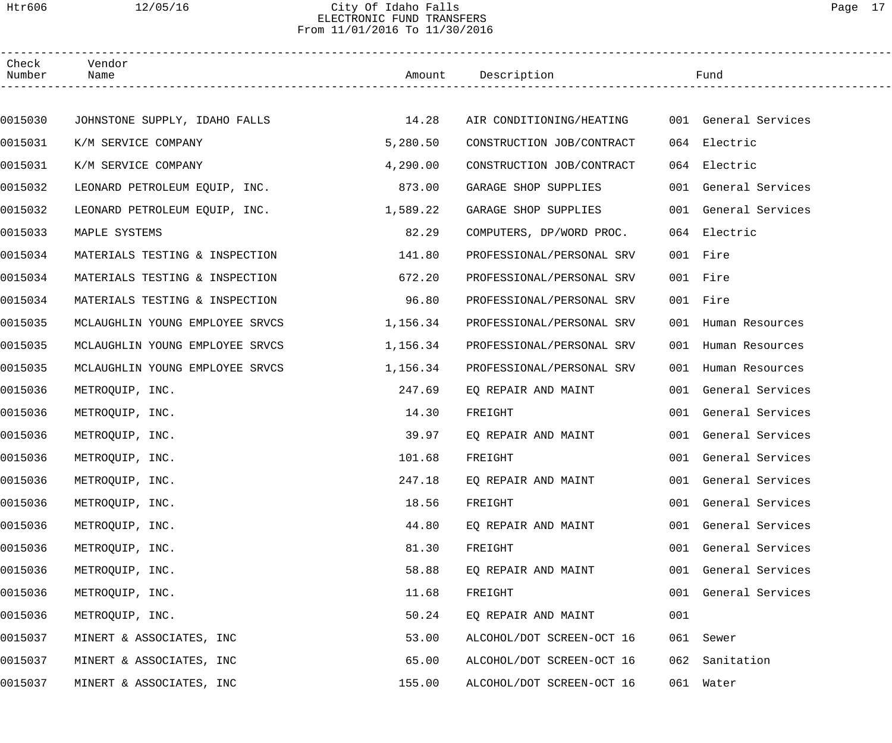City Of Idaho Falls
ELECTRONIC FUND TRANSFERS
From 11/01/2016 To 11/30/2016

| Check Number | Vendor Name | Amount | Description | Fund |
|---|---|---|---|---|
| 0015030 | JOHNSTONE SUPPLY, IDAHO FALLS | 14.28 | AIR CONDITIONING/HEATING | 001 General Services |
| 0015031 | K/M SERVICE COMPANY | 5,280.50 | CONSTRUCTION JOB/CONTRACT | 064 Electric |
| 0015031 | K/M SERVICE COMPANY | 4,290.00 | CONSTRUCTION JOB/CONTRACT | 064 Electric |
| 0015032 | LEONARD PETROLEUM EQUIP, INC. | 873.00 | GARAGE SHOP SUPPLIES | 001 General Services |
| 0015032 | LEONARD PETROLEUM EQUIP, INC. | 1,589.22 | GARAGE SHOP SUPPLIES | 001 General Services |
| 0015033 | MAPLE SYSTEMS | 82.29 | COMPUTERS, DP/WORD PROC. | 064 Electric |
| 0015034 | MATERIALS TESTING & INSPECTION | 141.80 | PROFESSIONAL/PERSONAL SRV | 001 Fire |
| 0015034 | MATERIALS TESTING & INSPECTION | 672.20 | PROFESSIONAL/PERSONAL SRV | 001 Fire |
| 0015034 | MATERIALS TESTING & INSPECTION | 96.80 | PROFESSIONAL/PERSONAL SRV | 001 Fire |
| 0015035 | MCLAUGHLIN YOUNG EMPLOYEE SRVCS | 1,156.34 | PROFESSIONAL/PERSONAL SRV | 001 Human Resources |
| 0015035 | MCLAUGHLIN YOUNG EMPLOYEE SRVCS | 1,156.34 | PROFESSIONAL/PERSONAL SRV | 001 Human Resources |
| 0015035 | MCLAUGHLIN YOUNG EMPLOYEE SRVCS | 1,156.34 | PROFESSIONAL/PERSONAL SRV | 001 Human Resources |
| 0015036 | METROQUIP, INC. | 247.69 | EQ REPAIR AND MAINT | 001 General Services |
| 0015036 | METROQUIP, INC. | 14.30 | FREIGHT | 001 General Services |
| 0015036 | METROQUIP, INC. | 39.97 | EQ REPAIR AND MAINT | 001 General Services |
| 0015036 | METROQUIP, INC. | 101.68 | FREIGHT | 001 General Services |
| 0015036 | METROQUIP, INC. | 247.18 | EQ REPAIR AND MAINT | 001 General Services |
| 0015036 | METROQUIP, INC. | 18.56 | FREIGHT | 001 General Services |
| 0015036 | METROQUIP, INC. | 44.80 | EQ REPAIR AND MAINT | 001 General Services |
| 0015036 | METROQUIP, INC. | 81.30 | FREIGHT | 001 General Services |
| 0015036 | METROQUIP, INC. | 58.88 | EQ REPAIR AND MAINT | 001 General Services |
| 0015036 | METROQUIP, INC. | 11.68 | FREIGHT | 001 General Services |
| 0015036 | METROQUIP, INC. | 50.24 | EQ REPAIR AND MAINT | 001 |
| 0015037 | MINERT & ASSOCIATES, INC | 53.00 | ALCOHOL/DOT SCREEN-OCT 16 | 061 Sewer |
| 0015037 | MINERT & ASSOCIATES, INC | 65.00 | ALCOHOL/DOT SCREEN-OCT 16 | 062 Sanitation |
| 0015037 | MINERT & ASSOCIATES, INC | 155.00 | ALCOHOL/DOT SCREEN-OCT 16 | 061 Water |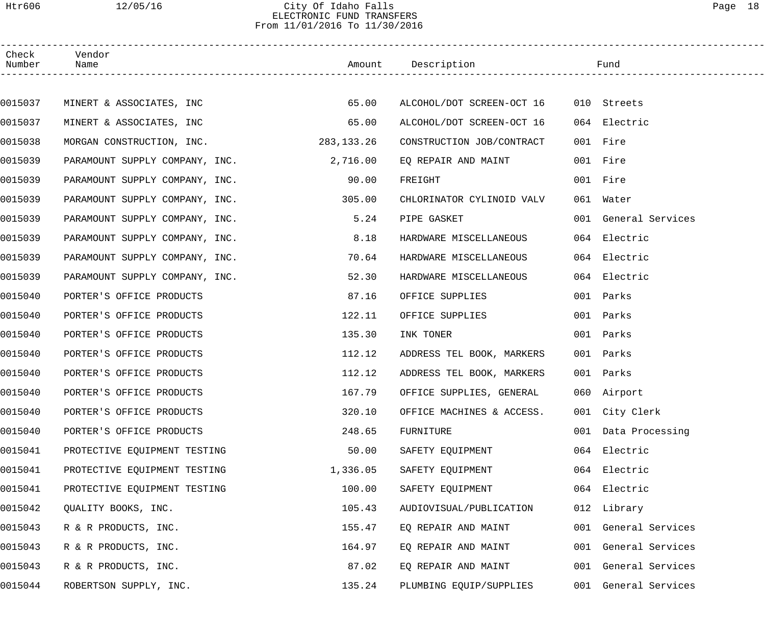# City Of Idaho Falls
## ELECTRONIC FUND TRANSFERS
From 11/01/2016 To 11/30/2016

| Check Number | Vendor Name | Amount | Description | Fund |
|---|---|---|---|---|
| 0015037 | MINERT & ASSOCIATES, INC | 65.00 | ALCOHOL/DOT SCREEN-OCT 16 | 010 Streets |
| 0015037 | MINERT & ASSOCIATES, INC | 65.00 | ALCOHOL/DOT SCREEN-OCT 16 | 064 Electric |
| 0015038 | MORGAN CONSTRUCTION, INC. | 283,133.26 | CONSTRUCTION JOB/CONTRACT | 001 Fire |
| 0015039 | PARAMOUNT SUPPLY COMPANY, INC. | 2,716.00 | EQ REPAIR AND MAINT | 001 Fire |
| 0015039 | PARAMOUNT SUPPLY COMPANY, INC. | 90.00 | FREIGHT | 001 Fire |
| 0015039 | PARAMOUNT SUPPLY COMPANY, INC. | 305.00 | CHLORINATOR CYLINOID VALV | 061 Water |
| 0015039 | PARAMOUNT SUPPLY COMPANY, INC. | 5.24 | PIPE GASKET | 001 General Services |
| 0015039 | PARAMOUNT SUPPLY COMPANY, INC. | 8.18 | HARDWARE MISCELLANEOUS | 064 Electric |
| 0015039 | PARAMOUNT SUPPLY COMPANY, INC. | 70.64 | HARDWARE MISCELLANEOUS | 064 Electric |
| 0015039 | PARAMOUNT SUPPLY COMPANY, INC. | 52.30 | HARDWARE MISCELLANEOUS | 064 Electric |
| 0015040 | PORTER'S OFFICE PRODUCTS | 87.16 | OFFICE SUPPLIES | 001 Parks |
| 0015040 | PORTER'S OFFICE PRODUCTS | 122.11 | OFFICE SUPPLIES | 001 Parks |
| 0015040 | PORTER'S OFFICE PRODUCTS | 135.30 | INK TONER | 001 Parks |
| 0015040 | PORTER'S OFFICE PRODUCTS | 112.12 | ADDRESS TEL BOOK, MARKERS | 001 Parks |
| 0015040 | PORTER'S OFFICE PRODUCTS | 112.12 | ADDRESS TEL BOOK, MARKERS | 001 Parks |
| 0015040 | PORTER'S OFFICE PRODUCTS | 167.79 | OFFICE SUPPLIES, GENERAL | 060 Airport |
| 0015040 | PORTER'S OFFICE PRODUCTS | 320.10 | OFFICE MACHINES & ACCESS. | 001 City Clerk |
| 0015040 | PORTER'S OFFICE PRODUCTS | 248.65 | FURNITURE | 001 Data Processing |
| 0015041 | PROTECTIVE EQUIPMENT TESTING | 50.00 | SAFETY EQUIPMENT | 064 Electric |
| 0015041 | PROTECTIVE EQUIPMENT TESTING | 1,336.05 | SAFETY EQUIPMENT | 064 Electric |
| 0015041 | PROTECTIVE EQUIPMENT TESTING | 100.00 | SAFETY EQUIPMENT | 064 Electric |
| 0015042 | QUALITY BOOKS, INC. | 105.43 | AUDIOVISUAL/PUBLICATION | 012 Library |
| 0015043 | R & R PRODUCTS, INC. | 155.47 | EQ REPAIR AND MAINT | 001 General Services |
| 0015043 | R & R PRODUCTS, INC. | 164.97 | EQ REPAIR AND MAINT | 001 General Services |
| 0015043 | R & R PRODUCTS, INC. | 87.02 | EQ REPAIR AND MAINT | 001 General Services |
| 0015044 | ROBERTSON SUPPLY, INC. | 135.24 | PLUMBING EQUIP/SUPPLIES | 001 General Services |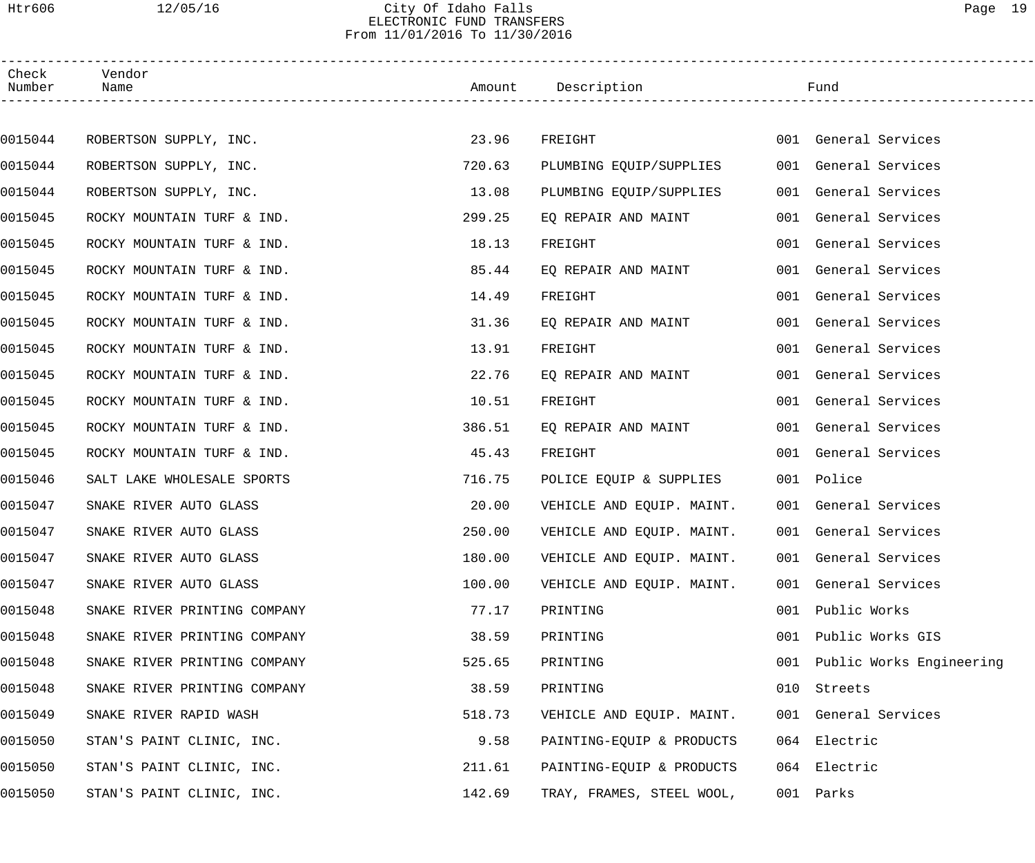# City Of Idaho Falls
## ELECTRONIC FUND TRANSFERS
From 11/01/2016 To 11/30/2016

| Check Number | Vendor Name | Amount | Description | Fund |
|---|---|---|---|---|
| 0015044 | ROBERTSON SUPPLY, INC. | 23.96 | FREIGHT | 001 General Services |
| 0015044 | ROBERTSON SUPPLY, INC. | 720.63 | PLUMBING EQUIP/SUPPLIES | 001 General Services |
| 0015044 | ROBERTSON SUPPLY, INC. | 13.08 | PLUMBING EQUIP/SUPPLIES | 001 General Services |
| 0015045 | ROCKY MOUNTAIN TURF & IND. | 299.25 | EQ REPAIR AND MAINT | 001 General Services |
| 0015045 | ROCKY MOUNTAIN TURF & IND. | 18.13 | FREIGHT | 001 General Services |
| 0015045 | ROCKY MOUNTAIN TURF & IND. | 85.44 | EQ REPAIR AND MAINT | 001 General Services |
| 0015045 | ROCKY MOUNTAIN TURF & IND. | 14.49 | FREIGHT | 001 General Services |
| 0015045 | ROCKY MOUNTAIN TURF & IND. | 31.36 | EQ REPAIR AND MAINT | 001 General Services |
| 0015045 | ROCKY MOUNTAIN TURF & IND. | 13.91 | FREIGHT | 001 General Services |
| 0015045 | ROCKY MOUNTAIN TURF & IND. | 22.76 | EQ REPAIR AND MAINT | 001 General Services |
| 0015045 | ROCKY MOUNTAIN TURF & IND. | 10.51 | FREIGHT | 001 General Services |
| 0015045 | ROCKY MOUNTAIN TURF & IND. | 386.51 | EQ REPAIR AND MAINT | 001 General Services |
| 0015045 | ROCKY MOUNTAIN TURF & IND. | 45.43 | FREIGHT | 001 General Services |
| 0015046 | SALT LAKE WHOLESALE SPORTS | 716.75 | POLICE EQUIP & SUPPLIES | 001 Police |
| 0015047 | SNAKE RIVER AUTO GLASS | 20.00 | VEHICLE AND EQUIP. MAINT. | 001 General Services |
| 0015047 | SNAKE RIVER AUTO GLASS | 250.00 | VEHICLE AND EQUIP. MAINT. | 001 General Services |
| 0015047 | SNAKE RIVER AUTO GLASS | 180.00 | VEHICLE AND EQUIP. MAINT. | 001 General Services |
| 0015047 | SNAKE RIVER AUTO GLASS | 100.00 | VEHICLE AND EQUIP. MAINT. | 001 General Services |
| 0015048 | SNAKE RIVER PRINTING COMPANY | 77.17 | PRINTING | 001 Public Works |
| 0015048 | SNAKE RIVER PRINTING COMPANY | 38.59 | PRINTING | 001 Public Works GIS |
| 0015048 | SNAKE RIVER PRINTING COMPANY | 525.65 | PRINTING | 001 Public Works Engineering |
| 0015048 | SNAKE RIVER PRINTING COMPANY | 38.59 | PRINTING | 010 Streets |
| 0015049 | SNAKE RIVER RAPID WASH | 518.73 | VEHICLE AND EQUIP. MAINT. | 001 General Services |
| 0015050 | STAN'S PAINT CLINIC, INC. | 9.58 | PAINTING-EQUIP & PRODUCTS | 064 Electric |
| 0015050 | STAN'S PAINT CLINIC, INC. | 211.61 | PAINTING-EQUIP & PRODUCTS | 064 Electric |
| 0015050 | STAN'S PAINT CLINIC, INC. | 142.69 | TRAY, FRAMES, STEEL WOOL, | 001 Parks |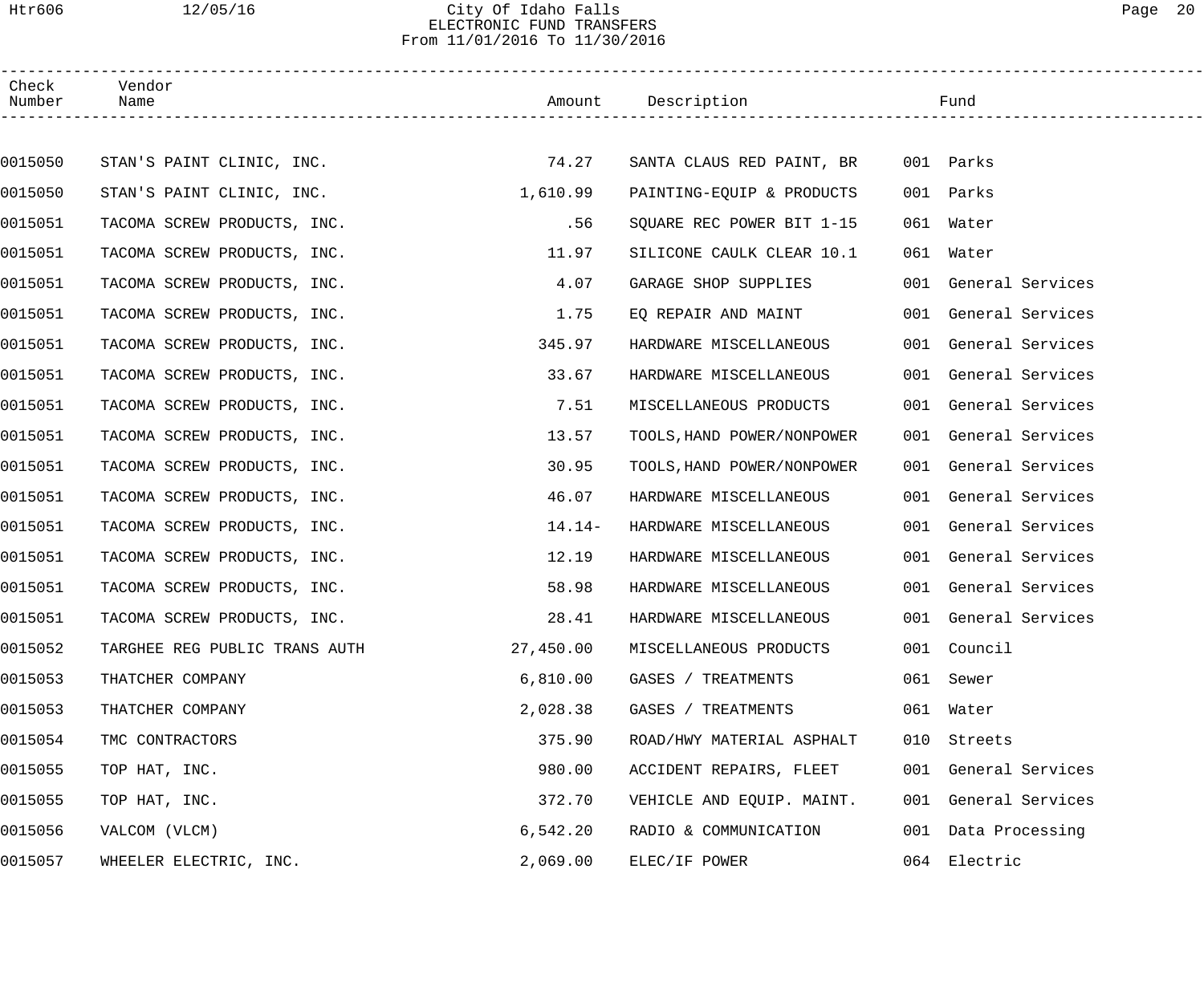# City Of Idaho Falls
## ELECTRONIC FUND TRANSFERS
### From 11/01/2016 To 11/30/2016

| Check Number | Vendor Name | Amount | Description | Fund |
|---|---|---|---|---|
| 0015050 | STAN'S PAINT CLINIC, INC. | 74.27 | SANTA CLAUS RED PAINT, BR | 001 Parks |
| 0015050 | STAN'S PAINT CLINIC, INC. | 1,610.99 | PAINTING-EQUIP & PRODUCTS | 001 Parks |
| 0015051 | TACOMA SCREW PRODUCTS, INC. | .56 | SQUARE REC POWER BIT 1-15 | 061 Water |
| 0015051 | TACOMA SCREW PRODUCTS, INC. | 11.97 | SILICONE CAULK CLEAR 10.1 | 061 Water |
| 0015051 | TACOMA SCREW PRODUCTS, INC. | 4.07 | GARAGE SHOP SUPPLIES | 001 General Services |
| 0015051 | TACOMA SCREW PRODUCTS, INC. | 1.75 | EQ REPAIR AND MAINT | 001 General Services |
| 0015051 | TACOMA SCREW PRODUCTS, INC. | 345.97 | HARDWARE MISCELLANEOUS | 001 General Services |
| 0015051 | TACOMA SCREW PRODUCTS, INC. | 33.67 | HARDWARE MISCELLANEOUS | 001 General Services |
| 0015051 | TACOMA SCREW PRODUCTS, INC. | 7.51 | MISCELLANEOUS PRODUCTS | 001 General Services |
| 0015051 | TACOMA SCREW PRODUCTS, INC. | 13.57 | TOOLS,HAND POWER/NONPOWER | 001 General Services |
| 0015051 | TACOMA SCREW PRODUCTS, INC. | 30.95 | TOOLS,HAND POWER/NONPOWER | 001 General Services |
| 0015051 | TACOMA SCREW PRODUCTS, INC. | 46.07 | HARDWARE MISCELLANEOUS | 001 General Services |
| 0015051 | TACOMA SCREW PRODUCTS, INC. | 14.14- | HARDWARE MISCELLANEOUS | 001 General Services |
| 0015051 | TACOMA SCREW PRODUCTS, INC. | 12.19 | HARDWARE MISCELLANEOUS | 001 General Services |
| 0015051 | TACOMA SCREW PRODUCTS, INC. | 58.98 | HARDWARE MISCELLANEOUS | 001 General Services |
| 0015051 | TACOMA SCREW PRODUCTS, INC. | 28.41 | HARDWARE MISCELLANEOUS | 001 General Services |
| 0015052 | TARGHEE REG PUBLIC TRANS AUTH | 27,450.00 | MISCELLANEOUS PRODUCTS | 001 Council |
| 0015053 | THATCHER COMPANY | 6,810.00 | GASES / TREATMENTS | 061 Sewer |
| 0015053 | THATCHER COMPANY | 2,028.38 | GASES / TREATMENTS | 061 Water |
| 0015054 | TMC CONTRACTORS | 375.90 | ROAD/HWY MATERIAL ASPHALT | 010 Streets |
| 0015055 | TOP HAT, INC. | 980.00 | ACCIDENT REPAIRS, FLEET | 001 General Services |
| 0015055 | TOP HAT, INC. | 372.70 | VEHICLE AND EQUIP. MAINT. | 001 General Services |
| 0015056 | VALCOM (VLCM) | 6,542.20 | RADIO & COMMUNICATION | 001 Data Processing |
| 0015057 | WHEELER ELECTRIC, INC. | 2,069.00 | ELEC/IF POWER | 064 Electric |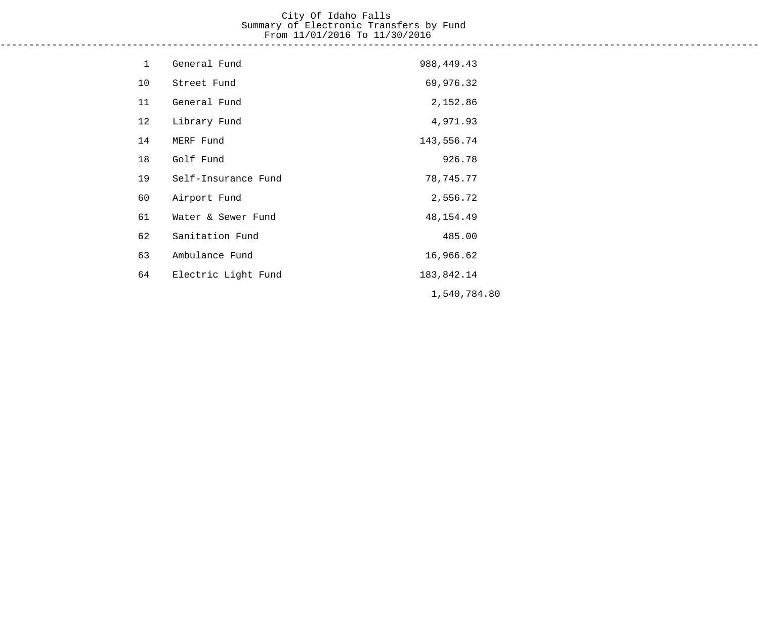# City Of Idaho Falls
## Summary of Electronic Transfers by Fund
### From 11/01/2016 To 11/30/2016

| | | | |
|---|---|---|---|
| 1 | General Fund | 988,449.43 | |
| 10 | Street Fund | 69,976.32 | |
| 11 | General Fund | 2,152.86 | |
| 12 | Library Fund | 4,971.93 | |
| 14 | MERF Fund | 143,556.74 | |
| 18 | Golf Fund | 926.78 | |
| 19 | Self-Insurance Fund | 78,745.77 | |
| 60 | Airport Fund | 2,556.72 | |
| 61 | Water & Sewer Fund | 48,154.49 | |
| 62 | Sanitation Fund | 485.00 | |
| 63 | Ambulance Fund | 16,966.62 | |
| 64 | Electric Light Fund | 183,842.14 | |
| | | | 1,540,784.80 |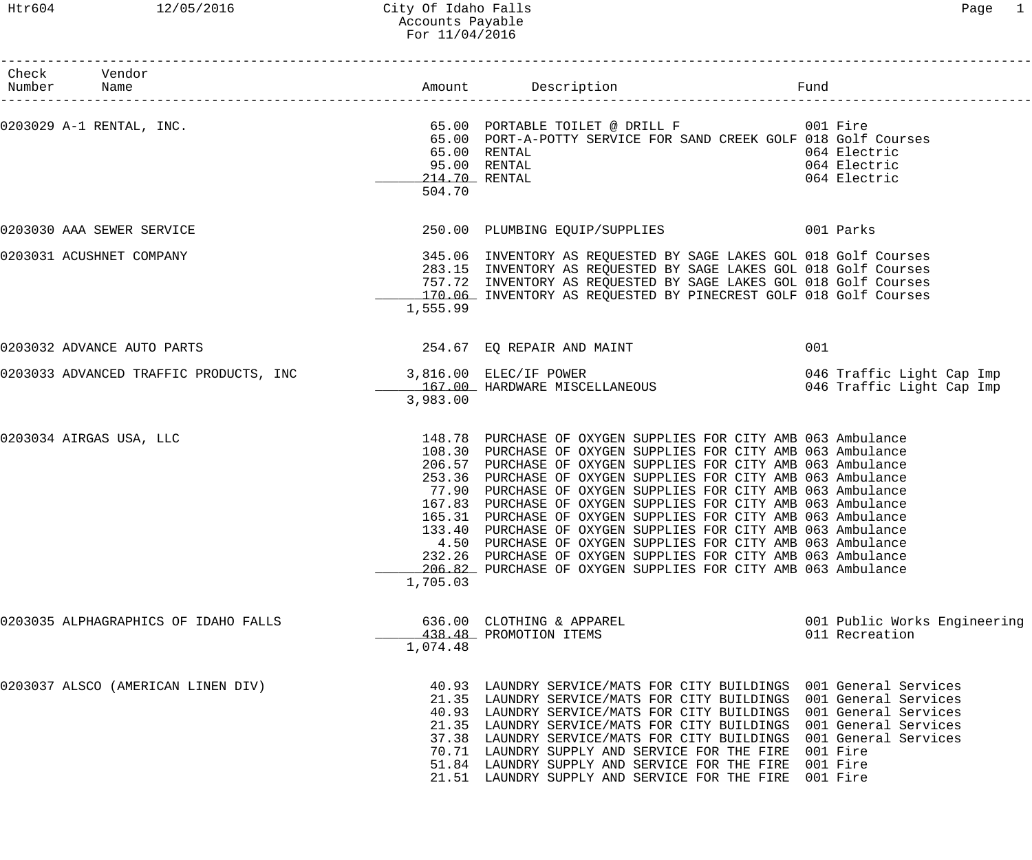# City Of Idaho Falls
## Accounts Payable
### For 11/04/2016

| Check Number | Vendor Name | Amount | Description | Fund |
|---|---|---|---|---|
| 0203029 | A-1 RENTAL, INC. | 65.00 | PORTABLE TOILET @ DRILL F | 001 Fire |
| | | 65.00 | PORT-A-POTTY SERVICE FOR SAND CREEK GOLF | 018 Golf Courses |
| | | 65.00 | RENTAL | 064 Electric |
| | | 95.00 | RENTAL | 064 Electric |
| | | 214.70 | RENTAL | 064 Electric |
| | | 504.70 | | |
| 0203030 | AAA SEWER SERVICE | 250.00 | PLUMBING EQUIP/SUPPLIES | 001 Parks |
| 0203031 | ACUSHNET COMPANY | 345.06 | INVENTORY AS REQUESTED BY SAGE LAKES GOL | 018 Golf Courses |
| | | 283.15 | INVENTORY AS REQUESTED BY SAGE LAKES GOL | 018 Golf Courses |
| | | 757.72 | INVENTORY AS REQUESTED BY SAGE LAKES GOL | 018 Golf Courses |
| | | 170.06 | INVENTORY AS REQUESTED BY PINECREST GOLF | 018 Golf Courses |
| | | 1,555.99 | | |
| 0203032 | ADVANCE AUTO PARTS | 254.67 | EQ REPAIR AND MAINT | 001 |
| 0203033 | ADVANCED TRAFFIC PRODUCTS, INC | 3,816.00 | ELEC/IF POWER | 046 Traffic Light Cap Imp |
| | | 167.00 | HARDWARE MISCELLANEOUS | 046 Traffic Light Cap Imp |
| | | 3,983.00 | | |
| 0203034 | AIRGAS USA, LLC | 148.78 | PURCHASE OF OXYGEN SUPPLIES FOR CITY AMB | 063 Ambulance |
| | | 108.30 | PURCHASE OF OXYGEN SUPPLIES FOR CITY AMB | 063 Ambulance |
| | | 206.57 | PURCHASE OF OXYGEN SUPPLIES FOR CITY AMB | 063 Ambulance |
| | | 253.36 | PURCHASE OF OXYGEN SUPPLIES FOR CITY AMB | 063 Ambulance |
| | | 77.90 | PURCHASE OF OXYGEN SUPPLIES FOR CITY AMB | 063 Ambulance |
| | | 167.83 | PURCHASE OF OXYGEN SUPPLIES FOR CITY AMB | 063 Ambulance |
| | | 165.31 | PURCHASE OF OXYGEN SUPPLIES FOR CITY AMB | 063 Ambulance |
| | | 133.40 | PURCHASE OF OXYGEN SUPPLIES FOR CITY AMB | 063 Ambulance |
| | | 4.50 | PURCHASE OF OXYGEN SUPPLIES FOR CITY AMB | 063 Ambulance |
| | | 232.26 | PURCHASE OF OXYGEN SUPPLIES FOR CITY AMB | 063 Ambulance |
| | | 206.82 | PURCHASE OF OXYGEN SUPPLIES FOR CITY AMB | 063 Ambulance |
| | | 1,705.03 | | |
| 0203035 | ALPHAGRAPHICS OF IDAHO FALLS | 636.00 | CLOTHING & APPAREL | 001 Public Works Engineering |
| | | 438.48 | PROMOTION ITEMS | 011 Recreation |
| | | 1,074.48 | | |
| 0203037 | ALSCO (AMERICAN LINEN DIV) | 40.93 | LAUNDRY SERVICE/MATS FOR CITY BUILDINGS | 001 General Services |
| | | 21.35 | LAUNDRY SERVICE/MATS FOR CITY BUILDINGS | 001 General Services |
| | | 40.93 | LAUNDRY SERVICE/MATS FOR CITY BUILDINGS | 001 General Services |
| | | 21.35 | LAUNDRY SERVICE/MATS FOR CITY BUILDINGS | 001 General Services |
| | | 37.38 | LAUNDRY SERVICE/MATS FOR CITY BUILDINGS | 001 General Services |
| | | 70.71 | LAUNDRY SUPPLY AND SERVICE FOR THE FIRE | 001 Fire |
| | | 51.84 | LAUNDRY SUPPLY AND SERVICE FOR THE FIRE | 001 Fire |
| | | 21.51 | LAUNDRY SUPPLY AND SERVICE FOR THE FIRE | 001 Fire |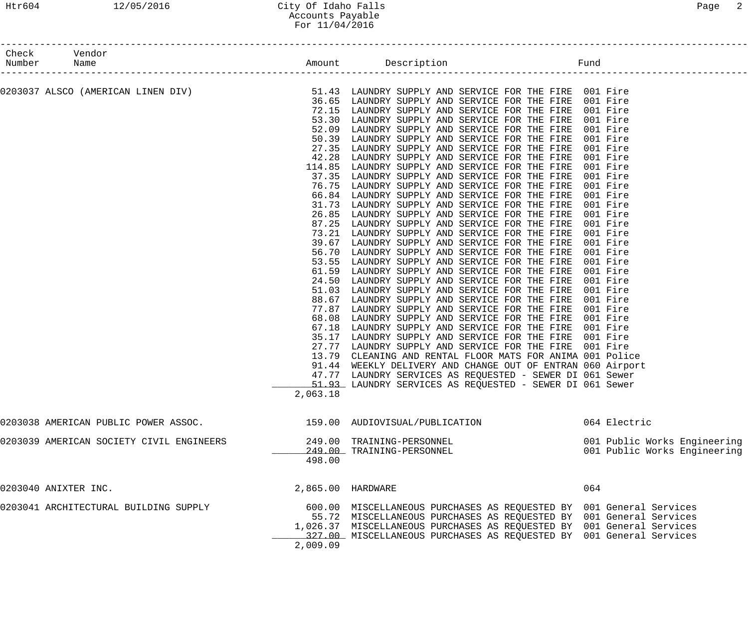# City Of Idaho Falls
## Accounts Payable
### For 11/04/2016

| Check Number | Vendor Name | Amount | Description | Fund |
|---|---|---|---|---|
| 0203037 | ALSCO (AMERICAN LINEN DIV) | 51.43 | LAUNDRY SUPPLY AND SERVICE FOR THE FIRE | 001 Fire |
| | | 36.65 | LAUNDRY SUPPLY AND SERVICE FOR THE FIRE | 001 Fire |
| | | 72.15 | LAUNDRY SUPPLY AND SERVICE FOR THE FIRE | 001 Fire |
| | | 53.30 | LAUNDRY SUPPLY AND SERVICE FOR THE FIRE | 001 Fire |
| | | 52.09 | LAUNDRY SUPPLY AND SERVICE FOR THE FIRE | 001 Fire |
| | | 50.39 | LAUNDRY SUPPLY AND SERVICE FOR THE FIRE | 001 Fire |
| | | 27.35 | LAUNDRY SUPPLY AND SERVICE FOR THE FIRE | 001 Fire |
| | | 42.28 | LAUNDRY SUPPLY AND SERVICE FOR THE FIRE | 001 Fire |
| | | 114.85 | LAUNDRY SUPPLY AND SERVICE FOR THE FIRE | 001 Fire |
| | | 37.35 | LAUNDRY SUPPLY AND SERVICE FOR THE FIRE | 001 Fire |
| | | 76.75 | LAUNDRY SUPPLY AND SERVICE FOR THE FIRE | 001 Fire |
| | | 66.84 | LAUNDRY SUPPLY AND SERVICE FOR THE FIRE | 001 Fire |
| | | 31.73 | LAUNDRY SUPPLY AND SERVICE FOR THE FIRE | 001 Fire |
| | | 26.85 | LAUNDRY SUPPLY AND SERVICE FOR THE FIRE | 001 Fire |
| | | 87.25 | LAUNDRY SUPPLY AND SERVICE FOR THE FIRE | 001 Fire |
| | | 73.21 | LAUNDRY SUPPLY AND SERVICE FOR THE FIRE | 001 Fire |
| | | 39.67 | LAUNDRY SUPPLY AND SERVICE FOR THE FIRE | 001 Fire |
| | | 56.70 | LAUNDRY SUPPLY AND SERVICE FOR THE FIRE | 001 Fire |
| | | 53.55 | LAUNDRY SUPPLY AND SERVICE FOR THE FIRE | 001 Fire |
| | | 61.59 | LAUNDRY SUPPLY AND SERVICE FOR THE FIRE | 001 Fire |
| | | 24.50 | LAUNDRY SUPPLY AND SERVICE FOR THE FIRE | 001 Fire |
| | | 51.03 | LAUNDRY SUPPLY AND SERVICE FOR THE FIRE | 001 Fire |
| | | 88.67 | LAUNDRY SUPPLY AND SERVICE FOR THE FIRE | 001 Fire |
| | | 77.87 | LAUNDRY SUPPLY AND SERVICE FOR THE FIRE | 001 Fire |
| | | 68.08 | LAUNDRY SUPPLY AND SERVICE FOR THE FIRE | 001 Fire |
| | | 67.18 | LAUNDRY SUPPLY AND SERVICE FOR THE FIRE | 001 Fire |
| | | 35.17 | LAUNDRY SUPPLY AND SERVICE FOR THE FIRE | 001 Fire |
| | | 27.77 | LAUNDRY SUPPLY AND SERVICE FOR THE FIRE | 001 Fire |
| | | 13.79 | CLEANING AND RENTAL FLOOR MATS FOR ANIMA | 001 Police |
| | | 91.44 | WEEKLY DELIVERY AND CHANGE OUT OF ENTRAN | 060 Airport |
| | | 47.77 | LAUNDRY SERVICES AS REQUESTED - SEWER DI | 061 Sewer |
| | | 51.93 | LAUNDRY SERVICES AS REQUESTED - SEWER DI | 061 Sewer |
| | | 2,063.18 | | |
| 0203038 | AMERICAN PUBLIC POWER ASSOC. | 159.00 | AUDIOVISUAL/PUBLICATION | 064 Electric |
| 0203039 | AMERICAN SOCIETY CIVIL ENGINEERS | 249.00 | TRAINING-PERSONNEL | 001 Public Works Engineering |
| | | 249.00 | TRAINING-PERSONNEL | 001 Public Works Engineering |
| | | 498.00 | | |
| 0203040 | ANIXTER INC. | 2,865.00 | HARDWARE | 064 |
| 0203041 | ARCHITECTURAL BUILDING SUPPLY | 600.00 | MISCELLANEOUS PURCHASES AS REQUESTED BY | 001 General Services |
| | | 55.72 | MISCELLANEOUS PURCHASES AS REQUESTED BY | 001 General Services |
| | | 1,026.37 | MISCELLANEOUS PURCHASES AS REQUESTED BY | 001 General Services |
| | | 327.00 | MISCELLANEOUS PURCHASES AS REQUESTED BY | 001 General Services |
| | | 2,009.09 | | |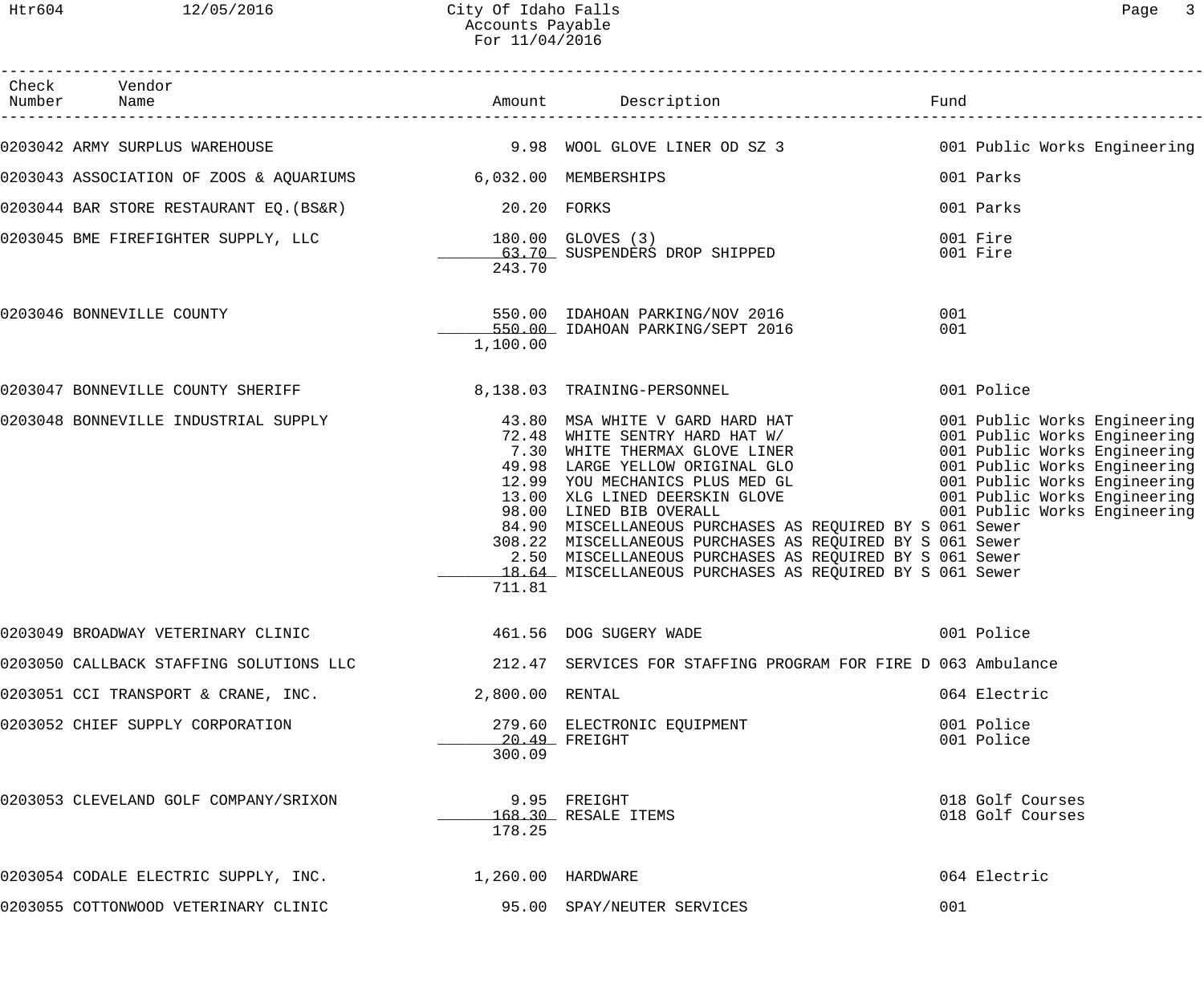City Of Idaho Falls
Accounts Payable
For 11/04/2016

| Check Number | Vendor Name | Amount | Description | Fund |
|---|---|---|---|---|
| 0203042 | ARMY SURPLUS WAREHOUSE | 9.98 | WOOL GLOVE LINER OD SZ 3 | 001 Public Works Engineering |
| 0203043 | ASSOCIATION OF ZOOS & AQUARIUMS | 6,032.00 | MEMBERSHIPS | 001 Parks |
| 0203044 | BAR STORE RESTAURANT EQ.(BS&R) | 20.20 | FORKS | 001 Parks |
| 0203045 | BME FIREFIGHTER SUPPLY, LLC | 180.00 | GLOVES (3) | 001 Fire |
| | | 63.70 | SUSPENDERS DROP SHIPPED | 001 Fire |
| | | 243.70 | | |
| 0203046 | BONNEVILLE COUNTY | 550.00 | IDAHOAN PARKING/NOV 2016 | 001 |
| | | 550.00 | IDAHOAN PARKING/SEPT 2016 | 001 |
| | | 1,100.00 | | |
| 0203047 | BONNEVILLE COUNTY SHERIFF | 8,138.03 | TRAINING-PERSONNEL | 001 Police |
| 0203048 | BONNEVILLE INDUSTRIAL SUPPLY | 43.80 | MSA WHITE V GARD HARD HAT | 001 Public Works Engineering |
| | | 72.48 | WHITE SENTRY HARD HAT W/ | 001 Public Works Engineering |
| | | 7.30 | WHITE THERMAX GLOVE LINER | 001 Public Works Engineering |
| | | 49.98 | LARGE YELLOW ORIGINAL GLO | 001 Public Works Engineering |
| | | 12.99 | YOU MECHANICS PLUS MED GL | 001 Public Works Engineering |
| | | 13.00 | XLG LINED DEERSKIN GLOVE | 001 Public Works Engineering |
| | | 98.00 | LINED BIB OVERALL | 001 Public Works Engineering |
| | | 84.90 | MISCELLANEOUS PURCHASES AS REQUIRED BY S | 061 Sewer |
| | | 308.22 | MISCELLANEOUS PURCHASES AS REQUIRED BY S | 061 Sewer |
| | | 2.50 | MISCELLANEOUS PURCHASES AS REQUIRED BY S | 061 Sewer |
| | | 18.64 | MISCELLANEOUS PURCHASES AS REQUIRED BY S | 061 Sewer |
| | | 711.81 | | |
| 0203049 | BROADWAY VETERINARY CLINIC | 461.56 | DOG SUGERY WADE | 001 Police |
| 0203050 | CALLBACK STAFFING SOLUTIONS LLC | 212.47 | SERVICES FOR STAFFING PROGRAM FOR FIRE D | 063 Ambulance |
| 0203051 | CCI TRANSPORT & CRANE, INC. | 2,800.00 | RENTAL | 064 Electric |
| 0203052 | CHIEF SUPPLY CORPORATION | 279.60 | ELECTRONIC EQUIPMENT | 001 Police |
| | | 20.49 | FREIGHT | 001 Police |
| | | 300.09 | | |
| 0203053 | CLEVELAND GOLF COMPANY/SRIXON | 9.95 | FREIGHT | 018 Golf Courses |
| | | 168.30 | RESALE ITEMS | 018 Golf Courses |
| | | 178.25 | | |
| 0203054 | CODALE ELECTRIC SUPPLY, INC. | 1,260.00 | HARDWARE | 064 Electric |
| 0203055 | COTTONWOOD VETERINARY CLINIC | 95.00 | SPAY/NEUTER SERVICES | 001 |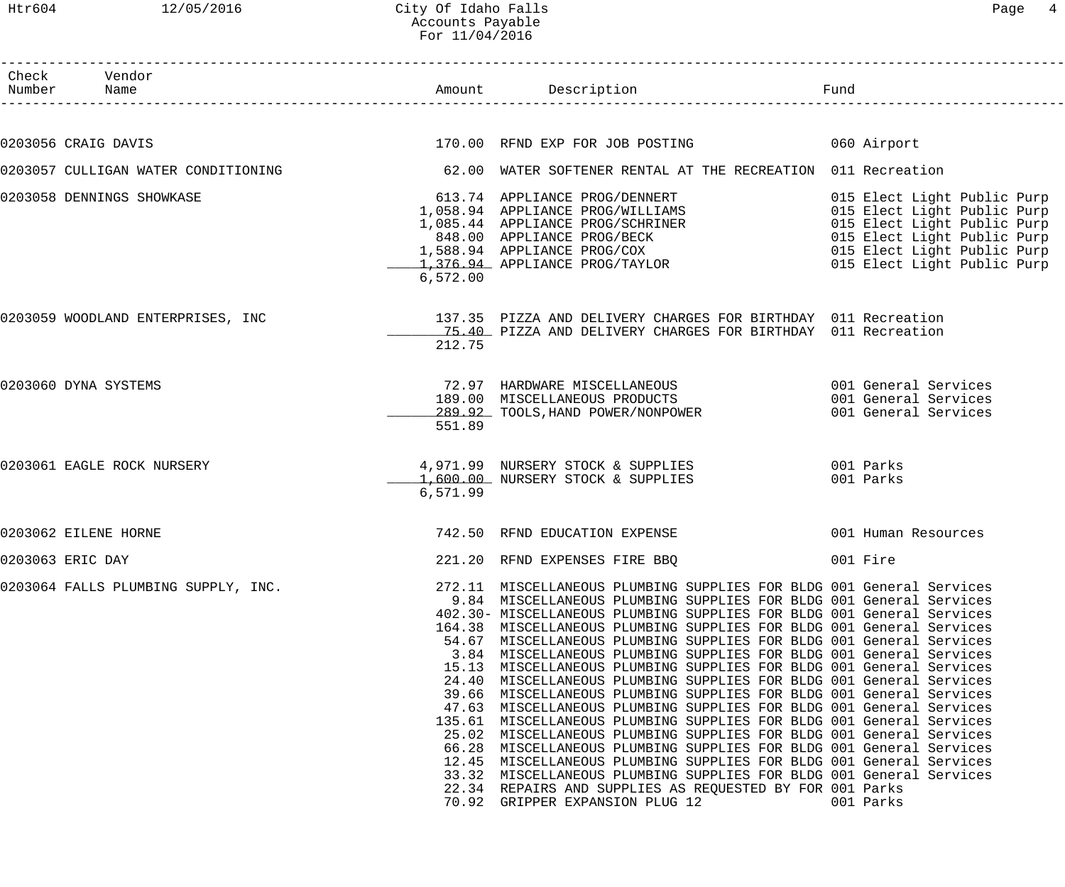City Of Idaho Falls
Accounts Payable
For 11/04/2016

| Check Number | Vendor Name | Amount | Description | Fund |
|---|---|---|---|---|
| 0203056 | CRAIG DAVIS | 170.00 | RFND EXP FOR JOB POSTING | 060 Airport |
| 0203057 | CULLIGAN WATER CONDITIONING | 62.00 | WATER SOFTENER RENTAL AT THE RECREATION | 011 Recreation |
| 0203058 | DENNINGS SHOWKASE | 613.74 | APPLIANCE PROG/DENNERT | 015 Elect Light Public Purp |
| | | 1,058.94 | APPLIANCE PROG/WILLIAMS | 015 Elect Light Public Purp |
| | | 1,085.44 | APPLIANCE PROG/SCHRINER | 015 Elect Light Public Purp |
| | | 848.00 | APPLIANCE PROG/BECK | 015 Elect Light Public Purp |
| | | 1,588.94 | APPLIANCE PROG/COX | 015 Elect Light Public Purp |
| | | 1,376.94 | APPLIANCE PROG/TAYLOR | 015 Elect Light Public Purp |
| | | 6,572.00 | | |
| 0203059 | WOODLAND ENTERPRISES, INC | 137.35 | PIZZA AND DELIVERY CHARGES FOR BIRTHDAY | 011 Recreation |
| | | 75.40 | PIZZA AND DELIVERY CHARGES FOR BIRTHDAY | 011 Recreation |
| | | 212.75 | | |
| 0203060 | DYNA SYSTEMS | 72.97 | HARDWARE MISCELLANEOUS | 001 General Services |
| | | 189.00 | MISCELLANEOUS PRODUCTS | 001 General Services |
| | | 289.92 | TOOLS,HAND POWER/NONPOWER | 001 General Services |
| | | 551.89 | | |
| 0203061 | EAGLE ROCK NURSERY | 4,971.99 | NURSERY STOCK & SUPPLIES | 001 Parks |
| | | 1,600.00 | NURSERY STOCK & SUPPLIES | 001 Parks |
| | | 6,571.99 | | |
| 0203062 | EILENE HORNE | 742.50 | RFND EDUCATION EXPENSE | 001 Human Resources |
| 0203063 | ERIC DAY | 221.20 | RFND EXPENSES FIRE BBQ | 001 Fire |
| 0203064 | FALLS PLUMBING SUPPLY, INC. | 272.11 | MISCELLANEOUS PLUMBING SUPPLIES FOR BLDG | 001 General Services |
| | | 9.84 | MISCELLANEOUS PLUMBING SUPPLIES FOR BLDG | 001 General Services |
| | | 402.30- | MISCELLANEOUS PLUMBING SUPPLIES FOR BLDG | 001 General Services |
| | | 164.38 | MISCELLANEOUS PLUMBING SUPPLIES FOR BLDG | 001 General Services |
| | | 54.67 | MISCELLANEOUS PLUMBING SUPPLIES FOR BLDG | 001 General Services |
| | | 3.84 | MISCELLANEOUS PLUMBING SUPPLIES FOR BLDG | 001 General Services |
| | | 15.13 | MISCELLANEOUS PLUMBING SUPPLIES FOR BLDG | 001 General Services |
| | | 24.40 | MISCELLANEOUS PLUMBING SUPPLIES FOR BLDG | 001 General Services |
| | | 39.66 | MISCELLANEOUS PLUMBING SUPPLIES FOR BLDG | 001 General Services |
| | | 47.63 | MISCELLANEOUS PLUMBING SUPPLIES FOR BLDG | 001 General Services |
| | | 135.61 | MISCELLANEOUS PLUMBING SUPPLIES FOR BLDG | 001 General Services |
| | | 25.02 | MISCELLANEOUS PLUMBING SUPPLIES FOR BLDG | 001 General Services |
| | | 66.28 | MISCELLANEOUS PLUMBING SUPPLIES FOR BLDG | 001 General Services |
| | | 12.45 | MISCELLANEOUS PLUMBING SUPPLIES FOR BLDG | 001 General Services |
| | | 33.32 | MISCELLANEOUS PLUMBING SUPPLIES FOR BLDG | 001 General Services |
| | | 22.34 | REPAIRS AND SUPPLIES AS REQUESTED BY FOR | 001 Parks |
| | | 70.92 | GRIPPER EXPANSION PLUG 12 | 001 Parks |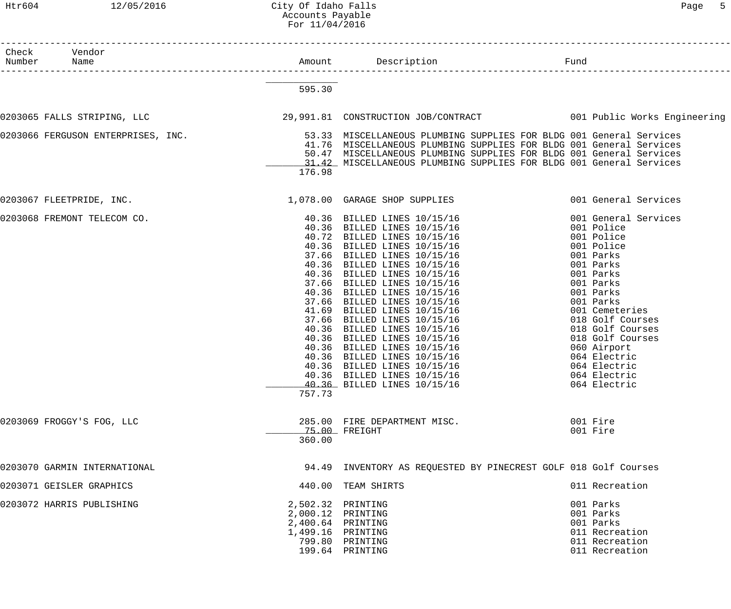| Check Number | Vendor Name | Amount | Description | Fund |
|---|---|---|---|---|
| | | 595.30 | | |
| 0203065 | FALLS STRIPING, LLC | 29,991.81 | CONSTRUCTION JOB/CONTRACT | 001 Public Works Engineering |
| 0203066 | FERGUSON ENTERPRISES, INC. | 53.33 | MISCELLANEOUS PLUMBING SUPPLIES FOR BLDG | 001 General Services |
| | | 41.76 | MISCELLANEOUS PLUMBING SUPPLIES FOR BLDG | 001 General Services |
| | | 50.47 | MISCELLANEOUS PLUMBING SUPPLIES FOR BLDG | 001 General Services |
| | | 31.42 | MISCELLANEOUS PLUMBING SUPPLIES FOR BLDG | 001 General Services |
| | | 176.98 | | |
| 0203067 | FLEETPRIDE, INC. | 1,078.00 | GARAGE SHOP SUPPLIES | 001 General Services |
| 0203068 | FREMONT TELECOM CO. | 40.36 | BILLED LINES 10/15/16 | 001 General Services |
| | | 40.36 | BILLED LINES 10/15/16 | 001 Police |
| | | 40.72 | BILLED LINES 10/15/16 | 001 Police |
| | | 40.36 | BILLED LINES 10/15/16 | 001 Police |
| | | 37.66 | BILLED LINES 10/15/16 | 001 Parks |
| | | 40.36 | BILLED LINES 10/15/16 | 001 Parks |
| | | 40.36 | BILLED LINES 10/15/16 | 001 Parks |
| | | 37.66 | BILLED LINES 10/15/16 | 001 Parks |
| | | 40.36 | BILLED LINES 10/15/16 | 001 Parks |
| | | 37.66 | BILLED LINES 10/15/16 | 001 Parks |
| | | 41.69 | BILLED LINES 10/15/16 | 001 Cemeteries |
| | | 37.66 | BILLED LINES 10/15/16 | 018 Golf Courses |
| | | 40.36 | BILLED LINES 10/15/16 | 018 Golf Courses |
| | | 40.36 | BILLED LINES 10/15/16 | 018 Golf Courses |
| | | 40.36 | BILLED LINES 10/15/16 | 060 Airport |
| | | 40.36 | BILLED LINES 10/15/16 | 064 Electric |
| | | 40.36 | BILLED LINES 10/15/16 | 064 Electric |
| | | 40.36 | BILLED LINES 10/15/16 | 064 Electric |
| | | 40.36 | BILLED LINES 10/15/16 | 064 Electric |
| | | 757.73 | | |
| 0203069 | FROGGY'S FOG, LLC | 285.00 | FIRE DEPARTMENT MISC. | 001 Fire |
| | | 75.00 | FREIGHT | 001 Fire |
| | | 360.00 | | |
| 0203070 | GARMIN INTERNATIONAL | 94.49 | INVENTORY AS REQUESTED BY PINECREST GOLF | 018 Golf Courses |
| 0203071 | GEISLER GRAPHICS | 440.00 | TEAM SHIRTS | 011 Recreation |
| 0203072 | HARRIS PUBLISHING | 2,502.32 | PRINTING | 001 Parks |
| | | 2,000.12 | PRINTING | 001 Parks |
| | | 2,400.64 | PRINTING | 001 Parks |
| | | 1,499.16 | PRINTING | 011 Recreation |
| | | 799.80 | PRINTING | 011 Recreation |
| | | 199.64 | PRINTING | 011 Recreation |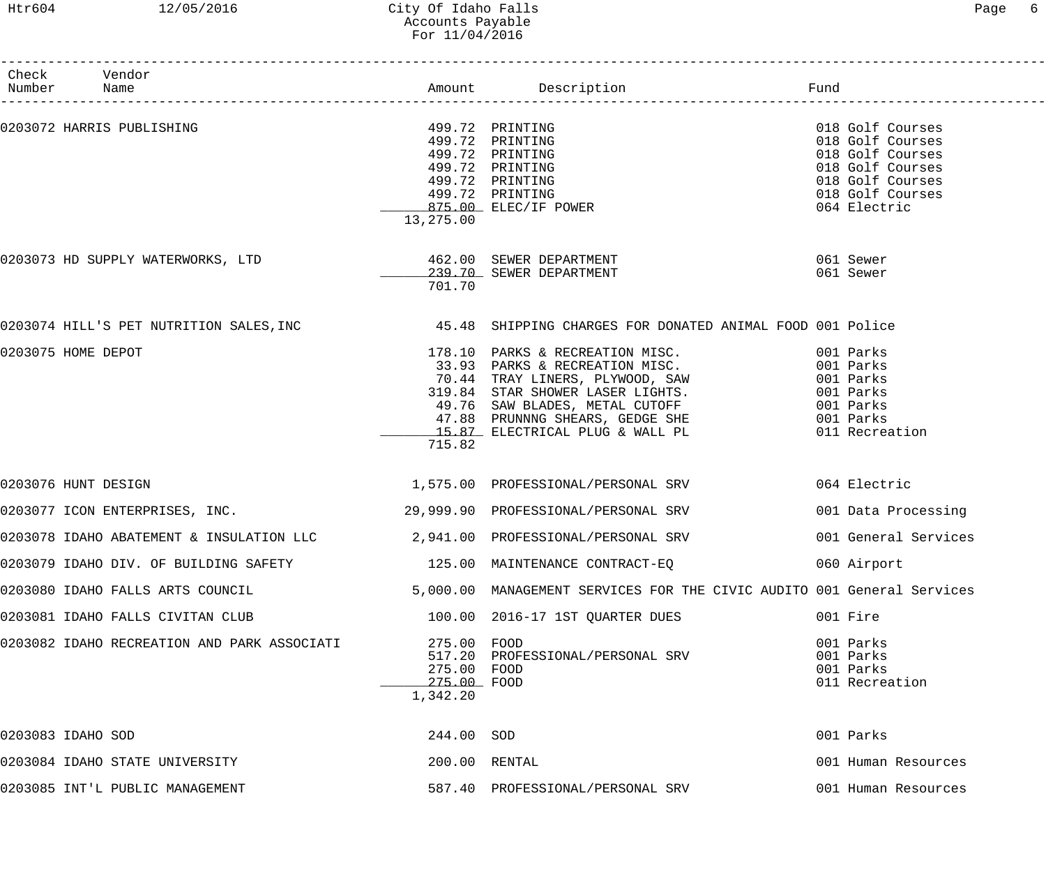# City Of Idaho Falls
## Accounts Payable
### For 11/04/2016

| Check Number | Vendor Name | Amount | Description | Fund |
|---|---|---|---|---|
| 0203072 | HARRIS PUBLISHING | 499.72 | PRINTING | 018 Golf Courses |
| | | 499.72 | PRINTING | 018 Golf Courses |
| | | 499.72 | PRINTING | 018 Golf Courses |
| | | 499.72 | PRINTING | 018 Golf Courses |
| | | 499.72 | PRINTING | 018 Golf Courses |
| | | 499.72 | PRINTING | 018 Golf Courses |
| | | 875.00 | ELEC/IF POWER | 064 Electric |
| | | 13,275.00 | | |
| 0203073 | HD SUPPLY WATERWORKS, LTD | 462.00 | SEWER DEPARTMENT | 061 Sewer |
| | | 239.70 | SEWER DEPARTMENT | 061 Sewer |
| | | 701.70 | | |
| 0203074 | HILL'S PET NUTRITION SALES,INC | 45.48 | SHIPPING CHARGES FOR DONATED ANIMAL FOOD | 001 Police |
| 0203075 | HOME DEPOT | 178.10 | PARKS & RECREATION MISC. | 001 Parks |
| | | 33.93 | PARKS & RECREATION MISC. | 001 Parks |
| | | 70.44 | TRAY LINERS, PLYWOOD, SAW | 001 Parks |
| | | 319.84 | STAR SHOWER LASER LIGHTS. | 001 Parks |
| | | 49.76 | SAW BLADES, METAL CUTOFF | 001 Parks |
| | | 47.88 | PRUNNNG SHEARS, GEDGE SHE | 001 Parks |
| | | 15.87 | ELECTRICAL PLUG & WALL PL | 011 Recreation |
| | | 715.82 | | |
| 0203076 | HUNT DESIGN | 1,575.00 | PROFESSIONAL/PERSONAL SRV | 064 Electric |
| 0203077 | ICON ENTERPRISES, INC. | 29,999.90 | PROFESSIONAL/PERSONAL SRV | 001 Data Processing |
| 0203078 | IDAHO ABATEMENT & INSULATION LLC | 2,941.00 | PROFESSIONAL/PERSONAL SRV | 001 General Services |
| 0203079 | IDAHO DIV. OF BUILDING SAFETY | 125.00 | MAINTENANCE CONTRACT-EQ | 060 Airport |
| 0203080 | IDAHO FALLS ARTS COUNCIL | 5,000.00 | MANAGEMENT SERVICES FOR THE CIVIC AUDITO | 001 General Services |
| 0203081 | IDAHO FALLS CIVITAN CLUB | 100.00 | 2016-17 1ST QUARTER DUES | 001 Fire |
| 0203082 | IDAHO RECREATION AND PARK ASSOCIATI | 275.00 | FOOD | 001 Parks |
| | | 517.20 | PROFESSIONAL/PERSONAL SRV | 001 Parks |
| | | 275.00 | FOOD | 001 Parks |
| | | 275.00 | FOOD | 011 Recreation |
| | | 1,342.20 | | |
| 0203083 | IDAHO SOD | 244.00 | SOD | 001 Parks |
| 0203084 | IDAHO STATE UNIVERSITY | 200.00 | RENTAL | 001 Human Resources |
| 0203085 | INT'L PUBLIC MANAGEMENT | 587.40 | PROFESSIONAL/PERSONAL SRV | 001 Human Resources |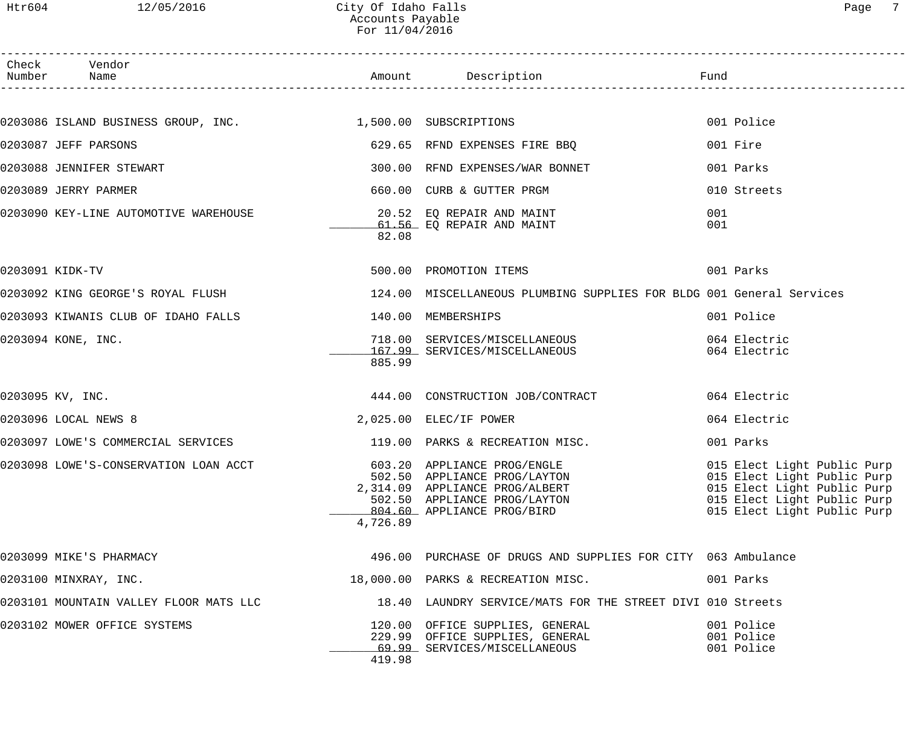City Of Idaho Falls
Accounts Payable
For 11/04/2016

| Check Number | Vendor Name | Amount | Description | Fund |
|---|---|---|---|---|
| 0203086 | ISLAND BUSINESS GROUP, INC. | 1,500.00 | SUBSCRIPTIONS | 001 Police |
| 0203087 | JEFF PARSONS | 629.65 | RFND EXPENSES FIRE BBQ | 001 Fire |
| 0203088 | JENNIFER STEWART | 300.00 | RFND EXPENSES/WAR BONNET | 001 Parks |
| 0203089 | JERRY PARMER | 660.00 | CURB & GUTTER PRGM | 010 Streets |
| 0203090 | KEY-LINE AUTOMOTIVE WAREHOUSE | 20.52 | EQ REPAIR AND MAINT | 001 |
| | | 61.56 | EQ REPAIR AND MAINT | 001 |
| | | 82.08 | | |
| 0203091 | KIDK-TV | 500.00 | PROMOTION ITEMS | 001 Parks |
| 0203092 | KING GEORGE'S ROYAL FLUSH | 124.00 | MISCELLANEOUS PLUMBING SUPPLIES FOR BLDG | 001 General Services |
| 0203093 | KIWANIS CLUB OF IDAHO FALLS | 140.00 | MEMBERSHIPS | 001 Police |
| 0203094 | KONE, INC. | 718.00 | SERVICES/MISCELLANEOUS | 064 Electric |
| | | 167.99 | SERVICES/MISCELLANEOUS | 064 Electric |
| | | 885.99 | | |
| 0203095 | KV, INC. | 444.00 | CONSTRUCTION JOB/CONTRACT | 064 Electric |
| 0203096 | LOCAL NEWS 8 | 2,025.00 | ELEC/IF POWER | 064 Electric |
| 0203097 | LOWE'S COMMERCIAL SERVICES | 119.00 | PARKS & RECREATION MISC. | 001 Parks |
| 0203098 | LOWE'S-CONSERVATION LOAN ACCT | 603.20 | APPLIANCE PROG/ENGLE | 015 Elect Light Public Purp |
| | | 502.50 | APPLIANCE PROG/LAYTON | 015 Elect Light Public Purp |
| | | 2,314.09 | APPLIANCE PROG/ALBERT | 015 Elect Light Public Purp |
| | | 502.50 | APPLIANCE PROG/LAYTON | 015 Elect Light Public Purp |
| | | 804.60 | APPLIANCE PROG/BIRD | 015 Elect Light Public Purp |
| | | 4,726.89 | | |
| 0203099 | MIKE'S PHARMACY | 496.00 | PURCHASE OF DRUGS AND SUPPLIES FOR CITY | 063 Ambulance |
| 0203100 | MINXRAY, INC. | 18,000.00 | PARKS & RECREATION MISC. | 001 Parks |
| 0203101 | MOUNTAIN VALLEY FLOOR MATS LLC | 18.40 | LAUNDRY SERVICE/MATS FOR THE STREET DIVI | 010 Streets |
| 0203102 | MOWER OFFICE SYSTEMS | 120.00 | OFFICE SUPPLIES, GENERAL | 001 Police |
| | | 229.99 | OFFICE SUPPLIES, GENERAL | 001 Police |
| | | 69.99 | SERVICES/MISCELLANEOUS | 001 Police |
| | | 419.98 | | |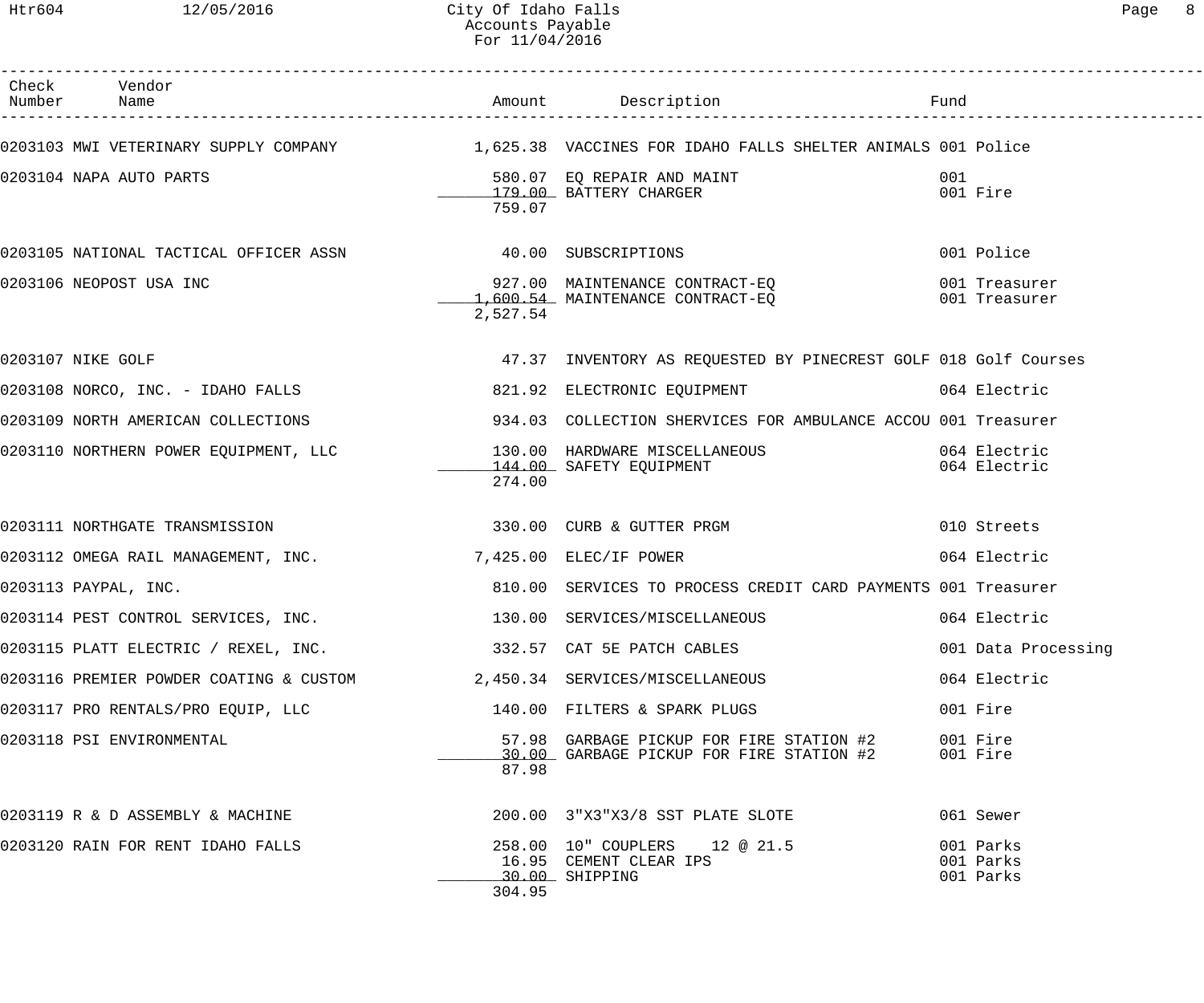| Check Number | Vendor Name | Amount | Description | Fund |
|---|---|---|---|---|
| 0203103 | MWI VETERINARY SUPPLY COMPANY | 1,625.38 | VACCINES FOR IDAHO FALLS SHELTER ANIMALS | 001 Police |
| 0203104 | NAPA AUTO PARTS | 580.07 | EQ REPAIR AND MAINT | 001 |
| | | 179.00 | BATTERY CHARGER | 001 Fire |
| | | 759.07 | | |
| 0203105 | NATIONAL TACTICAL OFFICER ASSN | 40.00 | SUBSCRIPTIONS | 001 Police |
| 0203106 | NEOPOST USA INC | 927.00 | MAINTENANCE CONTRACT-EQ | 001 Treasurer |
| | | 1,600.54 | MAINTENANCE CONTRACT-EQ | 001 Treasurer |
| | | 2,527.54 | | |
| 0203107 | NIKE GOLF | 47.37 | INVENTORY AS REQUESTED BY PINECREST GOLF | 018 Golf Courses |
| 0203108 | NORCO, INC. - IDAHO FALLS | 821.92 | ELECTRONIC EQUIPMENT | 064 Electric |
| 0203109 | NORTH AMERICAN COLLECTIONS | 934.03 | COLLECTION SHERVICES FOR AMBULANCE ACCOU | 001 Treasurer |
| 0203110 | NORTHERN POWER EQUIPMENT, LLC | 130.00 | HARDWARE MISCELLANEOUS | 064 Electric |
| | | 144.00 | SAFETY EQUIPMENT | 064 Electric |
| | | 274.00 | | |
| 0203111 | NORTHGATE TRANSMISSION | 330.00 | CURB & GUTTER PRGM | 010 Streets |
| 0203112 | OMEGA RAIL MANAGEMENT, INC. | 7,425.00 | ELEC/IF POWER | 064 Electric |
| 0203113 | PAYPAL, INC. | 810.00 | SERVICES TO PROCESS CREDIT CARD PAYMENTS | 001 Treasurer |
| 0203114 | PEST CONTROL SERVICES, INC. | 130.00 | SERVICES/MISCELLANEOUS | 064 Electric |
| 0203115 | PLATT ELECTRIC / REXEL, INC. | 332.57 | CAT 5E PATCH CABLES | 001 Data Processing |
| 0203116 | PREMIER POWDER COATING & CUSTOM | 2,450.34 | SERVICES/MISCELLANEOUS | 064 Electric |
| 0203117 | PRO RENTALS/PRO EQUIP, LLC | 140.00 | FILTERS & SPARK PLUGS | 001 Fire |
| 0203118 | PSI ENVIRONMENTAL | 57.98 | GARBAGE PICKUP FOR FIRE STATION #2 | 001 Fire |
| | | 30.00 | GARBAGE PICKUP FOR FIRE STATION #2 | 001 Fire |
| | | 87.98 | | |
| 0203119 | R & D ASSEMBLY & MACHINE | 200.00 | 3"X3"X3/8 SST PLATE SLOTE | 061 Sewer |
| 0203120 | RAIN FOR RENT IDAHO FALLS | 258.00 | 10" COUPLERS 12 @ 21.5 | 001 Parks |
| | | 16.95 | CEMENT CLEAR IPS | 001 Parks |
| | | 30.00 | SHIPPING | 001 Parks |
| | | 304.95 | | |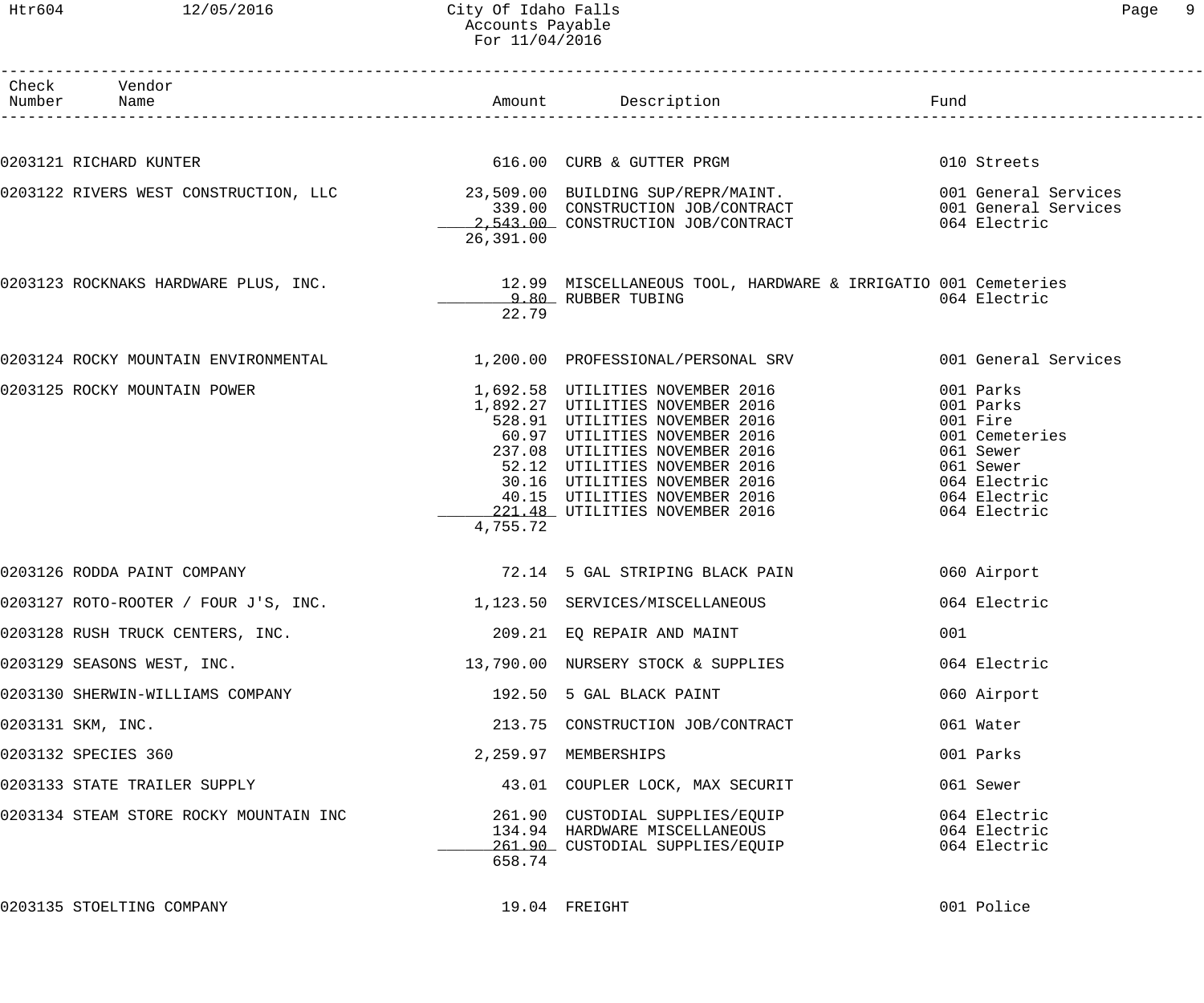# City Of Idaho Falls
## Accounts Payable
### For 11/04/2016

| Check Number | Vendor Name | Amount | Description | Fund |
|---|---|---|---|---|
| 0203121 | RICHARD KUNTER | 616.00 | CURB & GUTTER PRGM | 010 Streets |
| 0203122 | RIVERS WEST CONSTRUCTION, LLC | 23,509.00 | BUILDING SUP/REPR/MAINT. | 001 General Services |
| | | 339.00 | CONSTRUCTION JOB/CONTRACT | 001 General Services |
| | | 2,543.00 | CONSTRUCTION JOB/CONTRACT | 064 Electric |
| | | 26,391.00 | | |
| 0203123 | ROCKNAKS HARDWARE PLUS, INC. | 12.99 | MISCELLANEOUS TOOL, HARDWARE & IRRIGATIO | 001 Cemeteries |
| | | 9.80 | RUBBER TUBING | 064 Electric |
| | | 22.79 | | |
| 0203124 | ROCKY MOUNTAIN ENVIRONMENTAL | 1,200.00 | PROFESSIONAL/PERSONAL SRV | 001 General Services |
| 0203125 | ROCKY MOUNTAIN POWER | 1,692.58 | UTILITIES NOVEMBER 2016 | 001 Parks |
| | | 1,892.27 | UTILITIES NOVEMBER 2016 | 001 Parks |
| | | 528.91 | UTILITIES NOVEMBER 2016 | 001 Fire |
| | | 60.97 | UTILITIES NOVEMBER 2016 | 001 Cemeteries |
| | | 237.08 | UTILITIES NOVEMBER 2016 | 061 Sewer |
| | | 52.12 | UTILITIES NOVEMBER 2016 | 061 Sewer |
| | | 30.16 | UTILITIES NOVEMBER 2016 | 064 Electric |
| | | 40.15 | UTILITIES NOVEMBER 2016 | 064 Electric |
| | | 221.48 | UTILITIES NOVEMBER 2016 | 064 Electric |
| | | 4,755.72 | | |
| 0203126 | RODDA PAINT COMPANY | 72.14 | 5 GAL STRIPING BLACK PAIN | 060 Airport |
| 0203127 | ROTO-ROOTER / FOUR J'S, INC. | 1,123.50 | SERVICES/MISCELLANEOUS | 064 Electric |
| 0203128 | RUSH TRUCK CENTERS, INC. | 209.21 | EQ REPAIR AND MAINT | 001 |
| 0203129 | SEASONS WEST, INC. | 13,790.00 | NURSERY STOCK & SUPPLIES | 064 Electric |
| 0203130 | SHERWIN-WILLIAMS COMPANY | 192.50 | 5 GAL BLACK PAINT | 060 Airport |
| 0203131 | SKM, INC. | 213.75 | CONSTRUCTION JOB/CONTRACT | 061 Water |
| 0203132 | SPECIES 360 | 2,259.97 | MEMBERSHIPS | 001 Parks |
| 0203133 | STATE TRAILER SUPPLY | 43.01 | COUPLER LOCK, MAX SECURIT | 061 Sewer |
| 0203134 | STEAM STORE ROCKY MOUNTAIN INC | 261.90 | CUSTODIAL SUPPLIES/EQUIP | 064 Electric |
| | | 134.94 | HARDWARE MISCELLANEOUS | 064 Electric |
| | | 261.90 | CUSTODIAL SUPPLIES/EQUIP | 064 Electric |
| | | 658.74 | | |
| 0203135 | STOELTING COMPANY | 19.04 | FREIGHT | 001 Police |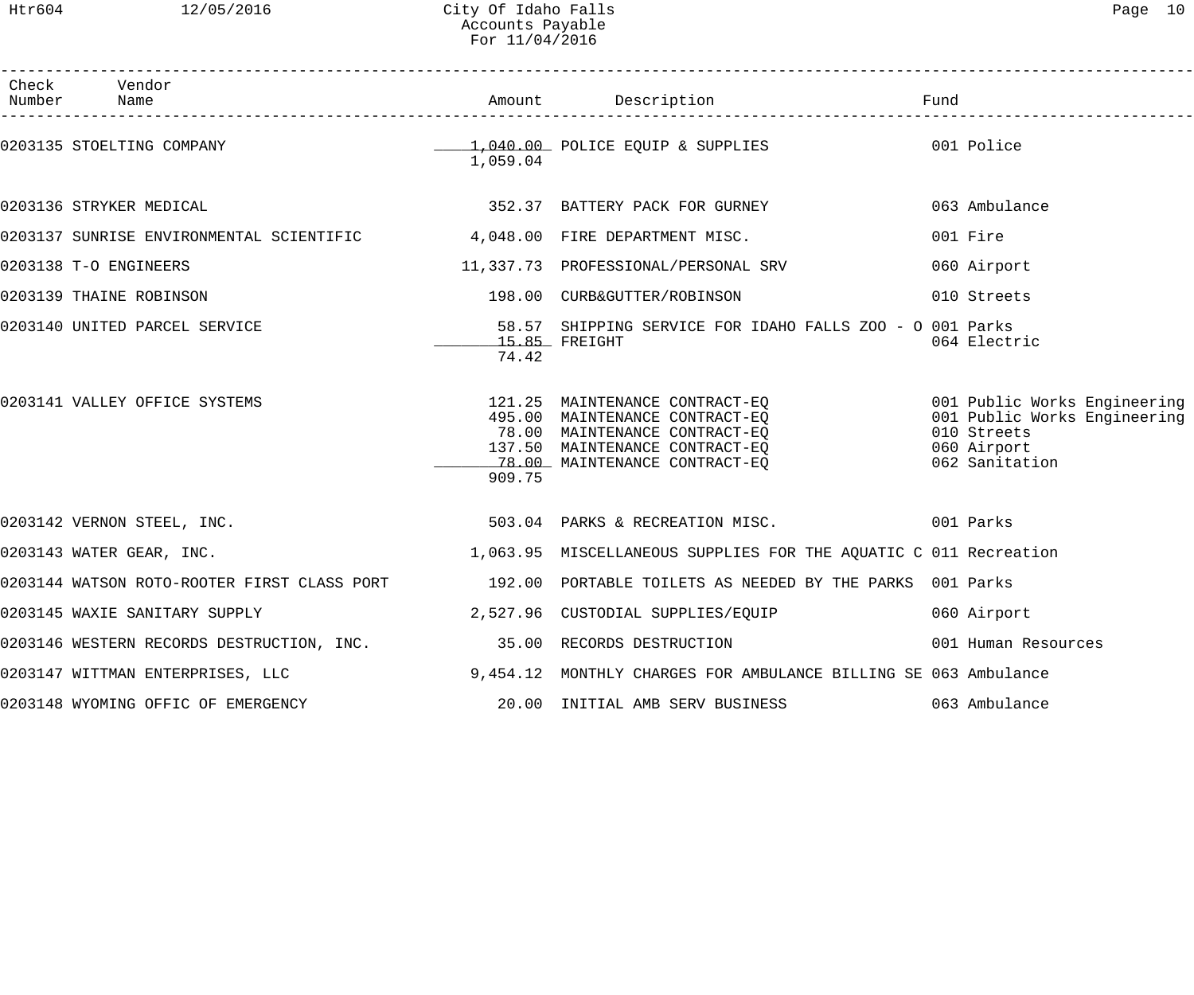City Of Idaho Falls
Accounts Payable
For 11/04/2016

| Check Number | Vendor Name | Amount | Description | Fund |
|---|---|---|---|---|
| 0203135 | STOELTING COMPANY | 1,040.00 | POLICE EQUIP & SUPPLIES | 001 Police |
| | | 1,059.04 | | |
| 0203136 | STRYKER MEDICAL | 352.37 | BATTERY PACK FOR GURNEY | 063 Ambulance |
| 0203137 | SUNRISE ENVIRONMENTAL SCIENTIFIC | 4,048.00 | FIRE DEPARTMENT MISC. | 001 Fire |
| 0203138 | T-O ENGINEERS | 11,337.73 | PROFESSIONAL/PERSONAL SRV | 060 Airport |
| 0203139 | THAINE ROBINSON | 198.00 | CURB&GUTTER/ROBINSON | 010 Streets |
| 0203140 | UNITED PARCEL SERVICE | 58.57 | SHIPPING SERVICE FOR IDAHO FALLS ZOO - O | 001 Parks |
| | | 15.85 | FREIGHT | 064 Electric |
| | | 74.42 | | |
| 0203141 | VALLEY OFFICE SYSTEMS | 121.25 | MAINTENANCE CONTRACT-EQ | 001 Public Works Engineering |
| | | 495.00 | MAINTENANCE CONTRACT-EQ | 001 Public Works Engineering |
| | | 78.00 | MAINTENANCE CONTRACT-EQ | 010 Streets |
| | | 137.50 | MAINTENANCE CONTRACT-EQ | 060 Airport |
| | | 78.00 | MAINTENANCE CONTRACT-EQ | 062 Sanitation |
| | | 909.75 | | |
| 0203142 | VERNON STEEL, INC. | 503.04 | PARKS & RECREATION MISC. | 001 Parks |
| 0203143 | WATER GEAR, INC. | 1,063.95 | MISCELLANEOUS SUPPLIES FOR THE AQUATIC C | 011 Recreation |
| 0203144 | WATSON ROTO-ROOTER FIRST CLASS PORT | 192.00 | PORTABLE TOILETS AS NEEDED BY THE PARKS | 001 Parks |
| 0203145 | WAXIE SANITARY SUPPLY | 2,527.96 | CUSTODIAL SUPPLIES/EQUIP | 060 Airport |
| 0203146 | WESTERN RECORDS DESTRUCTION, INC. | 35.00 | RECORDS DESTRUCTION | 001 Human Resources |
| 0203147 | WITTMAN ENTERPRISES, LLC | 9,454.12 | MONTHLY CHARGES FOR AMBULANCE BILLING SE | 063 Ambulance |
| 0203148 | WYOMING OFFIC OF EMERGENCY | 20.00 | INITIAL AMB SERV BUSINESS | 063 Ambulance |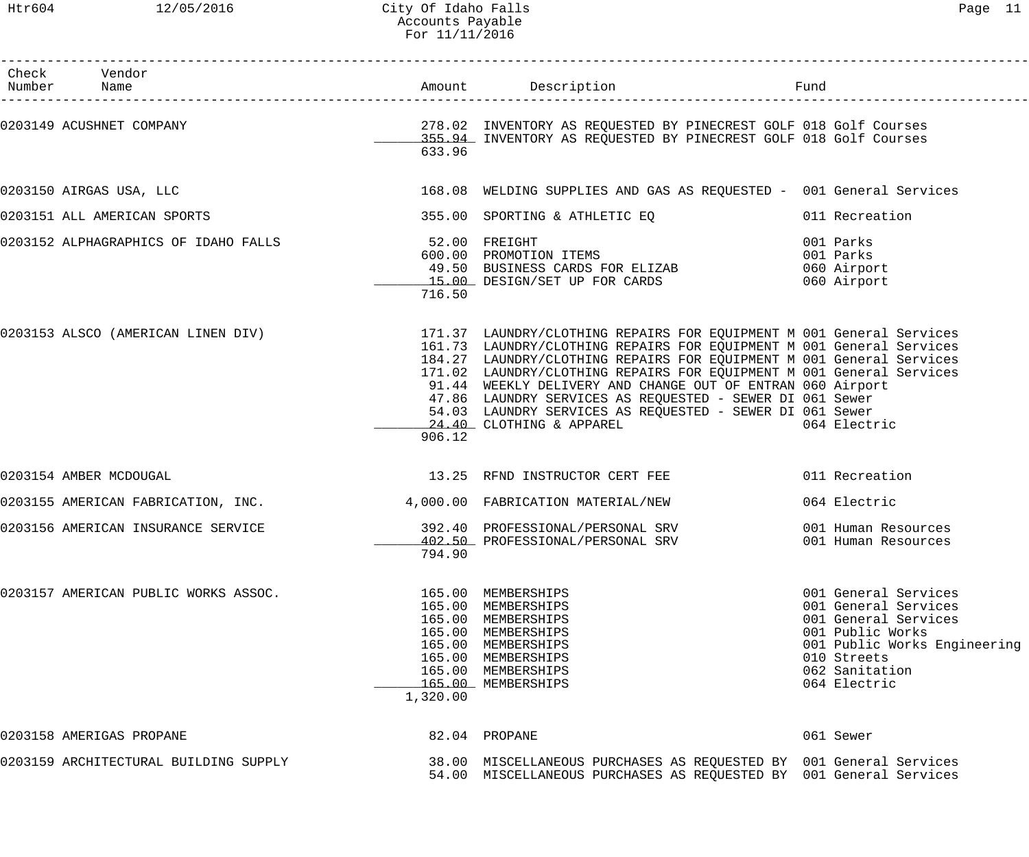# City Of Idaho Falls
## Accounts Payable
### For 11/11/2016

| Check Number | Vendor Name | Amount | Description | Fund |
|---|---|---|---|---|
| 0203149 | ACUSHNET COMPANY | 278.02 | INVENTORY AS REQUESTED BY PINECREST GOLF | 018 Golf Courses |
| | | 355.94 | INVENTORY AS REQUESTED BY PINECREST GOLF | 018 Golf Courses |
| | | 633.96 | | |
| 0203150 | AIRGAS USA, LLC | 168.08 | WELDING SUPPLIES AND GAS AS REQUESTED - | 001 General Services |
| 0203151 | ALL AMERICAN SPORTS | 355.00 | SPORTING & ATHLETIC EQ | 011 Recreation |
| 0203152 | ALPHAGRAPHICS OF IDAHO FALLS | 52.00 | FREIGHT | 001 Parks |
| | | 600.00 | PROMOTION ITEMS | 001 Parks |
| | | 49.50 | BUSINESS CARDS FOR ELIZAB | 060 Airport |
| | | 15.00 | DESIGN/SET UP FOR CARDS | 060 Airport |
| | | 716.50 | | |
| 0203153 | ALSCO (AMERICAN LINEN DIV) | 171.37 | LAUNDRY/CLOTHING REPAIRS FOR EQUIPMENT M | 001 General Services |
| | | 161.73 | LAUNDRY/CLOTHING REPAIRS FOR EQUIPMENT M | 001 General Services |
| | | 184.27 | LAUNDRY/CLOTHING REPAIRS FOR EQUIPMENT M | 001 General Services |
| | | 171.02 | LAUNDRY/CLOTHING REPAIRS FOR EQUIPMENT M | 001 General Services |
| | | 91.44 | WEEKLY DELIVERY AND CHANGE OUT OF ENTRAN | 060 Airport |
| | | 47.86 | LAUNDRY SERVICES AS REQUESTED - SEWER DI | 061 Sewer |
| | | 54.03 | LAUNDRY SERVICES AS REQUESTED - SEWER DI | 061 Sewer |
| | | 24.40 | CLOTHING & APPAREL | 064 Electric |
| | | 906.12 | | |
| 0203154 | AMBER MCDOUGAL | 13.25 | RFND INSTRUCTOR CERT FEE | 011 Recreation |
| 0203155 | AMERICAN FABRICATION, INC. | 4,000.00 | FABRICATION MATERIAL/NEW | 064 Electric |
| 0203156 | AMERICAN INSURANCE SERVICE | 392.40 | PROFESSIONAL/PERSONAL SRV | 001 Human Resources |
| | | 402.50 | PROFESSIONAL/PERSONAL SRV | 001 Human Resources |
| | | 794.90 | | |
| 0203157 | AMERICAN PUBLIC WORKS ASSOC. | 165.00 | MEMBERSHIPS | 001 General Services |
| | | 165.00 | MEMBERSHIPS | 001 General Services |
| | | 165.00 | MEMBERSHIPS | 001 General Services |
| | | 165.00 | MEMBERSHIPS | 001 Public Works |
| | | 165.00 | MEMBERSHIPS | 001 Public Works Engineering |
| | | 165.00 | MEMBERSHIPS | 010 Streets |
| | | 165.00 | MEMBERSHIPS | 062 Sanitation |
| | | 165.00 | MEMBERSHIPS | 064 Electric |
| | | 1,320.00 | | |
| 0203158 | AMERIGAS PROPANE | 82.04 | PROPANE | 061 Sewer |
| 0203159 | ARCHITECTURAL BUILDING SUPPLY | 38.00 | MISCELLANEOUS PURCHASES AS REQUESTED BY | 001 General Services |
| | | 54.00 | MISCELLANEOUS PURCHASES AS REQUESTED BY | 001 General Services |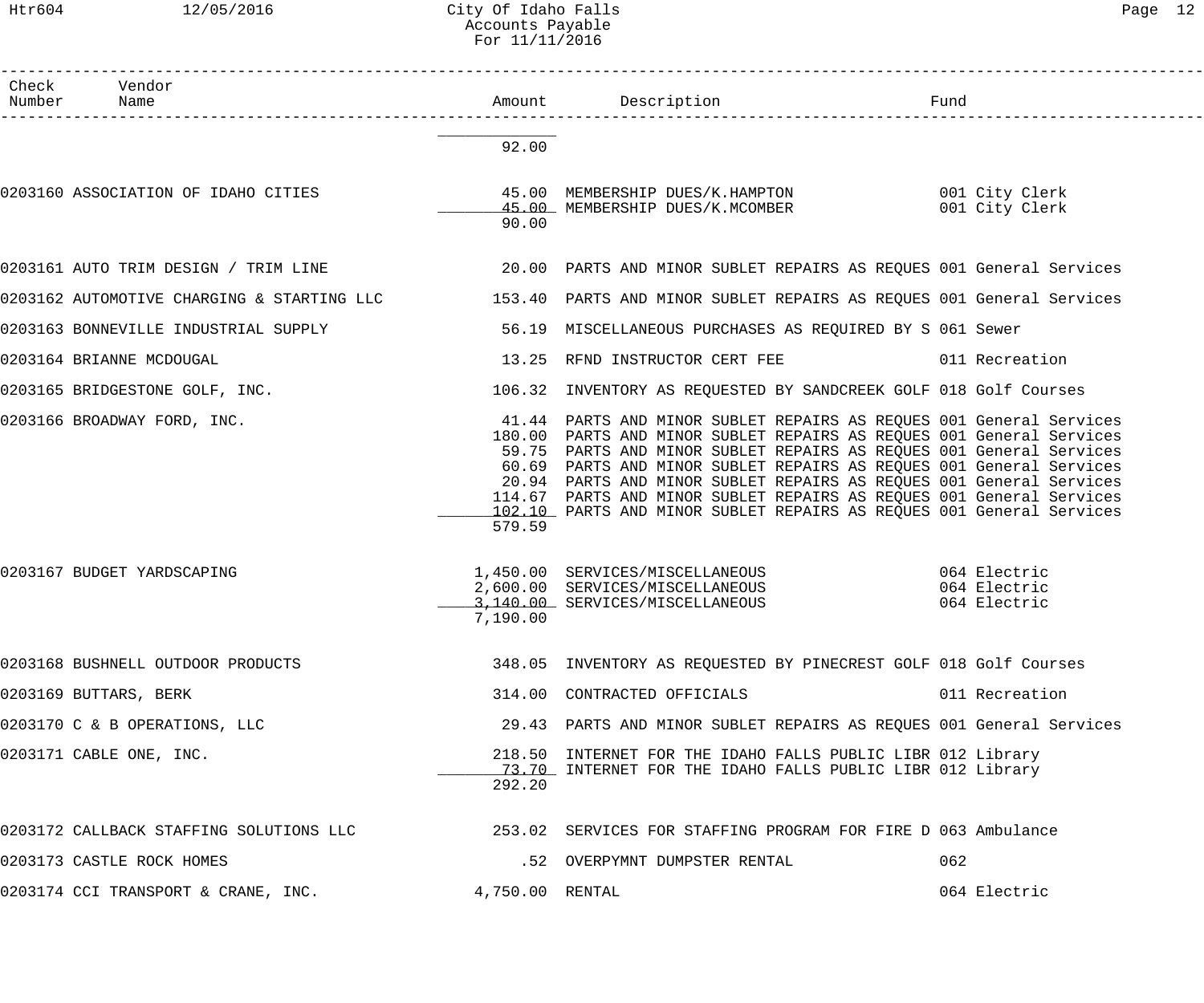# City Of Idaho Falls
## Accounts Payable
### For 11/11/2016

| Check Number | Vendor Name | Amount | Description | Fund |
|---|---|---|---|---|
| | | 92.00 | | |
| 0203160 | ASSOCIATION OF IDAHO CITIES | 45.00 | MEMBERSHIP DUES/K.HAMPTON | 001 City Clerk |
| | | 45.00 | MEMBERSHIP DUES/K.MCOMBER | 001 City Clerk |
| | | 90.00 | | |
| 0203161 | AUTO TRIM DESIGN / TRIM LINE | 20.00 | PARTS AND MINOR SUBLET REPAIRS AS REQUES | 001 General Services |
| 0203162 | AUTOMOTIVE CHARGING & STARTING LLC | 153.40 | PARTS AND MINOR SUBLET REPAIRS AS REQUES | 001 General Services |
| 0203163 | BONNEVILLE INDUSTRIAL SUPPLY | 56.19 | MISCELLANEOUS PURCHASES AS REQUIRED BY S | 061 Sewer |
| 0203164 | BRIANNE MCDOUGAL | 13.25 | RFND INSTRUCTOR CERT FEE | 011 Recreation |
| 0203165 | BRIDGESTONE GOLF, INC. | 106.32 | INVENTORY AS REQUESTED BY SANDCREEK GOLF | 018 Golf Courses |
| 0203166 | BROADWAY FORD, INC. | 41.44 | PARTS AND MINOR SUBLET REPAIRS AS REQUES | 001 General Services |
| | | 180.00 | PARTS AND MINOR SUBLET REPAIRS AS REQUES | 001 General Services |
| | | 59.75 | PARTS AND MINOR SUBLET REPAIRS AS REQUES | 001 General Services |
| | | 60.69 | PARTS AND MINOR SUBLET REPAIRS AS REQUES | 001 General Services |
| | | 20.94 | PARTS AND MINOR SUBLET REPAIRS AS REQUES | 001 General Services |
| | | 114.67 | PARTS AND MINOR SUBLET REPAIRS AS REQUES | 001 General Services |
| | | 102.10 | PARTS AND MINOR SUBLET REPAIRS AS REQUES | 001 General Services |
| | | 579.59 | | |
| 0203167 | BUDGET YARDSCAPING | 1,450.00 | SERVICES/MISCELLANEOUS | 064 Electric |
| | | 2,600.00 | SERVICES/MISCELLANEOUS | 064 Electric |
| | | 3,140.00 | SERVICES/MISCELLANEOUS | 064 Electric |
| | | 7,190.00 | | |
| 0203168 | BUSHNELL OUTDOOR PRODUCTS | 348.05 | INVENTORY AS REQUESTED BY PINECREST GOLF | 018 Golf Courses |
| 0203169 | BUTTARS, BERK | 314.00 | CONTRACTED OFFICIALS | 011 Recreation |
| 0203170 | C & B OPERATIONS, LLC | 29.43 | PARTS AND MINOR SUBLET REPAIRS AS REQUES | 001 General Services |
| 0203171 | CABLE ONE, INC. | 218.50 | INTERNET FOR THE IDAHO FALLS PUBLIC LIBR | 012 Library |
| | | 73.70 | INTERNET FOR THE IDAHO FALLS PUBLIC LIBR | 012 Library |
| | | 292.20 | | |
| 0203172 | CALLBACK STAFFING SOLUTIONS LLC | 253.02 | SERVICES FOR STAFFING PROGRAM FOR FIRE D | 063 Ambulance |
| 0203173 | CASTLE ROCK HOMES | .52 | OVERPYMNT DUMPSTER RENTAL | 062 |
| 0203174 | CCI TRANSPORT & CRANE, INC. | 4,750.00 | RENTAL | 064 Electric |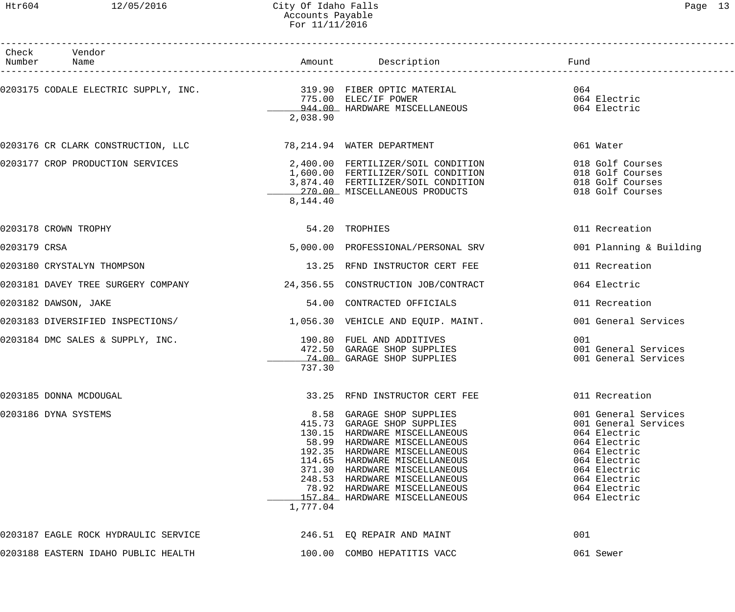City Of Idaho Falls
Accounts Payable
For 11/11/2016

| Check Number | Vendor Name | Amount | Description | Fund |
|---|---|---|---|---|
| 0203175 | CODALE ELECTRIC SUPPLY, INC. | 319.90 | FIBER OPTIC MATERIAL | 064 |
| | | 775.00 | ELEC/IF POWER | 064 Electric |
| | | 944.00 | HARDWARE MISCELLANEOUS | 064 Electric |
| | | 2,038.90 | | |
| 0203176 | CR CLARK CONSTRUCTION, LLC | 78,214.94 | WATER DEPARTMENT | 061 Water |
| 0203177 | CROP PRODUCTION SERVICES | 2,400.00 | FERTILIZER/SOIL CONDITION | 018 Golf Courses |
| | | 1,600.00 | FERTILIZER/SOIL CONDITION | 018 Golf Courses |
| | | 3,874.40 | FERTILIZER/SOIL CONDITION | 018 Golf Courses |
| | | 270.00 | MISCELLANEOUS PRODUCTS | 018 Golf Courses |
| | | 8,144.40 | | |
| 0203178 | CROWN TROPHY | 54.20 | TROPHIES | 011 Recreation |
| 0203179 | CRSA | 5,000.00 | PROFESSIONAL/PERSONAL SRV | 001 Planning & Building |
| 0203180 | CRYSTALYN THOMPSON | 13.25 | RFND INSTRUCTOR CERT FEE | 011 Recreation |
| 0203181 | DAVEY TREE SURGERY COMPANY | 24,356.55 | CONSTRUCTION JOB/CONTRACT | 064 Electric |
| 0203182 | DAWSON, JAKE | 54.00 | CONTRACTED OFFICIALS | 011 Recreation |
| 0203183 | DIVERSIFIED INSPECTIONS/ | 1,056.30 | VEHICLE AND EQUIP. MAINT. | 001 General Services |
| 0203184 | DMC SALES & SUPPLY, INC. | 190.80 | FUEL AND ADDITIVES | 001 |
| | | 472.50 | GARAGE SHOP SUPPLIES | 001 General Services |
| | | 74.00 | GARAGE SHOP SUPPLIES | 001 General Services |
| | | 737.30 | | |
| 0203185 | DONNA MCDOUGAL | 33.25 | RFND INSTRUCTOR CERT FEE | 011 Recreation |
| 0203186 | DYNA SYSTEMS | 8.58 | GARAGE SHOP SUPPLIES | 001 General Services |
| | | 415.73 | GARAGE SHOP SUPPLIES | 001 General Services |
| | | 130.15 | HARDWARE MISCELLANEOUS | 064 Electric |
| | | 58.99 | HARDWARE MISCELLANEOUS | 064 Electric |
| | | 192.35 | HARDWARE MISCELLANEOUS | 064 Electric |
| | | 114.65 | HARDWARE MISCELLANEOUS | 064 Electric |
| | | 371.30 | HARDWARE MISCELLANEOUS | 064 Electric |
| | | 248.53 | HARDWARE MISCELLANEOUS | 064 Electric |
| | | 78.92 | HARDWARE MISCELLANEOUS | 064 Electric |
| | | 157.84 | HARDWARE MISCELLANEOUS | 064 Electric |
| | | 1,777.04 | | |
| 0203187 | EAGLE ROCK HYDRAULIC SERVICE | 246.51 | EQ REPAIR AND MAINT | 001 |
| 0203188 | EASTERN IDAHO PUBLIC HEALTH | 100.00 | COMBO HEPATITIS VACC | 061 Sewer |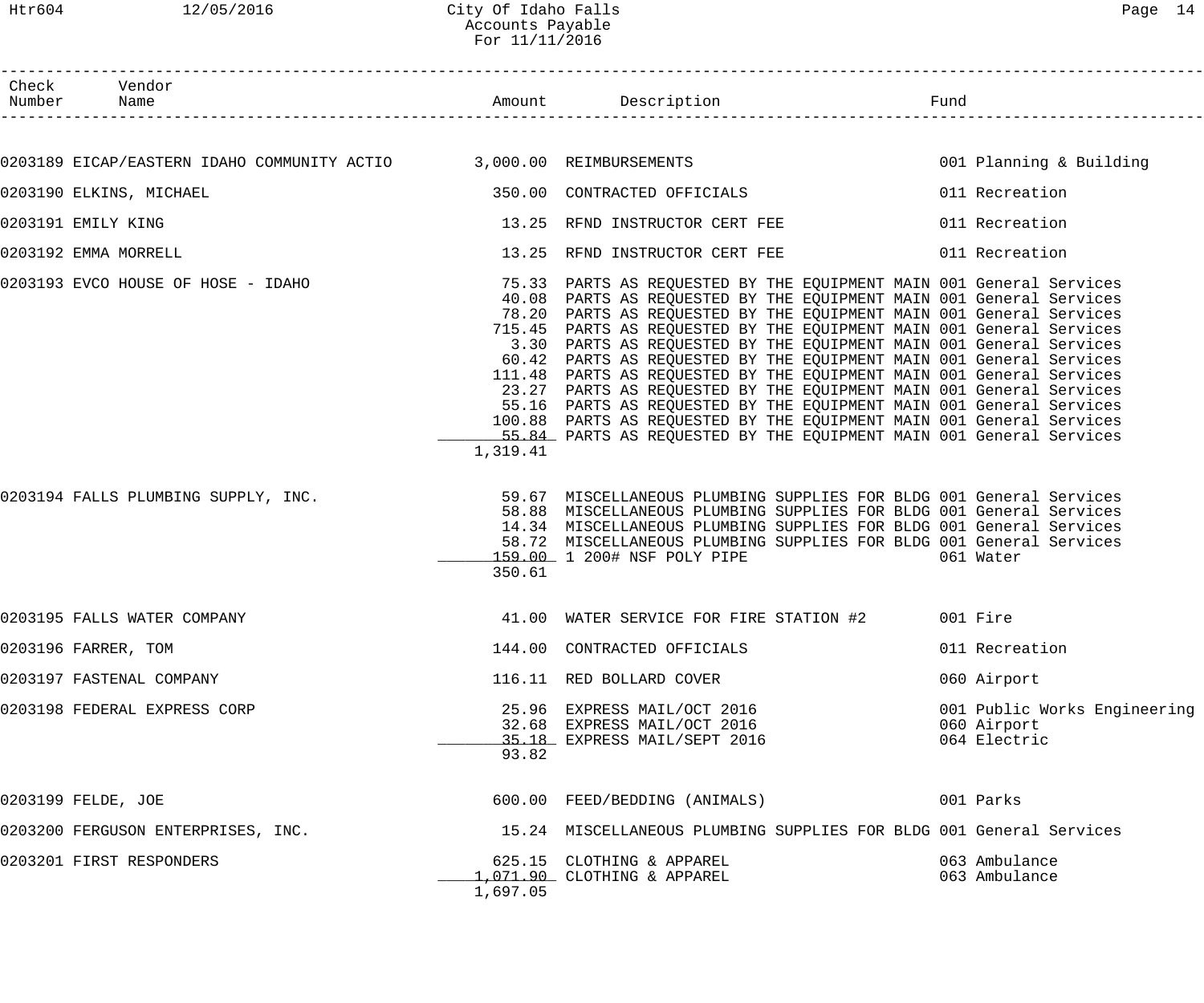# City Of Idaho Falls
## Accounts Payable
### For 11/11/2016

| Check Number | Vendor Name | Amount | Description | Fund |
|---|---|---|---|---|
| 0203189 | EICAP/EASTERN IDAHO COMMUNITY ACTIO | 3,000.00 | REIMBURSEMENTS | 001 Planning & Building |
| 0203190 | ELKINS, MICHAEL | 350.00 | CONTRACTED OFFICIALS | 011 Recreation |
| 0203191 | EMILY KING | 13.25 | RFND INSTRUCTOR CERT FEE | 011 Recreation |
| 0203192 | EMMA MORRELL | 13.25 | RFND INSTRUCTOR CERT FEE | 011 Recreation |
| 0203193 | EVCO HOUSE OF HOSE - IDAHO | 75.33 | PARTS AS REQUESTED BY THE EQUIPMENT MAIN | 001 General Services |
| | | 40.08 | PARTS AS REQUESTED BY THE EQUIPMENT MAIN | 001 General Services |
| | | 78.20 | PARTS AS REQUESTED BY THE EQUIPMENT MAIN | 001 General Services |
| | | 715.45 | PARTS AS REQUESTED BY THE EQUIPMENT MAIN | 001 General Services |
| | | 3.30 | PARTS AS REQUESTED BY THE EQUIPMENT MAIN | 001 General Services |
| | | 60.42 | PARTS AS REQUESTED BY THE EQUIPMENT MAIN | 001 General Services |
| | | 111.48 | PARTS AS REQUESTED BY THE EQUIPMENT MAIN | 001 General Services |
| | | 23.27 | PARTS AS REQUESTED BY THE EQUIPMENT MAIN | 001 General Services |
| | | 55.16 | PARTS AS REQUESTED BY THE EQUIPMENT MAIN | 001 General Services |
| | | 100.88 | PARTS AS REQUESTED BY THE EQUIPMENT MAIN | 001 General Services |
| | | 55.84 | PARTS AS REQUESTED BY THE EQUIPMENT MAIN | 001 General Services |
| | | 1,319.41 | | |
| 0203194 | FALLS PLUMBING SUPPLY, INC. | 59.67 | MISCELLANEOUS PLUMBING SUPPLIES FOR BLDG | 001 General Services |
| | | 58.88 | MISCELLANEOUS PLUMBING SUPPLIES FOR BLDG | 001 General Services |
| | | 14.34 | MISCELLANEOUS PLUMBING SUPPLIES FOR BLDG | 001 General Services |
| | | 58.72 | MISCELLANEOUS PLUMBING SUPPLIES FOR BLDG | 001 General Services |
| | | 159.00 | 1 200# NSF POLY PIPE | 061 Water |
| | | 350.61 | | |
| 0203195 | FALLS WATER COMPANY | 41.00 | WATER SERVICE FOR FIRE STATION #2 | 001 Fire |
| 0203196 | FARRER, TOM | 144.00 | CONTRACTED OFFICIALS | 011 Recreation |
| 0203197 | FASTENAL COMPANY | 116.11 | RED BOLLARD COVER | 060 Airport |
| 0203198 | FEDERAL EXPRESS CORP | 25.96 | EXPRESS MAIL/OCT 2016 | 001 Public Works Engineering |
| | | 32.68 | EXPRESS MAIL/OCT 2016 | 060 Airport |
| | | 35.18 | EXPRESS MAIL/SEPT 2016 | 064 Electric |
| | | 93.82 | | |
| 0203199 | FELDE, JOE | 600.00 | FEED/BEDDING (ANIMALS) | 001 Parks |
| 0203200 | FERGUSON ENTERPRISES, INC. | 15.24 | MISCELLANEOUS PLUMBING SUPPLIES FOR BLDG | 001 General Services |
| 0203201 | FIRST RESPONDERS | 625.15 | CLOTHING & APPAREL | 063 Ambulance |
| | | 1,071.90 | CLOTHING & APPAREL | 063 Ambulance |
| | | 1,697.05 | | |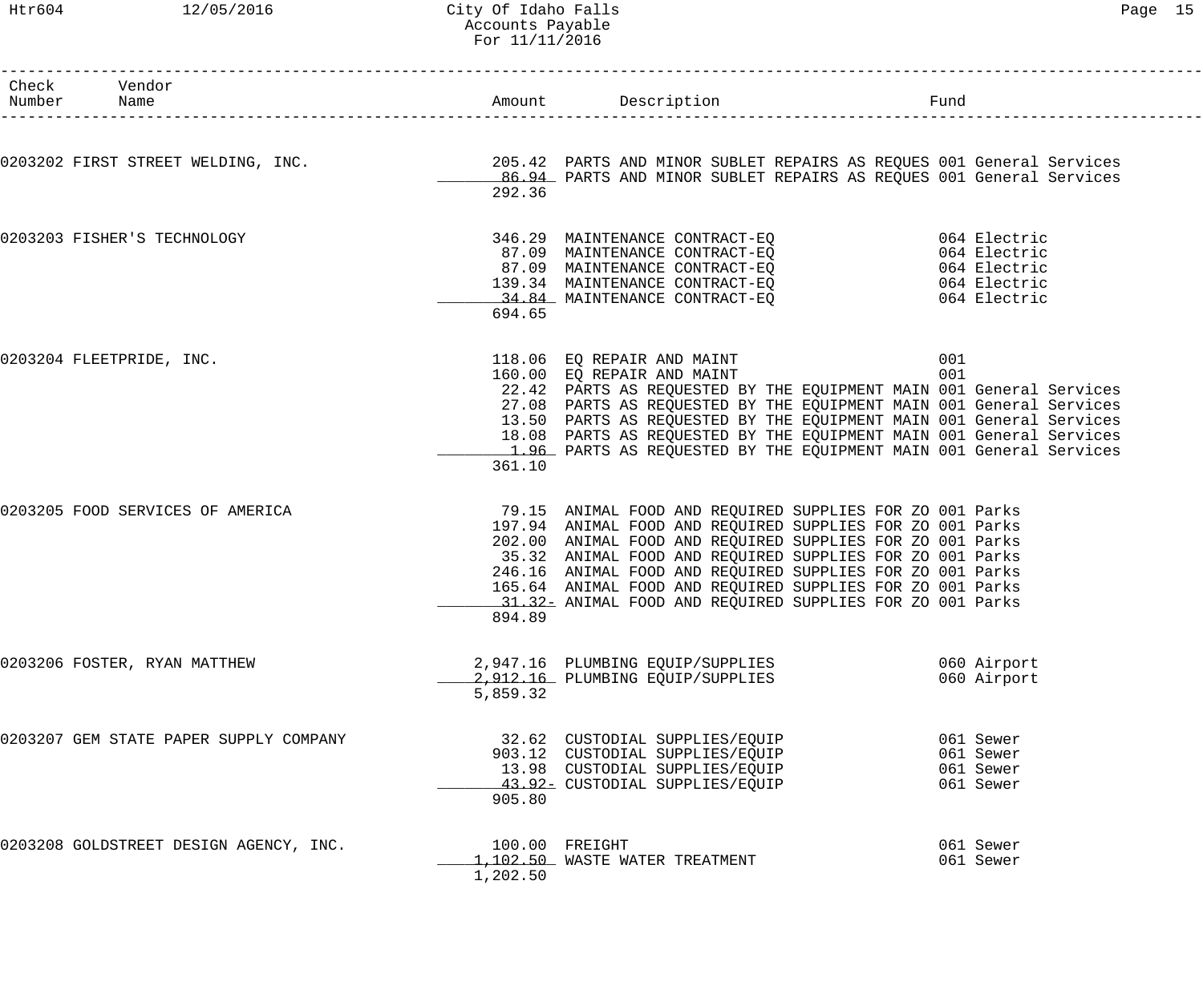# City Of Idaho Falls
## Accounts Payable
### For 11/11/2016

| Check Number | Vendor Name | Amount | Description | Fund |
|---|---|---|---|---|
| 0203202 | FIRST STREET WELDING, INC. | 205.42 | PARTS AND MINOR SUBLET REPAIRS AS REQUES | 001 General Services |
| | | 86.94 | PARTS AND MINOR SUBLET REPAIRS AS REQUES | 001 General Services |
| | | 292.36 | | |
| 0203203 | FISHER'S TECHNOLOGY | 346.29 | MAINTENANCE CONTRACT-EQ | 064 Electric |
| | | 87.09 | MAINTENANCE CONTRACT-EQ | 064 Electric |
| | | 87.09 | MAINTENANCE CONTRACT-EQ | 064 Electric |
| | | 139.34 | MAINTENANCE CONTRACT-EQ | 064 Electric |
| | | 34.84 | MAINTENANCE CONTRACT-EQ | 064 Electric |
| | | 694.65 | | |
| 0203204 | FLEETPRIDE, INC. | 118.06 | EQ REPAIR AND MAINT | 001 |
| | | 160.00 | EQ REPAIR AND MAINT | 001 |
| | | 22.42 | PARTS AS REQUESTED BY THE EQUIPMENT MAIN | 001 General Services |
| | | 27.08 | PARTS AS REQUESTED BY THE EQUIPMENT MAIN | 001 General Services |
| | | 13.50 | PARTS AS REQUESTED BY THE EQUIPMENT MAIN | 001 General Services |
| | | 18.08 | PARTS AS REQUESTED BY THE EQUIPMENT MAIN | 001 General Services |
| | | 1.96 | PARTS AS REQUESTED BY THE EQUIPMENT MAIN | 001 General Services |
| | | 361.10 | | |
| 0203205 | FOOD SERVICES OF AMERICA | 79.15 | ANIMAL FOOD AND REQUIRED SUPPLIES FOR ZO | 001 Parks |
| | | 197.94 | ANIMAL FOOD AND REQUIRED SUPPLIES FOR ZO | 001 Parks |
| | | 202.00 | ANIMAL FOOD AND REQUIRED SUPPLIES FOR ZO | 001 Parks |
| | | 35.32 | ANIMAL FOOD AND REQUIRED SUPPLIES FOR ZO | 001 Parks |
| | | 246.16 | ANIMAL FOOD AND REQUIRED SUPPLIES FOR ZO | 001 Parks |
| | | 165.64 | ANIMAL FOOD AND REQUIRED SUPPLIES FOR ZO | 001 Parks |
| | | 31.32- | ANIMAL FOOD AND REQUIRED SUPPLIES FOR ZO | 001 Parks |
| | | 894.89 | | |
| 0203206 | FOSTER, RYAN MATTHEW | 2,947.16 | PLUMBING EQUIP/SUPPLIES | 060 Airport |
| | | 2,912.16 | PLUMBING EQUIP/SUPPLIES | 060 Airport |
| | | 5,859.32 | | |
| 0203207 | GEM STATE PAPER SUPPLY COMPANY | 32.62 | CUSTODIAL SUPPLIES/EQUIP | 061 Sewer |
| | | 903.12 | CUSTODIAL SUPPLIES/EQUIP | 061 Sewer |
| | | 13.98 | CUSTODIAL SUPPLIES/EQUIP | 061 Sewer |
| | | 43.92- | CUSTODIAL SUPPLIES/EQUIP | 061 Sewer |
| | | 905.80 | | |
| 0203208 | GOLDSTREET DESIGN AGENCY, INC. | 100.00 | FREIGHT | 061 Sewer |
| | | 1,102.50 | WASTE WATER TREATMENT | 061 Sewer |
| | | 1,202.50 | | |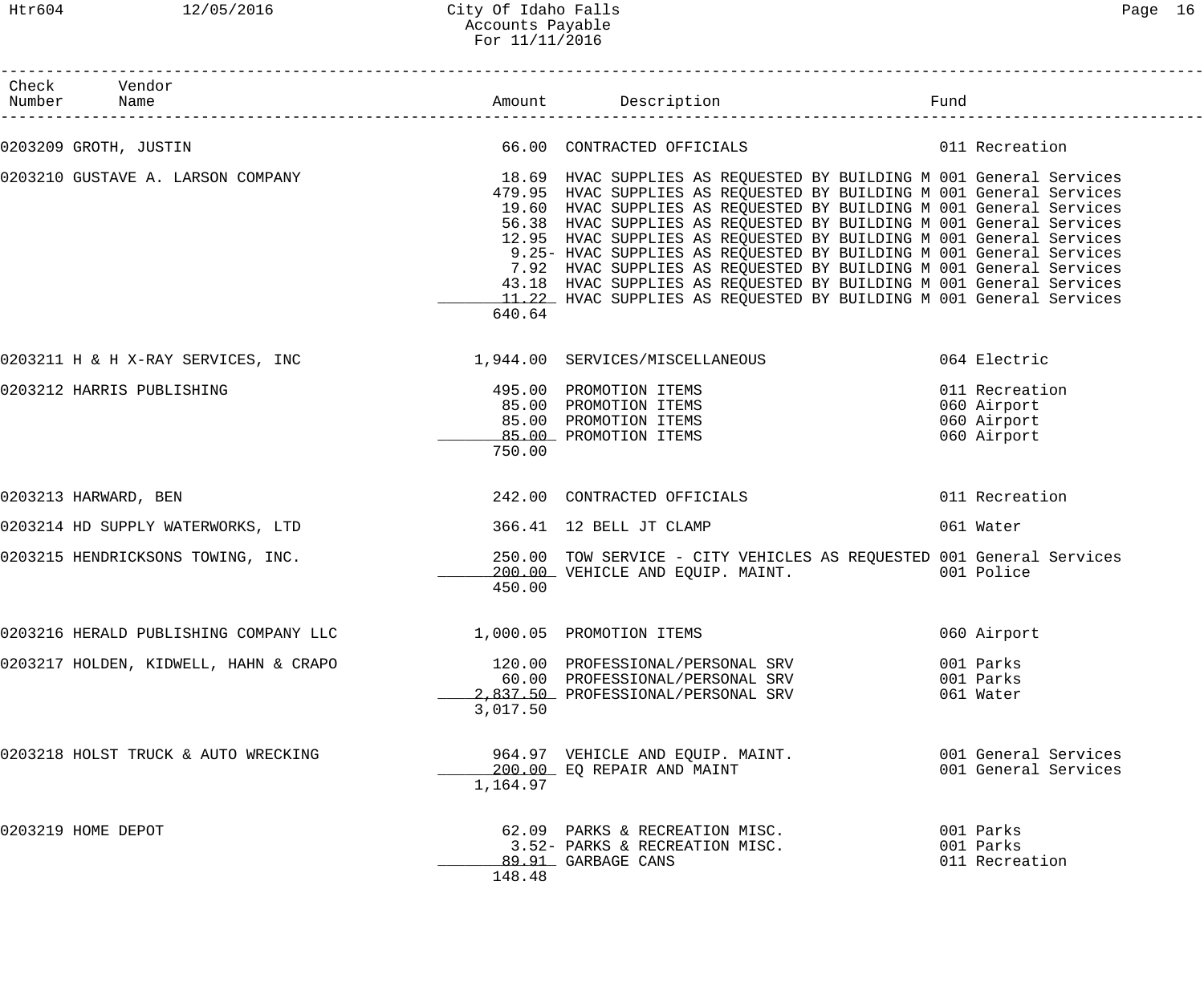| Check Number | Vendor Name | Amount | Description | Fund |
|---|---|---|---|---|
| 0203209 | GROTH, JUSTIN | 66.00 | CONTRACTED OFFICIALS | 011 Recreation |
| 0203210 | GUSTAVE A. LARSON COMPANY | 18.69 | HVAC SUPPLIES AS REQUESTED BY BUILDING M | 001 General Services |
| | | 479.95 | HVAC SUPPLIES AS REQUESTED BY BUILDING M | 001 General Services |
| | | 19.60 | HVAC SUPPLIES AS REQUESTED BY BUILDING M | 001 General Services |
| | | 56.38 | HVAC SUPPLIES AS REQUESTED BY BUILDING M | 001 General Services |
| | | 12.95 | HVAC SUPPLIES AS REQUESTED BY BUILDING M | 001 General Services |
| | | 9.25- | HVAC SUPPLIES AS REQUESTED BY BUILDING M | 001 General Services |
| | | 7.92 | HVAC SUPPLIES AS REQUESTED BY BUILDING M | 001 General Services |
| | | 43.18 | HVAC SUPPLIES AS REQUESTED BY BUILDING M | 001 General Services |
| | | 11.22 | HVAC SUPPLIES AS REQUESTED BY BUILDING M | 001 General Services |
| | | 640.64 | | |
| 0203211 | H & H X-RAY SERVICES, INC | 1,944.00 | SERVICES/MISCELLANEOUS | 064 Electric |
| 0203212 | HARRIS PUBLISHING | 495.00 | PROMOTION ITEMS | 011 Recreation |
| | | 85.00 | PROMOTION ITEMS | 060 Airport |
| | | 85.00 | PROMOTION ITEMS | 060 Airport |
| | | 85.00 | PROMOTION ITEMS | 060 Airport |
| | | 750.00 | | |
| 0203213 | HARWARD, BEN | 242.00 | CONTRACTED OFFICIALS | 011 Recreation |
| 0203214 | HD SUPPLY WATERWORKS, LTD | 366.41 | 12 BELL JT CLAMP | 061 Water |
| 0203215 | HENDRICKSONS TOWING, INC. | 250.00 | TOW SERVICE - CITY VEHICLES AS REQUESTED | 001 General Services |
| | | 200.00 | VEHICLE AND EQUIP. MAINT. | 001 Police |
| | | 450.00 | | |
| 0203216 | HERALD PUBLISHING COMPANY LLC | 1,000.05 | PROMOTION ITEMS | 060 Airport |
| 0203217 | HOLDEN, KIDWELL, HAHN & CRAPO | 120.00 | PROFESSIONAL/PERSONAL SRV | 001 Parks |
| | | 60.00 | PROFESSIONAL/PERSONAL SRV | 001 Parks |
| | | 2,837.50 | PROFESSIONAL/PERSONAL SRV | 061 Water |
| | | 3,017.50 | | |
| 0203218 | HOLST TRUCK & AUTO WRECKING | 964.97 | VEHICLE AND EQUIP. MAINT. | 001 General Services |
| | | 200.00 | EQ REPAIR AND MAINT | 001 General Services |
| | | 1,164.97 | | |
| 0203219 | HOME DEPOT | 62.09 | PARKS & RECREATION MISC. | 001 Parks |
| | | 3.52- | PARKS & RECREATION MISC. | 001 Parks |
| | | 89.91 | GARBAGE CANS | 011 Recreation |
| | | 148.48 | | |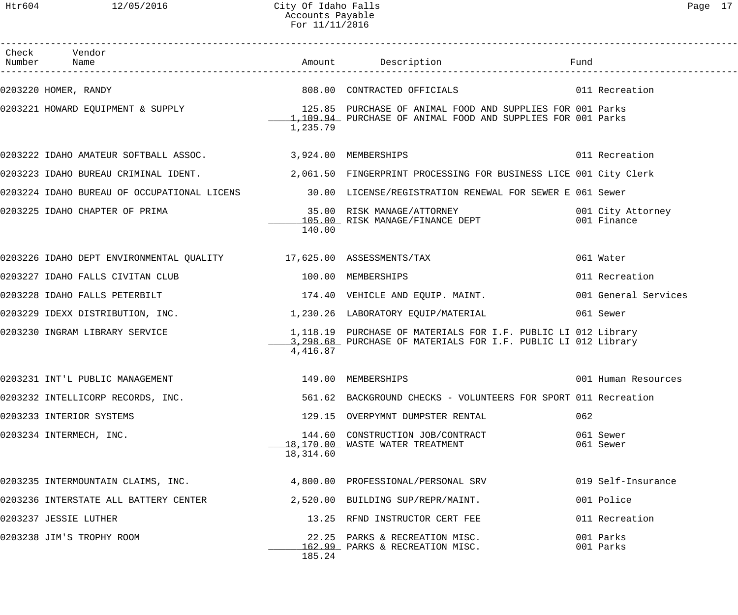# City Of Idaho Falls
## Accounts Payable
### For 11/11/2016

| Check Number | Vendor Name | Amount | Description | Fund |
|---|---|---|---|---|
| 0203220 | HOMER, RANDY | 808.00 | CONTRACTED OFFICIALS | 011 Recreation |
| 0203221 | HOWARD EQUIPMENT & SUPPLY | 125.85 | PURCHASE OF ANIMAL FOOD AND SUPPLIES FOR | 001 Parks |
| | | 1,109.94 | PURCHASE OF ANIMAL FOOD AND SUPPLIES FOR | 001 Parks |
| | | 1,235.79 | | |
| 0203222 | IDAHO AMATEUR SOFTBALL ASSOC. | 3,924.00 | MEMBERSHIPS | 011 Recreation |
| 0203223 | IDAHO BUREAU CRIMINAL IDENT. | 2,061.50 | FINGERPRINT PROCESSING FOR BUSINESS LICE | 001 City Clerk |
| 0203224 | IDAHO BUREAU OF OCCUPATIONAL LICENS | 30.00 | LICENSE/REGISTRATION RENEWAL FOR SEWER E | 061 Sewer |
| 0203225 | IDAHO CHAPTER OF PRIMA | 35.00 | RISK MANAGE/ATTORNEY | 001 City Attorney |
| | | 105.00 | RISK MANAGE/FINANCE DEPT | 001 Finance |
| | | 140.00 | | |
| 0203226 | IDAHO DEPT ENVIRONMENTAL QUALITY | 17,625.00 | ASSESSMENTS/TAX | 061 Water |
| 0203227 | IDAHO FALLS CIVITAN CLUB | 100.00 | MEMBERSHIPS | 011 Recreation |
| 0203228 | IDAHO FALLS PETERBILT | 174.40 | VEHICLE AND EQUIP. MAINT. | 001 General Services |
| 0203229 | IDEXX DISTRIBUTION, INC. | 1,230.26 | LABORATORY EQUIP/MATERIAL | 061 Sewer |
| 0203230 | INGRAM LIBRARY SERVICE | 1,118.19 | PURCHASE OF MATERIALS FOR I.F. PUBLIC LI | 012 Library |
| | | 3,298.68 | PURCHASE OF MATERIALS FOR I.F. PUBLIC LI | 012 Library |
| | | 4,416.87 | | |
| 0203231 | INT'L PUBLIC MANAGEMENT | 149.00 | MEMBERSHIPS | 001 Human Resources |
| 0203232 | INTELLICORP RECORDS, INC. | 561.62 | BACKGROUND CHECKS - VOLUNTEERS FOR SPORT | 011 Recreation |
| 0203233 | INTERIOR SYSTEMS | 129.15 | OVERPYMNT DUMPSTER RENTAL | 062 |
| 0203234 | INTERMECH, INC. | 144.60 | CONSTRUCTION JOB/CONTRACT | 061 Sewer |
| | | 18,170.00 | WASTE WATER TREATMENT | 061 Sewer |
| | | 18,314.60 | | |
| 0203235 | INTERMOUNTAIN CLAIMS, INC. | 4,800.00 | PROFESSIONAL/PERSONAL SRV | 019 Self-Insurance |
| 0203236 | INTERSTATE ALL BATTERY CENTER | 2,520.00 | BUILDING SUP/REPR/MAINT. | 001 Police |
| 0203237 | JESSIE LUTHER | 13.25 | RFND INSTRUCTOR CERT FEE | 011 Recreation |
| 0203238 | JIM'S TROPHY ROOM | 22.25 | PARKS & RECREATION MISC. | 001 Parks |
| | | 162.99 | PARKS & RECREATION MISC. | 001 Parks |
| | | 185.24 | | |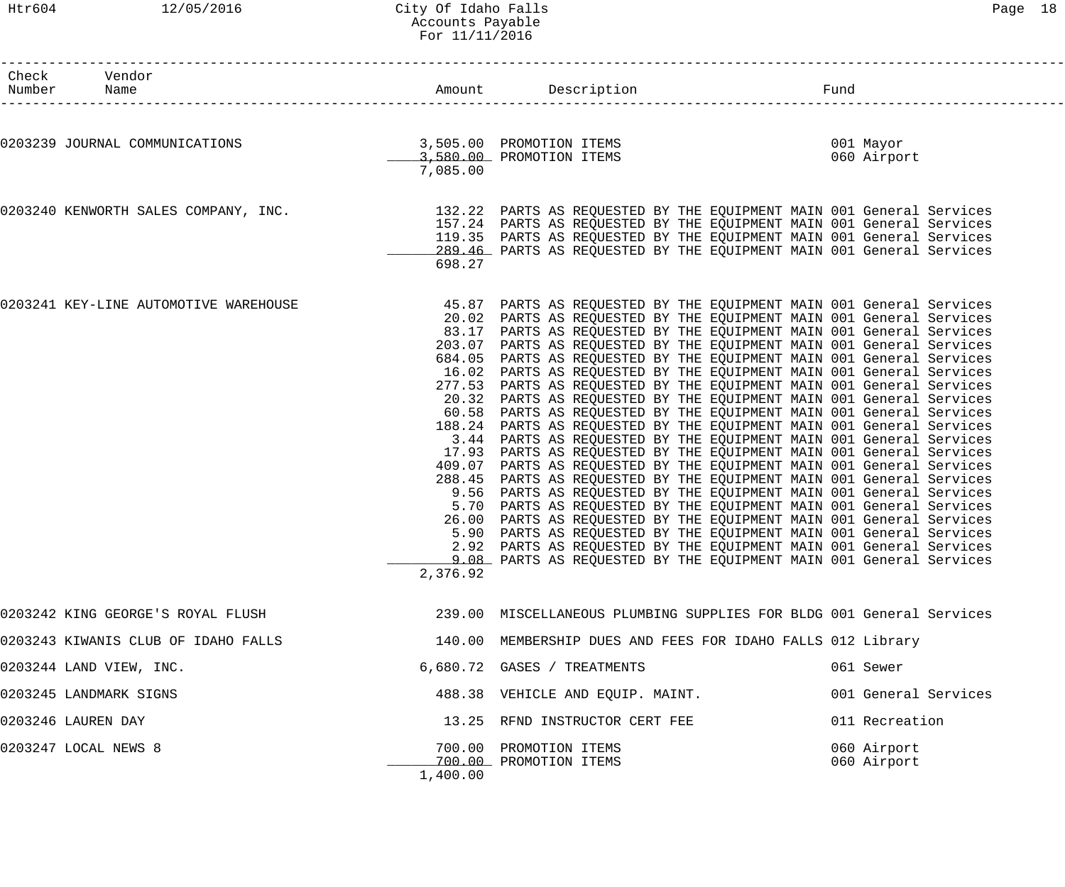# City Of Idaho Falls
## Accounts Payable
### For 11/11/2016

| Check Number | Vendor Name | Amount | Description | Fund |
|---|---|---|---|---|
| 0203239 | JOURNAL COMMUNICATIONS | 3,505.00 | PROMOTION ITEMS | 001 Mayor |
| | | 3,580.00 | PROMOTION ITEMS | 060 Airport |
| | | 7,085.00 | | |
| 0203240 | KENWORTH SALES COMPANY, INC. | 132.22 | PARTS AS REQUESTED BY THE EQUIPMENT MAIN | 001 General Services |
| | | 157.24 | PARTS AS REQUESTED BY THE EQUIPMENT MAIN | 001 General Services |
| | | 119.35 | PARTS AS REQUESTED BY THE EQUIPMENT MAIN | 001 General Services |
| | | 289.46 | PARTS AS REQUESTED BY THE EQUIPMENT MAIN | 001 General Services |
| | | 698.27 | | |
| 0203241 | KEY-LINE AUTOMOTIVE WAREHOUSE | 45.87 | PARTS AS REQUESTED BY THE EQUIPMENT MAIN | 001 General Services |
| | | 20.02 | PARTS AS REQUESTED BY THE EQUIPMENT MAIN | 001 General Services |
| | | 83.17 | PARTS AS REQUESTED BY THE EQUIPMENT MAIN | 001 General Services |
| | | 203.07 | PARTS AS REQUESTED BY THE EQUIPMENT MAIN | 001 General Services |
| | | 684.05 | PARTS AS REQUESTED BY THE EQUIPMENT MAIN | 001 General Services |
| | | 16.02 | PARTS AS REQUESTED BY THE EQUIPMENT MAIN | 001 General Services |
| | | 277.53 | PARTS AS REQUESTED BY THE EQUIPMENT MAIN | 001 General Services |
| | | 20.32 | PARTS AS REQUESTED BY THE EQUIPMENT MAIN | 001 General Services |
| | | 60.58 | PARTS AS REQUESTED BY THE EQUIPMENT MAIN | 001 General Services |
| | | 188.24 | PARTS AS REQUESTED BY THE EQUIPMENT MAIN | 001 General Services |
| | | 3.44 | PARTS AS REQUESTED BY THE EQUIPMENT MAIN | 001 General Services |
| | | 17.93 | PARTS AS REQUESTED BY THE EQUIPMENT MAIN | 001 General Services |
| | | 409.07 | PARTS AS REQUESTED BY THE EQUIPMENT MAIN | 001 General Services |
| | | 288.45 | PARTS AS REQUESTED BY THE EQUIPMENT MAIN | 001 General Services |
| | | 9.56 | PARTS AS REQUESTED BY THE EQUIPMENT MAIN | 001 General Services |
| | | 5.70 | PARTS AS REQUESTED BY THE EQUIPMENT MAIN | 001 General Services |
| | | 26.00 | PARTS AS REQUESTED BY THE EQUIPMENT MAIN | 001 General Services |
| | | 5.90 | PARTS AS REQUESTED BY THE EQUIPMENT MAIN | 001 General Services |
| | | 2.92 | PARTS AS REQUESTED BY THE EQUIPMENT MAIN | 001 General Services |
| | | 9.08 | PARTS AS REQUESTED BY THE EQUIPMENT MAIN | 001 General Services |
| | | 2,376.92 | | |
| 0203242 | KING GEORGE'S ROYAL FLUSH | 239.00 | MISCELLANEOUS PLUMBING SUPPLIES FOR BLDG | 001 General Services |
| 0203243 | KIWANIS CLUB OF IDAHO FALLS | 140.00 | MEMBERSHIP DUES AND FEES FOR IDAHO FALLS | 012 Library |
| 0203244 | LAND VIEW, INC. | 6,680.72 | GASES / TREATMENTS | 061 Sewer |
| 0203245 | LANDMARK SIGNS | 488.38 | VEHICLE AND EQUIP. MAINT. | 001 General Services |
| 0203246 | LAUREN DAY | 13.25 | RFND INSTRUCTOR CERT FEE | 011 Recreation |
| 0203247 | LOCAL NEWS 8 | 700.00 | PROMOTION ITEMS | 060 Airport |
| | | 700.00 | PROMOTION ITEMS | 060 Airport |
| | | 1,400.00 | | |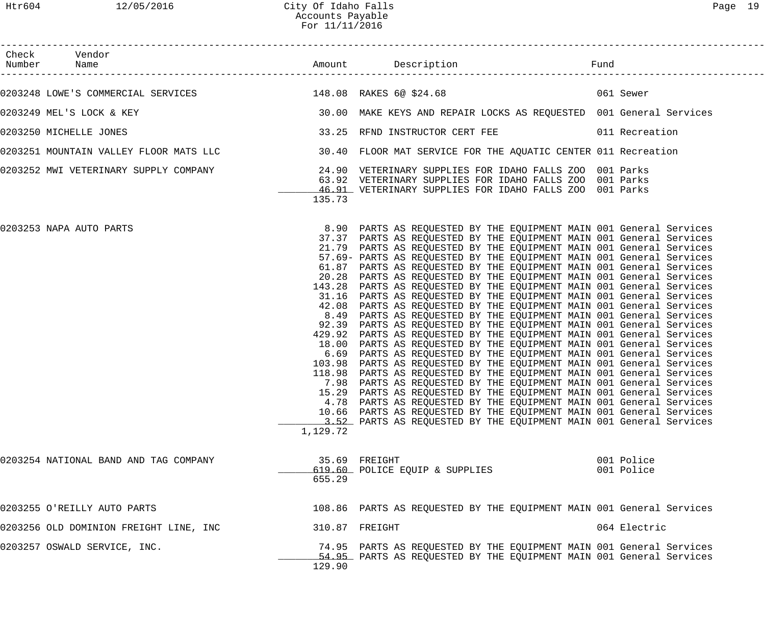City Of Idaho Falls
Accounts Payable
For 11/11/2016

| Check Number | Vendor Name | Amount | Description | Fund |
|---|---|---|---|---|
| 0203248 | LOWE'S COMMERCIAL SERVICES | 148.08 | RAKES 6@ $24.68 | 061 Sewer |
| 0203249 | MEL'S LOCK & KEY | 30.00 | MAKE KEYS AND REPAIR LOCKS AS REQUESTED | 001 General Services |
| 0203250 | MICHELLE JONES | 33.25 | RFND INSTRUCTOR CERT FEE | 011 Recreation |
| 0203251 | MOUNTAIN VALLEY FLOOR MATS LLC | 30.40 | FLOOR MAT SERVICE FOR THE AQUATIC CENTER | 011 Recreation |
| 0203252 | MWI VETERINARY SUPPLY COMPANY | 24.90 | VETERINARY SUPPLIES FOR IDAHO FALLS ZOO | 001 Parks |
| | | 63.92 | VETERINARY SUPPLIES FOR IDAHO FALLS ZOO | 001 Parks |
| | | 46.91 | VETERINARY SUPPLIES FOR IDAHO FALLS ZOO | 001 Parks |
| | | 135.73 | | |
| 0203253 | NAPA AUTO PARTS | 8.90 | PARTS AS REQUESTED BY THE EQUIPMENT MAIN | 001 General Services |
| | | 37.37 | PARTS AS REQUESTED BY THE EQUIPMENT MAIN | 001 General Services |
| | | 21.79 | PARTS AS REQUESTED BY THE EQUIPMENT MAIN | 001 General Services |
| | | 57.69- | PARTS AS REQUESTED BY THE EQUIPMENT MAIN | 001 General Services |
| | | 61.87 | PARTS AS REQUESTED BY THE EQUIPMENT MAIN | 001 General Services |
| | | 20.28 | PARTS AS REQUESTED BY THE EQUIPMENT MAIN | 001 General Services |
| | | 143.28 | PARTS AS REQUESTED BY THE EQUIPMENT MAIN | 001 General Services |
| | | 31.16 | PARTS AS REQUESTED BY THE EQUIPMENT MAIN | 001 General Services |
| | | 42.08 | PARTS AS REQUESTED BY THE EQUIPMENT MAIN | 001 General Services |
| | | 8.49 | PARTS AS REQUESTED BY THE EQUIPMENT MAIN | 001 General Services |
| | | 92.39 | PARTS AS REQUESTED BY THE EQUIPMENT MAIN | 001 General Services |
| | | 429.92 | PARTS AS REQUESTED BY THE EQUIPMENT MAIN | 001 General Services |
| | | 18.00 | PARTS AS REQUESTED BY THE EQUIPMENT MAIN | 001 General Services |
| | | 6.69 | PARTS AS REQUESTED BY THE EQUIPMENT MAIN | 001 General Services |
| | | 103.98 | PARTS AS REQUESTED BY THE EQUIPMENT MAIN | 001 General Services |
| | | 118.98 | PARTS AS REQUESTED BY THE EQUIPMENT MAIN | 001 General Services |
| | | 7.98 | PARTS AS REQUESTED BY THE EQUIPMENT MAIN | 001 General Services |
| | | 15.29 | PARTS AS REQUESTED BY THE EQUIPMENT MAIN | 001 General Services |
| | | 4.78 | PARTS AS REQUESTED BY THE EQUIPMENT MAIN | 001 General Services |
| | | 10.66 | PARTS AS REQUESTED BY THE EQUIPMENT MAIN | 001 General Services |
| | | 3.52 | PARTS AS REQUESTED BY THE EQUIPMENT MAIN | 001 General Services |
| | | 1,129.72 | | |
| 0203254 | NATIONAL BAND AND TAG COMPANY | 35.69 | FREIGHT | 001 Police |
| | | 619.60 | POLICE EQUIP & SUPPLIES | 001 Police |
| | | 655.29 | | |
| 0203255 | O'REILLY AUTO PARTS | 108.86 | PARTS AS REQUESTED BY THE EQUIPMENT MAIN | 001 General Services |
| 0203256 | OLD DOMINION FREIGHT LINE, INC | 310.87 | FREIGHT | 064 Electric |
| 0203257 | OSWALD SERVICE, INC. | 74.95 | PARTS AS REQUESTED BY THE EQUIPMENT MAIN | 001 General Services |
| | | 54.95 | PARTS AS REQUESTED BY THE EQUIPMENT MAIN | 001 General Services |
| | | 129.90 | | |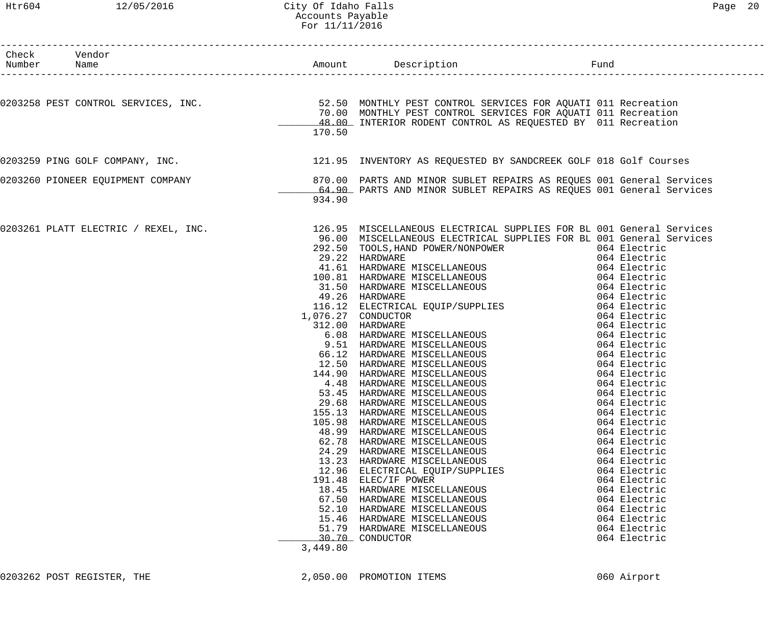# City Of Idaho Falls
## Accounts Payable
### For 11/11/2016

| Check Number | Vendor Name | Amount | Description | Fund |
|---|---|---|---|---|
| 0203258 | PEST CONTROL SERVICES, INC. | 52.50 | MONTHLY PEST CONTROL SERVICES FOR AQUATI | 011 Recreation |
| | | 70.00 | MONTHLY PEST CONTROL SERVICES FOR AQUATI | 011 Recreation |
| | | 48.00 | INTERIOR RODENT CONTROL AS REQUESTED BY | 011 Recreation |
| | | 170.50 | | |
| 0203259 | PING GOLF COMPANY, INC. | 121.95 | INVENTORY AS REQUESTED BY SANDCREEK GOLF | 018 Golf Courses |
| 0203260 | PIONEER EQUIPMENT COMPANY | 870.00 | PARTS AND MINOR SUBLET REPAIRS AS REQUES | 001 General Services |
| | | 64.90 | PARTS AND MINOR SUBLET REPAIRS AS REQUES | 001 General Services |
| | | 934.90 | | |
| 0203261 | PLATT ELECTRIC / REXEL, INC. | 126.95 | MISCELLANEOUS ELECTRICAL SUPPLIES FOR BL | 001 General Services |
| | | 96.00 | MISCELLANEOUS ELECTRICAL SUPPLIES FOR BL | 001 General Services |
| | | 292.50 | TOOLS,HAND POWER/NONPOWER | 064 Electric |
| | | 29.22 | HARDWARE | 064 Electric |
| | | 41.61 | HARDWARE MISCELLANEOUS | 064 Electric |
| | | 100.81 | HARDWARE MISCELLANEOUS | 064 Electric |
| | | 31.50 | HARDWARE MISCELLANEOUS | 064 Electric |
| | | 49.26 | HARDWARE | 064 Electric |
| | | 116.12 | ELECTRICAL EQUIP/SUPPLIES | 064 Electric |
| | | 1,076.27 | CONDUCTOR | 064 Electric |
| | | 312.00 | HARDWARE | 064 Electric |
| | | 6.08 | HARDWARE MISCELLANEOUS | 064 Electric |
| | | 9.51 | HARDWARE MISCELLANEOUS | 064 Electric |
| | | 66.12 | HARDWARE MISCELLANEOUS | 064 Electric |
| | | 12.50 | HARDWARE MISCELLANEOUS | 064 Electric |
| | | 144.90 | HARDWARE MISCELLANEOUS | 064 Electric |
| | | 4.48 | HARDWARE MISCELLANEOUS | 064 Electric |
| | | 53.45 | HARDWARE MISCELLANEOUS | 064 Electric |
| | | 29.68 | HARDWARE MISCELLANEOUS | 064 Electric |
| | | 155.13 | HARDWARE MISCELLANEOUS | 064 Electric |
| | | 105.98 | HARDWARE MISCELLANEOUS | 064 Electric |
| | | 48.99 | HARDWARE MISCELLANEOUS | 064 Electric |
| | | 62.78 | HARDWARE MISCELLANEOUS | 064 Electric |
| | | 24.29 | HARDWARE MISCELLANEOUS | 064 Electric |
| | | 13.23 | HARDWARE MISCELLANEOUS | 064 Electric |
| | | 12.96 | ELECTRICAL EQUIP/SUPPLIES | 064 Electric |
| | | 191.48 | ELEC/IF POWER | 064 Electric |
| | | 18.45 | HARDWARE MISCELLANEOUS | 064 Electric |
| | | 67.50 | HARDWARE MISCELLANEOUS | 064 Electric |
| | | 52.10 | HARDWARE MISCELLANEOUS | 064 Electric |
| | | 15.46 | HARDWARE MISCELLANEOUS | 064 Electric |
| | | 51.79 | HARDWARE MISCELLANEOUS | 064 Electric |
| | | 30.70 | CONDUCTOR | 064 Electric |
| | | 3,449.80 | | |
| 0203262 | POST REGISTER, THE | 2,050.00 | PROMOTION ITEMS | 060 Airport |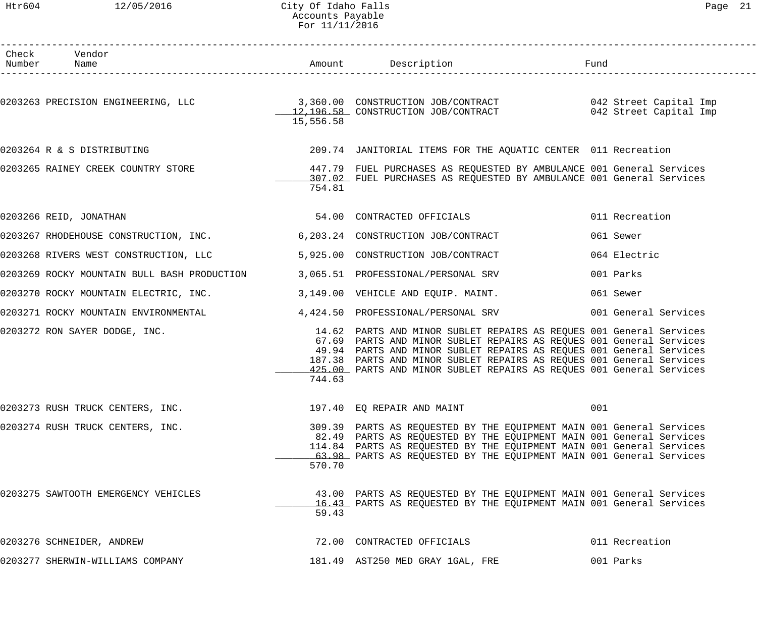| Check Number | Vendor Name | Amount | Description | Fund |
|---|---|---|---|---|
| 0203263 | PRECISION ENGINEERING, LLC | 3,360.00 | CONSTRUCTION JOB/CONTRACT | 042 Street Capital Imp |
| | | 12,196.58 | CONSTRUCTION JOB/CONTRACT | 042 Street Capital Imp |
| | | 15,556.58 | | |
| 0203264 | R & S DISTRIBUTING | 209.74 | JANITORIAL ITEMS FOR THE AQUATIC CENTER | 011 Recreation |
| 0203265 | RAINEY CREEK COUNTRY STORE | 447.79 | FUEL PURCHASES AS REQUESTED BY AMBULANCE | 001 General Services |
| | | 307.02 | FUEL PURCHASES AS REQUESTED BY AMBULANCE | 001 General Services |
| | | 754.81 | | |
| 0203266 | REID, JONATHAN | 54.00 | CONTRACTED OFFICIALS | 011 Recreation |
| 0203267 | RHODEHOUSE CONSTRUCTION, INC. | 6,203.24 | CONSTRUCTION JOB/CONTRACT | 061 Sewer |
| 0203268 | RIVERS WEST CONSTRUCTION, LLC | 5,925.00 | CONSTRUCTION JOB/CONTRACT | 064 Electric |
| 0203269 | ROCKY MOUNTAIN BULL BASH PRODUCTION | 3,065.51 | PROFESSIONAL/PERSONAL SRV | 001 Parks |
| 0203270 | ROCKY MOUNTAIN ELECTRIC, INC. | 3,149.00 | VEHICLE AND EQUIP. MAINT. | 061 Sewer |
| 0203271 | ROCKY MOUNTAIN ENVIRONMENTAL | 4,424.50 | PROFESSIONAL/PERSONAL SRV | 001 General Services |
| 0203272 | RON SAYER DODGE, INC. | 14.62 | PARTS AND MINOR SUBLET REPAIRS AS REQUES | 001 General Services |
| | | 67.69 | PARTS AND MINOR SUBLET REPAIRS AS REQUES | 001 General Services |
| | | 49.94 | PARTS AND MINOR SUBLET REPAIRS AS REQUES | 001 General Services |
| | | 187.38 | PARTS AND MINOR SUBLET REPAIRS AS REQUES | 001 General Services |
| | | 425.00 | PARTS AND MINOR SUBLET REPAIRS AS REQUES | 001 General Services |
| | | 744.63 | | |
| 0203273 | RUSH TRUCK CENTERS, INC. | 197.40 | EQ REPAIR AND MAINT | 001 |
| 0203274 | RUSH TRUCK CENTERS, INC. | 309.39 | PARTS AS REQUESTED BY THE EQUIPMENT MAIN | 001 General Services |
| | | 82.49 | PARTS AS REQUESTED BY THE EQUIPMENT MAIN | 001 General Services |
| | | 114.84 | PARTS AS REQUESTED BY THE EQUIPMENT MAIN | 001 General Services |
| | | 63.98 | PARTS AS REQUESTED BY THE EQUIPMENT MAIN | 001 General Services |
| | | 570.70 | | |
| 0203275 | SAWTOOTH EMERGENCY VEHICLES | 43.00 | PARTS AS REQUESTED BY THE EQUIPMENT MAIN | 001 General Services |
| | | 16.43 | PARTS AS REQUESTED BY THE EQUIPMENT MAIN | 001 General Services |
| | | 59.43 | | |
| 0203276 | SCHNEIDER, ANDREW | 72.00 | CONTRACTED OFFICIALS | 011 Recreation |
| 0203277 | SHERWIN-WILLIAMS COMPANY | 181.49 | AST250 MED GRAY 1GAL, FRE | 001 Parks |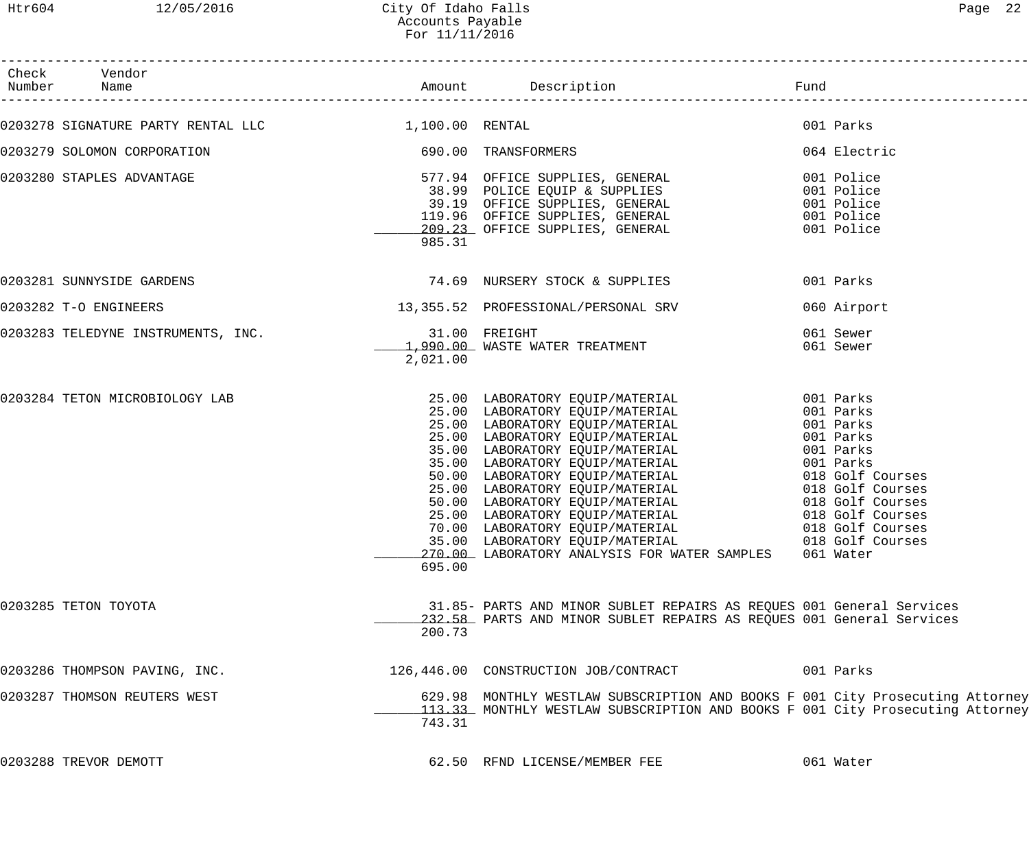# City Of Idaho Falls
## Accounts Payable
### For 11/11/2016

| Check Number | Vendor Name | Amount | Description | Fund |
|---|---|---|---|---|
| 0203278 | SIGNATURE PARTY RENTAL LLC | 1,100.00 | RENTAL | 001 Parks |
| 0203279 | SOLOMON CORPORATION | 690.00 | TRANSFORMERS | 064 Electric |
| 0203280 | STAPLES ADVANTAGE | 577.94 | OFFICE SUPPLIES, GENERAL | 001 Police |
| | | 38.99 | POLICE EQUIP & SUPPLIES | 001 Police |
| | | 39.19 | OFFICE SUPPLIES, GENERAL | 001 Police |
| | | 119.96 | OFFICE SUPPLIES, GENERAL | 001 Police |
| | | 209.23 | OFFICE SUPPLIES, GENERAL | 001 Police |
| | | 985.31 | | |
| 0203281 | SUNNYSIDE GARDENS | 74.69 | NURSERY STOCK & SUPPLIES | 001 Parks |
| 0203282 | T-O ENGINEERS | 13,355.52 | PROFESSIONAL/PERSONAL SRV | 060 Airport |
| 0203283 | TELEDYNE INSTRUMENTS, INC. | 31.00 | FREIGHT | 061 Sewer |
| | | 1,990.00 | WASTE WATER TREATMENT | 061 Sewer |
| | | 2,021.00 | | |
| 0203284 | TETON MICROBIOLOGY LAB | 25.00 | LABORATORY EQUIP/MATERIAL | 001 Parks |
| | | 25.00 | LABORATORY EQUIP/MATERIAL | 001 Parks |
| | | 25.00 | LABORATORY EQUIP/MATERIAL | 001 Parks |
| | | 25.00 | LABORATORY EQUIP/MATERIAL | 001 Parks |
| | | 35.00 | LABORATORY EQUIP/MATERIAL | 001 Parks |
| | | 35.00 | LABORATORY EQUIP/MATERIAL | 001 Parks |
| | | 50.00 | LABORATORY EQUIP/MATERIAL | 018 Golf Courses |
| | | 25.00 | LABORATORY EQUIP/MATERIAL | 018 Golf Courses |
| | | 50.00 | LABORATORY EQUIP/MATERIAL | 018 Golf Courses |
| | | 25.00 | LABORATORY EQUIP/MATERIAL | 018 Golf Courses |
| | | 70.00 | LABORATORY EQUIP/MATERIAL | 018 Golf Courses |
| | | 35.00 | LABORATORY EQUIP/MATERIAL | 018 Golf Courses |
| | | 270.00 | LABORATORY ANALYSIS FOR WATER SAMPLES | 061 Water |
| | | 695.00 | | |
| 0203285 | TETON TOYOTA | 31.85- | PARTS AND MINOR SUBLET REPAIRS AS REQUES | 001 General Services |
| | | 232.58 | PARTS AND MINOR SUBLET REPAIRS AS REQUES | 001 General Services |
| | | 200.73 | | |
| 0203286 | THOMPSON PAVING, INC. | 126,446.00 | CONSTRUCTION JOB/CONTRACT | 001 Parks |
| 0203287 | THOMSON REUTERS WEST | 629.98 | MONTHLY WESTLAW SUBSCRIPTION AND BOOKS F | 001 City Prosecuting Attorney |
| | | 113.33 | MONTHLY WESTLAW SUBSCRIPTION AND BOOKS F | 001 City Prosecuting Attorney |
| | | 743.31 | | |
| 0203288 | TREVOR DEMOTT | 62.50 | RFND LICENSE/MEMBER FEE | 061 Water |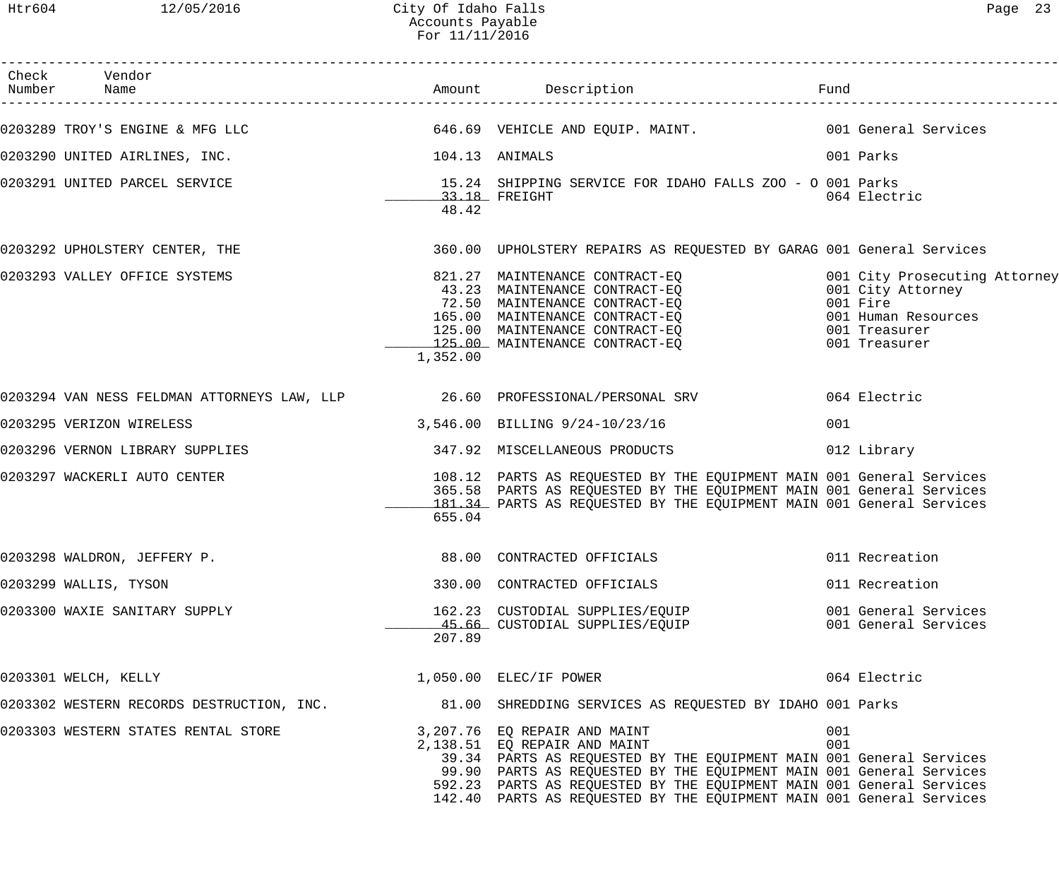City Of Idaho Falls
Accounts Payable
For 11/11/2016

| Check Number | Vendor Name | Amount | Description | Fund |
|---|---|---|---|---|
| 0203289 | TROY'S ENGINE & MFG LLC | 646.69 | VEHICLE AND EQUIP. MAINT. | 001 General Services |
| 0203290 | UNITED AIRLINES, INC. | 104.13 | ANIMALS | 001 Parks |
| 0203291 | UNITED PARCEL SERVICE | 15.24 | SHIPPING SERVICE FOR IDAHO FALLS ZOO - O | 001 Parks |
| | | 33.18 | FREIGHT | 064 Electric |
| | | 48.42 | | |
| 0203292 | UPHOLSTERY CENTER, THE | 360.00 | UPHOLSTERY REPAIRS AS REQUESTED BY GARAG | 001 General Services |
| 0203293 | VALLEY OFFICE SYSTEMS | 821.27 | MAINTENANCE CONTRACT-EQ | 001 City Prosecuting Attorney |
| | | 43.23 | MAINTENANCE CONTRACT-EQ | 001 City Attorney |
| | | 72.50 | MAINTENANCE CONTRACT-EQ | 001 Fire |
| | | 165.00 | MAINTENANCE CONTRACT-EQ | 001 Human Resources |
| | | 125.00 | MAINTENANCE CONTRACT-EQ | 001 Treasurer |
| | | 125.00 | MAINTENANCE CONTRACT-EQ | 001 Treasurer |
| | | 1,352.00 | | |
| 0203294 | VAN NESS FELDMAN ATTORNEYS LAW, LLP | 26.60 | PROFESSIONAL/PERSONAL SRV | 064 Electric |
| 0203295 | VERIZON WIRELESS | 3,546.00 | BILLING 9/24-10/23/16 | 001 |
| 0203296 | VERNON LIBRARY SUPPLIES | 347.92 | MISCELLANEOUS PRODUCTS | 012 Library |
| 0203297 | WACKERLI AUTO CENTER | 108.12 | PARTS AS REQUESTED BY THE EQUIPMENT MAIN | 001 General Services |
| | | 365.58 | PARTS AS REQUESTED BY THE EQUIPMENT MAIN | 001 General Services |
| | | 181.34 | PARTS AS REQUESTED BY THE EQUIPMENT MAIN | 001 General Services |
| | | 655.04 | | |
| 0203298 | WALDRON, JEFFERY P. | 88.00 | CONTRACTED OFFICIALS | 011 Recreation |
| 0203299 | WALLIS, TYSON | 330.00 | CONTRACTED OFFICIALS | 011 Recreation |
| 0203300 | WAXIE SANITARY SUPPLY | 162.23 | CUSTODIAL SUPPLIES/EQUIP | 001 General Services |
| | | 45.66 | CUSTODIAL SUPPLIES/EQUIP | 001 General Services |
| | | 207.89 | | |
| 0203301 | WELCH, KELLY | 1,050.00 | ELEC/IF POWER | 064 Electric |
| 0203302 | WESTERN RECORDS DESTRUCTION, INC. | 81.00 | SHREDDING SERVICES AS REQUESTED BY IDAHO | 001 Parks |
| 0203303 | WESTERN STATES RENTAL STORE | 3,207.76 | EQ REPAIR AND MAINT | 001 |
| | | 2,138.51 | EQ REPAIR AND MAINT | 001 |
| | | 39.34 | PARTS AS REQUESTED BY THE EQUIPMENT MAIN | 001 General Services |
| | | 99.90 | PARTS AS REQUESTED BY THE EQUIPMENT MAIN | 001 General Services |
| | | 592.23 | PARTS AS REQUESTED BY THE EQUIPMENT MAIN | 001 General Services |
| | | 142.40 | PARTS AS REQUESTED BY THE EQUIPMENT MAIN | 001 General Services |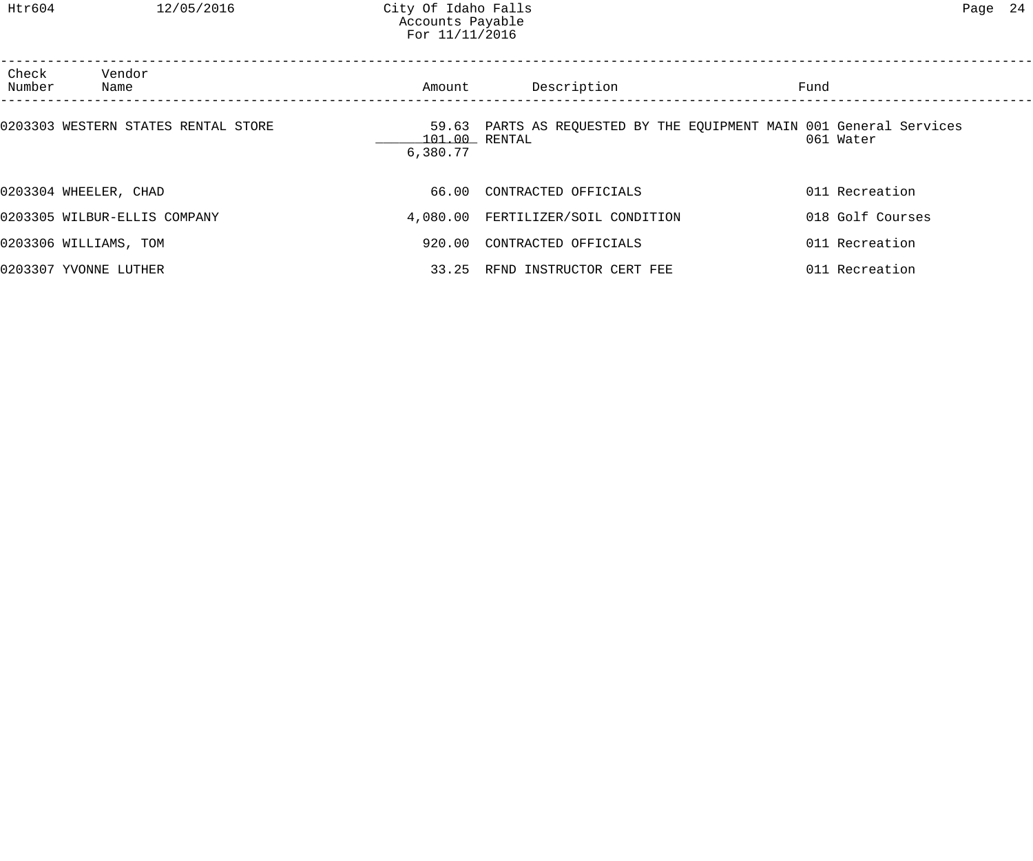# City Of Idaho Falls
## Accounts Payable
### For 11/11/2016

| Check Number | Vendor Name | Amount | Description | Fund |
|---|---|---|---|---|
| 0203303 | WESTERN STATES RENTAL STORE | 59.63 | PARTS AS REQUESTED BY THE EQUIPMENT MAIN | 001 General Services |
| | | 101.00 | RENTAL | 061 Water |
| | | 6,380.77 | | |
| 0203304 | WHEELER, CHAD | 66.00 | CONTRACTED OFFICIALS | 011 Recreation |
| 0203305 | WILBUR-ELLIS COMPANY | 4,080.00 | FERTILIZER/SOIL CONDITION | 018 Golf Courses |
| 0203306 | WILLIAMS, TOM | 920.00 | CONTRACTED OFFICIALS | 011 Recreation |
| 0203307 | YVONNE LUTHER | 33.25 | RFND INSTRUCTOR CERT FEE | 011 Recreation |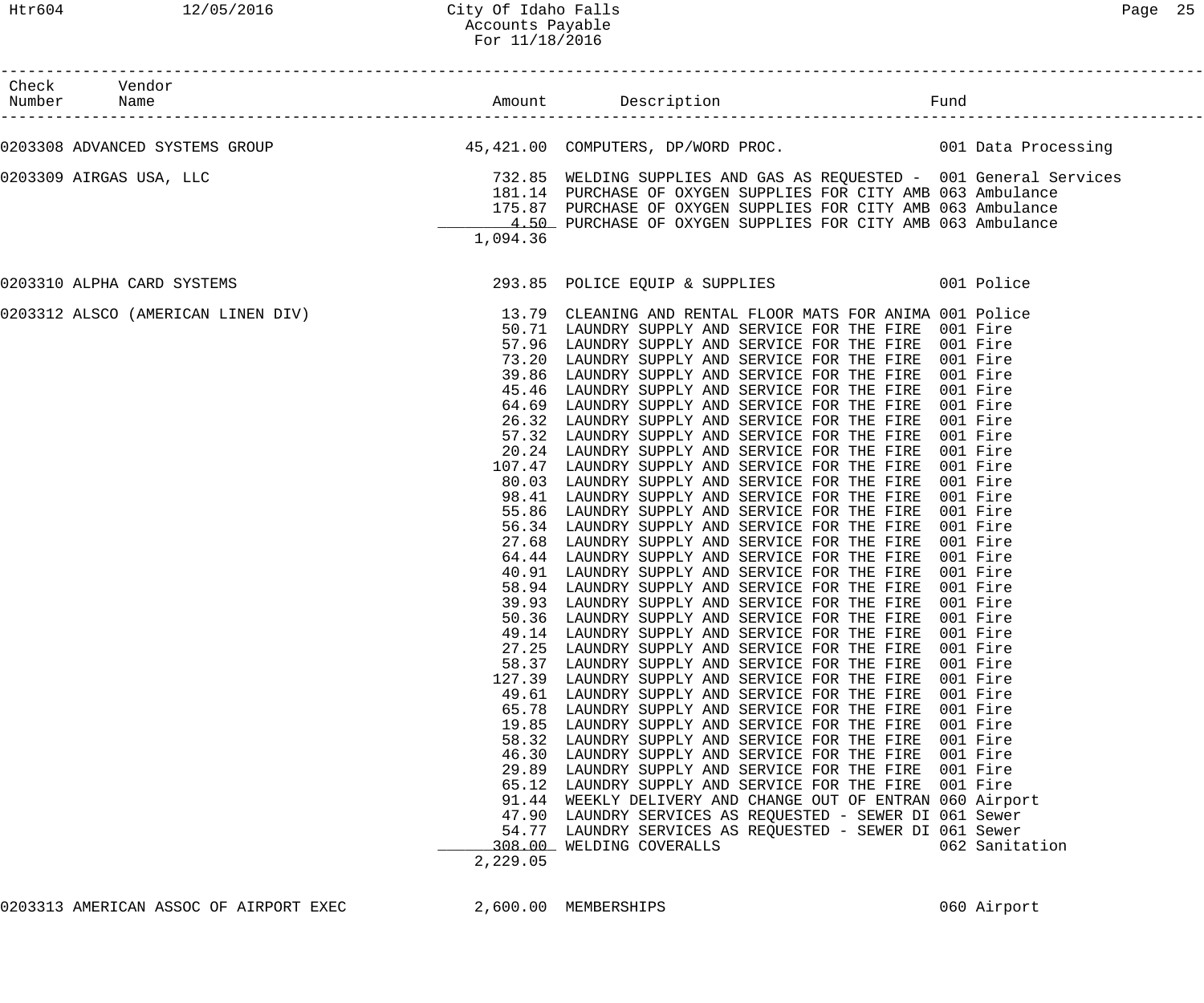City Of Idaho Falls
Accounts Payable
For 11/18/2016

| Check Number | Vendor Name | Amount | Description | Fund |
|---|---|---|---|---|
| 0203308 | ADVANCED SYSTEMS GROUP | 45,421.00 | COMPUTERS, DP/WORD PROC. | 001 Data Processing |
| 0203309 | AIRGAS USA, LLC | 732.85 | WELDING SUPPLIES AND GAS AS REQUESTED - | 001 General Services |
| | | 181.14 | PURCHASE OF OXYGEN SUPPLIES FOR CITY AMB | 063 Ambulance |
| | | 175.87 | PURCHASE OF OXYGEN SUPPLIES FOR CITY AMB | 063 Ambulance |
| | | 4.50 | PURCHASE OF OXYGEN SUPPLIES FOR CITY AMB | 063 Ambulance |
| | | 1,094.36 | | |
| 0203310 | ALPHA CARD SYSTEMS | 293.85 | POLICE EQUIP & SUPPLIES | 001 Police |
| 0203312 | ALSCO (AMERICAN LINEN DIV) | 13.79 | CLEANING AND RENTAL FLOOR MATS FOR ANIMA | 001 Police |
| | | 50.71 | LAUNDRY SUPPLY AND SERVICE FOR THE FIRE | 001 Fire |
| | | 57.96 | LAUNDRY SUPPLY AND SERVICE FOR THE FIRE | 001 Fire |
| | | 73.20 | LAUNDRY SUPPLY AND SERVICE FOR THE FIRE | 001 Fire |
| | | 39.86 | LAUNDRY SUPPLY AND SERVICE FOR THE FIRE | 001 Fire |
| | | 45.46 | LAUNDRY SUPPLY AND SERVICE FOR THE FIRE | 001 Fire |
| | | 64.69 | LAUNDRY SUPPLY AND SERVICE FOR THE FIRE | 001 Fire |
| | | 26.32 | LAUNDRY SUPPLY AND SERVICE FOR THE FIRE | 001 Fire |
| | | 57.32 | LAUNDRY SUPPLY AND SERVICE FOR THE FIRE | 001 Fire |
| | | 20.24 | LAUNDRY SUPPLY AND SERVICE FOR THE FIRE | 001 Fire |
| | | 107.47 | LAUNDRY SUPPLY AND SERVICE FOR THE FIRE | 001 Fire |
| | | 80.03 | LAUNDRY SUPPLY AND SERVICE FOR THE FIRE | 001 Fire |
| | | 98.41 | LAUNDRY SUPPLY AND SERVICE FOR THE FIRE | 001 Fire |
| | | 55.86 | LAUNDRY SUPPLY AND SERVICE FOR THE FIRE | 001 Fire |
| | | 56.34 | LAUNDRY SUPPLY AND SERVICE FOR THE FIRE | 001 Fire |
| | | 27.68 | LAUNDRY SUPPLY AND SERVICE FOR THE FIRE | 001 Fire |
| | | 64.44 | LAUNDRY SUPPLY AND SERVICE FOR THE FIRE | 001 Fire |
| | | 40.91 | LAUNDRY SUPPLY AND SERVICE FOR THE FIRE | 001 Fire |
| | | 58.94 | LAUNDRY SUPPLY AND SERVICE FOR THE FIRE | 001 Fire |
| | | 39.93 | LAUNDRY SUPPLY AND SERVICE FOR THE FIRE | 001 Fire |
| | | 50.36 | LAUNDRY SUPPLY AND SERVICE FOR THE FIRE | 001 Fire |
| | | 49.14 | LAUNDRY SUPPLY AND SERVICE FOR THE FIRE | 001 Fire |
| | | 27.25 | LAUNDRY SUPPLY AND SERVICE FOR THE FIRE | 001 Fire |
| | | 58.37 | LAUNDRY SUPPLY AND SERVICE FOR THE FIRE | 001 Fire |
| | | 127.39 | LAUNDRY SUPPLY AND SERVICE FOR THE FIRE | 001 Fire |
| | | 49.61 | LAUNDRY SUPPLY AND SERVICE FOR THE FIRE | 001 Fire |
| | | 65.78 | LAUNDRY SUPPLY AND SERVICE FOR THE FIRE | 001 Fire |
| | | 19.85 | LAUNDRY SUPPLY AND SERVICE FOR THE FIRE | 001 Fire |
| | | 58.32 | LAUNDRY SUPPLY AND SERVICE FOR THE FIRE | 001 Fire |
| | | 46.30 | LAUNDRY SUPPLY AND SERVICE FOR THE FIRE | 001 Fire |
| | | 29.89 | LAUNDRY SUPPLY AND SERVICE FOR THE FIRE | 001 Fire |
| | | 65.12 | LAUNDRY SUPPLY AND SERVICE FOR THE FIRE | 001 Fire |
| | | 91.44 | WEEKLY DELIVERY AND CHANGE OUT OF ENTRAN | 060 Airport |
| | | 47.90 | LAUNDRY SERVICES AS REQUESTED - SEWER DI | 061 Sewer |
| | | 54.77 | LAUNDRY SERVICES AS REQUESTED - SEWER DI | 061 Sewer |
| | | 308.00 | WELDING COVERALLS | 062 Sanitation |
| | | 2,229.05 | | |
| 0203313 | AMERICAN ASSOC OF AIRPORT EXEC | 2,600.00 | MEMBERSHIPS | 060 Airport |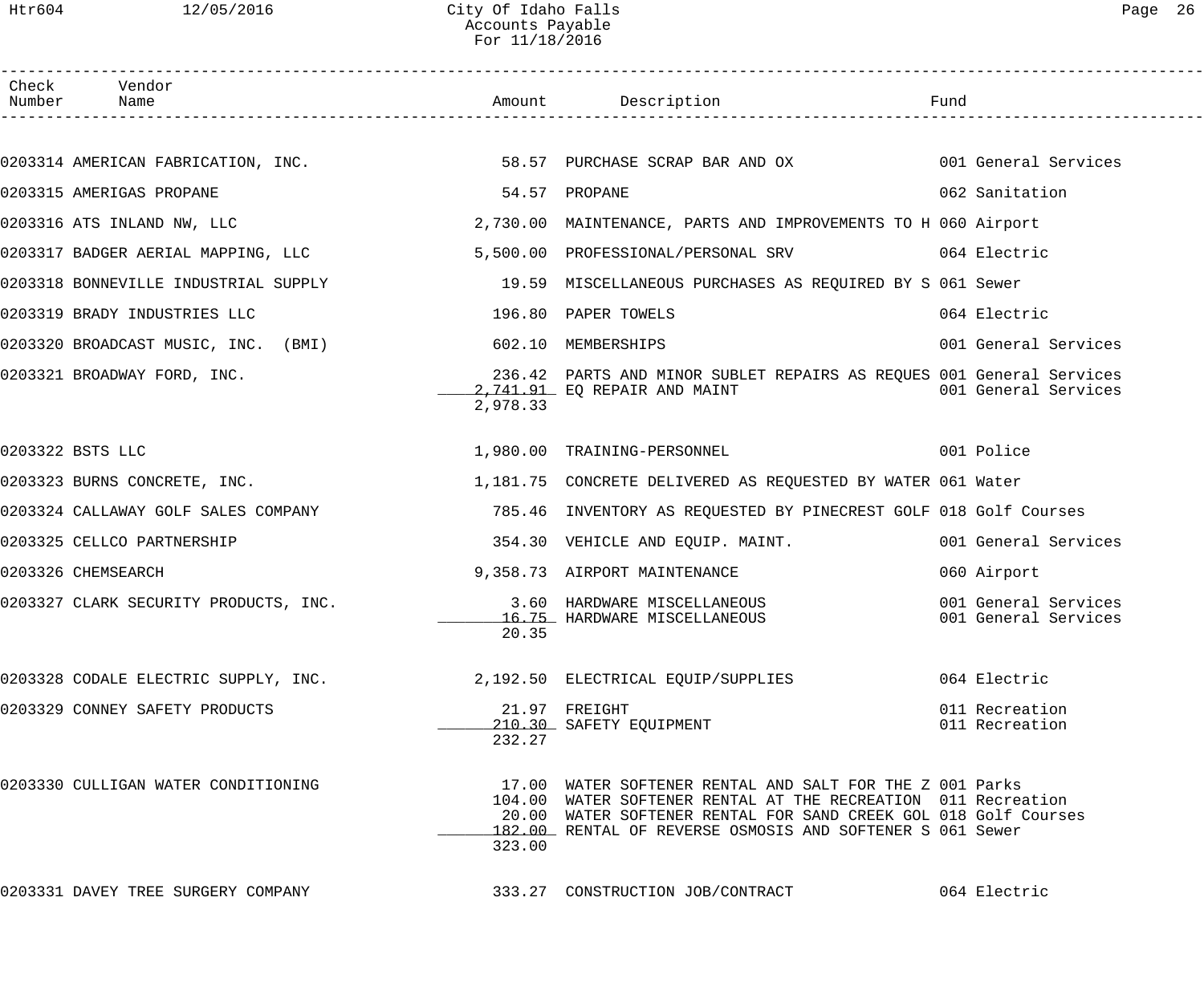| Check Number | Vendor Name | Amount | Description | Fund |
|---|---|---|---|---|
| 0203314 | AMERICAN FABRICATION, INC. | 58.57 | PURCHASE SCRAP BAR AND OX | 001 General Services |
| 0203315 | AMERIGAS PROPANE | 54.57 | PROPANE | 062 Sanitation |
| 0203316 | ATS INLAND NW, LLC | 2,730.00 | MAINTENANCE, PARTS AND IMPROVEMENTS TO H | 060 Airport |
| 0203317 | BADGER AERIAL MAPPING, LLC | 5,500.00 | PROFESSIONAL/PERSONAL SRV | 064 Electric |
| 0203318 | BONNEVILLE INDUSTRIAL SUPPLY | 19.59 | MISCELLANEOUS PURCHASES AS REQUIRED BY S | 061 Sewer |
| 0203319 | BRADY INDUSTRIES LLC | 196.80 | PAPER TOWELS | 064 Electric |
| 0203320 | BROADCAST MUSIC, INC. (BMI) | 602.10 | MEMBERSHIPS | 001 General Services |
| 0203321 | BROADWAY FORD, INC. | 236.42 | PARTS AND MINOR SUBLET REPAIRS AS REQUES | 001 General Services |
| | | 2,741.91 | EQ REPAIR AND MAINT | 001 General Services |
| | | 2,978.33 | | |
| 0203322 | BSTS LLC | 1,980.00 | TRAINING-PERSONNEL | 001 Police |
| 0203323 | BURNS CONCRETE, INC. | 1,181.75 | CONCRETE DELIVERED AS REQUESTED BY WATER | 061 Water |
| 0203324 | CALLAWAY GOLF SALES COMPANY | 785.46 | INVENTORY AS REQUESTED BY PINECREST GOLF | 018 Golf Courses |
| 0203325 | CELLCO PARTNERSHIP | 354.30 | VEHICLE AND EQUIP. MAINT. | 001 General Services |
| 0203326 | CHEMSEARCH | 9,358.73 | AIRPORT MAINTENANCE | 060 Airport |
| 0203327 | CLARK SECURITY PRODUCTS, INC. | 3.60 | HARDWARE MISCELLANEOUS | 001 General Services |
| | | 16.75 | HARDWARE MISCELLANEOUS | 001 General Services |
| | | 20.35 | | |
| 0203328 | CODALE ELECTRIC SUPPLY, INC. | 2,192.50 | ELECTRICAL EQUIP/SUPPLIES | 064 Electric |
| 0203329 | CONNEY SAFETY PRODUCTS | 21.97 | FREIGHT | 011 Recreation |
| | | 210.30 | SAFETY EQUIPMENT | 011 Recreation |
| | | 232.27 | | |
| 0203330 | CULLIGAN WATER CONDITIONING | 17.00 | WATER SOFTENER RENTAL AND SALT FOR THE Z | 001 Parks |
| | | 104.00 | WATER SOFTENER RENTAL AT THE RECREATION | 011 Recreation |
| | | 20.00 | WATER SOFTENER RENTAL FOR SAND CREEK GOL | 018 Golf Courses |
| | | 182.00 | RENTAL OF REVERSE OSMOSIS AND SOFTENER S | 061 Sewer |
| | | 323.00 | | |
| 0203331 | DAVEY TREE SURGERY COMPANY | 333.27 | CONSTRUCTION JOB/CONTRACT | 064 Electric |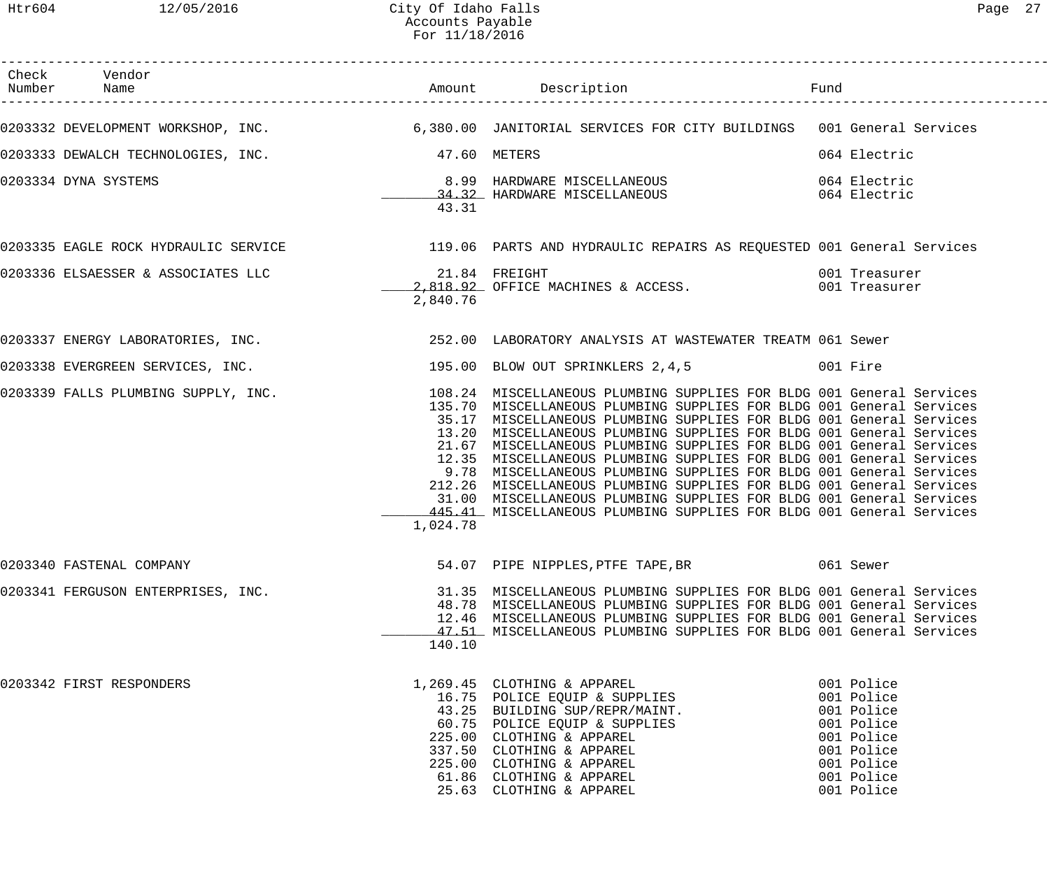City Of Idaho Falls
Accounts Payable
For 11/18/2016

| Check Number | Vendor Name | Amount | Description | Fund |
|---|---|---|---|---|
| 0203332 | DEVELOPMENT WORKSHOP, INC. | 6,380.00 | JANITORIAL SERVICES FOR CITY BUILDINGS | 001 General Services |
| 0203333 | DEWALCH TECHNOLOGIES, INC. | 47.60 | METERS | 064 Electric |
| 0203334 | DYNA SYSTEMS | 8.99 | HARDWARE MISCELLANEOUS | 064 Electric |
| | | 34.32 | HARDWARE MISCELLANEOUS | 064 Electric |
| | | 43.31 | | |
| 0203335 | EAGLE ROCK HYDRAULIC SERVICE | 119.06 | PARTS AND HYDRAULIC REPAIRS AS REQUESTED | 001 General Services |
| 0203336 | ELSAESSER & ASSOCIATES LLC | 21.84 | FREIGHT | 001 Treasurer |
| | | 2,818.92 | OFFICE MACHINES & ACCESS. | 001 Treasurer |
| | | 2,840.76 | | |
| 0203337 | ENERGY LABORATORIES, INC. | 252.00 | LABORATORY ANALYSIS AT WASTEWATER TREATM | 061 Sewer |
| 0203338 | EVERGREEN SERVICES, INC. | 195.00 | BLOW OUT SPRINKLERS 2,4,5 | 001 Fire |
| 0203339 | FALLS PLUMBING SUPPLY, INC. | 108.24 | MISCELLANEOUS PLUMBING SUPPLIES FOR BLDG | 001 General Services |
| | | 135.70 | MISCELLANEOUS PLUMBING SUPPLIES FOR BLDG | 001 General Services |
| | | 35.17 | MISCELLANEOUS PLUMBING SUPPLIES FOR BLDG | 001 General Services |
| | | 13.20 | MISCELLANEOUS PLUMBING SUPPLIES FOR BLDG | 001 General Services |
| | | 21.67 | MISCELLANEOUS PLUMBING SUPPLIES FOR BLDG | 001 General Services |
| | | 12.35 | MISCELLANEOUS PLUMBING SUPPLIES FOR BLDG | 001 General Services |
| | | 9.78 | MISCELLANEOUS PLUMBING SUPPLIES FOR BLDG | 001 General Services |
| | | 212.26 | MISCELLANEOUS PLUMBING SUPPLIES FOR BLDG | 001 General Services |
| | | 31.00 | MISCELLANEOUS PLUMBING SUPPLIES FOR BLDG | 001 General Services |
| | | 445.41 | MISCELLANEOUS PLUMBING SUPPLIES FOR BLDG | 001 General Services |
| | | 1,024.78 | | |
| 0203340 | FASTENAL COMPANY | 54.07 | PIPE NIPPLES,PTFE TAPE,BR | 061 Sewer |
| 0203341 | FERGUSON ENTERPRISES, INC. | 31.35 | MISCELLANEOUS PLUMBING SUPPLIES FOR BLDG | 001 General Services |
| | | 48.78 | MISCELLANEOUS PLUMBING SUPPLIES FOR BLDG | 001 General Services |
| | | 12.46 | MISCELLANEOUS PLUMBING SUPPLIES FOR BLDG | 001 General Services |
| | | 47.51 | MISCELLANEOUS PLUMBING SUPPLIES FOR BLDG | 001 General Services |
| | | 140.10 | | |
| 0203342 | FIRST RESPONDERS | 1,269.45 | CLOTHING & APPAREL | 001 Police |
| | | 16.75 | POLICE EQUIP & SUPPLIES | 001 Police |
| | | 43.25 | BUILDING SUP/REPR/MAINT. | 001 Police |
| | | 60.75 | POLICE EQUIP & SUPPLIES | 001 Police |
| | | 225.00 | CLOTHING & APPAREL | 001 Police |
| | | 337.50 | CLOTHING & APPAREL | 001 Police |
| | | 225.00 | CLOTHING & APPAREL | 001 Police |
| | | 61.86 | CLOTHING & APPAREL | 001 Police |
| | | 25.63 | CLOTHING & APPAREL | 001 Police |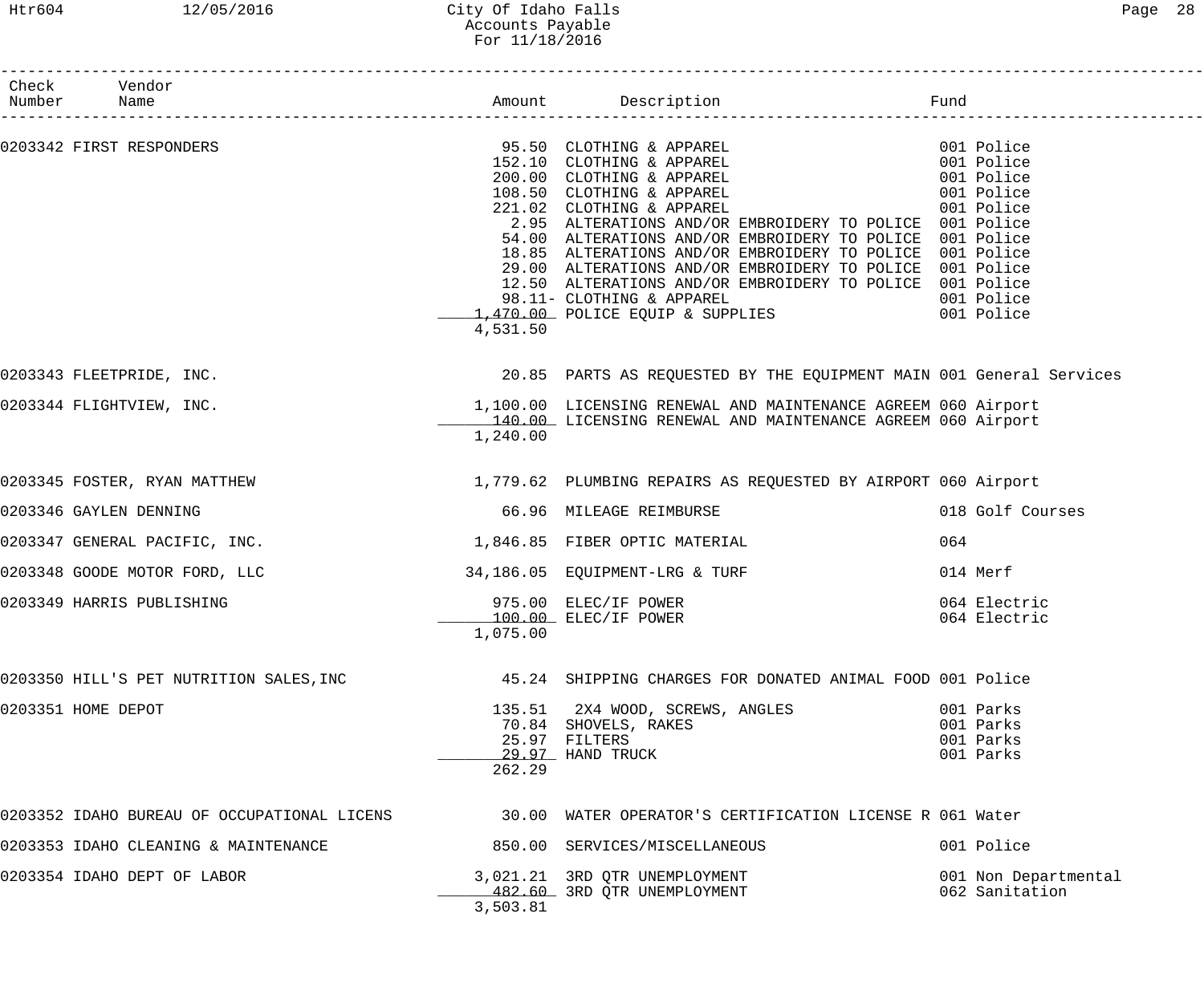City Of Idaho Falls
Accounts Payable
For 11/18/2016

| Check Number | Vendor Name | Amount | Description | Fund |
|---|---|---|---|---|
| 0203342 | FIRST RESPONDERS | 95.50 | CLOTHING & APPAREL | 001 Police |
| | | 152.10 | CLOTHING & APPAREL | 001 Police |
| | | 200.00 | CLOTHING & APPAREL | 001 Police |
| | | 108.50 | CLOTHING & APPAREL | 001 Police |
| | | 221.02 | CLOTHING & APPAREL | 001 Police |
| | | 2.95 | ALTERATIONS AND/OR EMBROIDERY TO POLICE | 001 Police |
| | | 54.00 | ALTERATIONS AND/OR EMBROIDERY TO POLICE | 001 Police |
| | | 18.85 | ALTERATIONS AND/OR EMBROIDERY TO POLICE | 001 Police |
| | | 29.00 | ALTERATIONS AND/OR EMBROIDERY TO POLICE | 001 Police |
| | | 12.50 | ALTERATIONS AND/OR EMBROIDERY TO POLICE | 001 Police |
| | | 98.11- | CLOTHING & APPAREL | 001 Police |
| | | 1,470.00 | POLICE EQUIP & SUPPLIES | 001 Police |
| | | 4,531.50 | | |
| 0203343 | FLEETPRIDE, INC. | 20.85 | PARTS AS REQUESTED BY THE EQUIPMENT MAIN | 001 General Services |
| 0203344 | FLIGHTVIEW, INC. | 1,100.00 | LICENSING RENEWAL AND MAINTENANCE AGREEM | 060 Airport |
| | | 140.00 | LICENSING RENEWAL AND MAINTENANCE AGREEM | 060 Airport |
| | | 1,240.00 | | |
| 0203345 | FOSTER, RYAN MATTHEW | 1,779.62 | PLUMBING REPAIRS AS REQUESTED BY AIRPORT | 060 Airport |
| 0203346 | GAYLEN DENNING | 66.96 | MILEAGE REIMBURSE | 018 Golf Courses |
| 0203347 | GENERAL PACIFIC, INC. | 1,846.85 | FIBER OPTIC MATERIAL | 064 |
| 0203348 | GOODE MOTOR FORD, LLC | 34,186.05 | EQUIPMENT-LRG & TURF | 014 Merf |
| 0203349 | HARRIS PUBLISHING | 975.00 | ELEC/IF POWER | 064 Electric |
| | | 100.00 | ELEC/IF POWER | 064 Electric |
| | | 1,075.00 | | |
| 0203350 | HILL'S PET NUTRITION SALES,INC | 45.24 | SHIPPING CHARGES FOR DONATED ANIMAL FOOD | 001 Police |
| 0203351 | HOME DEPOT | 135.51 | 2X4 WOOD, SCREWS, ANGLES | 001 Parks |
| | | 70.84 | SHOVELS, RAKES | 001 Parks |
| | | 25.97 | FILTERS | 001 Parks |
| | | 29.97 | HAND TRUCK | 001 Parks |
| | | 262.29 | | |
| 0203352 | IDAHO BUREAU OF OCCUPATIONAL LICENS | 30.00 | WATER OPERATOR'S CERTIFICATION LICENSE R | 061 Water |
| 0203353 | IDAHO CLEANING & MAINTENANCE | 850.00 | SERVICES/MISCELLANEOUS | 001 Police |
| 0203354 | IDAHO DEPT OF LABOR | 3,021.21 | 3RD QTR UNEMPLOYMENT | 001 Non Departmental |
| | | 482.60 | 3RD QTR UNEMPLOYMENT | 062 Sanitation |
| | | 3,503.81 | | |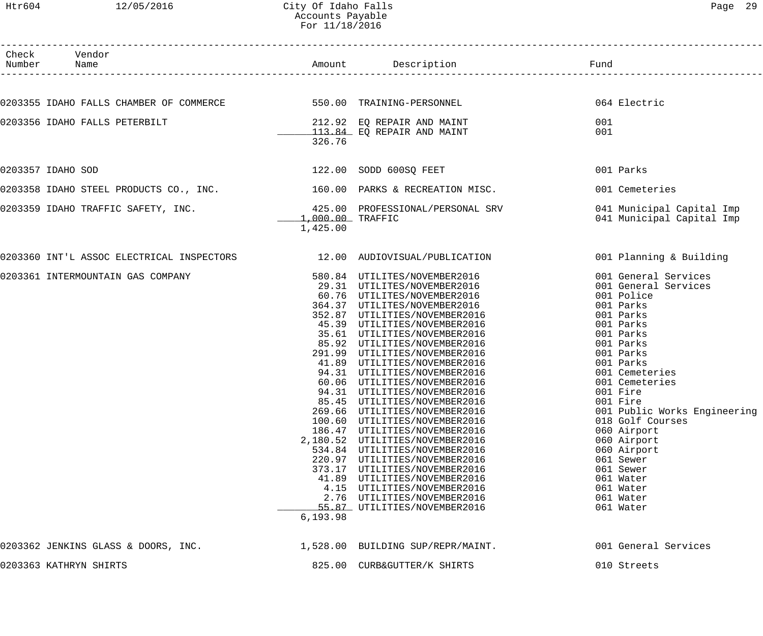# City Of Idaho Falls
## Accounts Payable
### For 11/18/2016

| Check Number | Vendor Name | Amount | Description | Fund |
|---|---|---|---|---|
| 0203355 | IDAHO FALLS CHAMBER OF COMMERCE | 550.00 | TRAINING-PERSONNEL | 064 Electric |
| 0203356 | IDAHO FALLS PETERBILT | 212.92 | EQ REPAIR AND MAINT | 001 |
| | | 113.84 | EQ REPAIR AND MAINT | 001 |
| | | 326.76 | | |
| 0203357 | IDAHO SOD | 122.00 | SODD 600SQ FEET | 001 Parks |
| 0203358 | IDAHO STEEL PRODUCTS CO., INC. | 160.00 | PARKS & RECREATION MISC. | 001 Cemeteries |
| 0203359 | IDAHO TRAFFIC SAFETY, INC. | 425.00 | PROFESSIONAL/PERSONAL SRV | 041 Municipal Capital Imp |
| | | 1,000.00 | TRAFFIC | 041 Municipal Capital Imp |
| | | 1,425.00 | | |
| 0203360 | INT'L ASSOC ELECTRICAL INSPECTORS | 12.00 | AUDIOVISUAL/PUBLICATION | 001 Planning & Building |
| 0203361 | INTERMOUNTAIN GAS COMPANY | 580.84 | UTILITES/NOVEMBER2016 | 001 General Services |
| | | 29.31 | UTILITES/NOVEMBER2016 | 001 General Services |
| | | 60.76 | UTILITES/NOVEMBER2016 | 001 Police |
| | | 364.37 | UTILITES/NOVEMBER2016 | 001 Parks |
| | | 352.87 | UTILITIES/NOVEMBER2016 | 001 Parks |
| | | 45.39 | UTILITIES/NOVEMBER2016 | 001 Parks |
| | | 35.61 | UTILITIES/NOVEMBER2016 | 001 Parks |
| | | 85.92 | UTILITIES/NOVEMBER2016 | 001 Parks |
| | | 291.99 | UTILITIES/NOVEMBER2016 | 001 Parks |
| | | 41.89 | UTILITIES/NOVEMBER2016 | 001 Parks |
| | | 94.31 | UTILITIES/NOVEMBER2016 | 001 Cemeteries |
| | | 60.06 | UTILITIES/NOVEMBER2016 | 001 Cemeteries |
| | | 94.31 | UTILITIES/NOVEMBER2016 | 001 Fire |
| | | 85.45 | UTILITIES/NOVEMBER2016 | 001 Fire |
| | | 269.66 | UTILITIES/NOVEMBER2016 | 001 Public Works Engineering |
| | | 100.60 | UTILITIES/NOVEMBER2016 | 018 Golf Courses |
| | | 186.47 | UTILITIES/NOVEMBER2016 | 060 Airport |
| | | 2,180.52 | UTILITIES/NOVEMBER2016 | 060 Airport |
| | | 534.84 | UTILITIES/NOVEMBER2016 | 060 Airport |
| | | 220.97 | UTILITIES/NOVEMBER2016 | 061 Sewer |
| | | 373.17 | UTILITIES/NOVEMBER2016 | 061 Sewer |
| | | 41.89 | UTILITIES/NOVEMBER2016 | 061 Water |
| | | 4.15 | UTILITIES/NOVEMBER2016 | 061 Water |
| | | 2.76 | UTILITIES/NOVEMBER2016 | 061 Water |
| | | 55.87 | UTILITIES/NOVEMBER2016 | 061 Water |
| | | 6,193.98 | | |
| 0203362 | JENKINS GLASS & DOORS, INC. | 1,528.00 | BUILDING SUP/REPR/MAINT. | 001 General Services |
| 0203363 | KATHRYN SHIRTS | 825.00 | CURB&GUTTER/K SHIRTS | 010 Streets |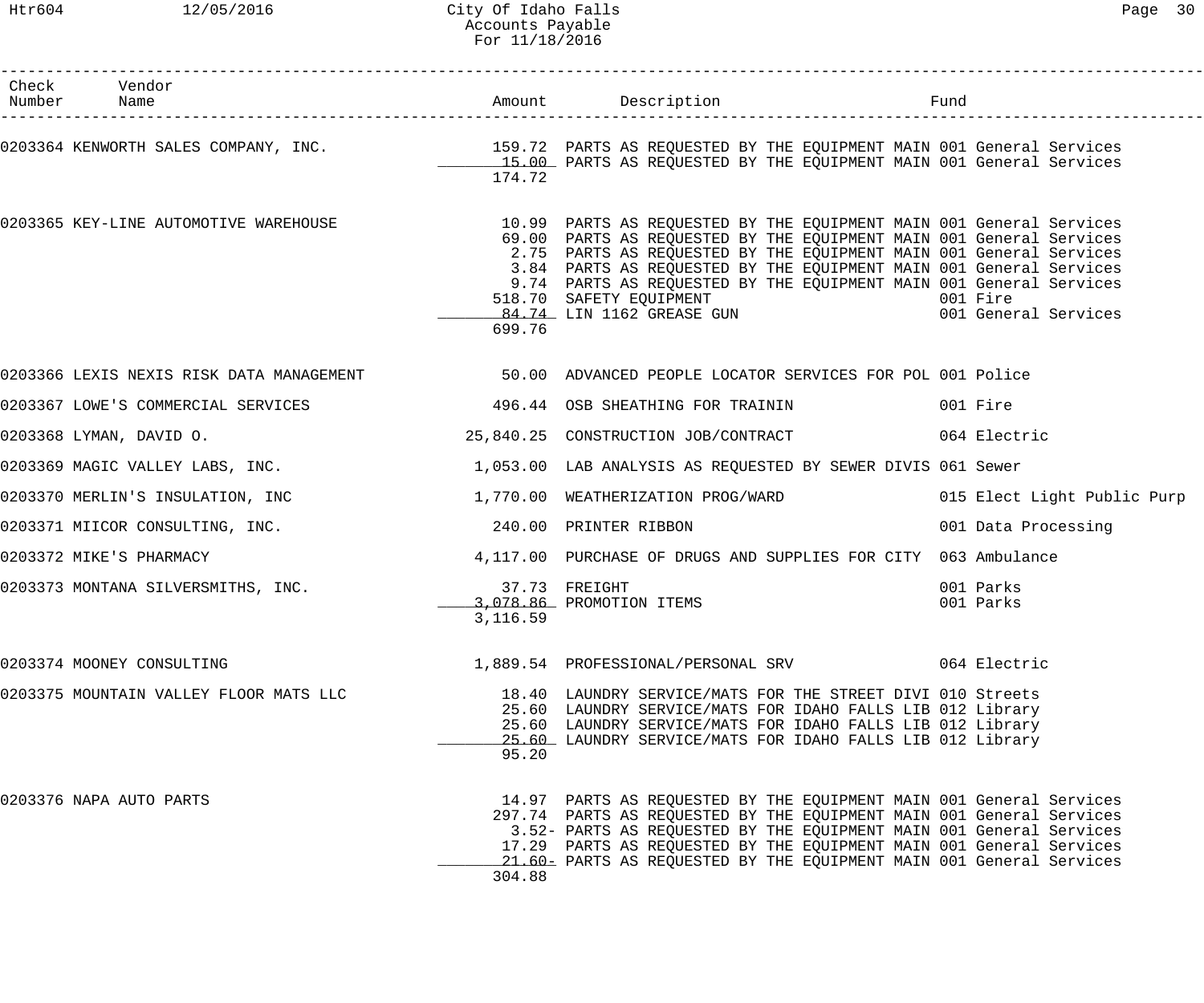City Of Idaho Falls
Accounts Payable
For 11/18/2016

| Check Number | Vendor Name | Amount | Description | Fund |
|---|---|---|---|---|
| 0203364 | KENWORTH SALES COMPANY, INC. | 159.72 | PARTS AS REQUESTED BY THE EQUIPMENT MAIN | 001 General Services |
| | | 15.00 | PARTS AS REQUESTED BY THE EQUIPMENT MAIN | 001 General Services |
| | | 174.72 | | |
| 0203365 | KEY-LINE AUTOMOTIVE WAREHOUSE | 10.99 | PARTS AS REQUESTED BY THE EQUIPMENT MAIN | 001 General Services |
| | | 69.00 | PARTS AS REQUESTED BY THE EQUIPMENT MAIN | 001 General Services |
| | | 2.75 | PARTS AS REQUESTED BY THE EQUIPMENT MAIN | 001 General Services |
| | | 3.84 | PARTS AS REQUESTED BY THE EQUIPMENT MAIN | 001 General Services |
| | | 9.74 | PARTS AS REQUESTED BY THE EQUIPMENT MAIN | 001 General Services |
| | | 518.70 | SAFETY EQUIPMENT | 001 Fire |
| | | 84.74 | LIN 1162 GREASE GUN | 001 General Services |
| | | 699.76 | | |
| 0203366 | LEXIS NEXIS RISK DATA MANAGEMENT | 50.00 | ADVANCED PEOPLE LOCATOR SERVICES FOR POL | 001 Police |
| 0203367 | LOWE'S COMMERCIAL SERVICES | 496.44 | OSB SHEATHING FOR TRAININ | 001 Fire |
| 0203368 | LYMAN, DAVID O. | 25,840.25 | CONSTRUCTION JOB/CONTRACT | 064 Electric |
| 0203369 | MAGIC VALLEY LABS, INC. | 1,053.00 | LAB ANALYSIS AS REQUESTED BY SEWER DIVIS | 061 Sewer |
| 0203370 | MERLIN'S INSULATION, INC | 1,770.00 | WEATHERIZATION PROG/WARD | 015 Elect Light Public Purp |
| 0203371 | MIICOR CONSULTING, INC. | 240.00 | PRINTER RIBBON | 001 Data Processing |
| 0203372 | MIKE'S PHARMACY | 4,117.00 | PURCHASE OF DRUGS AND SUPPLIES FOR CITY | 063 Ambulance |
| 0203373 | MONTANA SILVERSMITHS, INC. | 37.73 | FREIGHT | 001 Parks |
| | | 3,078.86 | PROMOTION ITEMS | 001 Parks |
| | | 3,116.59 | | |
| 0203374 | MOONEY CONSULTING | 1,889.54 | PROFESSIONAL/PERSONAL SRV | 064 Electric |
| 0203375 | MOUNTAIN VALLEY FLOOR MATS LLC | 18.40 | LAUNDRY SERVICE/MATS FOR THE STREET DIVI | 010 Streets |
| | | 25.60 | LAUNDRY SERVICE/MATS FOR IDAHO FALLS LIB | 012 Library |
| | | 25.60 | LAUNDRY SERVICE/MATS FOR IDAHO FALLS LIB | 012 Library |
| | | 25.60 | LAUNDRY SERVICE/MATS FOR IDAHO FALLS LIB | 012 Library |
| | | 95.20 | | |
| 0203376 | NAPA AUTO PARTS | 14.97 | PARTS AS REQUESTED BY THE EQUIPMENT MAIN | 001 General Services |
| | | 297.74 | PARTS AS REQUESTED BY THE EQUIPMENT MAIN | 001 General Services |
| | | 3.52- | PARTS AS REQUESTED BY THE EQUIPMENT MAIN | 001 General Services |
| | | 17.29 | PARTS AS REQUESTED BY THE EQUIPMENT MAIN | 001 General Services |
| | | 21.60- | PARTS AS REQUESTED BY THE EQUIPMENT MAIN | 001 General Services |
| | | 304.88 | | |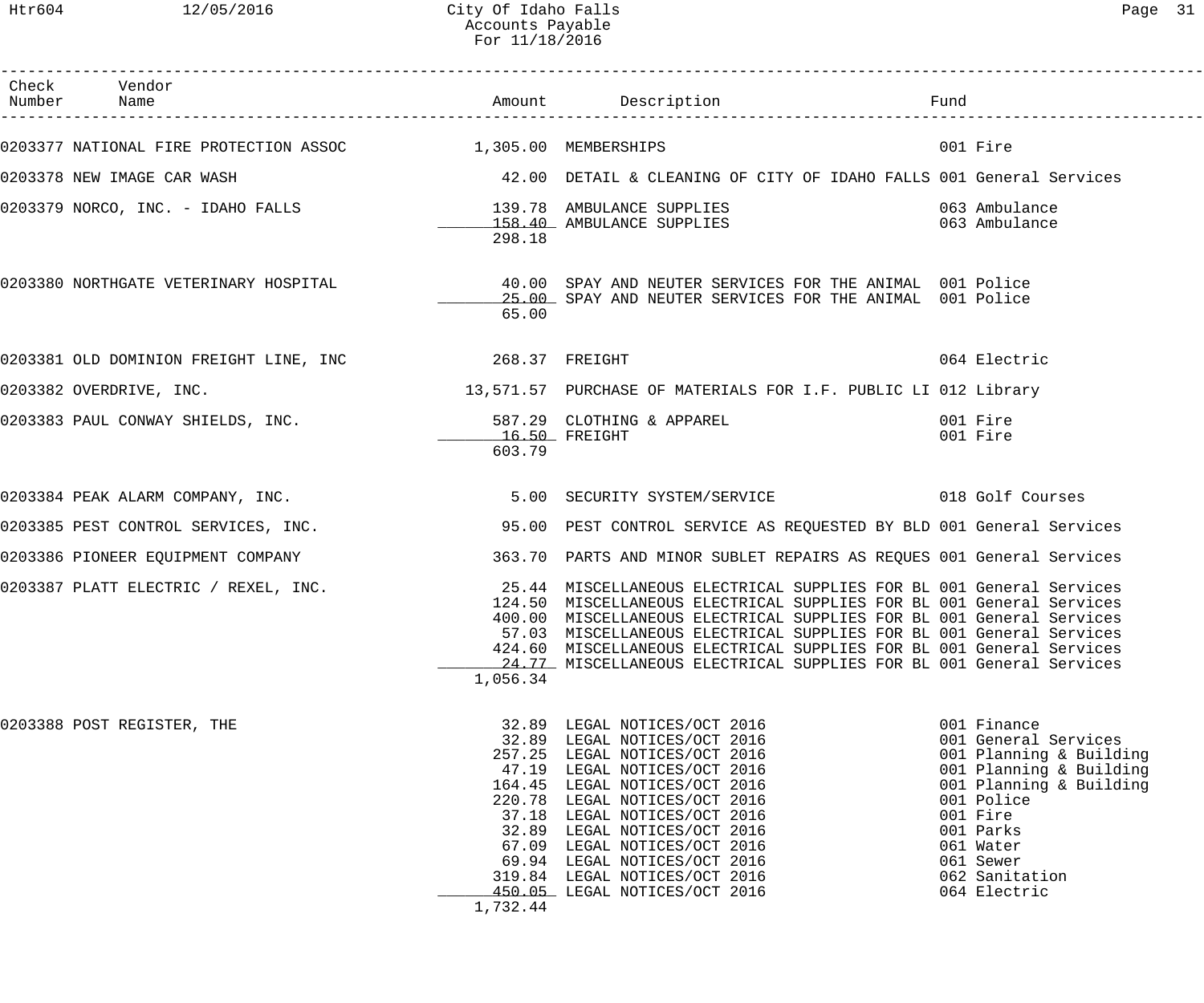# City Of Idaho Falls
## Accounts Payable
### For 11/18/2016

| Check Number | Vendor Name | Amount | Description | Fund |
|---|---|---|---|---|
| 0203377 | NATIONAL FIRE PROTECTION ASSOC | 1,305.00 | MEMBERSHIPS | 001 Fire |
| 0203378 | NEW IMAGE CAR WASH | 42.00 | DETAIL & CLEANING OF CITY OF IDAHO FALLS | 001 General Services |
| 0203379 | NORCO, INC. - IDAHO FALLS | 139.78 | AMBULANCE SUPPLIES | 063 Ambulance |
| | | 158.40 | AMBULANCE SUPPLIES | 063 Ambulance |
| | | 298.18 | | |
| 0203380 | NORTHGATE VETERINARY HOSPITAL | 40.00 | SPAY AND NEUTER SERVICES FOR THE ANIMAL | 001 Police |
| | | 25.00 | SPAY AND NEUTER SERVICES FOR THE ANIMAL | 001 Police |
| | | 65.00 | | |
| 0203381 | OLD DOMINION FREIGHT LINE, INC | 268.37 | FREIGHT | 064 Electric |
| 0203382 | OVERDRIVE, INC. | 13,571.57 | PURCHASE OF MATERIALS FOR I.F. PUBLIC LI | 012 Library |
| 0203383 | PAUL CONWAY SHIELDS, INC. | 587.29 | CLOTHING & APPAREL | 001 Fire |
| | | 16.50 | FREIGHT | 001 Fire |
| | | 603.79 | | |
| 0203384 | PEAK ALARM COMPANY, INC. | 5.00 | SECURITY SYSTEM/SERVICE | 018 Golf Courses |
| 0203385 | PEST CONTROL SERVICES, INC. | 95.00 | PEST CONTROL SERVICE AS REQUESTED BY BLD | 001 General Services |
| 0203386 | PIONEER EQUIPMENT COMPANY | 363.70 | PARTS AND MINOR SUBLET REPAIRS AS REQUES | 001 General Services |
| 0203387 | PLATT ELECTRIC / REXEL, INC. | 25.44 | MISCELLANEOUS ELECTRICAL SUPPLIES FOR BL | 001 General Services |
| | | 124.50 | MISCELLANEOUS ELECTRICAL SUPPLIES FOR BL | 001 General Services |
| | | 400.00 | MISCELLANEOUS ELECTRICAL SUPPLIES FOR BL | 001 General Services |
| | | 57.03 | MISCELLANEOUS ELECTRICAL SUPPLIES FOR BL | 001 General Services |
| | | 424.60 | MISCELLANEOUS ELECTRICAL SUPPLIES FOR BL | 001 General Services |
| | | 24.77 | MISCELLANEOUS ELECTRICAL SUPPLIES FOR BL | 001 General Services |
| | | 1,056.34 | | |
| 0203388 | POST REGISTER, THE | 32.89 | LEGAL NOTICES/OCT 2016 | 001 Finance |
| | | 32.89 | LEGAL NOTICES/OCT 2016 | 001 General Services |
| | | 257.25 | LEGAL NOTICES/OCT 2016 | 001 Planning & Building |
| | | 47.19 | LEGAL NOTICES/OCT 2016 | 001 Planning & Building |
| | | 164.45 | LEGAL NOTICES/OCT 2016 | 001 Planning & Building |
| | | 220.78 | LEGAL NOTICES/OCT 2016 | 001 Police |
| | | 37.18 | LEGAL NOTICES/OCT 2016 | 001 Fire |
| | | 32.89 | LEGAL NOTICES/OCT 2016 | 001 Parks |
| | | 67.09 | LEGAL NOTICES/OCT 2016 | 061 Water |
| | | 69.94 | LEGAL NOTICES/OCT 2016 | 061 Sewer |
| | | 319.84 | LEGAL NOTICES/OCT 2016 | 062 Sanitation |
| | | 450.05 | LEGAL NOTICES/OCT 2016 | 064 Electric |
| | | 1,732.44 | | |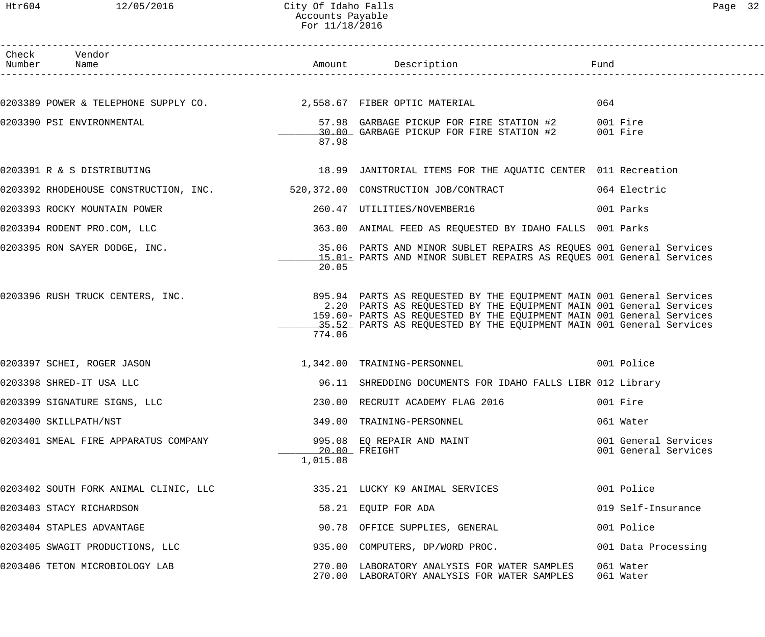# City Of Idaho Falls
## Accounts Payable
### For 11/18/2016

| Check Number | Vendor Name | Amount | Description | Fund |
|---|---|---|---|---|
| 0203389 | POWER & TELEPHONE SUPPLY CO. | 2,558.67 | FIBER OPTIC MATERIAL | 064 |
| 0203390 | PSI ENVIRONMENTAL | 57.98 | GARBAGE PICKUP FOR FIRE STATION #2 | 001 Fire |
| | | 30.00 | GARBAGE PICKUP FOR FIRE STATION #2 | 001 Fire |
| | | 87.98 | | |
| 0203391 | R & S DISTRIBUTING | 18.99 | JANITORIAL ITEMS FOR THE AQUATIC CENTER | 011 Recreation |
| 0203392 | RHODEHOUSE CONSTRUCTION, INC. | 520,372.00 | CONSTRUCTION JOB/CONTRACT | 064 Electric |
| 0203393 | ROCKY MOUNTAIN POWER | 260.47 | UTILITIES/NOVEMBER16 | 001 Parks |
| 0203394 | RODENT PRO.COM, LLC | 363.00 | ANIMAL FEED AS REQUESTED BY IDAHO FALLS | 001 Parks |
| 0203395 | RON SAYER DODGE, INC. | 35.06 | PARTS AND MINOR SUBLET REPAIRS AS REQUES | 001 General Services |
| | | 15.01- | PARTS AND MINOR SUBLET REPAIRS AS REQUES | 001 General Services |
| | | 20.05 | | |
| 0203396 | RUSH TRUCK CENTERS, INC. | 895.94 | PARTS AS REQUESTED BY THE EQUIPMENT MAIN | 001 General Services |
| | | 2.20 | PARTS AS REQUESTED BY THE EQUIPMENT MAIN | 001 General Services |
| | | 159.60- | PARTS AS REQUESTED BY THE EQUIPMENT MAIN | 001 General Services |
| | | 35.52 | PARTS AS REQUESTED BY THE EQUIPMENT MAIN | 001 General Services |
| | | 774.06 | | |
| 0203397 | SCHEI, ROGER JASON | 1,342.00 | TRAINING-PERSONNEL | 001 Police |
| 0203398 | SHRED-IT USA LLC | 96.11 | SHREDDING DOCUMENTS FOR IDAHO FALLS LIBR | 012 Library |
| 0203399 | SIGNATURE SIGNS, LLC | 230.00 | RECRUIT ACADEMY FLAG 2016 | 001 Fire |
| 0203400 | SKILLPATH/NST | 349.00 | TRAINING-PERSONNEL | 061 Water |
| 0203401 | SMEAL FIRE APPARATUS COMPANY | 995.08 | EQ REPAIR AND MAINT | 001 General Services |
| | | 20.00 | FREIGHT | 001 General Services |
| | | 1,015.08 | | |
| 0203402 | SOUTH FORK ANIMAL CLINIC, LLC | 335.21 | LUCKY K9 ANIMAL SERVICES | 001 Police |
| 0203403 | STACY RICHARDSON | 58.21 | EQUIP FOR ADA | 019 Self-Insurance |
| 0203404 | STAPLES ADVANTAGE | 90.78 | OFFICE SUPPLIES, GENERAL | 001 Police |
| 0203405 | SWAGIT PRODUCTIONS, LLC | 935.00 | COMPUTERS, DP/WORD PROC. | 001 Data Processing |
| 0203406 | TETON MICROBIOLOGY LAB | 270.00 | LABORATORY ANALYSIS FOR WATER SAMPLES | 061 Water |
| | | 270.00 | LABORATORY ANALYSIS FOR WATER SAMPLES | 061 Water |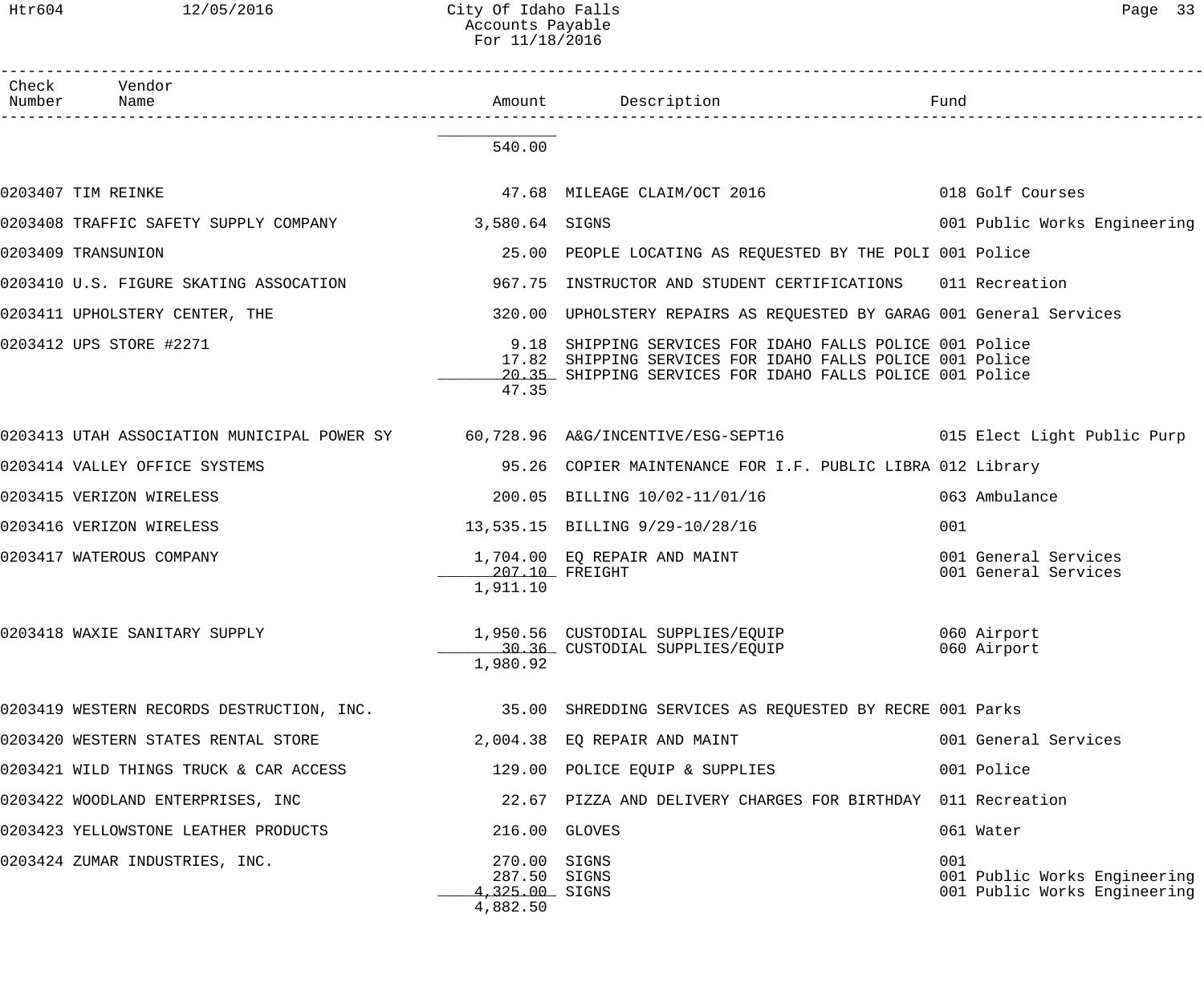# City Of Idaho Falls
## Accounts Payable
### For 11/18/2016

| Check Number | Vendor Name | Amount | Description | Fund |
|---|---|---|---|---|
| | | 540.00 | | |
| 0203407 | TIM REINKE | 47.68 | MILEAGE CLAIM/OCT 2016 | 018 Golf Courses |
| 0203408 | TRAFFIC SAFETY SUPPLY COMPANY | 3,580.64 | SIGNS | 001 Public Works Engineering |
| 0203409 | TRANSUNION | 25.00 | PEOPLE LOCATING AS REQUESTED BY THE POLI | 001 Police |
| 0203410 | U.S. FIGURE SKATING ASSOCATION | 967.75 | INSTRUCTOR AND STUDENT CERTIFICATIONS | 011 Recreation |
| 0203411 | UPHOLSTERY CENTER, THE | 320.00 | UPHOLSTERY REPAIRS AS REQUESTED BY GARAG | 001 General Services |
| 0203412 | UPS STORE #2271 | 9.18 | SHIPPING SERVICES FOR IDAHO FALLS POLICE | 001 Police |
| | | 17.82 | SHIPPING SERVICES FOR IDAHO FALLS POLICE | 001 Police |
| | | 20.35 | SHIPPING SERVICES FOR IDAHO FALLS POLICE | 001 Police |
| | | 47.35 | | |
| 0203413 | UTAH ASSOCIATION MUNICIPAL POWER SY | 60,728.96 | A&G/INCENTIVE/ESG-SEPT16 | 015 Elect Light Public Purp |
| 0203414 | VALLEY OFFICE SYSTEMS | 95.26 | COPIER MAINTENANCE FOR I.F. PUBLIC LIBRA | 012 Library |
| 0203415 | VERIZON WIRELESS | 200.05 | BILLING 10/02-11/01/16 | 063 Ambulance |
| 0203416 | VERIZON WIRELESS | 13,535.15 | BILLING 9/29-10/28/16 | 001 |
| 0203417 | WATEROUS COMPANY | 1,704.00 | EQ REPAIR AND MAINT | 001 General Services |
| | | 207.10 | FREIGHT | 001 General Services |
| | | 1,911.10 | | |
| 0203418 | WAXIE SANITARY SUPPLY | 1,950.56 | CUSTODIAL SUPPLIES/EQUIP | 060 Airport |
| | | 30.36 | CUSTODIAL SUPPLIES/EQUIP | 060 Airport |
| | | 1,980.92 | | |
| 0203419 | WESTERN RECORDS DESTRUCTION, INC. | 35.00 | SHREDDING SERVICES AS REQUESTED BY RECRE | 001 Parks |
| 0203420 | WESTERN STATES RENTAL STORE | 2,004.38 | EQ REPAIR AND MAINT | 001 General Services |
| 0203421 | WILD THINGS TRUCK & CAR ACCESS | 129.00 | POLICE EQUIP & SUPPLIES | 001 Police |
| 0203422 | WOODLAND ENTERPRISES, INC | 22.67 | PIZZA AND DELIVERY CHARGES FOR BIRTHDAY | 011 Recreation |
| 0203423 | YELLOWSTONE LEATHER PRODUCTS | 216.00 | GLOVES | 061 Water |
| 0203424 | ZUMAR INDUSTRIES, INC. | 270.00 | SIGNS | 001 |
| | | 287.50 | SIGNS | 001 Public Works Engineering |
| | | 4,325.00 | SIGNS | 001 Public Works Engineering |
| | | 4,882.50 | | |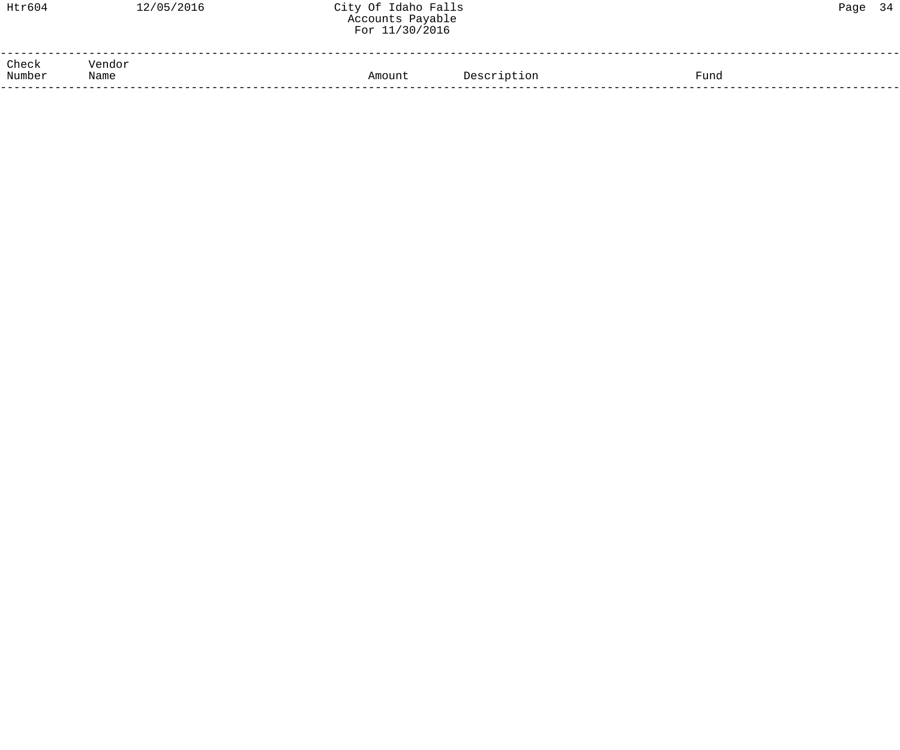# City Of Idaho Falls

## Accounts Payable

### For 11/30/2016

| Check Number | Vendor Name | Amount | Description | Fund |
|---|---|---|---|---|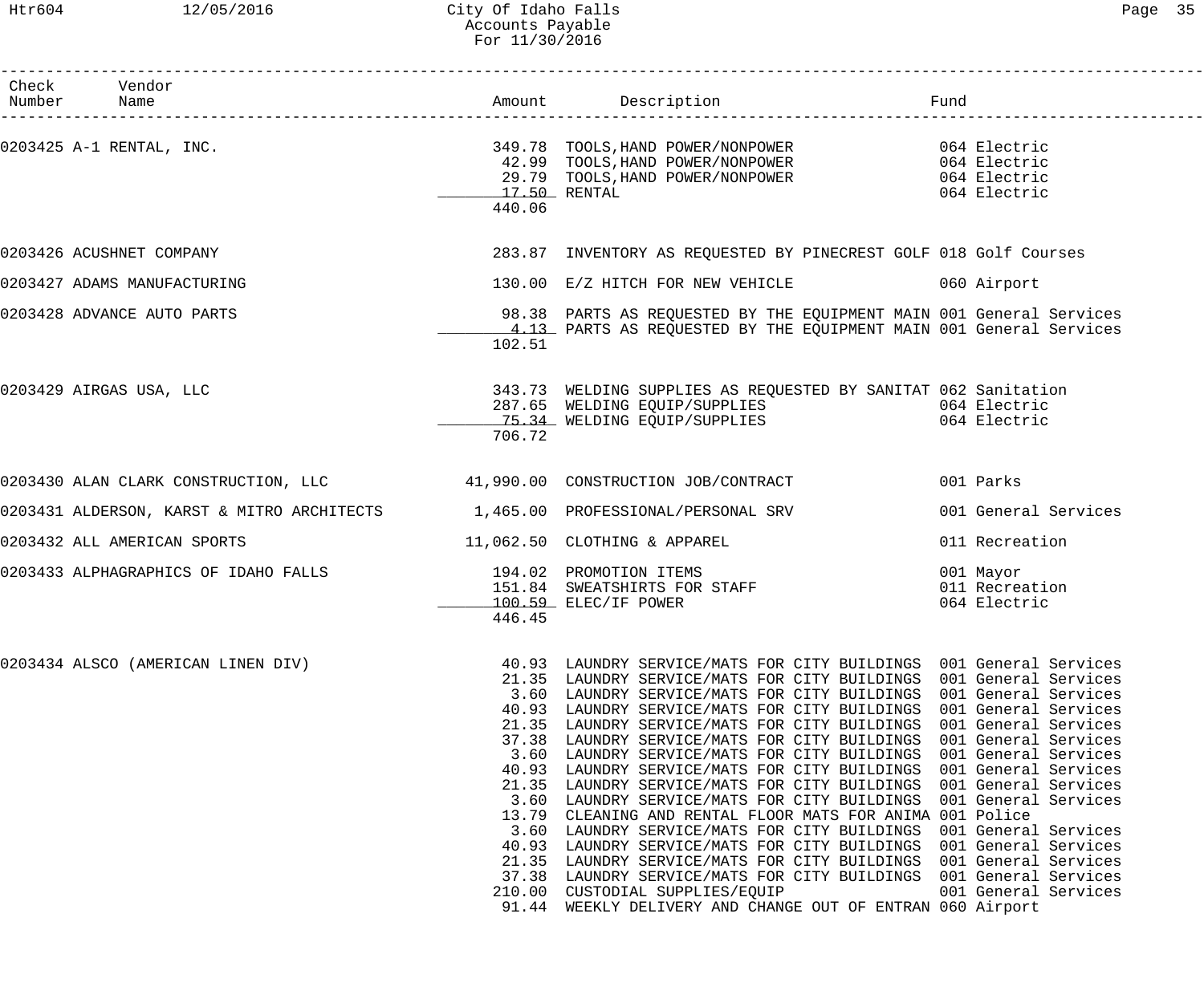# City Of Idaho Falls
## Accounts Payable
### For 11/30/2016

| Check Number | Vendor Name | Amount | Description | Fund |
|---|---|---|---|---|
| 0203425 | A-1 RENTAL, INC. | 349.78 | TOOLS,HAND POWER/NONPOWER | 064 Electric |
| | | 42.99 | TOOLS,HAND POWER/NONPOWER | 064 Electric |
| | | 29.79 | TOOLS,HAND POWER/NONPOWER | 064 Electric |
| | | 17.50 | RENTAL | 064 Electric |
| | | 440.06 | | |
| 0203426 | ACUSHNET COMPANY | 283.87 | INVENTORY AS REQUESTED BY PINECREST GOLF | 018 Golf Courses |
| 0203427 | ADAMS MANUFACTURING | 130.00 | E/Z HITCH FOR NEW VEHICLE | 060 Airport |
| 0203428 | ADVANCE AUTO PARTS | 98.38 | PARTS AS REQUESTED BY THE EQUIPMENT MAIN | 001 General Services |
| | | 4.13 | PARTS AS REQUESTED BY THE EQUIPMENT MAIN | 001 General Services |
| | | 102.51 | | |
| 0203429 | AIRGAS USA, LLC | 343.73 | WELDING SUPPLIES AS REQUESTED BY SANITAT | 062 Sanitation |
| | | 287.65 | WELDING EQUIP/SUPPLIES | 064 Electric |
| | | 75.34 | WELDING EQUIP/SUPPLIES | 064 Electric |
| | | 706.72 | | |
| 0203430 | ALAN CLARK CONSTRUCTION, LLC | 41,990.00 | CONSTRUCTION JOB/CONTRACT | 001 Parks |
| 0203431 | ALDERSON, KARST & MITRO ARCHITECTS | 1,465.00 | PROFESSIONAL/PERSONAL SRV | 001 General Services |
| 0203432 | ALL AMERICAN SPORTS | 11,062.50 | CLOTHING & APPAREL | 011 Recreation |
| 0203433 | ALPHAGRAPHICS OF IDAHO FALLS | 194.02 | PROMOTION ITEMS | 001 Mayor |
| | | 151.84 | SWEATSHIRTS FOR STAFF | 011 Recreation |
| | | 100.59 | ELEC/IF POWER | 064 Electric |
| | | 446.45 | | |
| 0203434 | ALSCO (AMERICAN LINEN DIV) | 40.93 | LAUNDRY SERVICE/MATS FOR CITY BUILDINGS | 001 General Services |
| | | 21.35 | LAUNDRY SERVICE/MATS FOR CITY BUILDINGS | 001 General Services |
| | | 3.60 | LAUNDRY SERVICE/MATS FOR CITY BUILDINGS | 001 General Services |
| | | 40.93 | LAUNDRY SERVICE/MATS FOR CITY BUILDINGS | 001 General Services |
| | | 21.35 | LAUNDRY SERVICE/MATS FOR CITY BUILDINGS | 001 General Services |
| | | 37.38 | LAUNDRY SERVICE/MATS FOR CITY BUILDINGS | 001 General Services |
| | | 3.60 | LAUNDRY SERVICE/MATS FOR CITY BUILDINGS | 001 General Services |
| | | 40.93 | LAUNDRY SERVICE/MATS FOR CITY BUILDINGS | 001 General Services |
| | | 21.35 | LAUNDRY SERVICE/MATS FOR CITY BUILDINGS | 001 General Services |
| | | 3.60 | LAUNDRY SERVICE/MATS FOR CITY BUILDINGS | 001 General Services |
| | | 13.79 | CLEANING AND RENTAL FLOOR MATS FOR ANIMA | 001 Police |
| | | 3.60 | LAUNDRY SERVICE/MATS FOR CITY BUILDINGS | 001 General Services |
| | | 40.93 | LAUNDRY SERVICE/MATS FOR CITY BUILDINGS | 001 General Services |
| | | 21.35 | LAUNDRY SERVICE/MATS FOR CITY BUILDINGS | 001 General Services |
| | | 37.38 | LAUNDRY SERVICE/MATS FOR CITY BUILDINGS | 001 General Services |
| | | 210.00 | CUSTODIAL SUPPLIES/EQUIP | 001 General Services |
| | | 91.44 | WEEKLY DELIVERY AND CHANGE OUT OF ENTRAN | 060 Airport |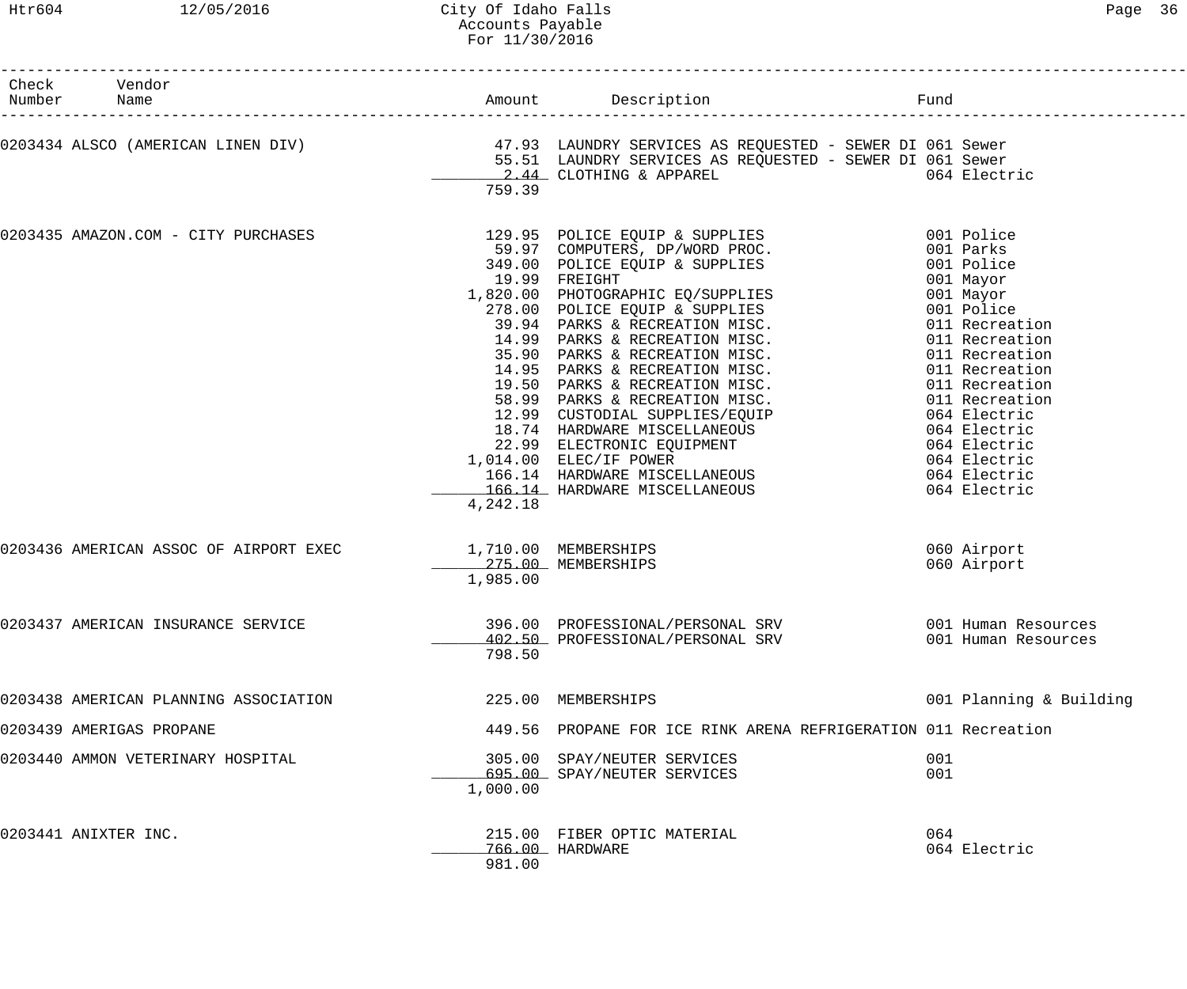# City Of Idaho Falls
## Accounts Payable
### For 11/30/2016

| Check Number | Vendor Name | Amount | Description | Fund |
|---|---|---|---|---|
| 0203434 | ALSCO (AMERICAN LINEN DIV) | 47.93 | LAUNDRY SERVICES AS REQUESTED - SEWER DI | 061 Sewer |
| | | 55.51 | LAUNDRY SERVICES AS REQUESTED - SEWER DI | 061 Sewer |
| | | 2.44 | CLOTHING & APPAREL | 064 Electric |
| | | 759.39 | | |
| 0203435 | AMAZON.COM - CITY PURCHASES | 129.95 | POLICE EQUIP & SUPPLIES | 001 Police |
| | | 59.97 | COMPUTERS, DP/WORD PROC. | 001 Parks |
| | | 349.00 | POLICE EQUIP & SUPPLIES | 001 Police |
| | | 19.99 | FREIGHT | 001 Mayor |
| | | 1,820.00 | PHOTOGRAPHIC EQ/SUPPLIES | 001 Mayor |
| | | 278.00 | POLICE EQUIP & SUPPLIES | 001 Police |
| | | 39.94 | PARKS & RECREATION MISC. | 011 Recreation |
| | | 14.99 | PARKS & RECREATION MISC. | 011 Recreation |
| | | 35.90 | PARKS & RECREATION MISC. | 011 Recreation |
| | | 14.95 | PARKS & RECREATION MISC. | 011 Recreation |
| | | 19.50 | PARKS & RECREATION MISC. | 011 Recreation |
| | | 58.99 | PARKS & RECREATION MISC. | 011 Recreation |
| | | 12.99 | CUSTODIAL SUPPLIES/EQUIP | 064 Electric |
| | | 18.74 | HARDWARE MISCELLANEOUS | 064 Electric |
| | | 22.99 | ELECTRONIC EQUIPMENT | 064 Electric |
| | | 1,014.00 | ELEC/IF POWER | 064 Electric |
| | | 166.14 | HARDWARE MISCELLANEOUS | 064 Electric |
| | | 166.14 | HARDWARE MISCELLANEOUS | 064 Electric |
| | | 4,242.18 | | |
| 0203436 | AMERICAN ASSOC OF AIRPORT EXEC | 1,710.00 | MEMBERSHIPS | 060 Airport |
| | | 275.00 | MEMBERSHIPS | 060 Airport |
| | | 1,985.00 | | |
| 0203437 | AMERICAN INSURANCE SERVICE | 396.00 | PROFESSIONAL/PERSONAL SRV | 001 Human Resources |
| | | 402.50 | PROFESSIONAL/PERSONAL SRV | 001 Human Resources |
| | | 798.50 | | |
| 0203438 | AMERICAN PLANNING ASSOCIATION | 225.00 | MEMBERSHIPS | 001 Planning & Building |
| 0203439 | AMERIGAS PROPANE | 449.56 | PROPANE FOR ICE RINK ARENA REFRIGERATION | 011 Recreation |
| 0203440 | AMMON VETERINARY HOSPITAL | 305.00 | SPAY/NEUTER SERVICES | 001 |
| | | 695.00 | SPAY/NEUTER SERVICES | 001 |
| | | 1,000.00 | | |
| 0203441 | ANIXTER INC. | 215.00 | FIBER OPTIC MATERIAL | 064 |
| | | 766.00 | HARDWARE | 064 Electric |
| | | 981.00 | | |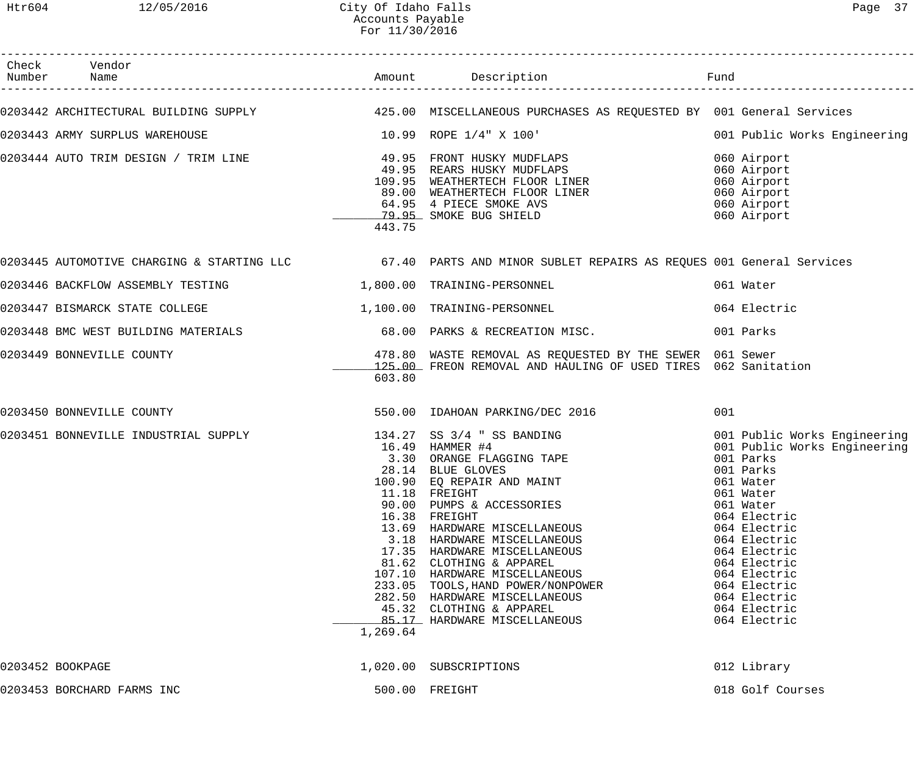# City Of Idaho Falls
## Accounts Payable
### For 11/30/2016

| Check Number | Vendor Name | Amount | Description | Fund |
|---|---|---|---|---|
| 0203442 | ARCHITECTURAL BUILDING SUPPLY | 425.00 | MISCELLANEOUS PURCHASES AS REQUESTED BY | 001 General Services |
| 0203443 | ARMY SURPLUS WAREHOUSE | 10.99 | ROPE 1/4" X 100' | 001 Public Works Engineering |
| 0203444 | AUTO TRIM DESIGN / TRIM LINE | 49.95 | FRONT HUSKY MUDFLAPS | 060 Airport |
| | | 49.95 | REARS HUSKY MUDFLAPS | 060 Airport |
| | | 109.95 | WEATHERTECH FLOOR LINER | 060 Airport |
| | | 89.00 | WEATHERTECH FLOOR LINER | 060 Airport |
| | | 64.95 | 4 PIECE SMOKE AVS | 060 Airport |
| | | 79.95 | SMOKE BUG SHIELD | 060 Airport |
| | | 443.75 | | |
| 0203445 | AUTOMOTIVE CHARGING & STARTING LLC | 67.40 | PARTS AND MINOR SUBLET REPAIRS AS REQUES | 001 General Services |
| 0203446 | BACKFLOW ASSEMBLY TESTING | 1,800.00 | TRAINING-PERSONNEL | 061 Water |
| 0203447 | BISMARCK STATE COLLEGE | 1,100.00 | TRAINING-PERSONNEL | 064 Electric |
| 0203448 | BMC WEST BUILDING MATERIALS | 68.00 | PARKS & RECREATION MISC. | 001 Parks |
| 0203449 | BONNEVILLE COUNTY | 478.80 | WASTE REMOVAL AS REQUESTED BY THE SEWER | 061 Sewer |
| | | 125.00 | FREON REMOVAL AND HAULING OF USED TIRES | 062 Sanitation |
| | | 603.80 | | |
| 0203450 | BONNEVILLE COUNTY | 550.00 | IDAHOAN PARKING/DEC 2016 | 001 |
| 0203451 | BONNEVILLE INDUSTRIAL SUPPLY | 134.27 | SS 3/4 " SS BANDING | 001 Public Works Engineering |
| | | 16.49 | HAMMER #4 | 001 Public Works Engineering |
| | | 3.30 | ORANGE FLAGGING TAPE | 001 Parks |
| | | 28.14 | BLUE GLOVES | 001 Parks |
| | | 100.90 | EQ REPAIR AND MAINT | 061 Water |
| | | 11.18 | FREIGHT | 061 Water |
| | | 90.00 | PUMPS & ACCESSORIES | 061 Water |
| | | 16.38 | FREIGHT | 064 Electric |
| | | 13.69 | HARDWARE MISCELLANEOUS | 064 Electric |
| | | 3.18 | HARDWARE MISCELLANEOUS | 064 Electric |
| | | 17.35 | HARDWARE MISCELLANEOUS | 064 Electric |
| | | 81.62 | CLOTHING & APPAREL | 064 Electric |
| | | 107.10 | HARDWARE MISCELLANEOUS | 064 Electric |
| | | 233.05 | TOOLS,HAND POWER/NONPOWER | 064 Electric |
| | | 282.50 | HARDWARE MISCELLANEOUS | 064 Electric |
| | | 45.32 | CLOTHING & APPAREL | 064 Electric |
| | | 85.17 | HARDWARE MISCELLANEOUS | 064 Electric |
| | | 1,269.64 | | |
| 0203452 | BOOKPAGE | 1,020.00 | SUBSCRIPTIONS | 012 Library |
| 0203453 | BORCHARD FARMS INC | 500.00 | FREIGHT | 018 Golf Courses |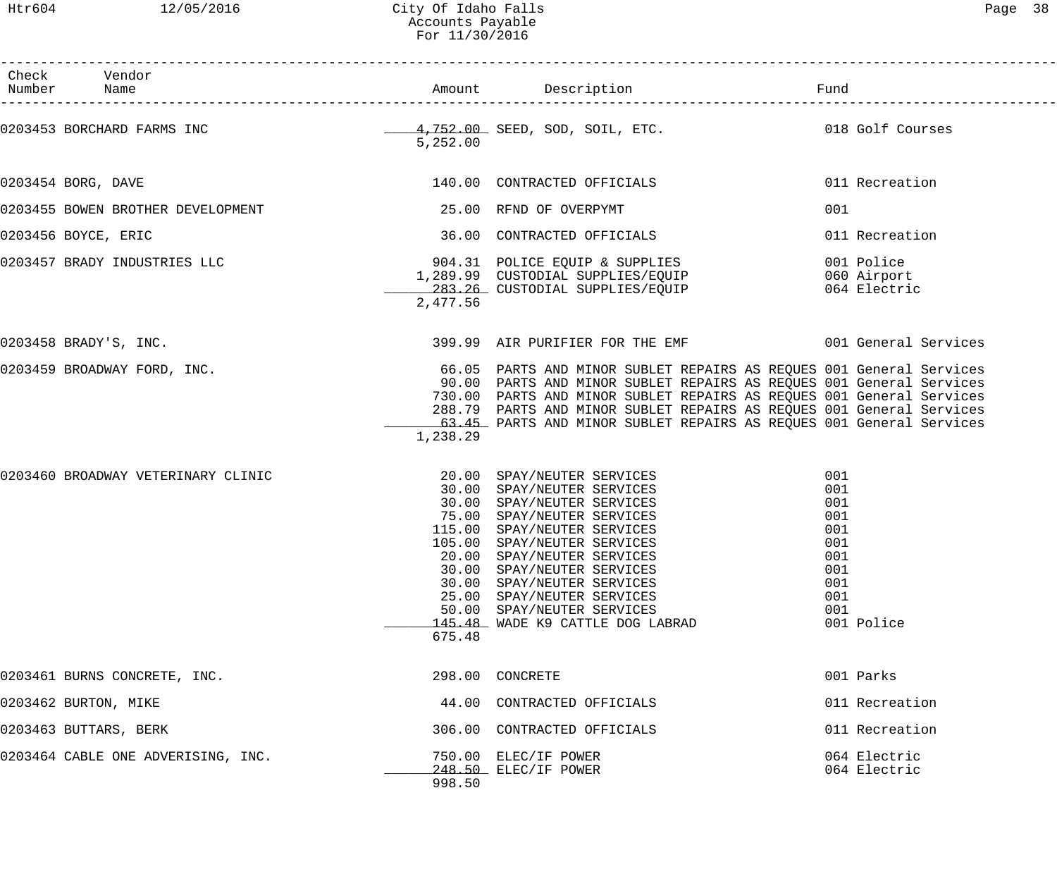| Check Number | Vendor Name | Amount | Description | Fund |
|---|---|---|---|---|
| 0203453 | BORCHARD FARMS INC | 4,752.00 | SEED, SOD, SOIL, ETC. | 018 Golf Courses |
| | | 5,252.00 | | |
| 0203454 | BORG, DAVE | 140.00 | CONTRACTED OFFICIALS | 011 Recreation |
| 0203455 | BOWEN BROTHER DEVELOPMENT | 25.00 | RFND OF OVERPYMT | 001 |
| 0203456 | BOYCE, ERIC | 36.00 | CONTRACTED OFFICIALS | 011 Recreation |
| 0203457 | BRADY INDUSTRIES LLC | 904.31 | POLICE EQUIP & SUPPLIES | 001 Police |
| | | 1,289.99 | CUSTODIAL SUPPLIES/EQUIP | 060 Airport |
| | | 283.26 | CUSTODIAL SUPPLIES/EQUIP | 064 Electric |
| | | 2,477.56 | | |
| 0203458 | BRADY'S, INC. | 399.99 | AIR PURIFIER FOR THE EMF | 001 General Services |
| 0203459 | BROADWAY FORD, INC. | 66.05 | PARTS AND MINOR SUBLET REPAIRS AS REQUES | 001 General Services |
| | | 90.00 | PARTS AND MINOR SUBLET REPAIRS AS REQUES | 001 General Services |
| | | 730.00 | PARTS AND MINOR SUBLET REPAIRS AS REQUES | 001 General Services |
| | | 288.79 | PARTS AND MINOR SUBLET REPAIRS AS REQUES | 001 General Services |
| | | 63.45 | PARTS AND MINOR SUBLET REPAIRS AS REQUES | 001 General Services |
| | | 1,238.29 | | |
| 0203460 | BROADWAY VETERINARY CLINIC | 20.00 | SPAY/NEUTER SERVICES | 001 |
| | | 30.00 | SPAY/NEUTER SERVICES | 001 |
| | | 30.00 | SPAY/NEUTER SERVICES | 001 |
| | | 75.00 | SPAY/NEUTER SERVICES | 001 |
| | | 115.00 | SPAY/NEUTER SERVICES | 001 |
| | | 105.00 | SPAY/NEUTER SERVICES | 001 |
| | | 20.00 | SPAY/NEUTER SERVICES | 001 |
| | | 30.00 | SPAY/NEUTER SERVICES | 001 |
| | | 30.00 | SPAY/NEUTER SERVICES | 001 |
| | | 25.00 | SPAY/NEUTER SERVICES | 001 |
| | | 50.00 | SPAY/NEUTER SERVICES | 001 |
| | | 145.48 | WADE K9 CATTLE DOG LABRAD | 001 Police |
| | | 675.48 | | |
| 0203461 | BURNS CONCRETE, INC. | 298.00 | CONCRETE | 001 Parks |
| 0203462 | BURTON, MIKE | 44.00 | CONTRACTED OFFICIALS | 011 Recreation |
| 0203463 | BUTTARS, BERK | 306.00 | CONTRACTED OFFICIALS | 011 Recreation |
| 0203464 | CABLE ONE ADVERISING, INC. | 750.00 | ELEC/IF POWER | 064 Electric |
| | | 248.50 | ELEC/IF POWER | 064 Electric |
| | | 998.50 | | |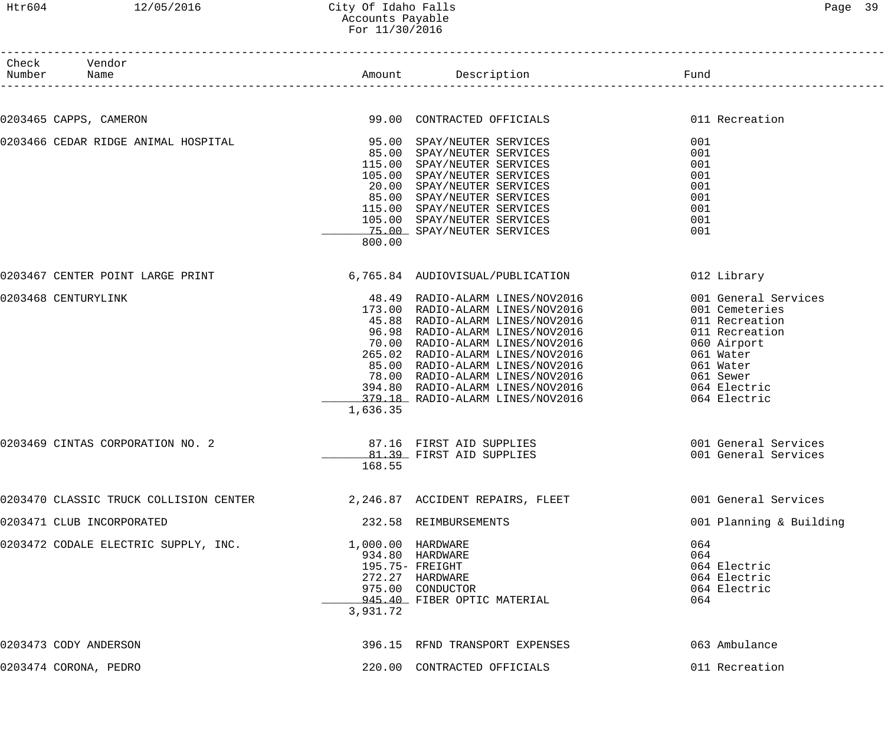# City Of Idaho Falls
## Accounts Payable
### For 11/30/2016

| Check Number | Vendor Name | Amount | Description | Fund |
|---|---|---|---|---|
| 0203465 | CAPPS, CAMERON | 99.00 | CONTRACTED OFFICIALS | 011 Recreation |
| 0203466 | CEDAR RIDGE ANIMAL HOSPITAL | 95.00 | SPAY/NEUTER SERVICES | 001 |
| | | 85.00 | SPAY/NEUTER SERVICES | 001 |
| | | 115.00 | SPAY/NEUTER SERVICES | 001 |
| | | 105.00 | SPAY/NEUTER SERVICES | 001 |
| | | 20.00 | SPAY/NEUTER SERVICES | 001 |
| | | 85.00 | SPAY/NEUTER SERVICES | 001 |
| | | 115.00 | SPAY/NEUTER SERVICES | 001 |
| | | 105.00 | SPAY/NEUTER SERVICES | 001 |
| | | 75.00 | SPAY/NEUTER SERVICES | 001 |
| | | 800.00 | | |
| 0203467 | CENTER POINT LARGE PRINT | 6,765.84 | AUDIOVISUAL/PUBLICATION | 012 Library |
| 0203468 | CENTURYLINK | 48.49 | RADIO-ALARM LINES/NOV2016 | 001 General Services |
| | | 173.00 | RADIO-ALARM LINES/NOV2016 | 001 Cemeteries |
| | | 45.88 | RADIO-ALARM LINES/NOV2016 | 011 Recreation |
| | | 96.98 | RADIO-ALARM LINES/NOV2016 | 011 Recreation |
| | | 70.00 | RADIO-ALARM LINES/NOV2016 | 060 Airport |
| | | 265.02 | RADIO-ALARM LINES/NOV2016 | 061 Water |
| | | 85.00 | RADIO-ALARM LINES/NOV2016 | 061 Water |
| | | 78.00 | RADIO-ALARM LINES/NOV2016 | 061 Sewer |
| | | 394.80 | RADIO-ALARM LINES/NOV2016 | 064 Electric |
| | | 379.18 | RADIO-ALARM LINES/NOV2016 | 064 Electric |
| | | 1,636.35 | | |
| 0203469 | CINTAS CORPORATION NO. 2 | 87.16 | FIRST AID SUPPLIES | 001 General Services |
| | | 81.39 | FIRST AID SUPPLIES | 001 General Services |
| | | 168.55 | | |
| 0203470 | CLASSIC TRUCK COLLISION CENTER | 2,246.87 | ACCIDENT REPAIRS, FLEET | 001 General Services |
| 0203471 | CLUB INCORPORATED | 232.58 | REIMBURSEMENTS | 001 Planning & Building |
| 0203472 | CODALE ELECTRIC SUPPLY, INC. | 1,000.00 | HARDWARE | 064 |
| | | 934.80 | HARDWARE | 064 |
| | | 195.75- | FREIGHT | 064 Electric |
| | | 272.27 | HARDWARE | 064 Electric |
| | | 975.00 | CONDUCTOR | 064 Electric |
| | | 945.40 | FIBER OPTIC MATERIAL | 064 |
| | | 3,931.72 | | |
| 0203473 | CODY ANDERSON | 396.15 | RFND TRANSPORT EXPENSES | 063 Ambulance |
| 0203474 | CORONA, PEDRO | 220.00 | CONTRACTED OFFICIALS | 011 Recreation |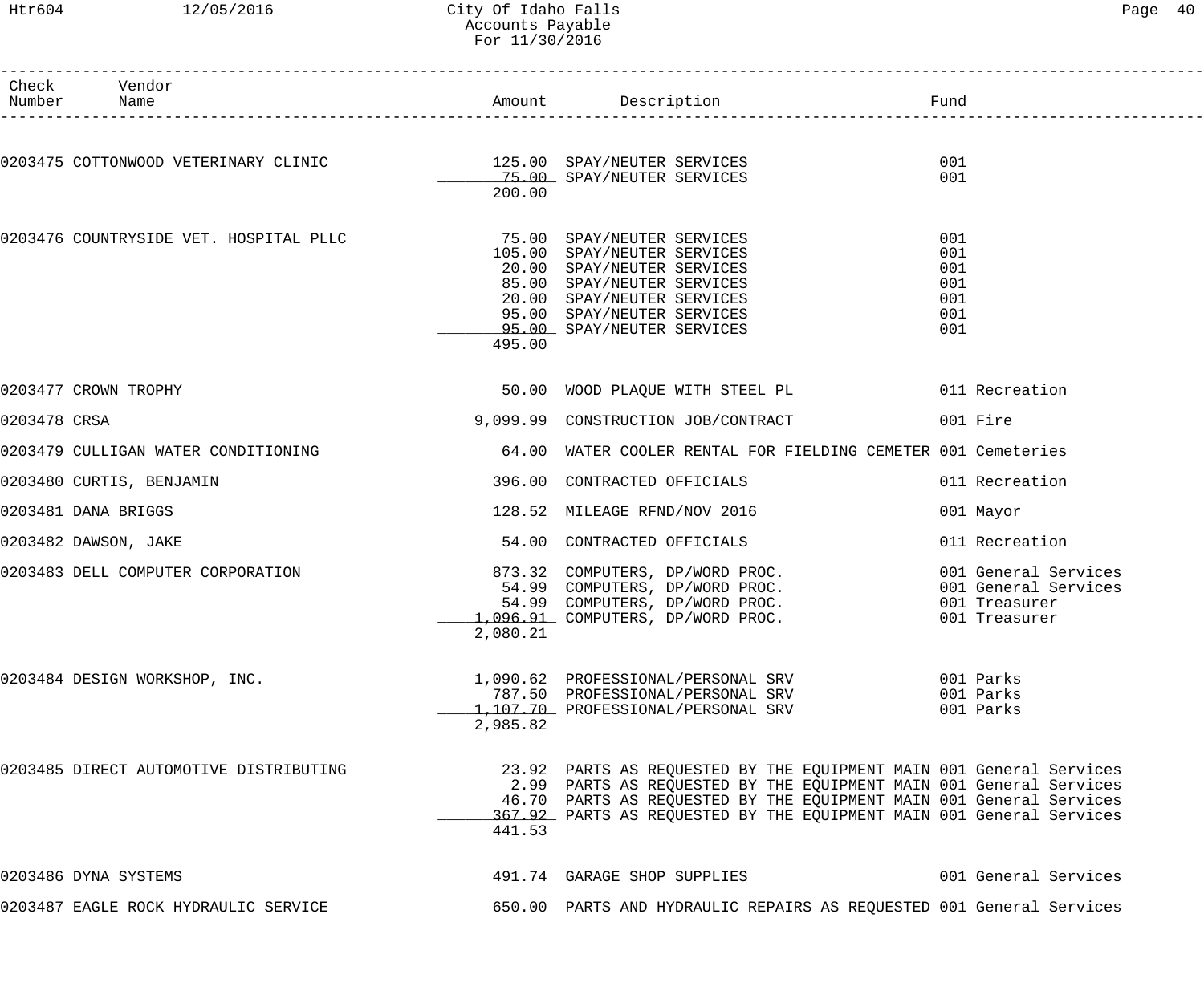# City Of Idaho Falls
## Accounts Payable
### For 11/30/2016

| Check Number | Vendor Name | Amount | Description | Fund |
|---|---|---|---|---|
| 0203475 | COTTONWOOD VETERINARY CLINIC | 125.00 | SPAY/NEUTER SERVICES | 001 |
| | | 75.00 | SPAY/NEUTER SERVICES | 001 |
| | | 200.00 | | |
| 0203476 | COUNTRYSIDE VET. HOSPITAL PLLC | 75.00 | SPAY/NEUTER SERVICES | 001 |
| | | 105.00 | SPAY/NEUTER SERVICES | 001 |
| | | 20.00 | SPAY/NEUTER SERVICES | 001 |
| | | 85.00 | SPAY/NEUTER SERVICES | 001 |
| | | 20.00 | SPAY/NEUTER SERVICES | 001 |
| | | 95.00 | SPAY/NEUTER SERVICES | 001 |
| | | 95.00 | SPAY/NEUTER SERVICES | 001 |
| | | 495.00 | | |
| 0203477 | CROWN TROPHY | 50.00 | WOOD PLAQUE WITH STEEL PL | 011 Recreation |
| 0203478 | CRSA | 9,099.99 | CONSTRUCTION JOB/CONTRACT | 001 Fire |
| 0203479 | CULLIGAN WATER CONDITIONING | 64.00 | WATER COOLER RENTAL FOR FIELDING CEMETER | 001 Cemeteries |
| 0203480 | CURTIS, BENJAMIN | 396.00 | CONTRACTED OFFICIALS | 011 Recreation |
| 0203481 | DANA BRIGGS | 128.52 | MILEAGE RFND/NOV 2016 | 001 Mayor |
| 0203482 | DAWSON, JAKE | 54.00 | CONTRACTED OFFICIALS | 011 Recreation |
| 0203483 | DELL COMPUTER CORPORATION | 873.32 | COMPUTERS, DP/WORD PROC. | 001 General Services |
| | | 54.99 | COMPUTERS, DP/WORD PROC. | 001 General Services |
| | | 54.99 | COMPUTERS, DP/WORD PROC. | 001 Treasurer |
| | | 1,096.91 | COMPUTERS, DP/WORD PROC. | 001 Treasurer |
| | | 2,080.21 | | |
| 0203484 | DESIGN WORKSHOP, INC. | 1,090.62 | PROFESSIONAL/PERSONAL SRV | 001 Parks |
| | | 787.50 | PROFESSIONAL/PERSONAL SRV | 001 Parks |
| | | 1,107.70 | PROFESSIONAL/PERSONAL SRV | 001 Parks |
| | | 2,985.82 | | |
| 0203485 | DIRECT AUTOMOTIVE DISTRIBUTING | 23.92 | PARTS AS REQUESTED BY THE EQUIPMENT MAIN | 001 General Services |
| | | 2.99 | PARTS AS REQUESTED BY THE EQUIPMENT MAIN | 001 General Services |
| | | 46.70 | PARTS AS REQUESTED BY THE EQUIPMENT MAIN | 001 General Services |
| | | 367.92 | PARTS AS REQUESTED BY THE EQUIPMENT MAIN | 001 General Services |
| | | 441.53 | | |
| 0203486 | DYNA SYSTEMS | 491.74 | GARAGE SHOP SUPPLIES | 001 General Services |
| 0203487 | EAGLE ROCK HYDRAULIC SERVICE | 650.00 | PARTS AND HYDRAULIC REPAIRS AS REQUESTED | 001 General Services |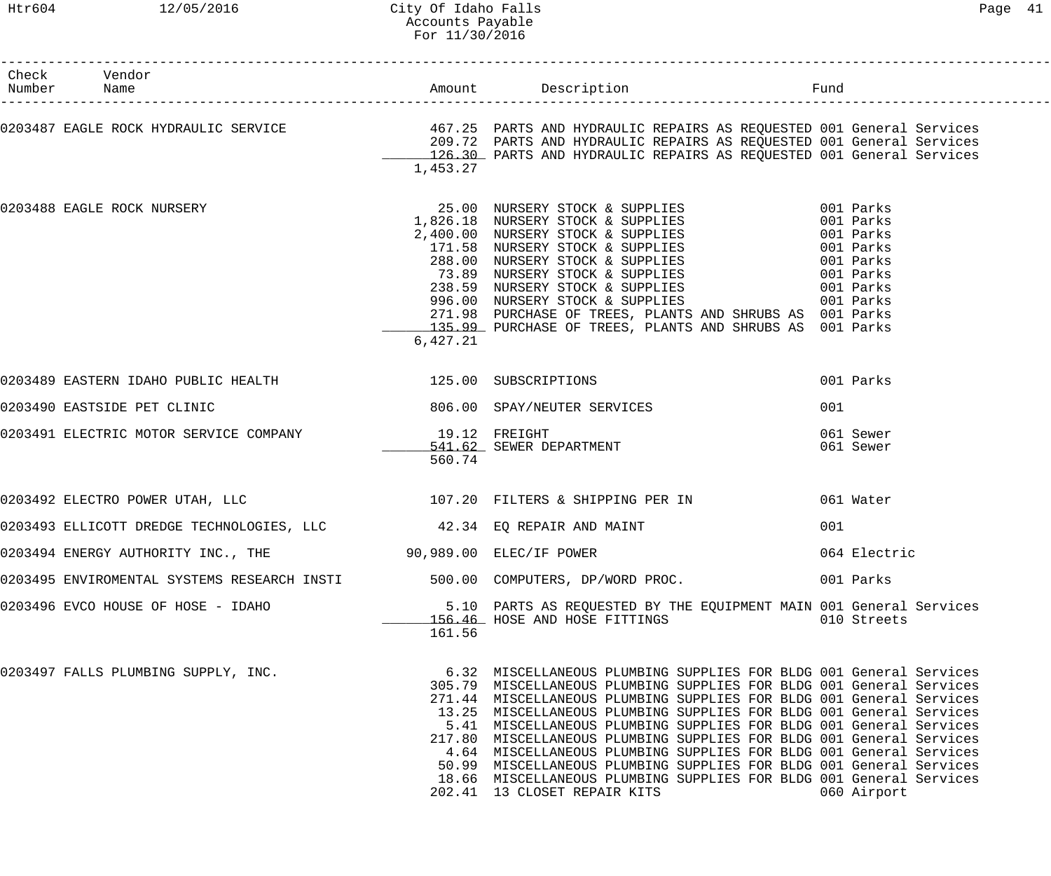| Check Number | Vendor Name | Amount | Description | Fund |
|---|---|---|---|---|
| 0203487 | EAGLE ROCK HYDRAULIC SERVICE | 467.25 | PARTS AND HYDRAULIC REPAIRS AS REQUESTED | 001 General Services |
| | | 209.72 | PARTS AND HYDRAULIC REPAIRS AS REQUESTED | 001 General Services |
| | | 126.30 | PARTS AND HYDRAULIC REPAIRS AS REQUESTED | 001 General Services |
| | | 1,453.27 | | |
| 0203488 | EAGLE ROCK NURSERY | 25.00 | NURSERY STOCK & SUPPLIES | 001 Parks |
| | | 1,826.18 | NURSERY STOCK & SUPPLIES | 001 Parks |
| | | 2,400.00 | NURSERY STOCK & SUPPLIES | 001 Parks |
| | | 171.58 | NURSERY STOCK & SUPPLIES | 001 Parks |
| | | 288.00 | NURSERY STOCK & SUPPLIES | 001 Parks |
| | | 73.89 | NURSERY STOCK & SUPPLIES | 001 Parks |
| | | 238.59 | NURSERY STOCK & SUPPLIES | 001 Parks |
| | | 996.00 | NURSERY STOCK & SUPPLIES | 001 Parks |
| | | 271.98 | PURCHASE OF TREES, PLANTS AND SHRUBS AS | 001 Parks |
| | | 135.99 | PURCHASE OF TREES, PLANTS AND SHRUBS AS | 001 Parks |
| | | 6,427.21 | | |
| 0203489 | EASTERN IDAHO PUBLIC HEALTH | 125.00 | SUBSCRIPTIONS | 001 Parks |
| 0203490 | EASTSIDE PET CLINIC | 806.00 | SPAY/NEUTER SERVICES | 001 |
| 0203491 | ELECTRIC MOTOR SERVICE COMPANY | 19.12 | FREIGHT | 061 Sewer |
| | | 541.62 | SEWER DEPARTMENT | 061 Sewer |
| | | 560.74 | | |
| 0203492 | ELECTRO POWER UTAH, LLC | 107.20 | FILTERS & SHIPPING PER IN | 061 Water |
| 0203493 | ELLICOTT DREDGE TECHNOLOGIES, LLC | 42.34 | EQ REPAIR AND MAINT | 001 |
| 0203494 | ENERGY AUTHORITY INC., THE | 90,989.00 | ELEC/IF POWER | 064 Electric |
| 0203495 | ENVIROMENTAL SYSTEMS RESEARCH INSTI | 500.00 | COMPUTERS, DP/WORD PROC. | 001 Parks |
| 0203496 | EVCO HOUSE OF HOSE - IDAHO | 5.10 | PARTS AS REQUESTED BY THE EQUIPMENT MAIN | 001 General Services |
| | | 156.46 | HOSE AND HOSE FITTINGS | 010 Streets |
| | | 161.56 | | |
| 0203497 | FALLS PLUMBING SUPPLY, INC. | 6.32 | MISCELLANEOUS PLUMBING SUPPLIES FOR BLDG | 001 General Services |
| | | 305.79 | MISCELLANEOUS PLUMBING SUPPLIES FOR BLDG | 001 General Services |
| | | 271.44 | MISCELLANEOUS PLUMBING SUPPLIES FOR BLDG | 001 General Services |
| | | 13.25 | MISCELLANEOUS PLUMBING SUPPLIES FOR BLDG | 001 General Services |
| | | 5.41 | MISCELLANEOUS PLUMBING SUPPLIES FOR BLDG | 001 General Services |
| | | 217.80 | MISCELLANEOUS PLUMBING SUPPLIES FOR BLDG | 001 General Services |
| | | 4.64 | MISCELLANEOUS PLUMBING SUPPLIES FOR BLDG | 001 General Services |
| | | 50.99 | MISCELLANEOUS PLUMBING SUPPLIES FOR BLDG | 001 General Services |
| | | 18.66 | MISCELLANEOUS PLUMBING SUPPLIES FOR BLDG | 001 General Services |
| | | 202.41 | 13 CLOSET REPAIR KITS | 060 Airport |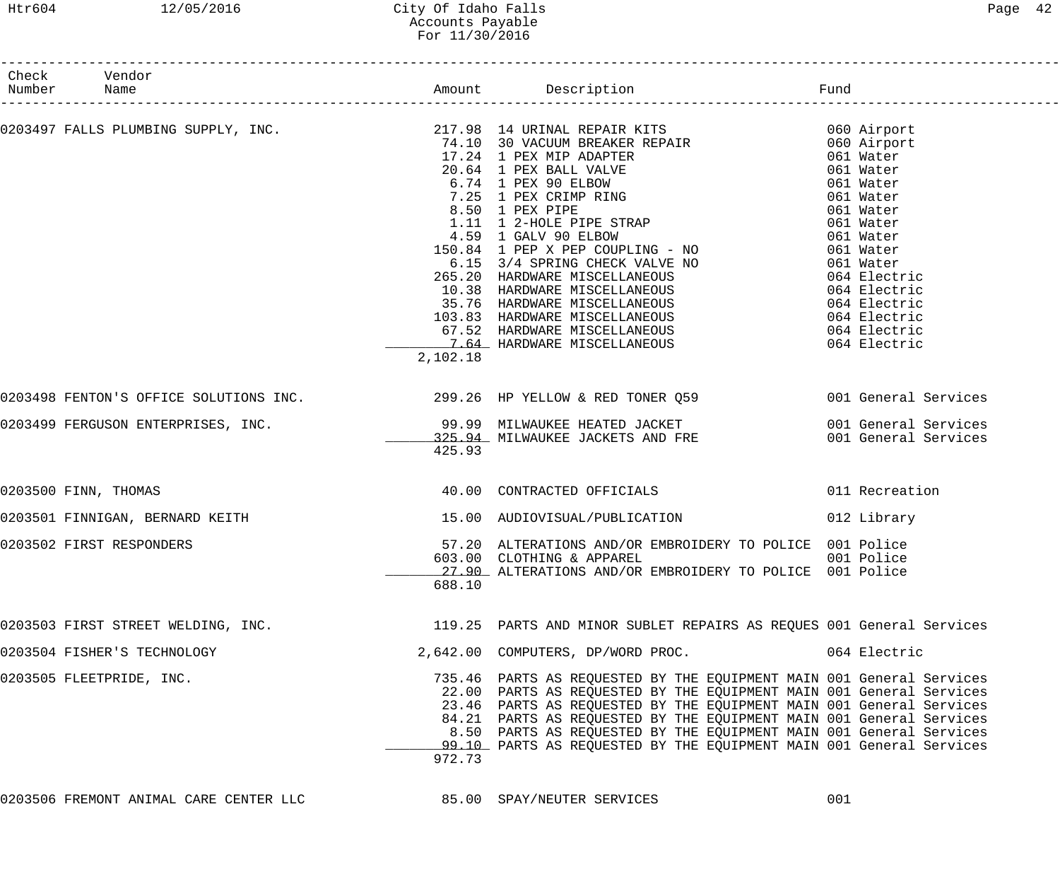City Of Idaho Falls
Accounts Payable
For 11/30/2016

| Check Number | Vendor Name | Amount | Description | Fund |
|---|---|---|---|---|
| 0203497 | FALLS PLUMBING SUPPLY, INC. | 217.98 | 14 URINAL REPAIR KITS | 060 Airport |
| | | 74.10 | 30 VACUUM BREAKER REPAIR | 060 Airport |
| | | 17.24 | 1 PEX MIP ADAPTER | 061 Water |
| | | 20.64 | 1 PEX BALL VALVE | 061 Water |
| | | 6.74 | 1 PEX 90 ELBOW | 061 Water |
| | | 7.25 | 1 PEX CRIMP RING | 061 Water |
| | | 8.50 | 1 PEX PIPE | 061 Water |
| | | 1.11 | 1 2-HOLE PIPE STRAP | 061 Water |
| | | 4.59 | 1 GALV 90 ELBOW | 061 Water |
| | | 150.84 | 1 PEP X PEP COUPLING - NO | 061 Water |
| | | 6.15 | 3/4 SPRING CHECK VALVE NO | 061 Water |
| | | 265.20 | HARDWARE MISCELLANEOUS | 064 Electric |
| | | 10.38 | HARDWARE MISCELLANEOUS | 064 Electric |
| | | 35.76 | HARDWARE MISCELLANEOUS | 064 Electric |
| | | 103.83 | HARDWARE MISCELLANEOUS | 064 Electric |
| | | 67.52 | HARDWARE MISCELLANEOUS | 064 Electric |
| | | 7.64 | HARDWARE MISCELLANEOUS | 064 Electric |
| | | 2,102.18 | | |
| 0203498 | FENTON'S OFFICE SOLUTIONS INC. | 299.26 | HP YELLOW & RED TONER Q59 | 001 General Services |
| 0203499 | FERGUSON ENTERPRISES, INC. | 99.99 | MILWAUKEE HEATED JACKET | 001 General Services |
| | | 325.94 | MILWAUKEE JACKETS AND FRE | 001 General Services |
| | | 425.93 | | |
| 0203500 | FINN, THOMAS | 40.00 | CONTRACTED OFFICIALS | 011 Recreation |
| 0203501 | FINNIGAN, BERNARD KEITH | 15.00 | AUDIOVISUAL/PUBLICATION | 012 Library |
| 0203502 | FIRST RESPONDERS | 57.20 | ALTERATIONS AND/OR EMBROIDERY TO POLICE | 001 Police |
| | | 603.00 | CLOTHING & APPAREL | 001 Police |
| | | 27.90 | ALTERATIONS AND/OR EMBROIDERY TO POLICE | 001 Police |
| | | 688.10 | | |
| 0203503 | FIRST STREET WELDING, INC. | 119.25 | PARTS AND MINOR SUBLET REPAIRS AS REQUES | 001 General Services |
| 0203504 | FISHER'S TECHNOLOGY | 2,642.00 | COMPUTERS, DP/WORD PROC. | 064 Electric |
| 0203505 | FLEETPRIDE, INC. | 735.46 | PARTS AS REQUESTED BY THE EQUIPMENT MAIN | 001 General Services |
| | | 22.00 | PARTS AS REQUESTED BY THE EQUIPMENT MAIN | 001 General Services |
| | | 23.46 | PARTS AS REQUESTED BY THE EQUIPMENT MAIN | 001 General Services |
| | | 84.21 | PARTS AS REQUESTED BY THE EQUIPMENT MAIN | 001 General Services |
| | | 8.50 | PARTS AS REQUESTED BY THE EQUIPMENT MAIN | 001 General Services |
| | | 99.10 | PARTS AS REQUESTED BY THE EQUIPMENT MAIN | 001 General Services |
| | | 972.73 | | |
| 0203506 | FREMONT ANIMAL CARE CENTER LLC | 85.00 | SPAY/NEUTER SERVICES | 001 |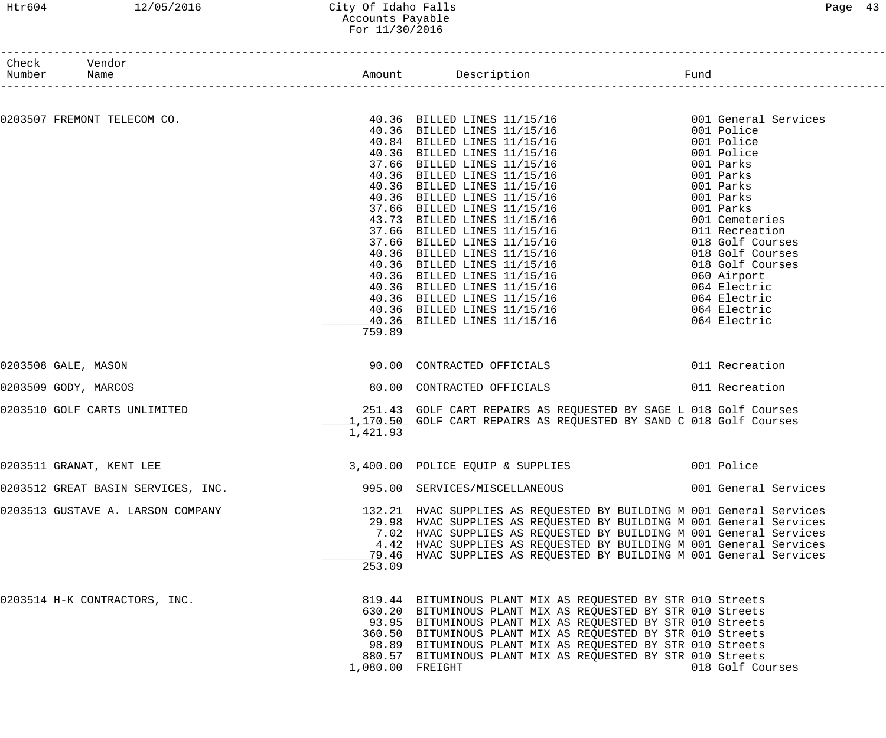# City Of Idaho Falls
## Accounts Payable
### For 11/30/2016

| Check Number | Vendor Name | Amount | Description | Fund |
|---|---|---|---|---|
| 0203507 | FREMONT TELECOM CO. | 40.36 | BILLED LINES 11/15/16 | 001 General Services |
| | | 40.36 | BILLED LINES 11/15/16 | 001 Police |
| | | 40.84 | BILLED LINES 11/15/16 | 001 Police |
| | | 40.36 | BILLED LINES 11/15/16 | 001 Police |
| | | 37.66 | BILLED LINES 11/15/16 | 001 Parks |
| | | 40.36 | BILLED LINES 11/15/16 | 001 Parks |
| | | 40.36 | BILLED LINES 11/15/16 | 001 Parks |
| | | 40.36 | BILLED LINES 11/15/16 | 001 Parks |
| | | 37.66 | BILLED LINES 11/15/16 | 001 Parks |
| | | 43.73 | BILLED LINES 11/15/16 | 001 Cemeteries |
| | | 37.66 | BILLED LINES 11/15/16 | 011 Recreation |
| | | 37.66 | BILLED LINES 11/15/16 | 018 Golf Courses |
| | | 40.36 | BILLED LINES 11/15/16 | 018 Golf Courses |
| | | 40.36 | BILLED LINES 11/15/16 | 018 Golf Courses |
| | | 40.36 | BILLED LINES 11/15/16 | 060 Airport |
| | | 40.36 | BILLED LINES 11/15/16 | 064 Electric |
| | | 40.36 | BILLED LINES 11/15/16 | 064 Electric |
| | | 40.36 | BILLED LINES 11/15/16 | 064 Electric |
| | | 40.36 | BILLED LINES 11/15/16 | 064 Electric |
| | | 759.89 | | |
| 0203508 | GALE, MASON | 90.00 | CONTRACTED OFFICIALS | 011 Recreation |
| 0203509 | GODY, MARCOS | 80.00 | CONTRACTED OFFICIALS | 011 Recreation |
| 0203510 | GOLF CARTS UNLIMITED | 251.43 | GOLF CART REPAIRS AS REQUESTED BY SAGE L | 018 Golf Courses |
| | | 1,170.50 | GOLF CART REPAIRS AS REQUESTED BY SAND C | 018 Golf Courses |
| | | 1,421.93 | | |
| 0203511 | GRANAT, KENT LEE | 3,400.00 | POLICE EQUIP & SUPPLIES | 001 Police |
| 0203512 | GREAT BASIN SERVICES, INC. | 995.00 | SERVICES/MISCELLANEOUS | 001 General Services |
| 0203513 | GUSTAVE A. LARSON COMPANY | 132.21 | HVAC SUPPLIES AS REQUESTED BY BUILDING M | 001 General Services |
| | | 29.98 | HVAC SUPPLIES AS REQUESTED BY BUILDING M | 001 General Services |
| | | 7.02 | HVAC SUPPLIES AS REQUESTED BY BUILDING M | 001 General Services |
| | | 4.42 | HVAC SUPPLIES AS REQUESTED BY BUILDING M | 001 General Services |
| | | 79.46 | HVAC SUPPLIES AS REQUESTED BY BUILDING M | 001 General Services |
| | | 253.09 | | |
| 0203514 | H-K CONTRACTORS, INC. | 819.44 | BITUMINOUS PLANT MIX AS REQUESTED BY STR | 010 Streets |
| | | 630.20 | BITUMINOUS PLANT MIX AS REQUESTED BY STR | 010 Streets |
| | | 93.95 | BITUMINOUS PLANT MIX AS REQUESTED BY STR | 010 Streets |
| | | 360.50 | BITUMINOUS PLANT MIX AS REQUESTED BY STR | 010 Streets |
| | | 98.89 | BITUMINOUS PLANT MIX AS REQUESTED BY STR | 010 Streets |
| | | 880.57 | BITUMINOUS PLANT MIX AS REQUESTED BY STR | 010 Streets |
| | | 1,080.00 | FREIGHT | 018 Golf Courses |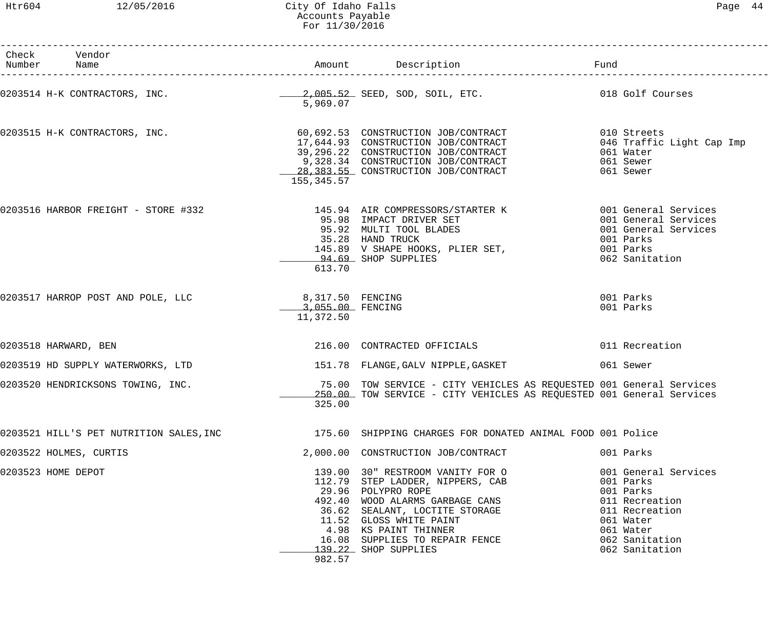| Check Number | Vendor Name | Amount | Description | Fund |
|---|---|---|---|---|
| 0203514 | H-K CONTRACTORS, INC. | 2,005.52 | SEED, SOD, SOIL, ETC. | 018 Golf Courses |
| | | 5,969.07 | | |
| 0203515 | H-K CONTRACTORS, INC. | 60,692.53 | CONSTRUCTION JOB/CONTRACT | 010 Streets |
| | | 17,644.93 | CONSTRUCTION JOB/CONTRACT | 046 Traffic Light Cap Imp |
| | | 39,296.22 | CONSTRUCTION JOB/CONTRACT | 061 Water |
| | | 9,328.34 | CONSTRUCTION JOB/CONTRACT | 061 Sewer |
| | | 28,383.55 | CONSTRUCTION JOB/CONTRACT | 061 Sewer |
| | | 155,345.57 | | |
| 0203516 | HARBOR FREIGHT - STORE #332 | 145.94 | AIR COMPRESSORS/STARTER K | 001 General Services |
| | | 95.98 | IMPACT DRIVER SET | 001 General Services |
| | | 95.92 | MULTI TOOL BLADES | 001 General Services |
| | | 35.28 | HAND TRUCK | 001 Parks |
| | | 145.89 | V SHAPE HOOKS, PLIER SET, | 001 Parks |
| | | 94.69 | SHOP SUPPLIES | 062 Sanitation |
| | | 613.70 | | |
| 0203517 | HARROP POST AND POLE, LLC | 8,317.50 | FENCING | 001 Parks |
| | | 3,055.00 | FENCING | 001 Parks |
| | | 11,372.50 | | |
| 0203518 | HARWARD, BEN | 216.00 | CONTRACTED OFFICIALS | 011 Recreation |
| 0203519 | HD SUPPLY WATERWORKS, LTD | 151.78 | FLANGE,GALV NIPPLE,GASKET | 061 Sewer |
| 0203520 | HENDRICKSONS TOWING, INC. | 75.00 | TOW SERVICE - CITY VEHICLES AS REQUESTED | 001 General Services |
| | | 250.00 | TOW SERVICE - CITY VEHICLES AS REQUESTED | 001 General Services |
| | | 325.00 | | |
| 0203521 | HILL'S PET NUTRITION SALES,INC | 175.60 | SHIPPING CHARGES FOR DONATED ANIMAL FOOD | 001 Police |
| 0203522 | HOLMES, CURTIS | 2,000.00 | CONSTRUCTION JOB/CONTRACT | 001 Parks |
| 0203523 | HOME DEPOT | 139.00 | 30" RESTROOM VANITY FOR O | 001 General Services |
| | | 112.79 | STEP LADDER, NIPPERS, CAB | 001 Parks |
| | | 29.96 | POLYPRO ROPE | 001 Parks |
| | | 492.40 | WOOD ALARMS GARBAGE CANS | 011 Recreation |
| | | 36.62 | SEALANT, LOCTITE STORAGE | 011 Recreation |
| | | 11.52 | GLOSS WHITE PAINT | 061 Water |
| | | 4.98 | KS PAINT THINNER | 061 Water |
| | | 16.08 | SUPPLIES TO REPAIR FENCE | 062 Sanitation |
| | | 139.22 | SHOP SUPPLIES | 062 Sanitation |
| | | 982.57 | | |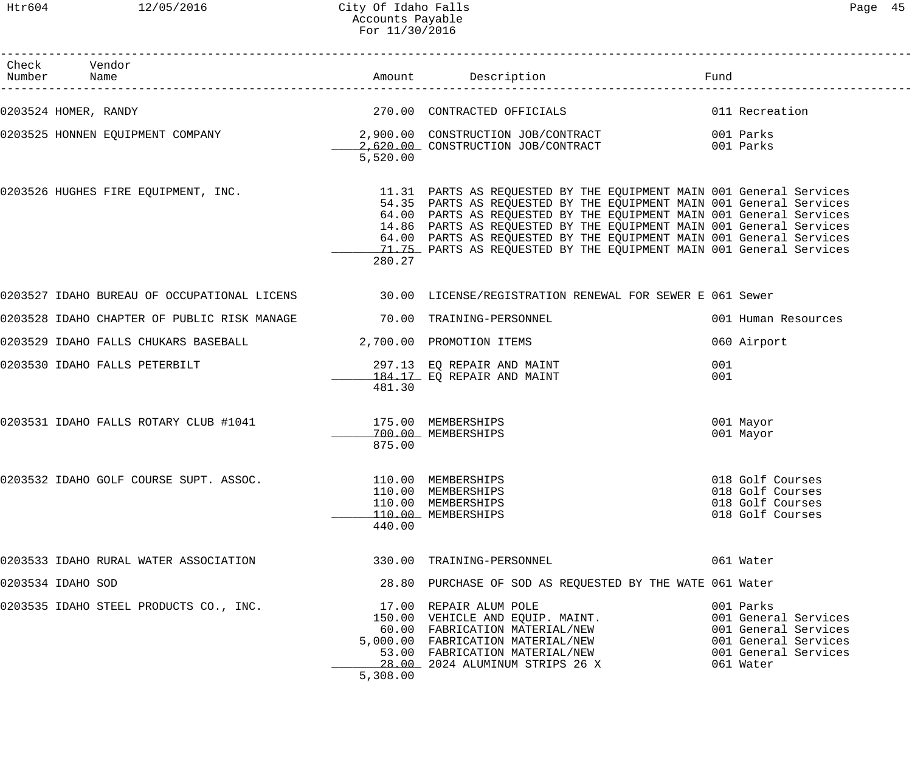| Check Number | Vendor Name | Amount | Description | Fund |
|---|---|---|---|---|
| 0203524 | HOMER, RANDY | 270.00 | CONTRACTED OFFICIALS | 011 Recreation |
| 0203525 | HONNEN EQUIPMENT COMPANY | 2,900.00 | CONSTRUCTION JOB/CONTRACT | 001 Parks |
| | | 2,620.00 | CONSTRUCTION JOB/CONTRACT | 001 Parks |
| | | 5,520.00 | | |
| 0203526 | HUGHES FIRE EQUIPMENT, INC. | 11.31 | PARTS AS REQUESTED BY THE EQUIPMENT MAIN | 001 General Services |
| | | 54.35 | PARTS AS REQUESTED BY THE EQUIPMENT MAIN | 001 General Services |
| | | 64.00 | PARTS AS REQUESTED BY THE EQUIPMENT MAIN | 001 General Services |
| | | 14.86 | PARTS AS REQUESTED BY THE EQUIPMENT MAIN | 001 General Services |
| | | 64.00 | PARTS AS REQUESTED BY THE EQUIPMENT MAIN | 001 General Services |
| | | 71.75 | PARTS AS REQUESTED BY THE EQUIPMENT MAIN | 001 General Services |
| | | 280.27 | | |
| 0203527 | IDAHO BUREAU OF OCCUPATIONAL LICENS | 30.00 | LICENSE/REGISTRATION RENEWAL FOR SEWER E | 061 Sewer |
| 0203528 | IDAHO CHAPTER OF PUBLIC RISK MANAGE | 70.00 | TRAINING-PERSONNEL | 001 Human Resources |
| 0203529 | IDAHO FALLS CHUKARS BASEBALL | 2,700.00 | PROMOTION ITEMS | 060 Airport |
| 0203530 | IDAHO FALLS PETERBILT | 297.13 | EQ REPAIR AND MAINT | 001 |
| | | 184.17 | EQ REPAIR AND MAINT | 001 |
| | | 481.30 | | |
| 0203531 | IDAHO FALLS ROTARY CLUB #1041 | 175.00 | MEMBERSHIPS | 001 Mayor |
| | | 700.00 | MEMBERSHIPS | 001 Mayor |
| | | 875.00 | | |
| 0203532 | IDAHO GOLF COURSE SUPT. ASSOC. | 110.00 | MEMBERSHIPS | 018 Golf Courses |
| | | 110.00 | MEMBERSHIPS | 018 Golf Courses |
| | | 110.00 | MEMBERSHIPS | 018 Golf Courses |
| | | 110.00 | MEMBERSHIPS | 018 Golf Courses |
| | | 440.00 | | |
| 0203533 | IDAHO RURAL WATER ASSOCIATION | 330.00 | TRAINING-PERSONNEL | 061 Water |
| 0203534 | IDAHO SOD | 28.80 | PURCHASE OF SOD AS REQUESTED BY THE WATE | 061 Water |
| 0203535 | IDAHO STEEL PRODUCTS CO., INC. | 17.00 | REPAIR ALUM POLE | 001 Parks |
| | | 150.00 | VEHICLE AND EQUIP. MAINT. | 001 General Services |
| | | 60.00 | FABRICATION MATERIAL/NEW | 001 General Services |
| | | 5,000.00 | FABRICATION MATERIAL/NEW | 001 General Services |
| | | 53.00 | FABRICATION MATERIAL/NEW | 001 General Services |
| | | 28.00 | 2024 ALUMINUM STRIPS 26 X | 061 Water |
| | | 5,308.00 | | |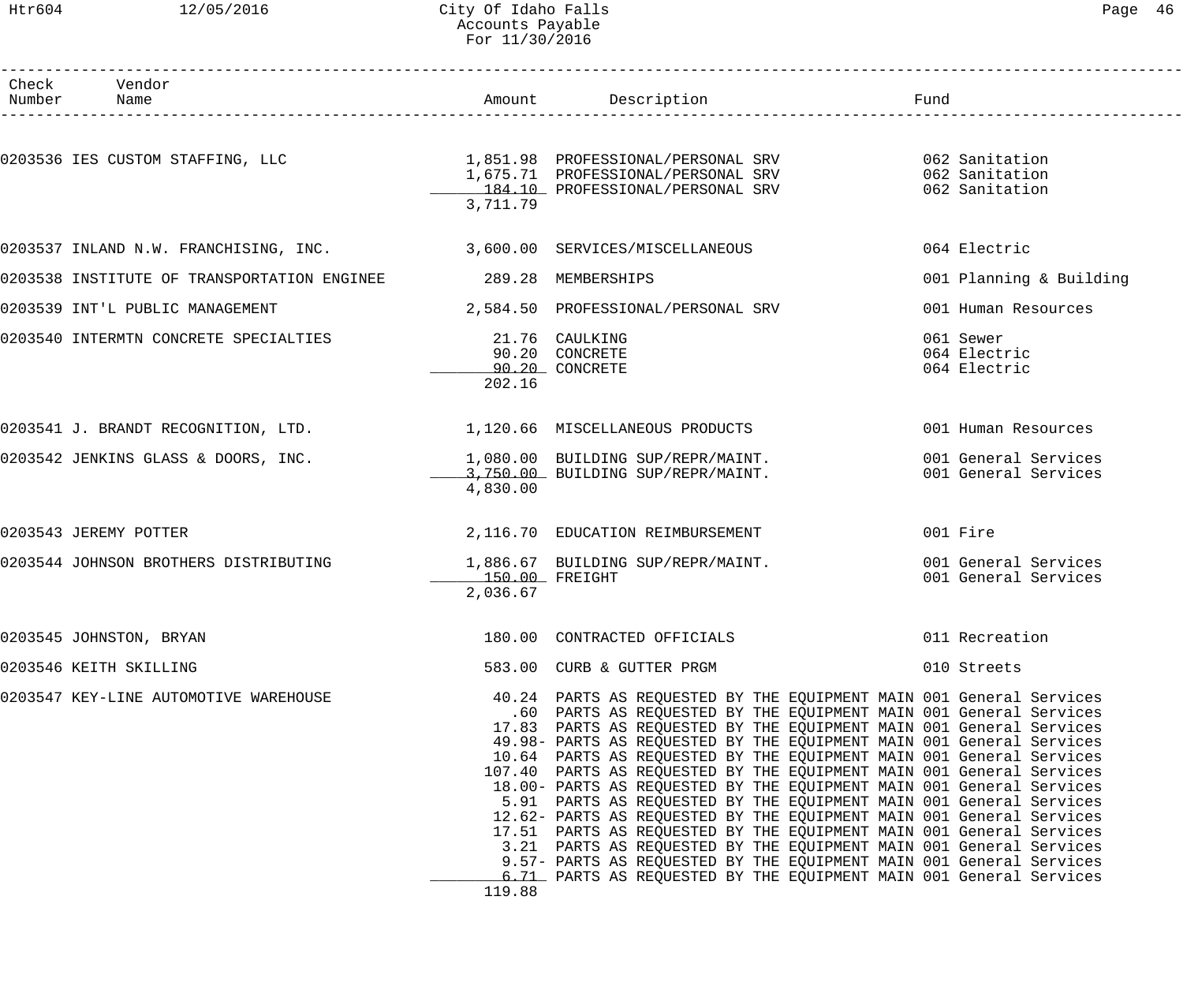| Check Number | Vendor Name | Amount | Description | Fund |
|---|---|---|---|---|
| 0203536 | IES CUSTOM STAFFING, LLC | 1,851.98 | PROFESSIONAL/PERSONAL SRV | 062 Sanitation |
| | | 1,675.71 | PROFESSIONAL/PERSONAL SRV | 062 Sanitation |
| | | 184.10 | PROFESSIONAL/PERSONAL SRV | 062 Sanitation |
| | | 3,711.79 | | |
| 0203537 | INLAND N.W. FRANCHISING, INC. | 3,600.00 | SERVICES/MISCELLANEOUS | 064 Electric |
| 0203538 | INSTITUTE OF TRANSPORTATION ENGINEE | 289.28 | MEMBERSHIPS | 001 Planning & Building |
| 0203539 | INT'L PUBLIC MANAGEMENT | 2,584.50 | PROFESSIONAL/PERSONAL SRV | 001 Human Resources |
| 0203540 | INTERMTN CONCRETE SPECIALTIES | 21.76 | CAULKING | 061 Sewer |
| | | 90.20 | CONCRETE | 064 Electric |
| | | 90.20 | CONCRETE | 064 Electric |
| | | 202.16 | | |
| 0203541 | J. BRANDT RECOGNITION, LTD. | 1,120.66 | MISCELLANEOUS PRODUCTS | 001 Human Resources |
| 0203542 | JENKINS GLASS & DOORS, INC. | 1,080.00 | BUILDING SUP/REPR/MAINT. | 001 General Services |
| | | 3,750.00 | BUILDING SUP/REPR/MAINT. | 001 General Services |
| | | 4,830.00 | | |
| 0203543 | JEREMY POTTER | 2,116.70 | EDUCATION REIMBURSEMENT | 001 Fire |
| 0203544 | JOHNSON BROTHERS DISTRIBUTING | 1,886.67 | BUILDING SUP/REPR/MAINT. | 001 General Services |
| | | 150.00 | FREIGHT | 001 General Services |
| | | 2,036.67 | | |
| 0203545 | JOHNSTON, BRYAN | 180.00 | CONTRACTED OFFICIALS | 011 Recreation |
| 0203546 | KEITH SKILLING | 583.00 | CURB & GUTTER PRGM | 010 Streets |
| 0203547 | KEY-LINE AUTOMOTIVE WAREHOUSE | 40.24 | PARTS AS REQUESTED BY THE EQUIPMENT MAIN | 001 General Services |
| | | .60 | PARTS AS REQUESTED BY THE EQUIPMENT MAIN | 001 General Services |
| | | 17.83 | PARTS AS REQUESTED BY THE EQUIPMENT MAIN | 001 General Services |
| | | 49.98- | PARTS AS REQUESTED BY THE EQUIPMENT MAIN | 001 General Services |
| | | 10.64 | PARTS AS REQUESTED BY THE EQUIPMENT MAIN | 001 General Services |
| | | 107.40 | PARTS AS REQUESTED BY THE EQUIPMENT MAIN | 001 General Services |
| | | 18.00- | PARTS AS REQUESTED BY THE EQUIPMENT MAIN | 001 General Services |
| | | 5.91 | PARTS AS REQUESTED BY THE EQUIPMENT MAIN | 001 General Services |
| | | 12.62- | PARTS AS REQUESTED BY THE EQUIPMENT MAIN | 001 General Services |
| | | 17.51 | PARTS AS REQUESTED BY THE EQUIPMENT MAIN | 001 General Services |
| | | 3.21 | PARTS AS REQUESTED BY THE EQUIPMENT MAIN | 001 General Services |
| | | 9.57- | PARTS AS REQUESTED BY THE EQUIPMENT MAIN | 001 General Services |
| | | 6.71 | PARTS AS REQUESTED BY THE EQUIPMENT MAIN | 001 General Services |
| | | 119.88 | | |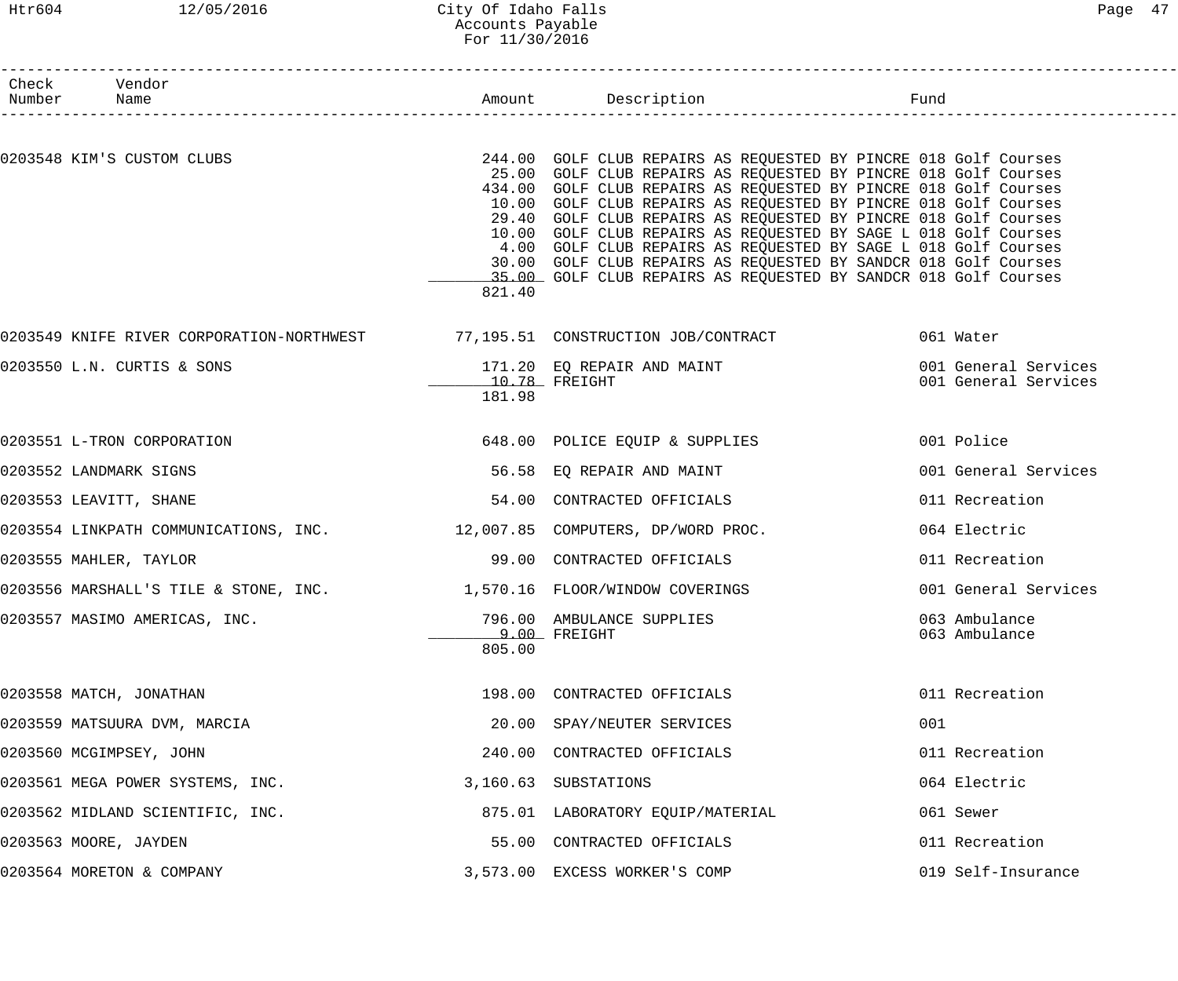| Check Number | Vendor Name | Amount | Description | Fund |
|---|---|---|---|---|
| 0203548 | KIM'S CUSTOM CLUBS | 244.00 | GOLF CLUB REPAIRS AS REQUESTED BY PINCRE | 018 Golf Courses |
| | | 25.00 | GOLF CLUB REPAIRS AS REQUESTED BY PINCRE | 018 Golf Courses |
| | | 434.00 | GOLF CLUB REPAIRS AS REQUESTED BY PINCRE | 018 Golf Courses |
| | | 10.00 | GOLF CLUB REPAIRS AS REQUESTED BY PINCRE | 018 Golf Courses |
| | | 29.40 | GOLF CLUB REPAIRS AS REQUESTED BY PINCRE | 018 Golf Courses |
| | | 10.00 | GOLF CLUB REPAIRS AS REQUESTED BY SAGE L | 018 Golf Courses |
| | | 4.00 | GOLF CLUB REPAIRS AS REQUESTED BY SAGE L | 018 Golf Courses |
| | | 30.00 | GOLF CLUB REPAIRS AS REQUESTED BY SANDCR | 018 Golf Courses |
| | | 35.00 | GOLF CLUB REPAIRS AS REQUESTED BY SANDCR | 018 Golf Courses |
| | | 821.40 | | |
| 0203549 | KNIFE RIVER CORPORATION-NORTHWEST | 77,195.51 | CONSTRUCTION JOB/CONTRACT | 061 Water |
| 0203550 | L.N. CURTIS & SONS | 171.20 | EQ REPAIR AND MAINT | 001 General Services |
| | | 10.78 | FREIGHT | 001 General Services |
| | | 181.98 | | |
| 0203551 | L-TRON CORPORATION | 648.00 | POLICE EQUIP & SUPPLIES | 001 Police |
| 0203552 | LANDMARK SIGNS | 56.58 | EQ REPAIR AND MAINT | 001 General Services |
| 0203553 | LEAVITT, SHANE | 54.00 | CONTRACTED OFFICIALS | 011 Recreation |
| 0203554 | LINKPATH COMMUNICATIONS, INC. | 12,007.85 | COMPUTERS, DP/WORD PROC. | 064 Electric |
| 0203555 | MAHLER, TAYLOR | 99.00 | CONTRACTED OFFICIALS | 011 Recreation |
| 0203556 | MARSHALL'S TILE & STONE, INC. | 1,570.16 | FLOOR/WINDOW COVERINGS | 001 General Services |
| 0203557 | MASIMO AMERICAS, INC. | 796.00 | AMBULANCE SUPPLIES | 063 Ambulance |
| | | 9.00 | FREIGHT | 063 Ambulance |
| | | 805.00 | | |
| 0203558 | MATCH, JONATHAN | 198.00 | CONTRACTED OFFICIALS | 011 Recreation |
| 0203559 | MATSUURA DVM, MARCIA | 20.00 | SPAY/NEUTER SERVICES | 001 |
| 0203560 | MCGIMPSEY, JOHN | 240.00 | CONTRACTED OFFICIALS | 011 Recreation |
| 0203561 | MEGA POWER SYSTEMS, INC. | 3,160.63 | SUBSTATIONS | 064 Electric |
| 0203562 | MIDLAND SCIENTIFIC, INC. | 875.01 | LABORATORY EQUIP/MATERIAL | 061 Sewer |
| 0203563 | MOORE, JAYDEN | 55.00 | CONTRACTED OFFICIALS | 011 Recreation |
| 0203564 | MORETON & COMPANY | 3,573.00 | EXCESS WORKER'S COMP | 019 Self-Insurance |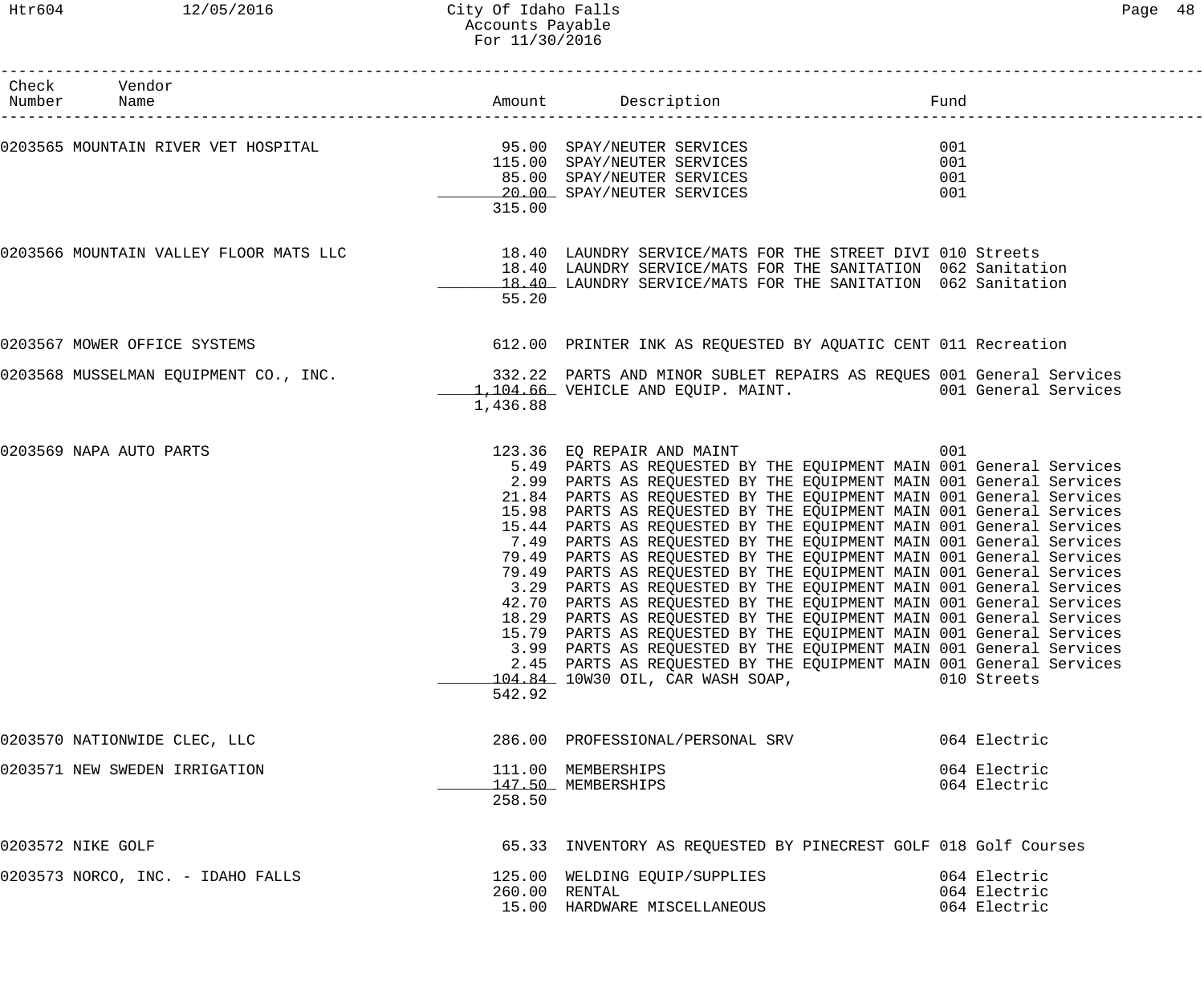| Check Number | Vendor Name | Amount | Description | Fund |
|---|---|---|---|---|
| 0203565 | MOUNTAIN RIVER VET HOSPITAL | 95.00 | SPAY/NEUTER SERVICES | 001 |
| | | 115.00 | SPAY/NEUTER SERVICES | 001 |
| | | 85.00 | SPAY/NEUTER SERVICES | 001 |
| | | 20.00 | SPAY/NEUTER SERVICES | 001 |
| | | 315.00 | | |
| 0203566 | MOUNTAIN VALLEY FLOOR MATS LLC | 18.40 | LAUNDRY SERVICE/MATS FOR THE STREET DIVI | 010 Streets |
| | | 18.40 | LAUNDRY SERVICE/MATS FOR THE SANITATION | 062 Sanitation |
| | | 18.40 | LAUNDRY SERVICE/MATS FOR THE SANITATION | 062 Sanitation |
| | | 55.20 | | |
| 0203567 | MOWER OFFICE SYSTEMS | 612.00 | PRINTER INK AS REQUESTED BY AQUATIC CENT | 011 Recreation |
| 0203568 | MUSSELMAN EQUIPMENT CO., INC. | 332.22 | PARTS AND MINOR SUBLET REPAIRS AS REQUES | 001 General Services |
| | | 1,104.66 | VEHICLE AND EQUIP. MAINT. | 001 General Services |
| | | 1,436.88 | | |
| 0203569 | NAPA AUTO PARTS | 123.36 | EQ REPAIR AND MAINT | 001 |
| | | 5.49 | PARTS AS REQUESTED BY THE EQUIPMENT MAIN | 001 General Services |
| | | 2.99 | PARTS AS REQUESTED BY THE EQUIPMENT MAIN | 001 General Services |
| | | 21.84 | PARTS AS REQUESTED BY THE EQUIPMENT MAIN | 001 General Services |
| | | 15.98 | PARTS AS REQUESTED BY THE EQUIPMENT MAIN | 001 General Services |
| | | 15.44 | PARTS AS REQUESTED BY THE EQUIPMENT MAIN | 001 General Services |
| | | 7.49 | PARTS AS REQUESTED BY THE EQUIPMENT MAIN | 001 General Services |
| | | 79.49 | PARTS AS REQUESTED BY THE EQUIPMENT MAIN | 001 General Services |
| | | 79.49 | PARTS AS REQUESTED BY THE EQUIPMENT MAIN | 001 General Services |
| | | 3.29 | PARTS AS REQUESTED BY THE EQUIPMENT MAIN | 001 General Services |
| | | 42.70 | PARTS AS REQUESTED BY THE EQUIPMENT MAIN | 001 General Services |
| | | 18.29 | PARTS AS REQUESTED BY THE EQUIPMENT MAIN | 001 General Services |
| | | 15.79 | PARTS AS REQUESTED BY THE EQUIPMENT MAIN | 001 General Services |
| | | 3.99 | PARTS AS REQUESTED BY THE EQUIPMENT MAIN | 001 General Services |
| | | 2.45 | PARTS AS REQUESTED BY THE EQUIPMENT MAIN | 001 General Services |
| | | 104.84 | 10W30 OIL, CAR WASH SOAP, | 010 Streets |
| | | 542.92 | | |
| 0203570 | NATIONWIDE CLEC, LLC | 286.00 | PROFESSIONAL/PERSONAL SRV | 064 Electric |
| 0203571 | NEW SWEDEN IRRIGATION | 111.00 | MEMBERSHIPS | 064 Electric |
| | | 147.50 | MEMBERSHIPS | 064 Electric |
| | | 258.50 | | |
| 0203572 | NIKE GOLF | 65.33 | INVENTORY AS REQUESTED BY PINECREST GOLF | 018 Golf Courses |
| 0203573 | NORCO, INC. - IDAHO FALLS | 125.00 | WELDING EQUIP/SUPPLIES | 064 Electric |
| | | 260.00 | RENTAL | 064 Electric |
| | | 15.00 | HARDWARE MISCELLANEOUS | 064 Electric |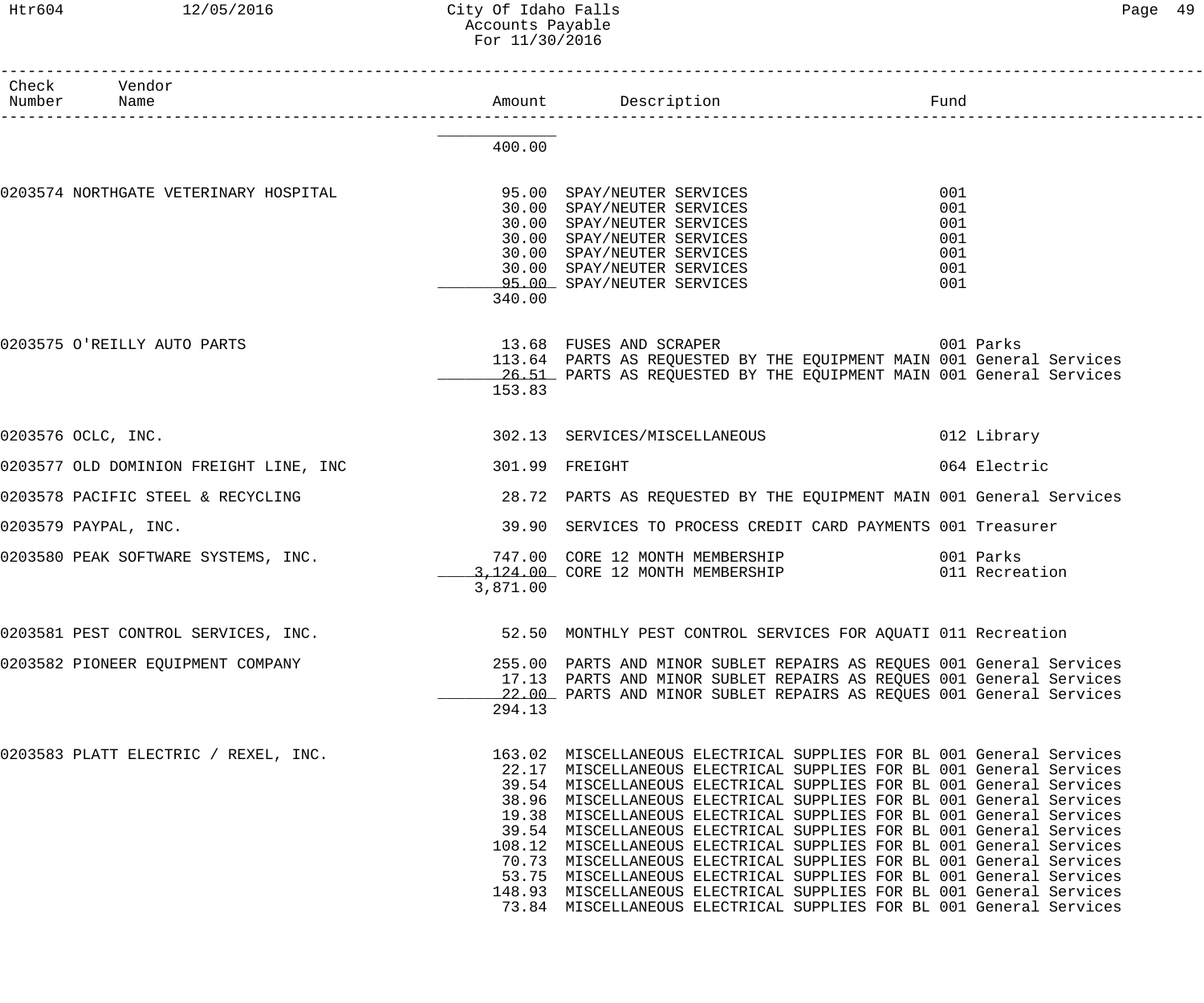| Check Number | Vendor Name | Amount | Description | Fund |
|---|---|---|---|---|
| | | 400.00 | | |
| 0203574 | NORTHGATE VETERINARY HOSPITAL | 95.00 | SPAY/NEUTER SERVICES | 001 |
| | | 30.00 | SPAY/NEUTER SERVICES | 001 |
| | | 30.00 | SPAY/NEUTER SERVICES | 001 |
| | | 30.00 | SPAY/NEUTER SERVICES | 001 |
| | | 30.00 | SPAY/NEUTER SERVICES | 001 |
| | | 30.00 | SPAY/NEUTER SERVICES | 001 |
| | | 95.00 | SPAY/NEUTER SERVICES | 001 |
| | | 340.00 | | |
| 0203575 | O'REILLY AUTO PARTS | 13.68 | FUSES AND SCRAPER | 001 Parks |
| | | 113.64 | PARTS AS REQUESTED BY THE EQUIPMENT MAIN | 001 General Services |
| | | 26.51 | PARTS AS REQUESTED BY THE EQUIPMENT MAIN | 001 General Services |
| | | 153.83 | | |
| 0203576 | OCLC, INC. | 302.13 | SERVICES/MISCELLANEOUS | 012 Library |
| 0203577 | OLD DOMINION FREIGHT LINE, INC | 301.99 | FREIGHT | 064 Electric |
| 0203578 | PACIFIC STEEL & RECYCLING | 28.72 | PARTS AS REQUESTED BY THE EQUIPMENT MAIN | 001 General Services |
| 0203579 | PAYPAL, INC. | 39.90 | SERVICES TO PROCESS CREDIT CARD PAYMENTS | 001 Treasurer |
| 0203580 | PEAK SOFTWARE SYSTEMS, INC. | 747.00 | CORE 12 MONTH MEMBERSHIP | 001 Parks |
| | | 3,124.00 | CORE 12 MONTH MEMBERSHIP | 011 Recreation |
| | | 3,871.00 | | |
| 0203581 | PEST CONTROL SERVICES, INC. | 52.50 | MONTHLY PEST CONTROL SERVICES FOR AQUATI | 011 Recreation |
| 0203582 | PIONEER EQUIPMENT COMPANY | 255.00 | PARTS AND MINOR SUBLET REPAIRS AS REQUES | 001 General Services |
| | | 17.13 | PARTS AND MINOR SUBLET REPAIRS AS REQUES | 001 General Services |
| | | 22.00 | PARTS AND MINOR SUBLET REPAIRS AS REQUES | 001 General Services |
| | | 294.13 | | |
| 0203583 | PLATT ELECTRIC / REXEL, INC. | 163.02 | MISCELLANEOUS ELECTRICAL SUPPLIES FOR BL | 001 General Services |
| | | 22.17 | MISCELLANEOUS ELECTRICAL SUPPLIES FOR BL | 001 General Services |
| | | 39.54 | MISCELLANEOUS ELECTRICAL SUPPLIES FOR BL | 001 General Services |
| | | 38.96 | MISCELLANEOUS ELECTRICAL SUPPLIES FOR BL | 001 General Services |
| | | 19.38 | MISCELLANEOUS ELECTRICAL SUPPLIES FOR BL | 001 General Services |
| | | 39.54 | MISCELLANEOUS ELECTRICAL SUPPLIES FOR BL | 001 General Services |
| | | 108.12 | MISCELLANEOUS ELECTRICAL SUPPLIES FOR BL | 001 General Services |
| | | 70.73 | MISCELLANEOUS ELECTRICAL SUPPLIES FOR BL | 001 General Services |
| | | 53.75 | MISCELLANEOUS ELECTRICAL SUPPLIES FOR BL | 001 General Services |
| | | 148.93 | MISCELLANEOUS ELECTRICAL SUPPLIES FOR BL | 001 General Services |
| | | 73.84 | MISCELLANEOUS ELECTRICAL SUPPLIES FOR BL | 001 General Services |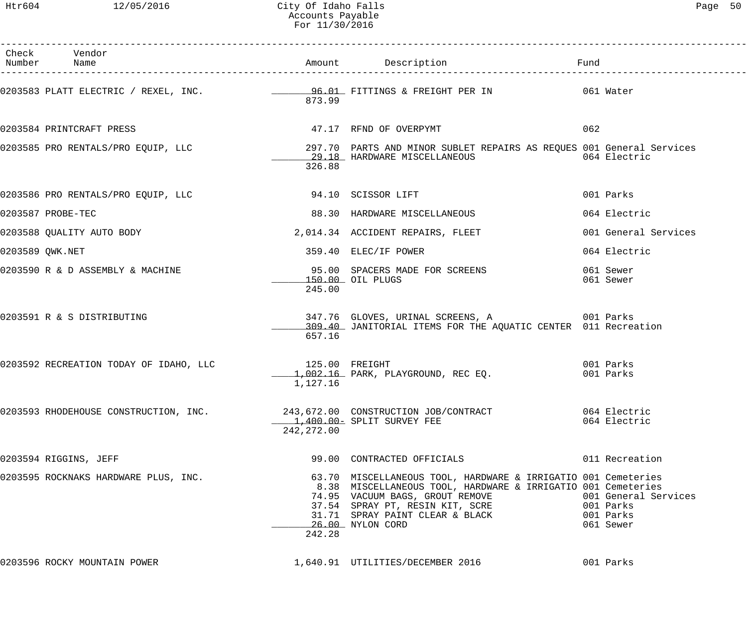| Check Number | Vendor Name | Amount | Description | Fund |
|---|---|---|---|---|
| 0203583 | PLATT ELECTRIC / REXEL, INC. | 96.01 | FITTINGS & FREIGHT PER IN | 061 Water |
| | | 873.99 | | |
| 0203584 | PRINTCRAFT PRESS | 47.17 | RFND OF OVERPYMT | 062 |
| 0203585 | PRO RENTALS/PRO EQUIP, LLC | 297.70 | PARTS AND MINOR SUBLET REPAIRS AS REQUES | 001 General Services |
| | | 29.18 | HARDWARE MISCELLANEOUS | 064 Electric |
| | | 326.88 | | |
| 0203586 | PRO RENTALS/PRO EQUIP, LLC | 94.10 | SCISSOR LIFT | 001 Parks |
| 0203587 | PROBE-TEC | 88.30 | HARDWARE MISCELLANEOUS | 064 Electric |
| 0203588 | QUALITY AUTO BODY | 2,014.34 | ACCIDENT REPAIRS, FLEET | 001 General Services |
| 0203589 | QWK.NET | 359.40 | ELEC/IF POWER | 064 Electric |
| 0203590 | R & D ASSEMBLY & MACHINE | 95.00 | SPACERS MADE FOR SCREENS | 061 Sewer |
| | | 150.00 | OIL PLUGS | 061 Sewer |
| | | 245.00 | | |
| 0203591 | R & S DISTRIBUTING | 347.76 | GLOVES, URINAL SCREENS, A | 001 Parks |
| | | 309.40 | JANITORIAL ITEMS FOR THE AQUATIC CENTER | 011 Recreation |
| | | 657.16 | | |
| 0203592 | RECREATION TODAY OF IDAHO, LLC | 125.00 | FREIGHT | 001 Parks |
| | | 1,002.16 | PARK, PLAYGROUND, REC EQ. | 001 Parks |
| | | 1,127.16 | | |
| 0203593 | RHODEHOUSE CONSTRUCTION, INC. | 243,672.00 | CONSTRUCTION JOB/CONTRACT | 064 Electric |
| | | 1,400.00- | SPLIT SURVEY FEE | 064 Electric |
| | | 242,272.00 | | |
| 0203594 | RIGGINS, JEFF | 99.00 | CONTRACTED OFFICIALS | 011 Recreation |
| 0203595 | ROCKNAKS HARDWARE PLUS, INC. | 63.70 | MISCELLANEOUS TOOL, HARDWARE & IRRIGATIO | 001 Cemeteries |
| | | 8.38 | MISCELLANEOUS TOOL, HARDWARE & IRRIGATIO | 001 Cemeteries |
| | | 74.95 | VACUUM BAGS, GROUT REMOVE | 001 General Services |
| | | 37.54 | SPRAY PT, RESIN KIT, SCRE | 001 Parks |
| | | 31.71 | SPRAY PAINT CLEAR & BLACK | 001 Parks |
| | | 26.00 | NYLON CORD | 061 Sewer |
| | | 242.28 | | |
| 0203596 | ROCKY MOUNTAIN POWER | 1,640.91 | UTILITIES/DECEMBER 2016 | 001 Parks |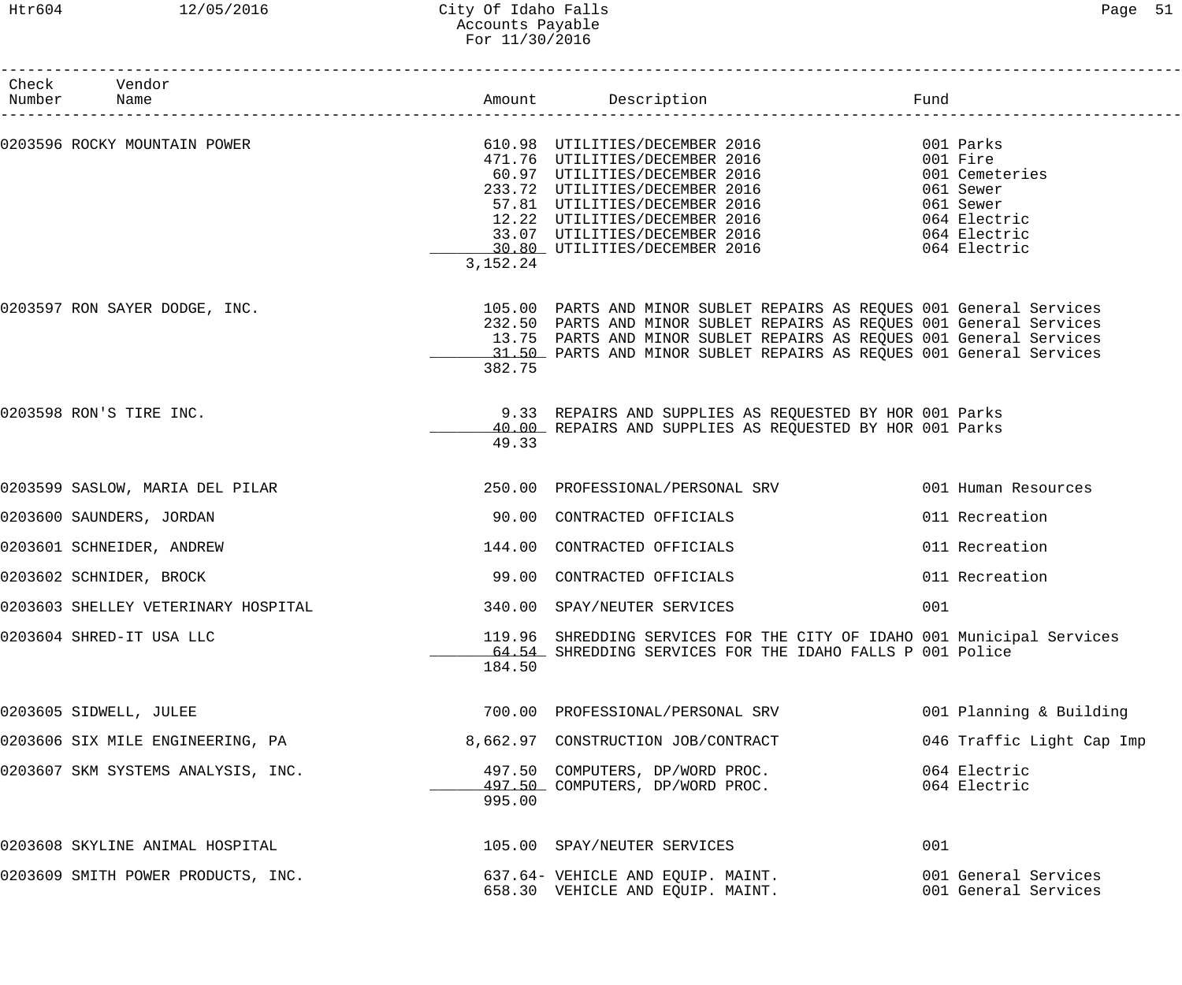| Check Number | Vendor Name | Amount | Description | Fund |
|---|---|---|---|---|
| 0203596 | ROCKY MOUNTAIN POWER | 610.98 | UTILITIES/DECEMBER 2016 | 001 Parks |
| | | 471.76 | UTILITIES/DECEMBER 2016 | 001 Fire |
| | | 60.97 | UTILITIES/DECEMBER 2016 | 001 Cemeteries |
| | | 233.72 | UTILITIES/DECEMBER 2016 | 061 Sewer |
| | | 57.81 | UTILITIES/DECEMBER 2016 | 061 Sewer |
| | | 12.22 | UTILITIES/DECEMBER 2016 | 064 Electric |
| | | 33.07 | UTILITIES/DECEMBER 2016 | 064 Electric |
| | | 30.80 | UTILITIES/DECEMBER 2016 | 064 Electric |
| | | 3,152.24 | | |
| 0203597 | RON SAYER DODGE, INC. | 105.00 | PARTS AND MINOR SUBLET REPAIRS AS REQUES | 001 General Services |
| | | 232.50 | PARTS AND MINOR SUBLET REPAIRS AS REQUES | 001 General Services |
| | | 13.75 | PARTS AND MINOR SUBLET REPAIRS AS REQUES | 001 General Services |
| | | 31.50 | PARTS AND MINOR SUBLET REPAIRS AS REQUES | 001 General Services |
| | | 382.75 | | |
| 0203598 | RON'S TIRE INC. | 9.33 | REPAIRS AND SUPPLIES AS REQUESTED BY HOR | 001 Parks |
| | | 40.00 | REPAIRS AND SUPPLIES AS REQUESTED BY HOR | 001 Parks |
| | | 49.33 | | |
| 0203599 | SASLOW, MARIA DEL PILAR | 250.00 | PROFESSIONAL/PERSONAL SRV | 001 Human Resources |
| 0203600 | SAUNDERS, JORDAN | 90.00 | CONTRACTED OFFICIALS | 011 Recreation |
| 0203601 | SCHNEIDER, ANDREW | 144.00 | CONTRACTED OFFICIALS | 011 Recreation |
| 0203602 | SCHNIDER, BROCK | 99.00 | CONTRACTED OFFICIALS | 011 Recreation |
| 0203603 | SHELLEY VETERINARY HOSPITAL | 340.00 | SPAY/NEUTER SERVICES | 001 |
| 0203604 | SHRED-IT USA LLC | 119.96 | SHREDDING SERVICES FOR THE CITY OF IDAHO | 001 Municipal Services |
| | | 64.54 | SHREDDING SERVICES FOR THE IDAHO FALLS P | 001 Police |
| | | 184.50 | | |
| 0203605 | SIDWELL, JULEE | 700.00 | PROFESSIONAL/PERSONAL SRV | 001 Planning & Building |
| 0203606 | SIX MILE ENGINEERING, PA | 8,662.97 | CONSTRUCTION JOB/CONTRACT | 046 Traffic Light Cap Imp |
| 0203607 | SKM SYSTEMS ANALYSIS, INC. | 497.50 | COMPUTERS, DP/WORD PROC. | 064 Electric |
| | | 497.50 | COMPUTERS, DP/WORD PROC. | 064 Electric |
| | | 995.00 | | |
| 0203608 | SKYLINE ANIMAL HOSPITAL | 105.00 | SPAY/NEUTER SERVICES | 001 |
| 0203609 | SMITH POWER PRODUCTS, INC. | 637.64- | VEHICLE AND EQUIP. MAINT. | 001 General Services |
| | | 658.30 | VEHICLE AND EQUIP. MAINT. | 001 General Services |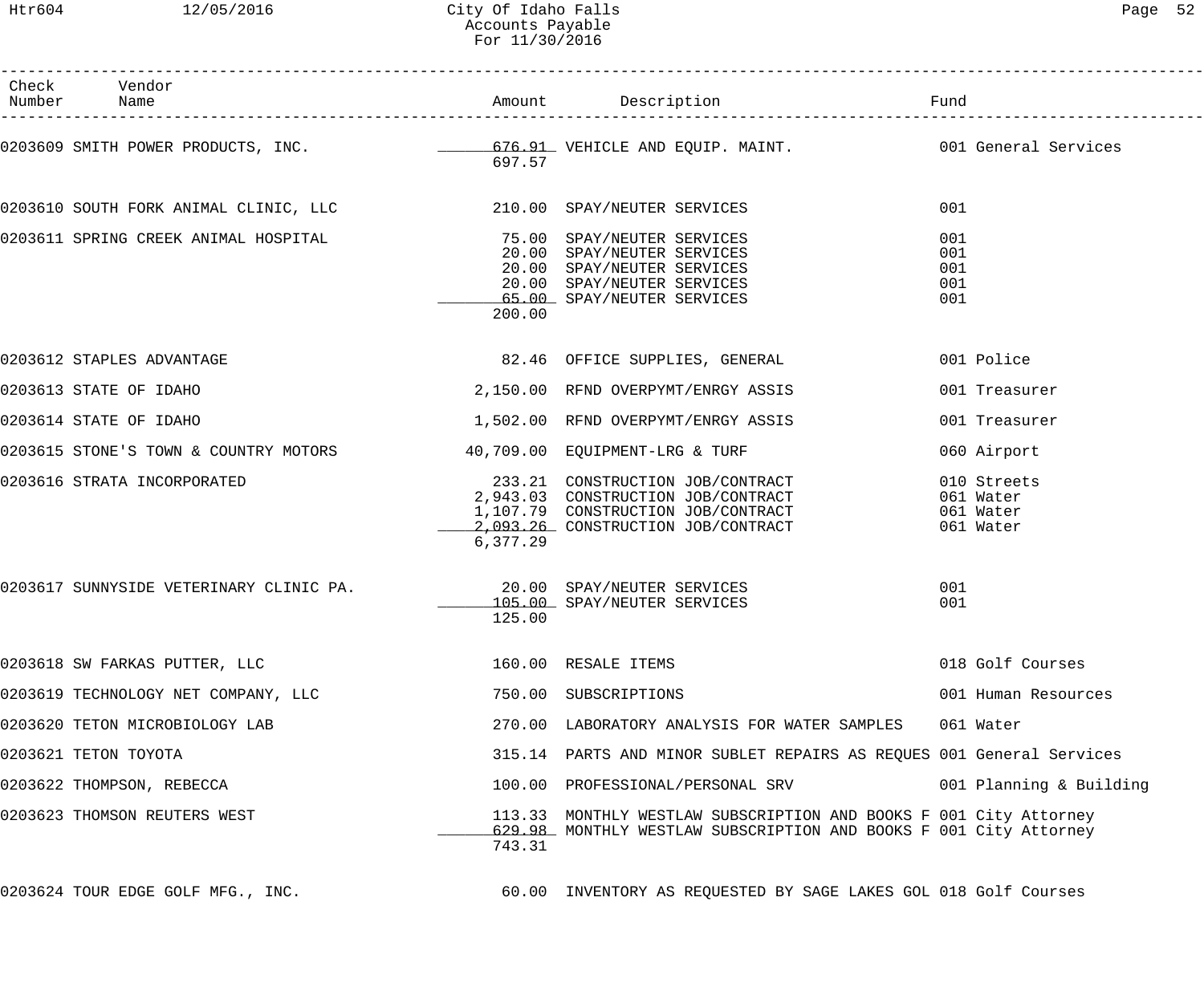| Check Number | Vendor Name | Amount | Description | Fund |
|---|---|---|---|---|
| 0203609 | SMITH POWER PRODUCTS, INC. | 676.91 | VEHICLE AND EQUIP. MAINT. | 001 General Services |
| | | 697.57 | | |
| 0203610 | SOUTH FORK ANIMAL CLINIC, LLC | 210.00 | SPAY/NEUTER SERVICES | 001 |
| 0203611 | SPRING CREEK ANIMAL HOSPITAL | 75.00 | SPAY/NEUTER SERVICES | 001 |
| | | 20.00 | SPAY/NEUTER SERVICES | 001 |
| | | 20.00 | SPAY/NEUTER SERVICES | 001 |
| | | 20.00 | SPAY/NEUTER SERVICES | 001 |
| | | 65.00 | SPAY/NEUTER SERVICES | 001 |
| | | 200.00 | | |
| 0203612 | STAPLES ADVANTAGE | 82.46 | OFFICE SUPPLIES, GENERAL | 001 Police |
| 0203613 | STATE OF IDAHO | 2,150.00 | RFND OVERPYMT/ENRGY ASSIS | 001 Treasurer |
| 0203614 | STATE OF IDAHO | 1,502.00 | RFND OVERPYMT/ENRGY ASSIS | 001 Treasurer |
| 0203615 | STONE'S TOWN & COUNTRY MOTORS | 40,709.00 | EQUIPMENT-LRG & TURF | 060 Airport |
| 0203616 | STRATA INCORPORATED | 233.21 | CONSTRUCTION JOB/CONTRACT | 010 Streets |
| | | 2,943.03 | CONSTRUCTION JOB/CONTRACT | 061 Water |
| | | 1,107.79 | CONSTRUCTION JOB/CONTRACT | 061 Water |
| | | 2,093.26 | CONSTRUCTION JOB/CONTRACT | 061 Water |
| | | 6,377.29 | | |
| 0203617 | SUNNYSIDE VETERINARY CLINIC PA. | 20.00 | SPAY/NEUTER SERVICES | 001 |
| | | 105.00 | SPAY/NEUTER SERVICES | 001 |
| | | 125.00 | | |
| 0203618 | SW FARKAS PUTTER, LLC | 160.00 | RESALE ITEMS | 018 Golf Courses |
| 0203619 | TECHNOLOGY NET COMPANY, LLC | 750.00 | SUBSCRIPTIONS | 001 Human Resources |
| 0203620 | TETON MICROBIOLOGY LAB | 270.00 | LABORATORY ANALYSIS FOR WATER SAMPLES | 061 Water |
| 0203621 | TETON TOYOTA | 315.14 | PARTS AND MINOR SUBLET REPAIRS AS REQUES | 001 General Services |
| 0203622 | THOMPSON, REBECCA | 100.00 | PROFESSIONAL/PERSONAL SRV | 001 Planning & Building |
| 0203623 | THOMSON REUTERS WEST | 113.33 | MONTHLY WESTLAW SUBSCRIPTION AND BOOKS F | 001 City Attorney |
| | | 629.98 | MONTHLY WESTLAW SUBSCRIPTION AND BOOKS F | 001 City Attorney |
| | | 743.31 | | |
| 0203624 | TOUR EDGE GOLF MFG., INC. | 60.00 | INVENTORY AS REQUESTED BY SAGE LAKES GOL | 018 Golf Courses |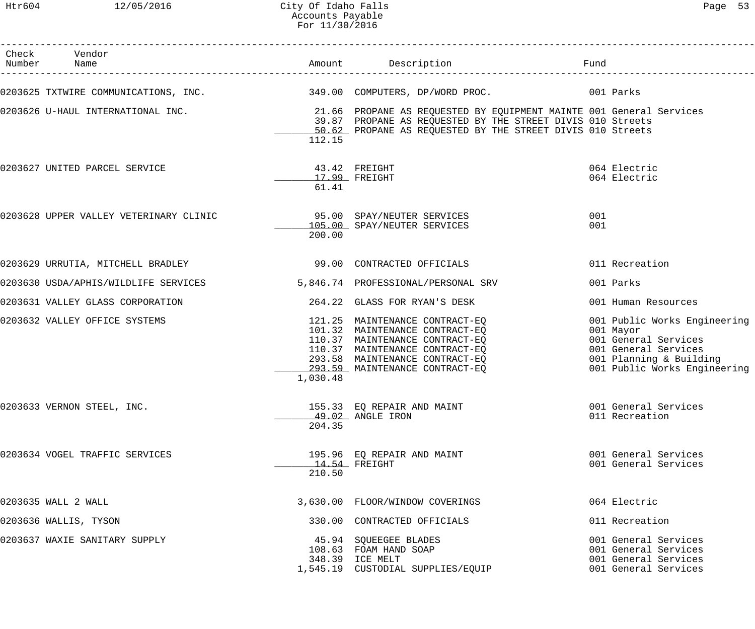| Check Number | Vendor Name | Amount | Description | Fund |
|---|---|---|---|---|
| 0203625 | TXTWIRE COMMUNICATIONS, INC. | 349.00 | COMPUTERS, DP/WORD PROC. | 001 Parks |
| 0203626 | U-HAUL INTERNATIONAL INC. | 21.66 | PROPANE AS REQUESTED BY EQUIPMENT MAINTE | 001 General Services |
| | | 39.87 | PROPANE AS REQUESTED BY THE STREET DIVIS | 010 Streets |
| | | 50.62 | PROPANE AS REQUESTED BY THE STREET DIVIS | 010 Streets |
| | | 112.15 | | |
| 0203627 | UNITED PARCEL SERVICE | 43.42 | FREIGHT | 064 Electric |
| | | 17.99 | FREIGHT | 064 Electric |
| | | 61.41 | | |
| 0203628 | UPPER VALLEY VETERINARY CLINIC | 95.00 | SPAY/NEUTER SERVICES | 001 |
| | | 105.00 | SPAY/NEUTER SERVICES | 001 |
| | | 200.00 | | |
| 0203629 | URRUTIA, MITCHELL BRADLEY | 99.00 | CONTRACTED OFFICIALS | 011 Recreation |
| 0203630 | USDA/APHIS/WILDLIFE SERVICES | 5,846.74 | PROFESSIONAL/PERSONAL SRV | 001 Parks |
| 0203631 | VALLEY GLASS CORPORATION | 264.22 | GLASS FOR RYAN'S DESK | 001 Human Resources |
| 0203632 | VALLEY OFFICE SYSTEMS | 121.25 | MAINTENANCE CONTRACT-EQ | 001 Public Works Engineering |
| | | 101.32 | MAINTENANCE CONTRACT-EQ | 001 Mayor |
| | | 110.37 | MAINTENANCE CONTRACT-EQ | 001 General Services |
| | | 110.37 | MAINTENANCE CONTRACT-EQ | 001 General Services |
| | | 293.58 | MAINTENANCE CONTRACT-EQ | 001 Planning & Building |
| | | 293.59 | MAINTENANCE CONTRACT-EQ | 001 Public Works Engineering |
| | | 1,030.48 | | |
| 0203633 | VERNON STEEL, INC. | 155.33 | EQ REPAIR AND MAINT | 001 General Services |
| | | 49.02 | ANGLE IRON | 011 Recreation |
| | | 204.35 | | |
| 0203634 | VOGEL TRAFFIC SERVICES | 195.96 | EQ REPAIR AND MAINT | 001 General Services |
| | | 14.54 | FREIGHT | 001 General Services |
| | | 210.50 | | |
| 0203635 | WALL 2 WALL | 3,630.00 | FLOOR/WINDOW COVERINGS | 064 Electric |
| 0203636 | WALLIS, TYSON | 330.00 | CONTRACTED OFFICIALS | 011 Recreation |
| 0203637 | WAXIE SANITARY SUPPLY | 45.94 | SQUEEGEE BLADES | 001 General Services |
| | | 108.63 | FOAM HAND SOAP | 001 General Services |
| | | 348.39 | ICE MELT | 001 General Services |
| | | 1,545.19 | CUSTODIAL SUPPLIES/EQUIP | 001 General Services |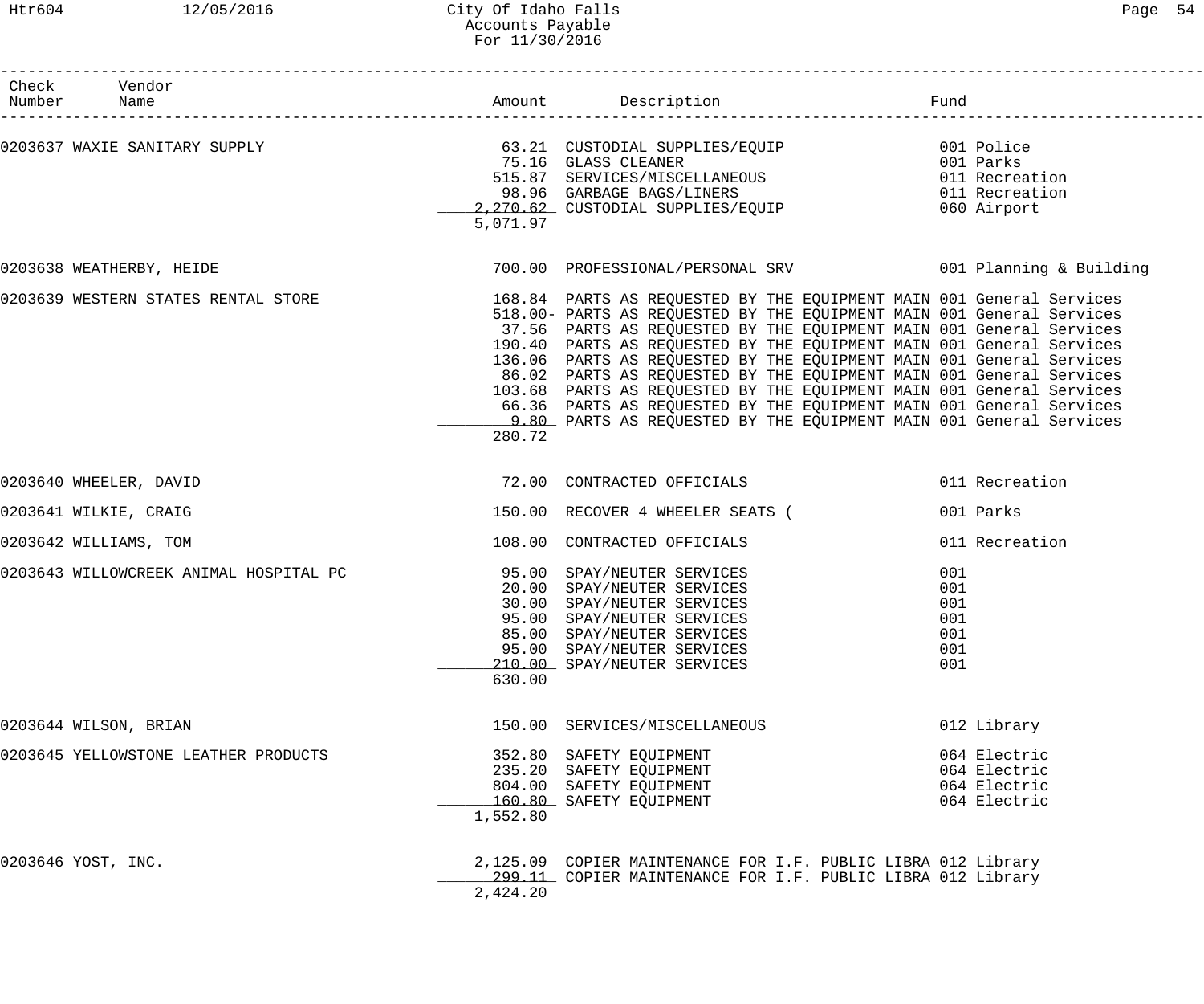# City Of Idaho Falls
## Accounts Payable
### For 11/30/2016

| Check Number | Vendor Name | Amount | Description | Fund |
|---|---|---|---|---|
| 0203637 | WAXIE SANITARY SUPPLY | 63.21 | CUSTODIAL SUPPLIES/EQUIP | 001 Police |
| | | 75.16 | GLASS CLEANER | 001 Parks |
| | | 515.87 | SERVICES/MISCELLANEOUS | 011 Recreation |
| | | 98.96 | GARBAGE BAGS/LINERS | 011 Recreation |
| | | 2,270.62 | CUSTODIAL SUPPLIES/EQUIP | 060 Airport |
| | | 5,071.97 | | |
| 0203638 | WEATHERBY, HEIDE | 700.00 | PROFESSIONAL/PERSONAL SRV | 001 Planning & Building |
| 0203639 | WESTERN STATES RENTAL STORE | 168.84 | PARTS AS REQUESTED BY THE EQUIPMENT MAIN | 001 General Services |
| | | 518.00- | PARTS AS REQUESTED BY THE EQUIPMENT MAIN | 001 General Services |
| | | 37.56 | PARTS AS REQUESTED BY THE EQUIPMENT MAIN | 001 General Services |
| | | 190.40 | PARTS AS REQUESTED BY THE EQUIPMENT MAIN | 001 General Services |
| | | 136.06 | PARTS AS REQUESTED BY THE EQUIPMENT MAIN | 001 General Services |
| | | 86.02 | PARTS AS REQUESTED BY THE EQUIPMENT MAIN | 001 General Services |
| | | 103.68 | PARTS AS REQUESTED BY THE EQUIPMENT MAIN | 001 General Services |
| | | 66.36 | PARTS AS REQUESTED BY THE EQUIPMENT MAIN | 001 General Services |
| | | 9.80 | PARTS AS REQUESTED BY THE EQUIPMENT MAIN | 001 General Services |
| | | 280.72 | | |
| 0203640 | WHEELER, DAVID | 72.00 | CONTRACTED OFFICIALS | 011 Recreation |
| 0203641 | WILKIE, CRAIG | 150.00 | RECOVER 4 WHEELER SEATS ( | 001 Parks |
| 0203642 | WILLIAMS, TOM | 108.00 | CONTRACTED OFFICIALS | 011 Recreation |
| 0203643 | WILLOWCREEK ANIMAL HOSPITAL PC | 95.00 | SPAY/NEUTER SERVICES | 001 |
| | | 20.00 | SPAY/NEUTER SERVICES | 001 |
| | | 30.00 | SPAY/NEUTER SERVICES | 001 |
| | | 95.00 | SPAY/NEUTER SERVICES | 001 |
| | | 85.00 | SPAY/NEUTER SERVICES | 001 |
| | | 95.00 | SPAY/NEUTER SERVICES | 001 |
| | | 210.00 | SPAY/NEUTER SERVICES | 001 |
| | | 630.00 | | |
| 0203644 | WILSON, BRIAN | 150.00 | SERVICES/MISCELLANEOUS | 012 Library |
| 0203645 | YELLOWSTONE LEATHER PRODUCTS | 352.80 | SAFETY EQUIPMENT | 064 Electric |
| | | 235.20 | SAFETY EQUIPMENT | 064 Electric |
| | | 804.00 | SAFETY EQUIPMENT | 064 Electric |
| | | 160.80 | SAFETY EQUIPMENT | 064 Electric |
| | | 1,552.80 | | |
| 0203646 | YOST, INC. | 2,125.09 | COPIER MAINTENANCE FOR I.F. PUBLIC LIBRA | 012 Library |
| | | 299.11 | COPIER MAINTENANCE FOR I.F. PUBLIC LIBRA | 012 Library |
| | | 2,424.20 | | |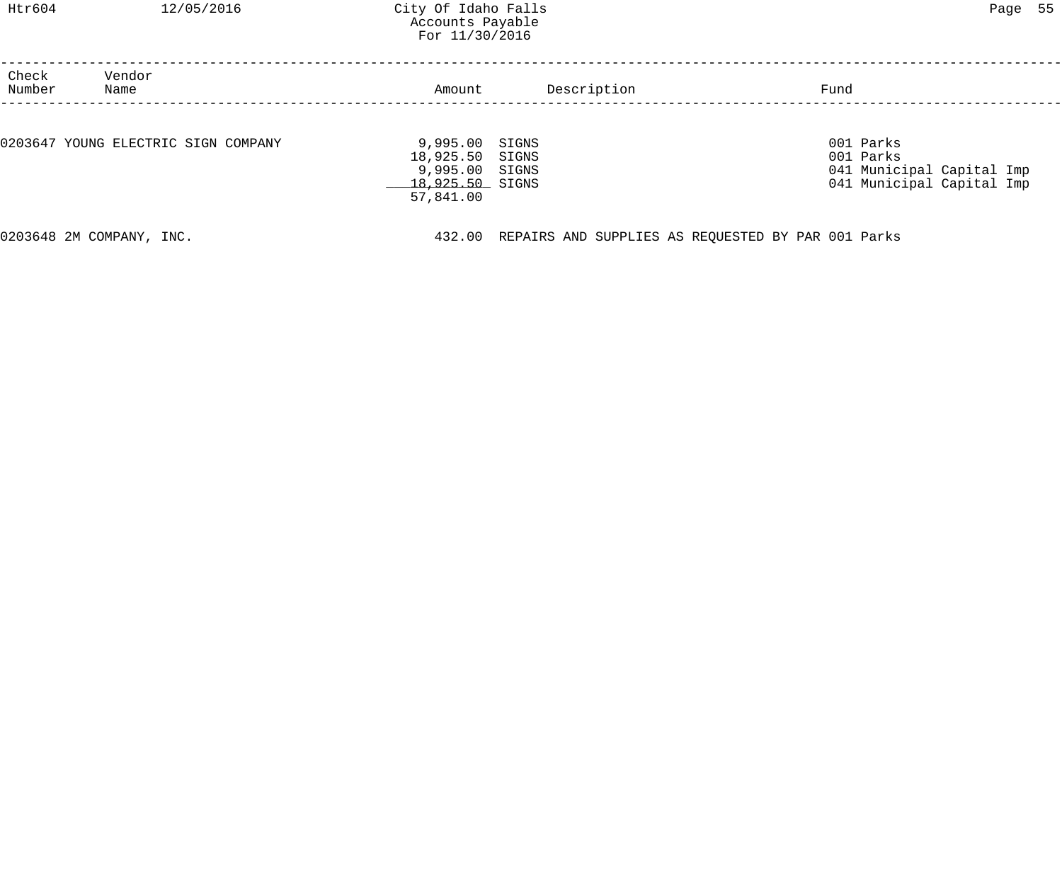| Check Number | Vendor Name | Amount | Description | Fund |
|---|---|---|---|---|
| 0203647 | YOUNG ELECTRIC SIGN COMPANY | 9,995.00 | SIGNS | 001 Parks |
| | | 18,925.50 | SIGNS | 001 Parks |
| | | 9,995.00 | SIGNS | 041 Municipal Capital Imp |
| | | 18,925.50 | SIGNS | 041 Municipal Capital Imp |
| | | 57,841.00 | | |
| 0203648 | 2M COMPANY, INC. | 432.00 | REPAIRS AND SUPPLIES AS REQUESTED BY PAR | 001 Parks |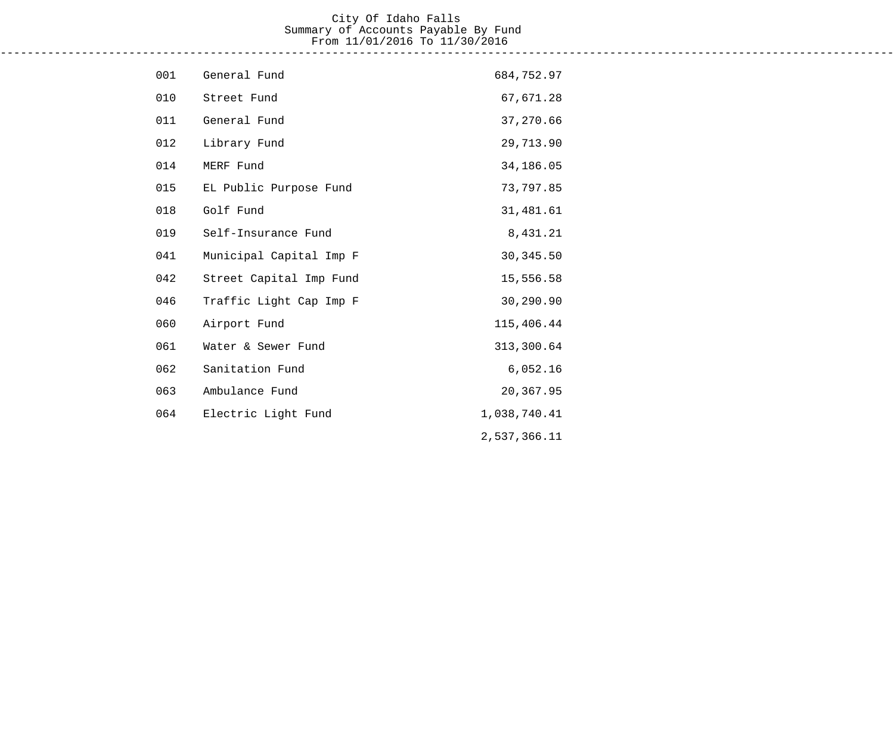City Of Idaho Falls
Summary of Accounts Payable By Fund
From 11/01/2016 To 11/30/2016

| | | |
|---|---|---|
| 001 | General Fund | 684,752.97 |
| 010 | Street Fund | 67,671.28 |
| 011 | General Fund | 37,270.66 |
| 012 | Library Fund | 29,713.90 |
| 014 | MERF Fund | 34,186.05 |
| 015 | EL Public Purpose Fund | 73,797.85 |
| 018 | Golf Fund | 31,481.61 |
| 019 | Self-Insurance Fund | 8,431.21 |
| 041 | Municipal Capital Imp F | 30,345.50 |
| 042 | Street Capital Imp Fund | 15,556.58 |
| 046 | Traffic Light Cap Imp F | 30,290.90 |
| 060 | Airport Fund | 115,406.44 |
| 061 | Water & Sewer Fund | 313,300.64 |
| 062 | Sanitation Fund | 6,052.16 |
| 063 | Ambulance Fund | 20,367.95 |
| 064 | Electric Light Fund | 1,038,740.41 |
| | | 2,537,366.11 |